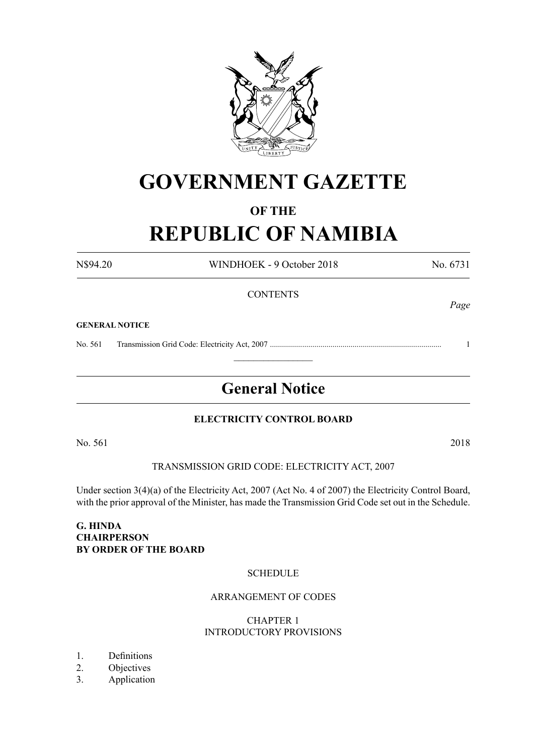# GOVERNMENT GAZETTE

## OF THE

# REPUBLIC OF NAMIBIA

N$94.20 WINDHOEK - 9 October 2018 No. 6731

CONTENTS

*Page*

**GENERAL NOTICE**

No. 561 Transmission Grid Code: Electricity Act, 2007 .................................................................................... 1

---

## General Notice

**ELECTRICITY CONTROL BOARD**

No. 561 2018

TRANSMISSION GRID CODE: ELECTRICITY ACT, 2007

Under section 3(4)(a) of the Electricity Act, 2007 (Act No. 4 of 2007) the Electricity Control Board, with the prior approval of the Minister, has made the Transmission Grid Code set out in the Schedule.

**G. HINDA**
**CHAIRPERSON**
**BY ORDER OF THE BOARD**

SCHEDULE

ARRANGEMENT OF CODES

CHAPTER 1
INTRODUCTORY PROVISIONS

1. Definitions
2. Objectives
3. Application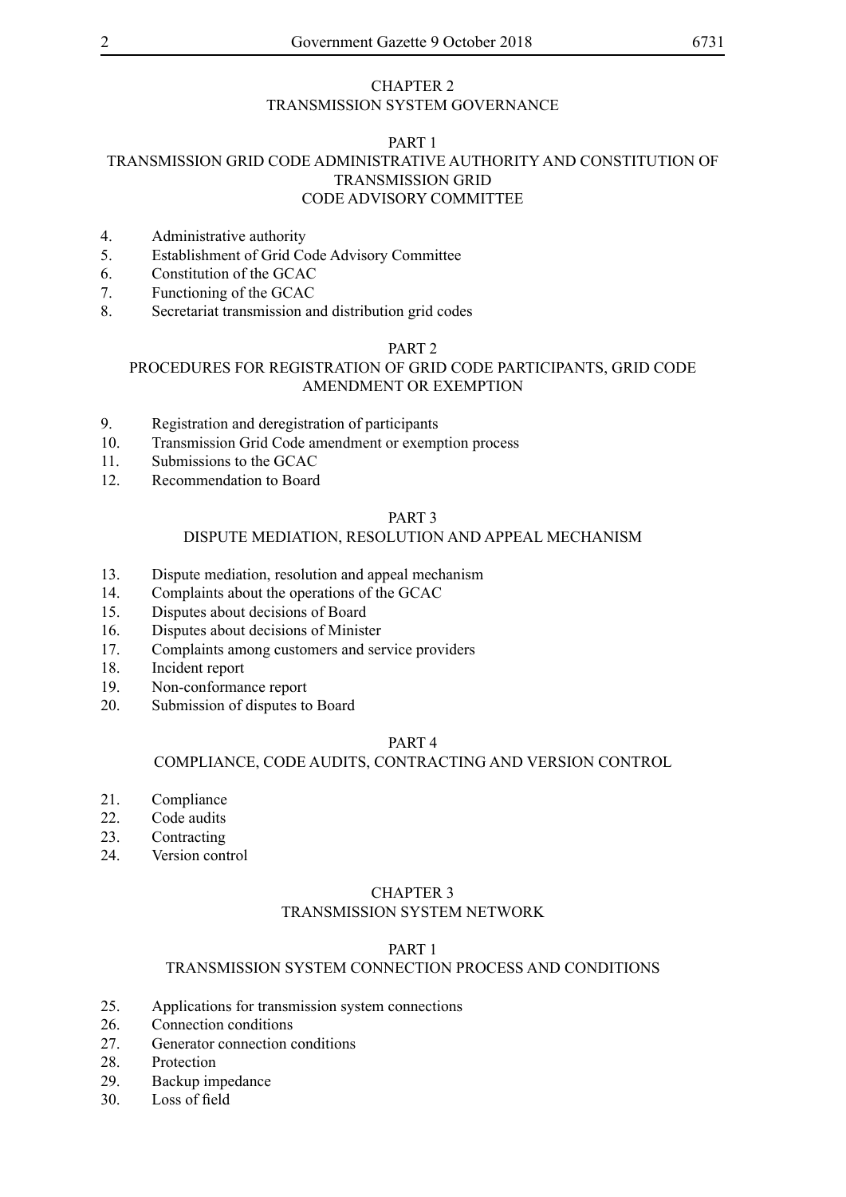## CHAPTER 2
## TRANSMISSION SYSTEM GOVERNANCE

### PART 1
### TRANSMISSION GRID CODE ADMINISTRATIVE AUTHORITY AND CONSTITUTION OF TRANSMISSION GRID CODE ADVISORY COMMITTEE

4. Administrative authority
5. Establishment of Grid Code Advisory Committee
6. Constitution of the GCAC
7. Functioning of the GCAC
8. Secretariat transmission and distribution grid codes

### PART 2
### PROCEDURES FOR REGISTRATION OF GRID CODE PARTICIPANTS, GRID CODE AMENDMENT OR EXEMPTION

9. Registration and deregistration of participants
10. Transmission Grid Code amendment or exemption process
11. Submissions to the GCAC
12. Recommendation to Board

### PART 3
### DISPUTE MEDIATION, RESOLUTION AND APPEAL MECHANISM

13. Dispute mediation, resolution and appeal mechanism
14. Complaints about the operations of the GCAC
15. Disputes about decisions of Board
16. Disputes about decisions of Minister
17. Complaints among customers and service providers
18. Incident report
19. Non-conformance report
20. Submission of disputes to Board

### PART 4
### COMPLIANCE, CODE AUDITS, CONTRACTING AND VERSION CONTROL

21. Compliance
22. Code audits
23. Contracting
24. Version control

## CHAPTER 3
## TRANSMISSION SYSTEM NETWORK

### PART 1
### TRANSMISSION SYSTEM CONNECTION PROCESS AND CONDITIONS

25. Applications for transmission system connections
26. Connection conditions
27. Generator connection conditions
28. Protection
29. Backup impedance
30. Loss of field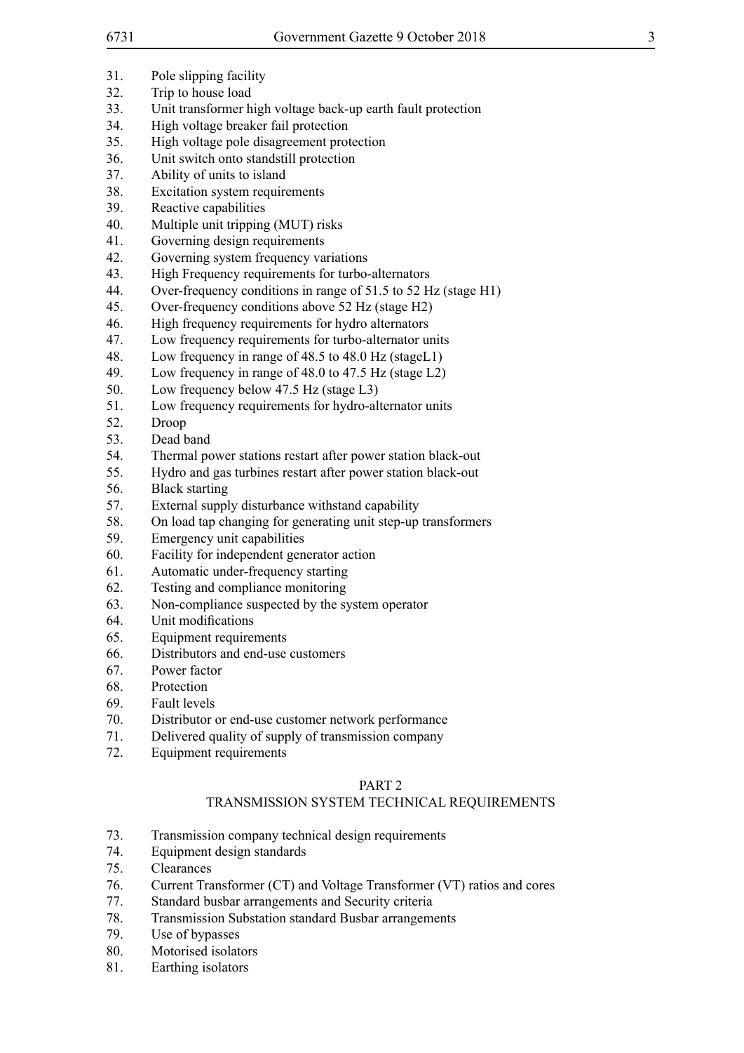31. Pole slipping facility
32. Trip to house load
33. Unit transformer high voltage back-up earth fault protection
34. High voltage breaker fail protection
35. High voltage pole disagreement protection
36. Unit switch onto standstill protection
37. Ability of units to island
38. Excitation system requirements
39. Reactive capabilities
40. Multiple unit tripping (MUT) risks
41. Governing design requirements
42. Governing system frequency variations
43. High Frequency requirements for turbo-alternators
44. Over-frequency conditions in range of 51.5 to 52 Hz (stage H1)
45. Over-frequency conditions above 52 Hz (stage H2)
46. High frequency requirements for hydro alternators
47. Low frequency requirements for turbo-alternator units
48. Low frequency in range of 48.5 to 48.0 Hz (stageL1)
49. Low frequency in range of 48.0 to 47.5 Hz (stage L2)
50. Low frequency below 47.5 Hz (stage L3)
51. Low frequency requirements for hydro-alternator units
52. Droop
53. Dead band
54. Thermal power stations restart after power station black-out
55. Hydro and gas turbines restart after power station black-out
56. Black starting
57. External supply disturbance withstand capability
58. On load tap changing for generating unit step-up transformers
59. Emergency unit capabilities
60. Facility for independent generator action
61. Automatic under-frequency starting
62. Testing and compliance monitoring
63. Non-compliance suspected by the system operator
64. Unit modifications
65. Equipment requirements
66. Distributors and end-use customers
67. Power factor
68. Protection
69. Fault levels
70. Distributor or end-use customer network performance
71. Delivered quality of supply of transmission company
72. Equipment requirements

## PART 2
## TRANSMISSION SYSTEM TECHNICAL REQUIREMENTS

73. Transmission company technical design requirements
74. Equipment design standards
75. Clearances
76. Current Transformer (CT) and Voltage Transformer (VT) ratios and cores
77. Standard busbar arrangements and Security criteria
78. Transmission Substation standard Busbar arrangements
79. Use of bypasses
80. Motorised isolators
81. Earthing isolators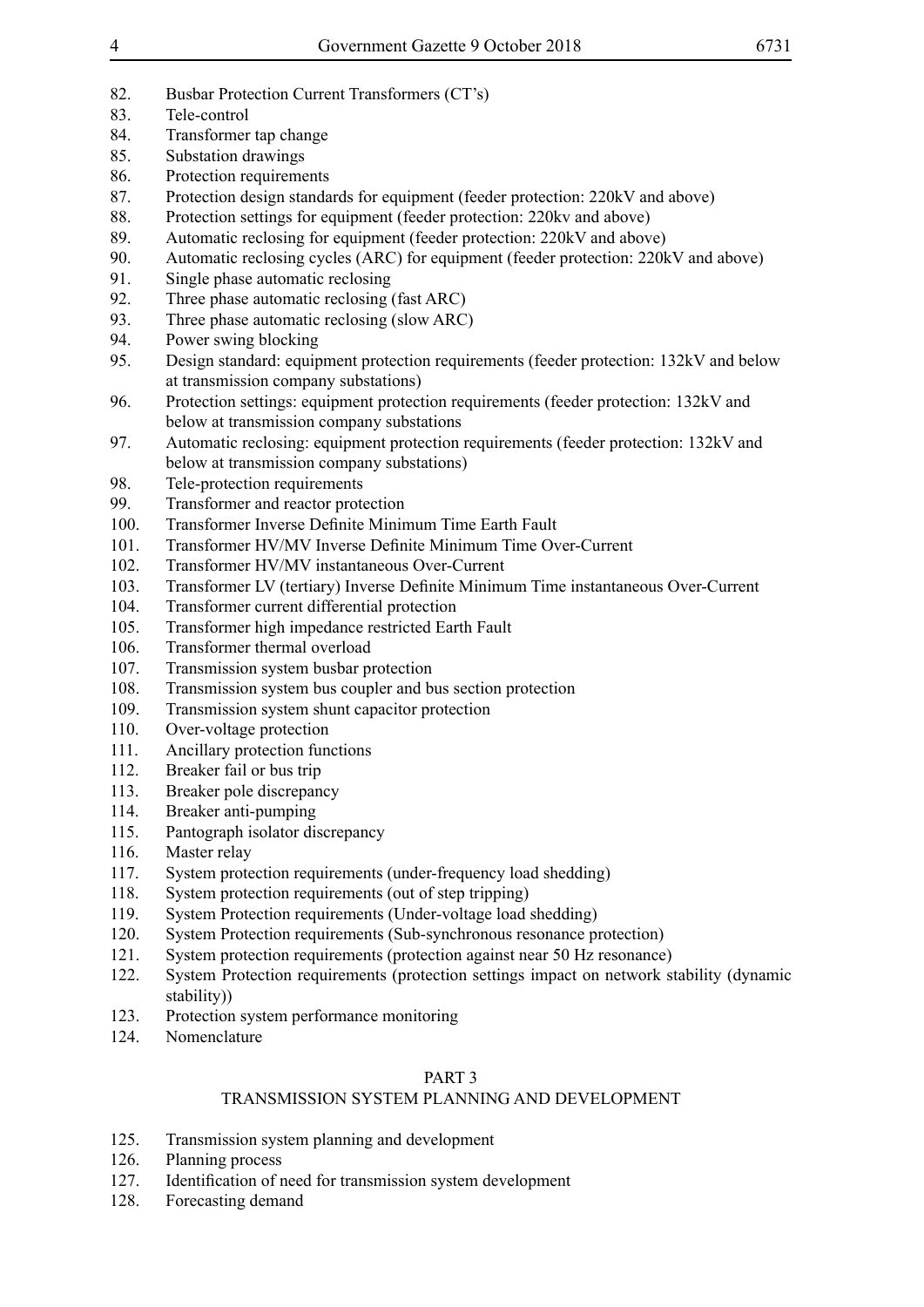82. Busbar Protection Current Transformers (CT’s)
83. Tele-control
84. Transformer tap change
85. Substation drawings
86. Protection requirements
87. Protection design standards for equipment (feeder protection: 220kV and above)
88. Protection settings for equipment (feeder protection: 220kv and above)
89. Automatic reclosing for equipment (feeder protection: 220kV and above)
90. Automatic reclosing cycles (ARC) for equipment (feeder protection: 220kV and above)
91. Single phase automatic reclosing
92. Three phase automatic reclosing (fast ARC)
93. Three phase automatic reclosing (slow ARC)
94. Power swing blocking
95. Design standard: equipment protection requirements (feeder protection: 132kV and below at transmission company substations)
96. Protection settings: equipment protection requirements (feeder protection: 132kV and below at transmission company substations
97. Automatic reclosing: equipment protection requirements (feeder protection: 132kV and below at transmission company substations)
98. Tele-protection requirements
99. Transformer and reactor protection
100. Transformer Inverse Definite Minimum Time Earth Fault
101. Transformer HV/MV Inverse Definite Minimum Time Over-Current
102. Transformer HV/MV instantaneous Over-Current
103. Transformer LV (tertiary) Inverse Definite Minimum Time instantaneous Over-Current
104. Transformer current differential protection
105. Transformer high impedance restricted Earth Fault
106. Transformer thermal overload
107. Transmission system busbar protection
108. Transmission system bus coupler and bus section protection
109. Transmission system shunt capacitor protection
110. Over-voltage protection
111. Ancillary protection functions
112. Breaker fail or bus trip
113. Breaker pole discrepancy
114. Breaker anti-pumping
115. Pantograph isolator discrepancy
116. Master relay
117. System protection requirements (under-frequency load shedding)
118. System protection requirements (out of step tripping)
119. System Protection requirements (Under-voltage load shedding)
120. System Protection requirements (Sub-synchronous resonance protection)
121. System protection requirements (protection against near 50 Hz resonance)
122. System Protection requirements (protection settings impact on network stability (dynamic stability))
123. Protection system performance monitoring
124. Nomenclature

## PART 3
## TRANSMISSION SYSTEM PLANNING AND DEVELOPMENT

125. Transmission system planning and development
126. Planning process
127. Identification of need for transmission system development
128. Forecasting demand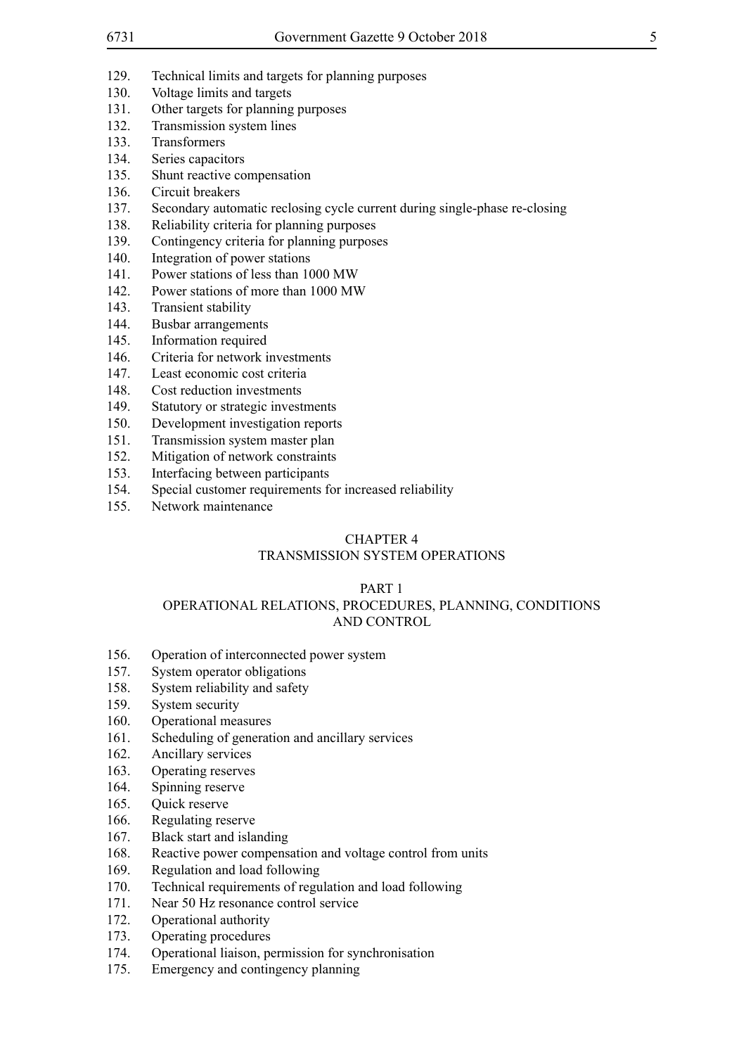129. Technical limits and targets for planning purposes
130. Voltage limits and targets
131. Other targets for planning purposes
132. Transmission system lines
133. Transformers
134. Series capacitors
135. Shunt reactive compensation
136. Circuit breakers
137. Secondary automatic reclosing cycle current during single-phase re-closing
138. Reliability criteria for planning purposes
139. Contingency criteria for planning purposes
140. Integration of power stations
141. Power stations of less than 1000 MW
142. Power stations of more than 1000 MW
143. Transient stability
144. Busbar arrangements
145. Information required
146. Criteria for network investments
147. Least economic cost criteria
148. Cost reduction investments
149. Statutory or strategic investments
150. Development investigation reports
151. Transmission system master plan
152. Mitigation of network constraints
153. Interfacing between participants
154. Special customer requirements for increased reliability
155. Network maintenance

## CHAPTER 4
## TRANSMISSION SYSTEM OPERATIONS

### PART 1
### OPERATIONAL RELATIONS, PROCEDURES, PLANNING, CONDITIONS AND CONTROL

156. Operation of interconnected power system
157. System operator obligations
158. System reliability and safety
159. System security
160. Operational measures
161. Scheduling of generation and ancillary services
162. Ancillary services
163. Operating reserves
164. Spinning reserve
165. Quick reserve
166. Regulating reserve
167. Black start and islanding
168. Reactive power compensation and voltage control from units
169. Regulation and load following
170. Technical requirements of regulation and load following
171. Near 50 Hz resonance control service
172. Operational authority
173. Operating procedures
174. Operational liaison, permission for synchronisation
175. Emergency and contingency planning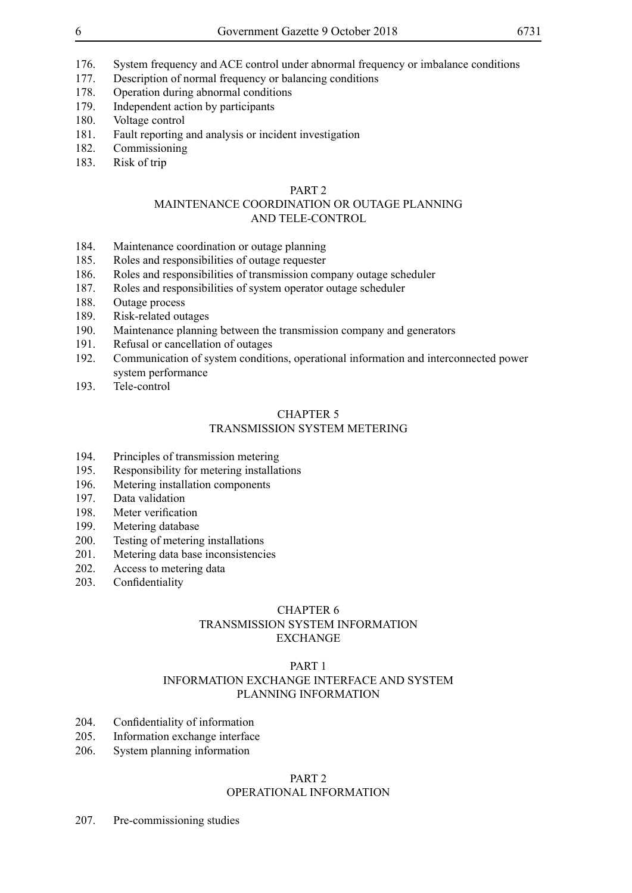176. System frequency and ACE control under abnormal frequency or imbalance conditions
177. Description of normal frequency or balancing conditions
178. Operation during abnormal conditions
179. Independent action by participants
180. Voltage control
181. Fault reporting and analysis or incident investigation
182. Commissioning
183. Risk of trip

### PART 2
### MAINTENANCE COORDINATION OR OUTAGE PLANNING AND TELE-CONTROL

184. Maintenance coordination or outage planning
185. Roles and responsibilities of outage requester
186. Roles and responsibilities of transmission company outage scheduler
187. Roles and responsibilities of system operator outage scheduler
188. Outage process
189. Risk-related outages
190. Maintenance planning between the transmission company and generators
191. Refusal or cancellation of outages
192. Communication of system conditions, operational information and interconnected power system performance
193. Tele-control

## CHAPTER 5
## TRANSMISSION SYSTEM METERING

194. Principles of transmission metering
195. Responsibility for metering installations
196. Metering installation components
197. Data validation
198. Meter verification
199. Metering database
200. Testing of metering installations
201. Metering data base inconsistencies
202. Access to metering data
203. Confidentiality

## CHAPTER 6
## TRANSMISSION SYSTEM INFORMATION EXCHANGE

### PART 1
### INFORMATION EXCHANGE INTERFACE AND SYSTEM PLANNING INFORMATION

204. Confidentiality of information
205. Information exchange interface
206. System planning information

### PART 2
### OPERATIONAL INFORMATION

207. Pre-commissioning studies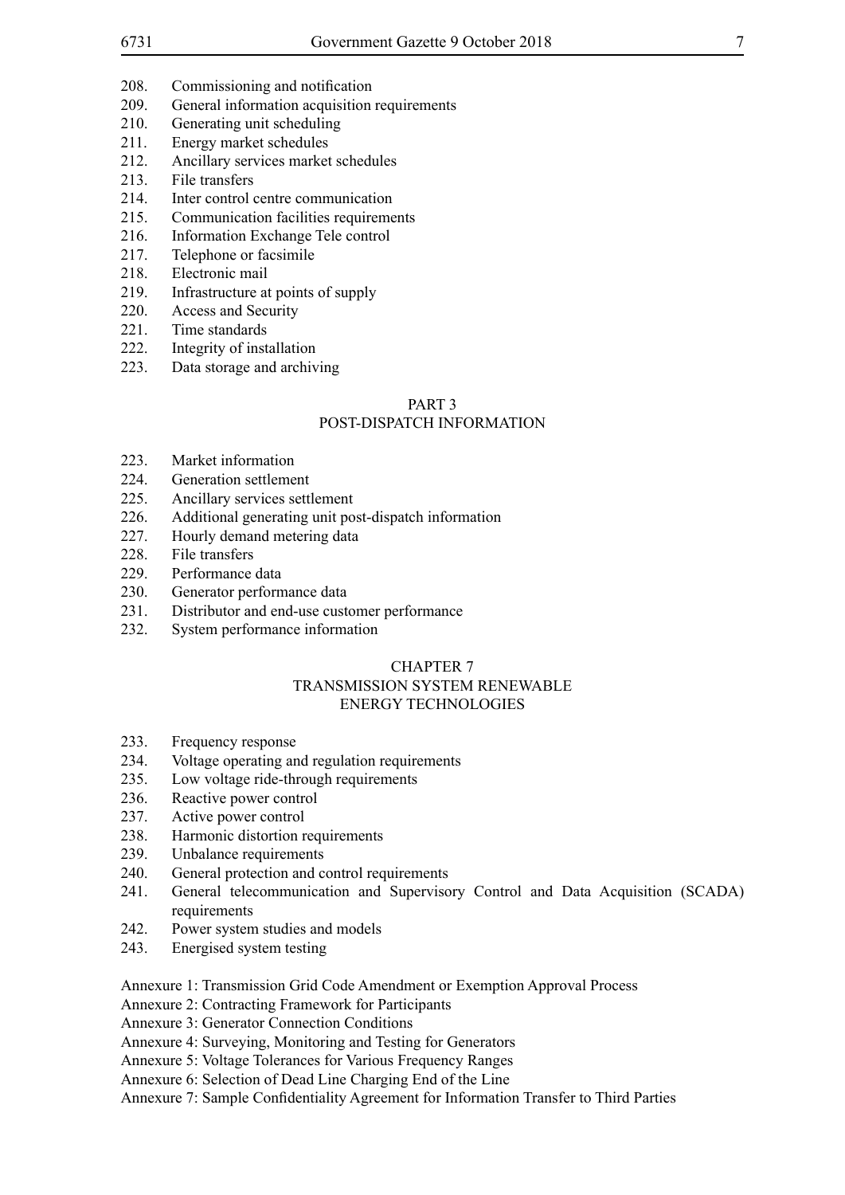208. Commissioning and notification
209. General information acquisition requirements
210. Generating unit scheduling
211. Energy market schedules
212. Ancillary services market schedules
213. File transfers
214. Inter control centre communication
215. Communication facilities requirements
216. Information Exchange Tele control
217. Telephone or facsimile
218. Electronic mail
219. Infrastructure at points of supply
220. Access and Security
221. Time standards
222. Integrity of installation
223. Data storage and archiving

## PART 3
## POST-DISPATCH INFORMATION

223. Market information
224. Generation settlement
225. Ancillary services settlement
226. Additional generating unit post-dispatch information
227. Hourly demand metering data
228. File transfers
229. Performance data
230. Generator performance data
231. Distributor and end-use customer performance
232. System performance information

## CHAPTER 7
## TRANSMISSION SYSTEM RENEWABLE ENERGY TECHNOLOGIES

233. Frequency response
234. Voltage operating and regulation requirements
235. Low voltage ride-through requirements
236. Reactive power control
237. Active power control
238. Harmonic distortion requirements
239. Unbalance requirements
240. General protection and control requirements
241. General telecommunication and Supervisory Control and Data Acquisition (SCADA) requirements
242. Power system studies and models
243. Energised system testing

Annexure 1: Transmission Grid Code Amendment or Exemption Approval Process
Annexure 2: Contracting Framework for Participants
Annexure 3: Generator Connection Conditions
Annexure 4: Surveying, Monitoring and Testing for Generators
Annexure 5: Voltage Tolerances for Various Frequency Ranges
Annexure 6: Selection of Dead Line Charging End of the Line
Annexure 7: Sample Confidentiality Agreement for Information Transfer to Third Parties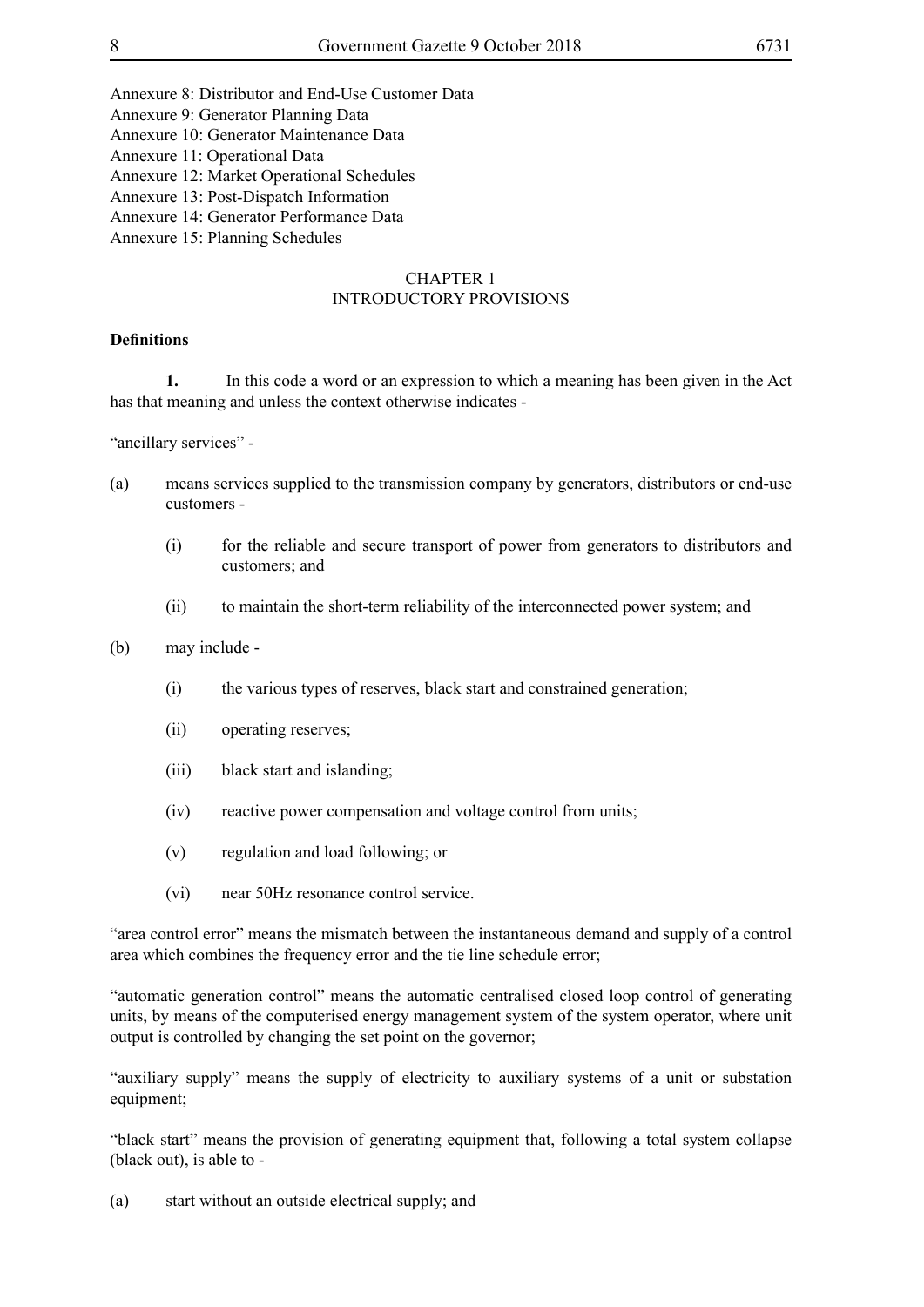Annexure 8: Distributor and End-Use Customer Data
Annexure 9: Generator Planning Data
Annexure 10: Generator Maintenance Data
Annexure 11: Operational Data
Annexure 12: Market Operational Schedules
Annexure 13: Post-Dispatch Information
Annexure 14: Generator Performance Data
Annexure 15: Planning Schedules

## CHAPTER 1
## INTRODUCTORY PROVISIONS

**Definitions**

**1.** In this code a word or an expression to which a meaning has been given in the Act has that meaning and unless the context otherwise indicates -

"ancillary services" -

(a) means services supplied to the transmission company by generators, distributors or end-use customers -

(i) for the reliable and secure transport of power from generators to distributors and customers; and

(ii) to maintain the short-term reliability of the interconnected power system; and

(b) may include -

(i) the various types of reserves, black start and constrained generation;

(ii) operating reserves;

(iii) black start and islanding;

(iv) reactive power compensation and voltage control from units;

(v) regulation and load following; or

(vi) near 50Hz resonance control service.

"area control error" means the mismatch between the instantaneous demand and supply of a control area which combines the frequency error and the tie line schedule error;

"automatic generation control" means the automatic centralised closed loop control of generating units, by means of the computerised energy management system of the system operator, where unit output is controlled by changing the set point on the governor;

"auxiliary supply" means the supply of electricity to auxiliary systems of a unit or substation equipment;

"black start" means the provision of generating equipment that, following a total system collapse (black out), is able to -

(a) start without an outside electrical supply; and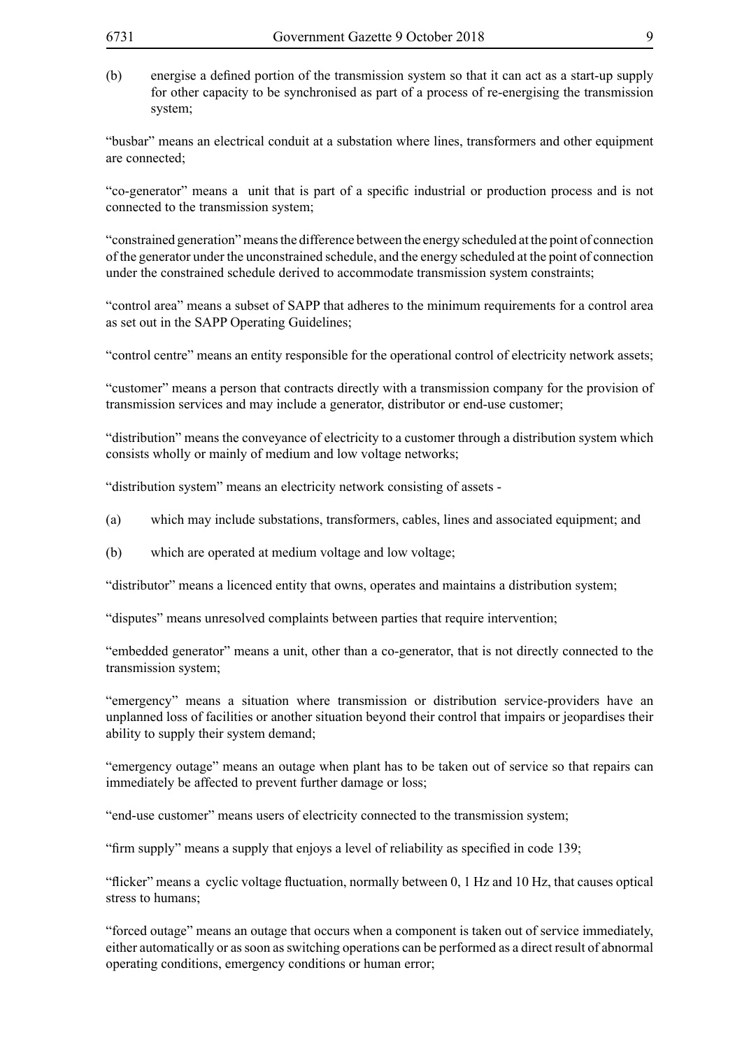(b) energise a defined portion of the transmission system so that it can act as a start-up supply for other capacity to be synchronised as part of a process of re-energising the transmission system;

"busbar" means an electrical conduit at a substation where lines, transformers and other equipment are connected;

"co-generator" means a unit that is part of a specific industrial or production process and is not connected to the transmission system;

"constrained generation" means the difference between the energy scheduled at the point of connection of the generator under the unconstrained schedule, and the energy scheduled at the point of connection under the constrained schedule derived to accommodate transmission system constraints;

"control area" means a subset of SAPP that adheres to the minimum requirements for a control area as set out in the SAPP Operating Guidelines;

"control centre" means an entity responsible for the operational control of electricity network assets;

"customer" means a person that contracts directly with a transmission company for the provision of transmission services and may include a generator, distributor or end-use customer;

"distribution" means the conveyance of electricity to a customer through a distribution system which consists wholly or mainly of medium and low voltage networks;

"distribution system" means an electricity network consisting of assets -

(a) which may include substations, transformers, cables, lines and associated equipment; and

(b) which are operated at medium voltage and low voltage;

"distributor" means a licenced entity that owns, operates and maintains a distribution system;

"disputes" means unresolved complaints between parties that require intervention;

"embedded generator" means a unit, other than a co-generator, that is not directly connected to the transmission system;

"emergency" means a situation where transmission or distribution service-providers have an unplanned loss of facilities or another situation beyond their control that impairs or jeopardises their ability to supply their system demand;

"emergency outage" means an outage when plant has to be taken out of service so that repairs can immediately be affected to prevent further damage or loss;

"end-use customer" means users of electricity connected to the transmission system;

"firm supply" means a supply that enjoys a level of reliability as specified in code 139;

"flicker" means a cyclic voltage fluctuation, normally between 0, 1 Hz and 10 Hz, that causes optical stress to humans;

"forced outage" means an outage that occurs when a component is taken out of service immediately, either automatically or as soon as switching operations can be performed as a direct result of abnormal operating conditions, emergency conditions or human error;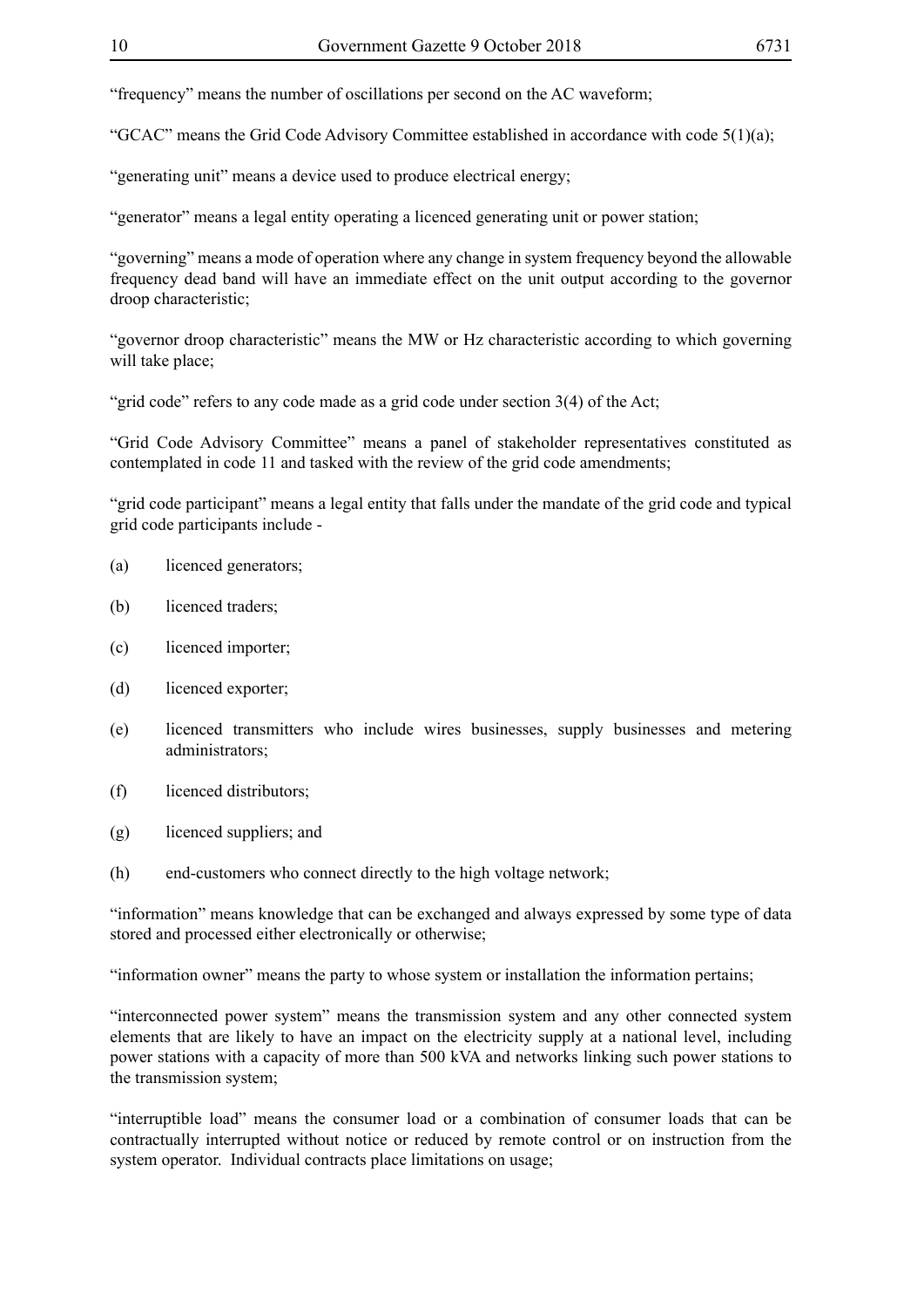"frequency" means the number of oscillations per second on the AC waveform;

"GCAC" means the Grid Code Advisory Committee established in accordance with code 5(1)(a);

"generating unit" means a device used to produce electrical energy;

"generator" means a legal entity operating a licenced generating unit or power station;

"governing" means a mode of operation where any change in system frequency beyond the allowable frequency dead band will have an immediate effect on the unit output according to the governor droop characteristic;

"governor droop characteristic" means the MW or Hz characteristic according to which governing will take place;

"grid code" refers to any code made as a grid code under section 3(4) of the Act;

"Grid Code Advisory Committee" means a panel of stakeholder representatives constituted as contemplated in code 11 and tasked with the review of the grid code amendments;

"grid code participant" means a legal entity that falls under the mandate of the grid code and typical grid code participants include -

(a) licenced generators;

(b) licenced traders;

(c) licenced importer;

(d) licenced exporter;

(e) licenced transmitters who include wires businesses, supply businesses and metering administrators;

(f) licenced distributors;

(g) licenced suppliers; and

(h) end-customers who connect directly to the high voltage network;

"information" means knowledge that can be exchanged and always expressed by some type of data stored and processed either electronically or otherwise;

"information owner" means the party to whose system or installation the information pertains;

"interconnected power system" means the transmission system and any other connected system elements that are likely to have an impact on the electricity supply at a national level, including power stations with a capacity of more than 500 kVA and networks linking such power stations to the transmission system;

"interruptible load" means the consumer load or a combination of consumer loads that can be contractually interrupted without notice or reduced by remote control or on instruction from the system operator. Individual contracts place limitations on usage;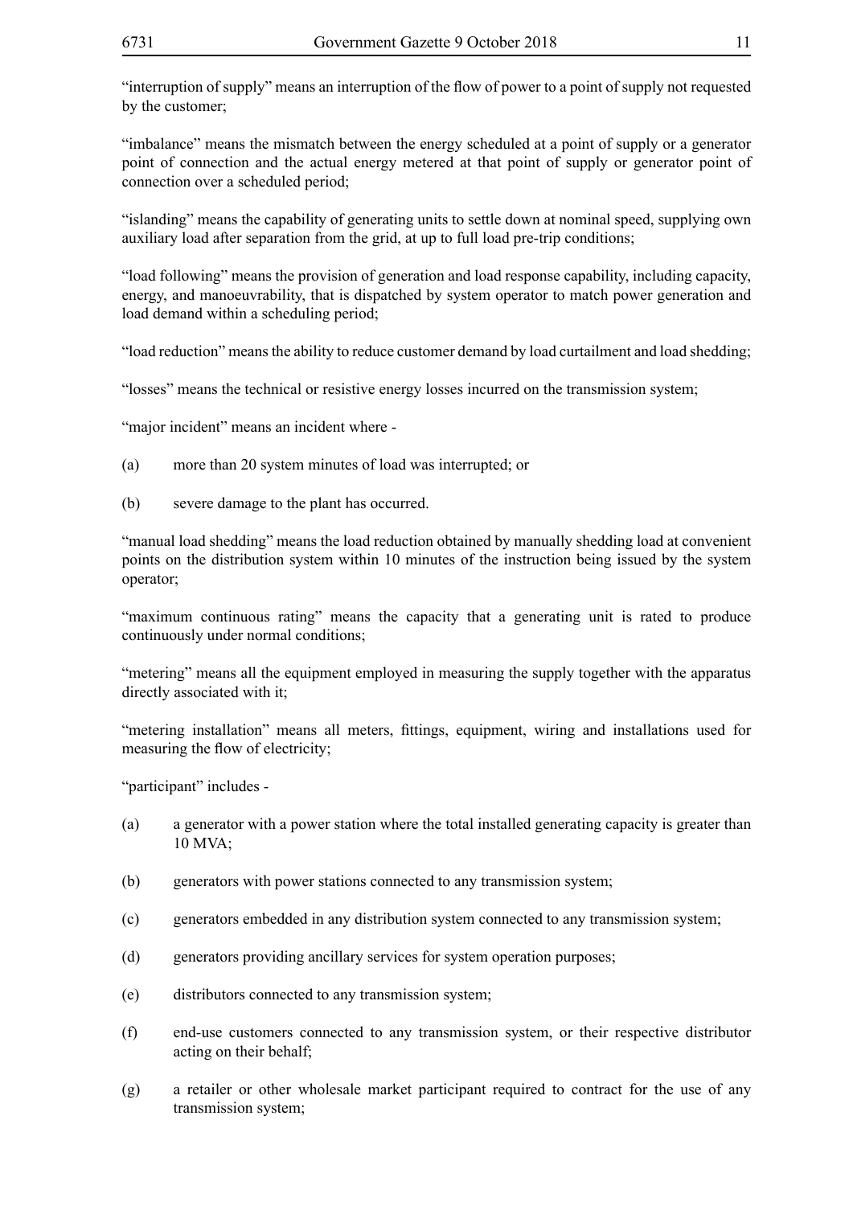"interruption of supply" means an interruption of the flow of power to a point of supply not requested by the customer;

"imbalance" means the mismatch between the energy scheduled at a point of supply or a generator point of connection and the actual energy metered at that point of supply or generator point of connection over a scheduled period;

"islanding" means the capability of generating units to settle down at nominal speed, supplying own auxiliary load after separation from the grid, at up to full load pre-trip conditions;

"load following" means the provision of generation and load response capability, including capacity, energy, and manoeuvrability, that is dispatched by system operator to match power generation and load demand within a scheduling period;

"load reduction" means the ability to reduce customer demand by load curtailment and load shedding;

"losses" means the technical or resistive energy losses incurred on the transmission system;

"major incident" means an incident where -

(a) more than 20 system minutes of load was interrupted; or

(b) severe damage to the plant has occurred.

"manual load shedding" means the load reduction obtained by manually shedding load at convenient points on the distribution system within 10 minutes of the instruction being issued by the system operator;

"maximum continuous rating" means the capacity that a generating unit is rated to produce continuously under normal conditions;

"metering" means all the equipment employed in measuring the supply together with the apparatus directly associated with it;

"metering installation" means all meters, fittings, equipment, wiring and installations used for measuring the flow of electricity;

"participant" includes -

(a) a generator with a power station where the total installed generating capacity is greater than 10 MVA;

(b) generators with power stations connected to any transmission system;

(c) generators embedded in any distribution system connected to any transmission system;

(d) generators providing ancillary services for system operation purposes;

(e) distributors connected to any transmission system;

(f) end-use customers connected to any transmission system, or their respective distributor acting on their behalf;

(g) a retailer or other wholesale market participant required to contract for the use of any transmission system;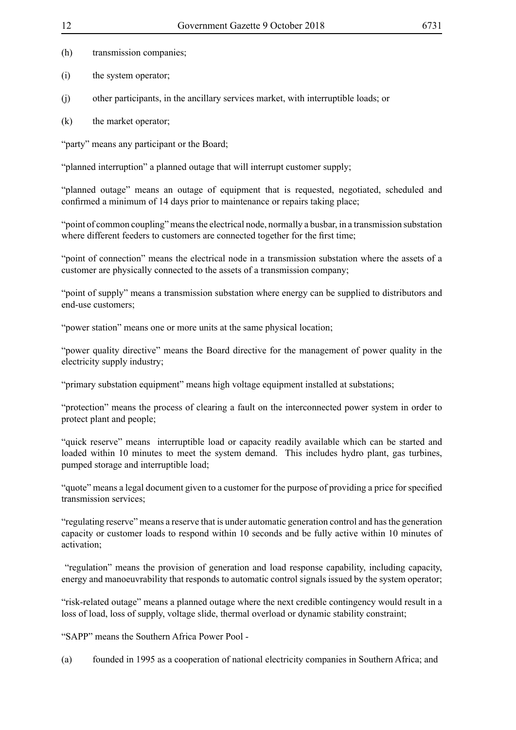(h) transmission companies;

(i) the system operator;

(j) other participants, in the ancillary services market, with interruptible loads; or

(k) the market operator;

"party" means any participant or the Board;

"planned interruption" a planned outage that will interrupt customer supply;

"planned outage" means an outage of equipment that is requested, negotiated, scheduled and confirmed a minimum of 14 days prior to maintenance or repairs taking place;

"point of common coupling" means the electrical node, normally a busbar, in a transmission substation where different feeders to customers are connected together for the first time;

"point of connection" means the electrical node in a transmission substation where the assets of a customer are physically connected to the assets of a transmission company;

"point of supply" means a transmission substation where energy can be supplied to distributors and end-use customers;

"power station" means one or more units at the same physical location;

"power quality directive" means the Board directive for the management of power quality in the electricity supply industry;

"primary substation equipment" means high voltage equipment installed at substations;

"protection" means the process of clearing a fault on the interconnected power system in order to protect plant and people;

"quick reserve" means interruptible load or capacity readily available which can be started and loaded within 10 minutes to meet the system demand. This includes hydro plant, gas turbines, pumped storage and interruptible load;

"quote" means a legal document given to a customer for the purpose of providing a price for specified transmission services;

"regulating reserve" means a reserve that is under automatic generation control and has the generation capacity or customer loads to respond within 10 seconds and be fully active within 10 minutes of activation;

"regulation" means the provision of generation and load response capability, including capacity, energy and manoeuvrability that responds to automatic control signals issued by the system operator;

"risk-related outage" means a planned outage where the next credible contingency would result in a loss of load, loss of supply, voltage slide, thermal overload or dynamic stability constraint;

"SAPP" means the Southern Africa Power Pool -

(a) founded in 1995 as a cooperation of national electricity companies in Southern Africa; and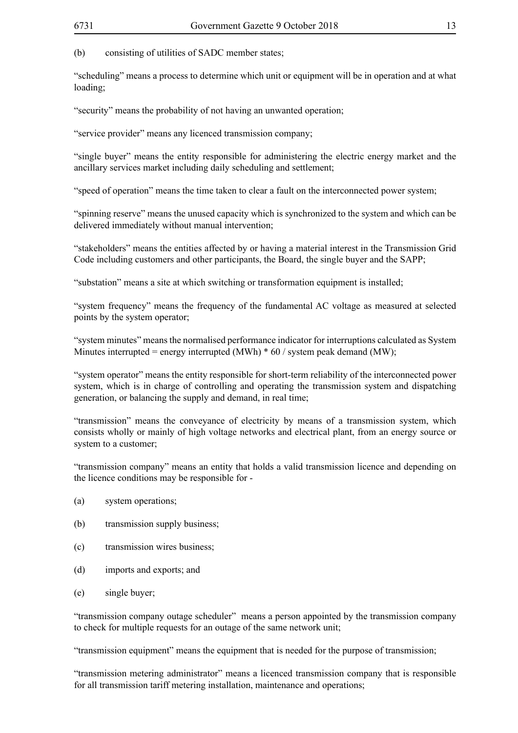(b) consisting of utilities of SADC member states;

"scheduling" means a process to determine which unit or equipment will be in operation and at what loading;

"security" means the probability of not having an unwanted operation;

"service provider" means any licenced transmission company;

"single buyer" means the entity responsible for administering the electric energy market and the ancillary services market including daily scheduling and settlement;

"speed of operation" means the time taken to clear a fault on the interconnected power system;

"spinning reserve" means the unused capacity which is synchronized to the system and which can be delivered immediately without manual intervention;

"stakeholders" means the entities affected by or having a material interest in the Transmission Grid Code including customers and other participants, the Board, the single buyer and the SAPP;

"substation" means a site at which switching or transformation equipment is installed;

"system frequency" means the frequency of the fundamental AC voltage as measured at selected points by the system operator;

"system minutes" means the normalised performance indicator for interruptions calculated as System Minutes interrupted = energy interrupted (MWh) * 60 / system peak demand (MW);

"system operator" means the entity responsible for short-term reliability of the interconnected power system, which is in charge of controlling and operating the transmission system and dispatching generation, or balancing the supply and demand, in real time;

"transmission" means the conveyance of electricity by means of a transmission system, which consists wholly or mainly of high voltage networks and electrical plant, from an energy source or system to a customer;

"transmission company" means an entity that holds a valid transmission licence and depending on the licence conditions may be responsible for -

(a) system operations;

(b) transmission supply business;

(c) transmission wires business;

(d) imports and exports; and

(e) single buyer;

"transmission company outage scheduler" means a person appointed by the transmission company to check for multiple requests for an outage of the same network unit;

"transmission equipment" means the equipment that is needed for the purpose of transmission;

"transmission metering administrator" means a licenced transmission company that is responsible for all transmission tariff metering installation, maintenance and operations;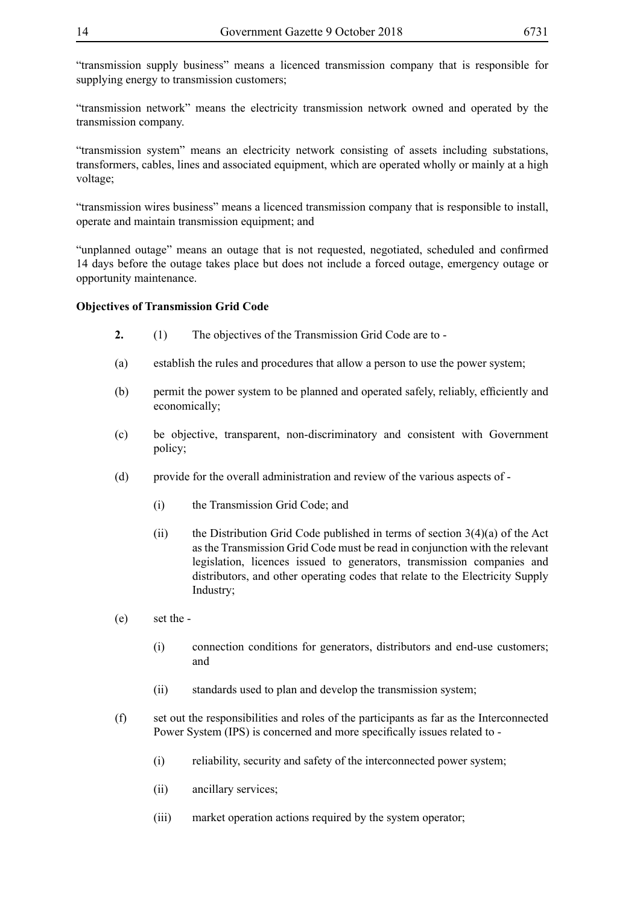"transmission supply business" means a licenced transmission company that is responsible for supplying energy to transmission customers;

"transmission network" means the electricity transmission network owned and operated by the transmission company.

"transmission system" means an electricity network consisting of assets including substations, transformers, cables, lines and associated equipment, which are operated wholly or mainly at a high voltage;

"transmission wires business" means a licenced transmission company that is responsible to install, operate and maintain transmission equipment; and

"unplanned outage" means an outage that is not requested, negotiated, scheduled and confirmed 14 days before the outage takes place but does not include a forced outage, emergency outage or opportunity maintenance.

**Objectives of Transmission Grid Code**

**2.** (1) The objectives of the Transmission Grid Code are to -

(a) establish the rules and procedures that allow a person to use the power system;

(b) permit the power system to be planned and operated safely, reliably, efficiently and economically;

(c) be objective, transparent, non-discriminatory and consistent with Government policy;

(d) provide for the overall administration and review of the various aspects of -

- (i) the Transmission Grid Code; and
- (ii) the Distribution Grid Code published in terms of section 3(4)(a) of the Act as the Transmission Grid Code must be read in conjunction with the relevant legislation, licences issued to generators, transmission companies and distributors, and other operating codes that relate to the Electricity Supply Industry;

(e) set the -

- (i) connection conditions for generators, distributors and end-use customers; and
- (ii) standards used to plan and develop the transmission system;

(f) set out the responsibilities and roles of the participants as far as the Interconnected Power System (IPS) is concerned and more specifically issues related to -

- (i) reliability, security and safety of the interconnected power system;
- (ii) ancillary services;
- (iii) market operation actions required by the system operator;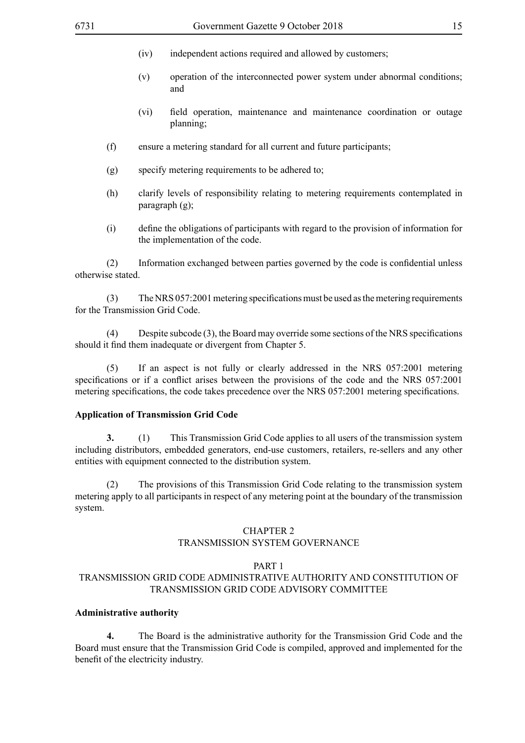(iv) independent actions required and allowed by customers;

(v) operation of the interconnected power system under abnormal conditions; and

(vi) field operation, maintenance and maintenance coordination or outage planning;

(f) ensure a metering standard for all current and future participants;

(g) specify metering requirements to be adhered to;

(h) clarify levels of responsibility relating to metering requirements contemplated in paragraph (g);

(i) define the obligations of participants with regard to the provision of information for the implementation of the code.

(2) Information exchanged between parties governed by the code is confidential unless otherwise stated.

(3) The NRS 057:2001 metering specifications must be used as the metering requirements for the Transmission Grid Code.

(4) Despite subcode (3), the Board may override some sections of the NRS specifications should it find them inadequate or divergent from Chapter 5.

(5) If an aspect is not fully or clearly addressed in the NRS 057:2001 metering specifications or if a conflict arises between the provisions of the code and the NRS 057:2001 metering specifications, the code takes precedence over the NRS 057:2001 metering specifications.

**Application of Transmission Grid Code**

**3.** (1) This Transmission Grid Code applies to all users of the transmission system including distributors, embedded generators, end-use customers, retailers, re-sellers and any other entities with equipment connected to the distribution system.

(2) The provisions of this Transmission Grid Code relating to the transmission system metering apply to all participants in respect of any metering point at the boundary of the transmission system.

## CHAPTER 2
## TRANSMISSION SYSTEM GOVERNANCE

### PART 1
### TRANSMISSION GRID CODE ADMINISTRATIVE AUTHORITY AND CONSTITUTION OF TRANSMISSION GRID CODE ADVISORY COMMITTEE

**Administrative authority**

**4.** The Board is the administrative authority for the Transmission Grid Code and the Board must ensure that the Transmission Grid Code is compiled, approved and implemented for the benefit of the electricity industry.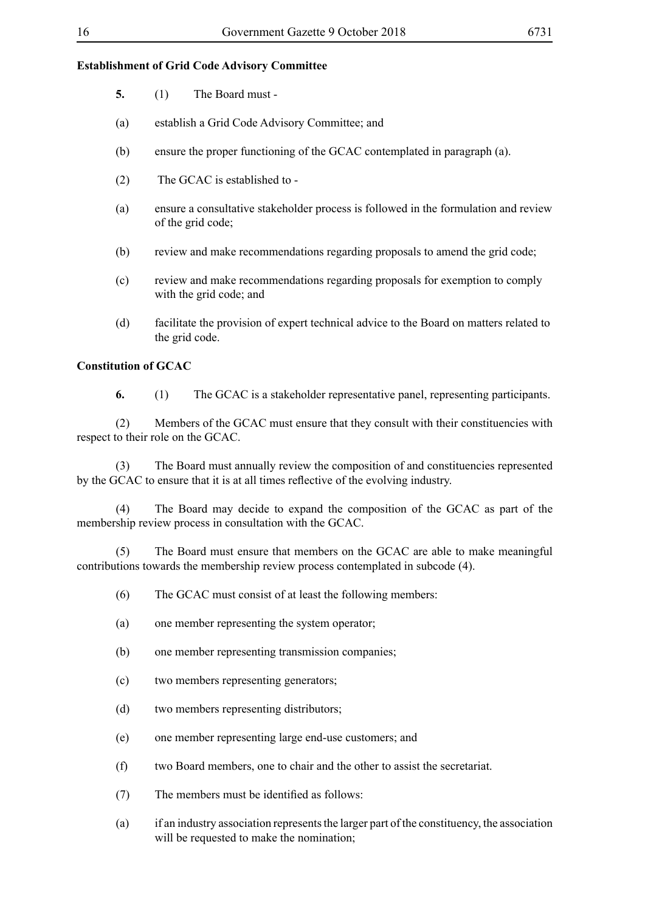**Establishment of Grid Code Advisory Committee**

**5.** (1) The Board must -

(a) establish a Grid Code Advisory Committee; and

(b) ensure the proper functioning of the GCAC contemplated in paragraph (a).

(2) The GCAC is established to -

(a) ensure a consultative stakeholder process is followed in the formulation and review of the grid code;

(b) review and make recommendations regarding proposals to amend the grid code;

(c) review and make recommendations regarding proposals for exemption to comply with the grid code; and

(d) facilitate the provision of expert technical advice to the Board on matters related to the grid code.

**Constitution of GCAC**

**6.** (1) The GCAC is a stakeholder representative panel, representing participants.

(2) Members of the GCAC must ensure that they consult with their constituencies with respect to their role on the GCAC.

(3) The Board must annually review the composition of and constituencies represented by the GCAC to ensure that it is at all times reflective of the evolving industry.

(4) The Board may decide to expand the composition of the GCAC as part of the membership review process in consultation with the GCAC.

(5) The Board must ensure that members on the GCAC are able to make meaningful contributions towards the membership review process contemplated in subcode (4).

(6) The GCAC must consist of at least the following members:

(a) one member representing the system operator;

(b) one member representing transmission companies;

(c) two members representing generators;

(d) two members representing distributors;

(e) one member representing large end-use customers; and

(f) two Board members, one to chair and the other to assist the secretariat.

(7) The members must be identified as follows:

(a) if an industry association represents the larger part of the constituency, the association will be requested to make the nomination;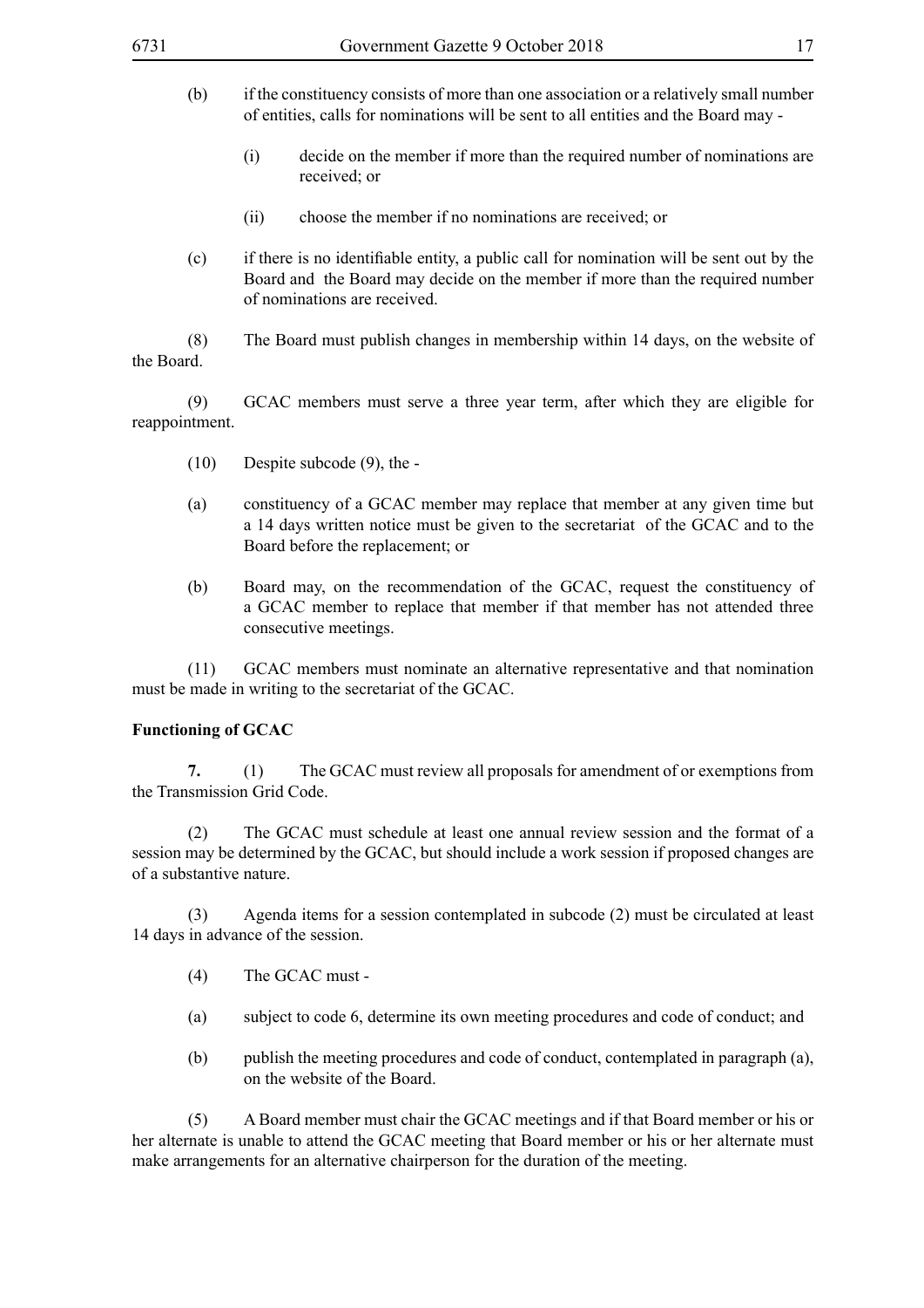(b) if the constituency consists of more than one association or a relatively small number of entities, calls for nominations will be sent to all entities and the Board may -

(i) decide on the member if more than the required number of nominations are received; or

(ii) choose the member if no nominations are received; or

(c) if there is no identifiable entity, a public call for nomination will be sent out by the Board and the Board may decide on the member if more than the required number of nominations are received.

(8) The Board must publish changes in membership within 14 days, on the website of the Board.

(9) GCAC members must serve a three year term, after which they are eligible for reappointment.

(10) Despite subcode (9), the -

(a) constituency of a GCAC member may replace that member at any given time but a 14 days written notice must be given to the secretariat of the GCAC and to the Board before the replacement; or

(b) Board may, on the recommendation of the GCAC, request the constituency of a GCAC member to replace that member if that member has not attended three consecutive meetings.

(11) GCAC members must nominate an alternative representative and that nomination must be made in writing to the secretariat of the GCAC.

**Functioning of GCAC**

**7.** (1) The GCAC must review all proposals for amendment of or exemptions from the Transmission Grid Code.

(2) The GCAC must schedule at least one annual review session and the format of a session may be determined by the GCAC, but should include a work session if proposed changes are of a substantive nature.

(3) Agenda items for a session contemplated in subcode (2) must be circulated at least 14 days in advance of the session.

(4) The GCAC must -

(a) subject to code 6, determine its own meeting procedures and code of conduct; and

(b) publish the meeting procedures and code of conduct, contemplated in paragraph (a), on the website of the Board.

(5) A Board member must chair the GCAC meetings and if that Board member or his or her alternate is unable to attend the GCAC meeting that Board member or his or her alternate must make arrangements for an alternative chairperson for the duration of the meeting.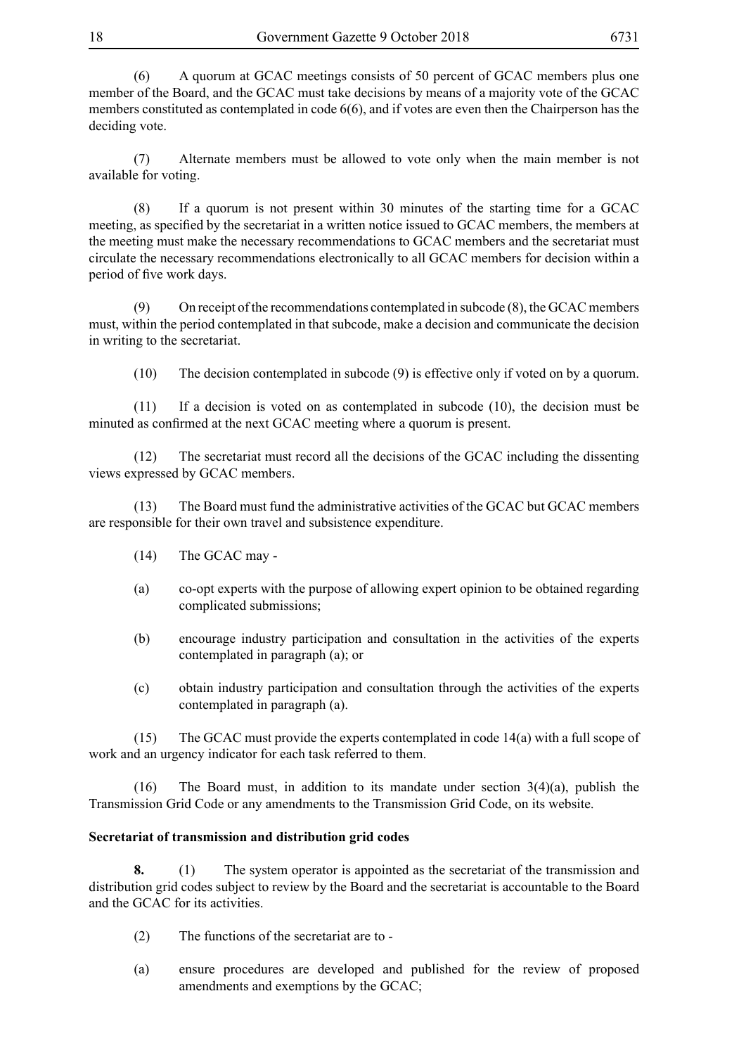(6) A quorum at GCAC meetings consists of 50 percent of GCAC members plus one member of the Board, and the GCAC must take decisions by means of a majority vote of the GCAC members constituted as contemplated in code 6(6), and if votes are even then the Chairperson has the deciding vote.

(7) Alternate members must be allowed to vote only when the main member is not available for voting.

(8) If a quorum is not present within 30 minutes of the starting time for a GCAC meeting, as specified by the secretariat in a written notice issued to GCAC members, the members at the meeting must make the necessary recommendations to GCAC members and the secretariat must circulate the necessary recommendations electronically to all GCAC members for decision within a period of five work days.

(9) On receipt of the recommendations contemplated in subcode (8), the GCAC members must, within the period contemplated in that subcode, make a decision and communicate the decision in writing to the secretariat.

(10) The decision contemplated in subcode (9) is effective only if voted on by a quorum.

(11) If a decision is voted on as contemplated in subcode (10), the decision must be minuted as confirmed at the next GCAC meeting where a quorum is present.

(12) The secretariat must record all the decisions of the GCAC including the dissenting views expressed by GCAC members.

(13) The Board must fund the administrative activities of the GCAC but GCAC members are responsible for their own travel and subsistence expenditure.

(14) The GCAC may -

(a) co-opt experts with the purpose of allowing expert opinion to be obtained regarding complicated submissions;

(b) encourage industry participation and consultation in the activities of the experts contemplated in paragraph (a); or

(c) obtain industry participation and consultation through the activities of the experts contemplated in paragraph (a).

(15) The GCAC must provide the experts contemplated in code 14(a) with a full scope of work and an urgency indicator for each task referred to them.

(16) The Board must, in addition to its mandate under section 3(4)(a), publish the Transmission Grid Code or any amendments to the Transmission Grid Code, on its website.

**Secretariat of transmission and distribution grid codes**

**8.** (1) The system operator is appointed as the secretariat of the transmission and distribution grid codes subject to review by the Board and the secretariat is accountable to the Board and the GCAC for its activities.

(2) The functions of the secretariat are to -

(a) ensure procedures are developed and published for the review of proposed amendments and exemptions by the GCAC;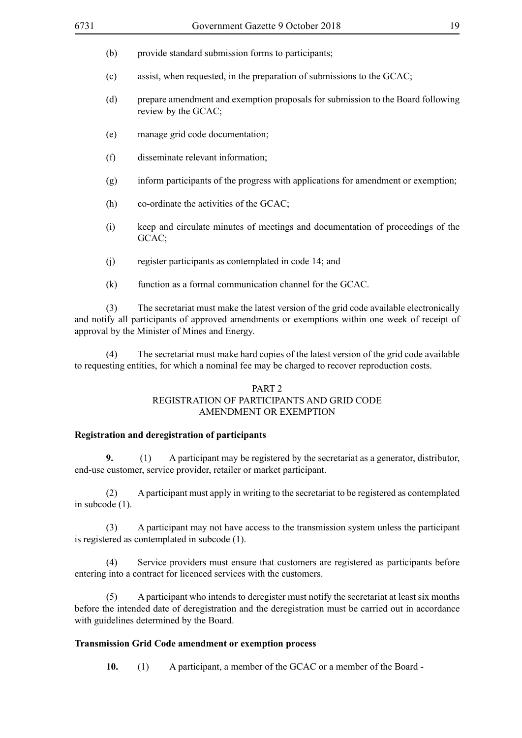(b) provide standard submission forms to participants;

(c) assist, when requested, in the preparation of submissions to the GCAC;

(d) prepare amendment and exemption proposals for submission to the Board following review by the GCAC;

(e) manage grid code documentation;

(f) disseminate relevant information;

(g) inform participants of the progress with applications for amendment or exemption;

(h) co-ordinate the activities of the GCAC;

(i) keep and circulate minutes of meetings and documentation of proceedings of the GCAC;

(j) register participants as contemplated in code 14; and

(k) function as a formal communication channel for the GCAC.

(3) The secretariat must make the latest version of the grid code available electronically and notify all participants of approved amendments or exemptions within one week of receipt of approval by the Minister of Mines and Energy.

(4) The secretariat must make hard copies of the latest version of the grid code available to requesting entities, for which a nominal fee may be charged to recover reproduction costs.

## PART 2
## REGISTRATION OF PARTICIPANTS AND GRID CODE AMENDMENT OR EXEMPTION

**Registration and deregistration of participants**

**9.** (1) A participant may be registered by the secretariat as a generator, distributor, end-use customer, service provider, retailer or market participant.

(2) A participant must apply in writing to the secretariat to be registered as contemplated in subcode (1).

(3) A participant may not have access to the transmission system unless the participant is registered as contemplated in subcode (1).

(4) Service providers must ensure that customers are registered as participants before entering into a contract for licenced services with the customers.

(5) A participant who intends to deregister must notify the secretariat at least six months before the intended date of deregistration and the deregistration must be carried out in accordance with guidelines determined by the Board.

**Transmission Grid Code amendment or exemption process**

**10.** (1) A participant, a member of the GCAC or a member of the Board -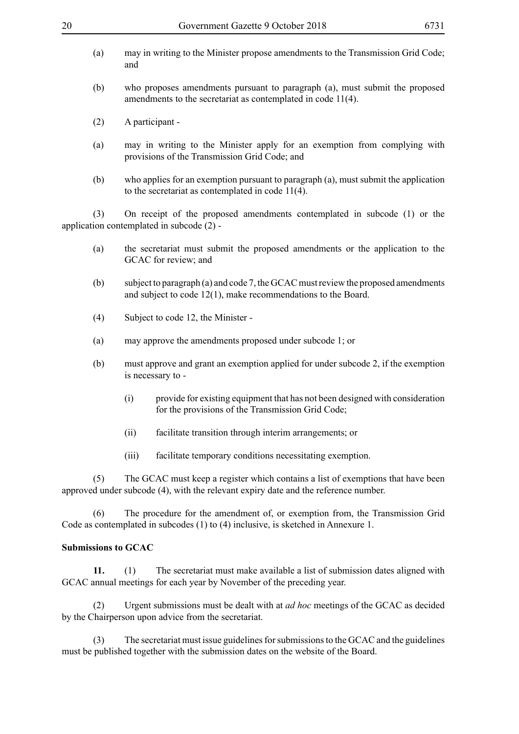(a) may in writing to the Minister propose amendments to the Transmission Grid Code; and

(b) who proposes amendments pursuant to paragraph (a), must submit the proposed amendments to the secretariat as contemplated in code 11(4).

(2) A participant -

(a) may in writing to the Minister apply for an exemption from complying with provisions of the Transmission Grid Code; and

(b) who applies for an exemption pursuant to paragraph (a), must submit the application to the secretariat as contemplated in code 11(4).

(3) On receipt of the proposed amendments contemplated in subcode (1) or the application contemplated in subcode (2) -

(a) the secretariat must submit the proposed amendments or the application to the GCAC for review; and

(b) subject to paragraph (a) and code 7, the GCAC must review the proposed amendments and subject to code 12(1), make recommendations to the Board.

(4) Subject to code 12, the Minister -

(a) may approve the amendments proposed under subcode 1; or

(b) must approve and grant an exemption applied for under subcode 2, if the exemption is necessary to -

(i) provide for existing equipment that has not been designed with consideration for the provisions of the Transmission Grid Code;

(ii) facilitate transition through interim arrangements; or

(iii) facilitate temporary conditions necessitating exemption.

(5) The GCAC must keep a register which contains a list of exemptions that have been approved under subcode (4), with the relevant expiry date and the reference number.

(6) The procedure for the amendment of, or exemption from, the Transmission Grid Code as contemplated in subcodes (1) to (4) inclusive, is sketched in Annexure 1.

**Submissions to GCAC**

**11.** (1) The secretariat must make available a list of submission dates aligned with GCAC annual meetings for each year by November of the preceding year.

(2) Urgent submissions must be dealt with at *ad hoc* meetings of the GCAC as decided by the Chairperson upon advice from the secretariat.

(3) The secretariat must issue guidelines for submissions to the GCAC and the guidelines must be published together with the submission dates on the website of the Board.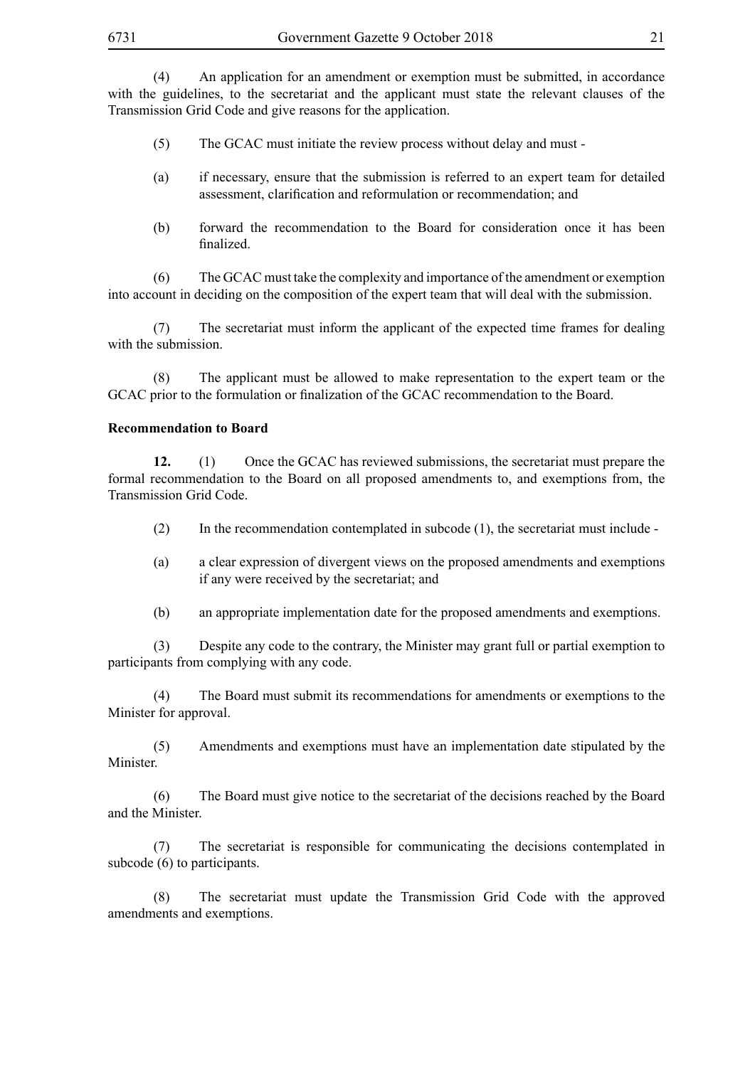(4) An application for an amendment or exemption must be submitted, in accordance with the guidelines, to the secretariat and the applicant must state the relevant clauses of the Transmission Grid Code and give reasons for the application.

(5) The GCAC must initiate the review process without delay and must -

(a) if necessary, ensure that the submission is referred to an expert team for detailed assessment, clarification and reformulation or recommendation; and

(b) forward the recommendation to the Board for consideration once it has been finalized.

(6) The GCAC must take the complexity and importance of the amendment or exemption into account in deciding on the composition of the expert team that will deal with the submission.

(7) The secretariat must inform the applicant of the expected time frames for dealing with the submission.

(8) The applicant must be allowed to make representation to the expert team or the GCAC prior to the formulation or finalization of the GCAC recommendation to the Board.

**Recommendation to Board**

**12.** (1) Once the GCAC has reviewed submissions, the secretariat must prepare the formal recommendation to the Board on all proposed amendments to, and exemptions from, the Transmission Grid Code.

(2) In the recommendation contemplated in subcode (1), the secretariat must include -

(a) a clear expression of divergent views on the proposed amendments and exemptions if any were received by the secretariat; and

(b) an appropriate implementation date for the proposed amendments and exemptions.

(3) Despite any code to the contrary, the Minister may grant full or partial exemption to participants from complying with any code.

(4) The Board must submit its recommendations for amendments or exemptions to the Minister for approval.

(5) Amendments and exemptions must have an implementation date stipulated by the Minister.

(6) The Board must give notice to the secretariat of the decisions reached by the Board and the Minister.

(7) The secretariat is responsible for communicating the decisions contemplated in subcode (6) to participants.

(8) The secretariat must update the Transmission Grid Code with the approved amendments and exemptions.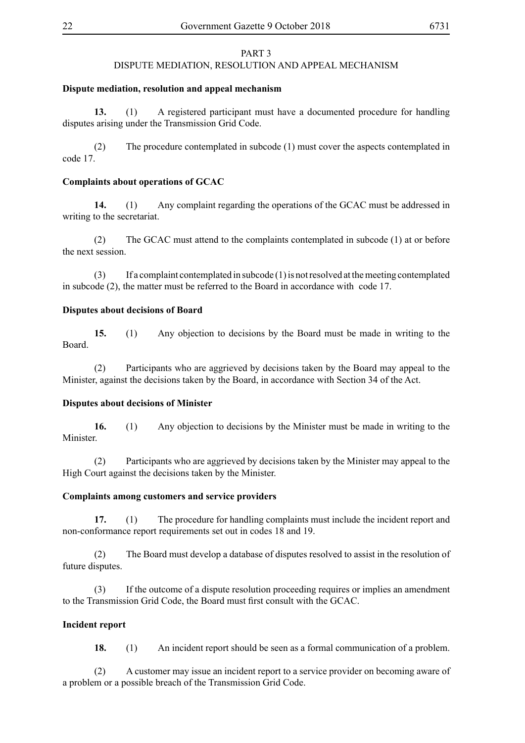PART 3

DISPUTE MEDIATION, RESOLUTION AND APPEAL MECHANISM

**Dispute mediation, resolution and appeal mechanism**

**13.** (1) A registered participant must have a documented procedure for handling disputes arising under the Transmission Grid Code.

(2) The procedure contemplated in subcode (1) must cover the aspects contemplated in code 17.

**Complaints about operations of GCAC**

**14.** (1) Any complaint regarding the operations of the GCAC must be addressed in writing to the secretariat.

(2) The GCAC must attend to the complaints contemplated in subcode (1) at or before the next session.

(3) If a complaint contemplated in subcode (1) is not resolved at the meeting contemplated in subcode (2), the matter must be referred to the Board in accordance with code 17.

**Disputes about decisions of Board**

**15.** (1) Any objection to decisions by the Board must be made in writing to the Board.

(2) Participants who are aggrieved by decisions taken by the Board may appeal to the Minister, against the decisions taken by the Board, in accordance with Section 34 of the Act.

**Disputes about decisions of Minister**

**16.** (1) Any objection to decisions by the Minister must be made in writing to the Minister.

(2) Participants who are aggrieved by decisions taken by the Minister may appeal to the High Court against the decisions taken by the Minister.

**Complaints among customers and service providers**

**17.** (1) The procedure for handling complaints must include the incident report and non-conformance report requirements set out in codes 18 and 19.

(2) The Board must develop a database of disputes resolved to assist in the resolution of future disputes.

(3) If the outcome of a dispute resolution proceeding requires or implies an amendment to the Transmission Grid Code, the Board must first consult with the GCAC.

**Incident report**

**18.** (1) An incident report should be seen as a formal communication of a problem.

(2) A customer may issue an incident report to a service provider on becoming aware of a problem or a possible breach of the Transmission Grid Code.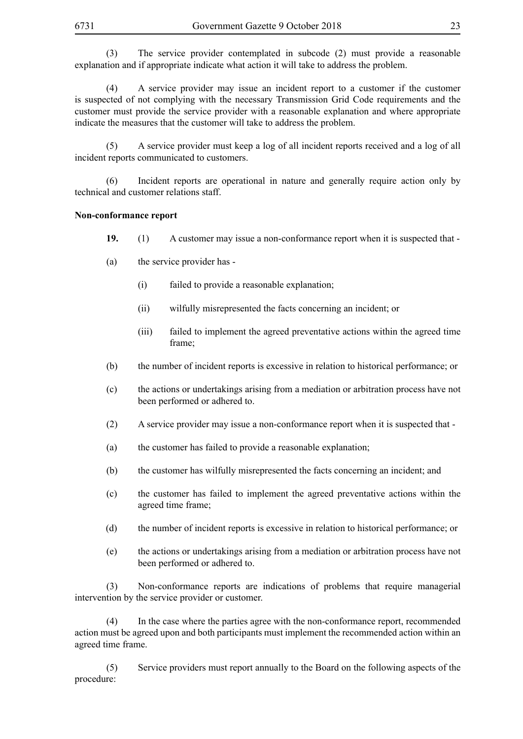(3) The service provider contemplated in subcode (2) must provide a reasonable explanation and if appropriate indicate what action it will take to address the problem.

(4) A service provider may issue an incident report to a customer if the customer is suspected of not complying with the necessary Transmission Grid Code requirements and the customer must provide the service provider with a reasonable explanation and where appropriate indicate the measures that the customer will take to address the problem.

(5) A service provider must keep a log of all incident reports received and a log of all incident reports communicated to customers.

(6) Incident reports are operational in nature and generally require action only by technical and customer relations staff.

**Non-conformance report**

**19.** (1) A customer may issue a non-conformance report when it is suspected that -

(a) the service provider has -

(i) failed to provide a reasonable explanation;

(ii) wilfully misrepresented the facts concerning an incident; or

(iii) failed to implement the agreed preventative actions within the agreed time frame;

(b) the number of incident reports is excessive in relation to historical performance; or

(c) the actions or undertakings arising from a mediation or arbitration process have not been performed or adhered to.

(2) A service provider may issue a non-conformance report when it is suspected that -

(a) the customer has failed to provide a reasonable explanation;

(b) the customer has wilfully misrepresented the facts concerning an incident; and

(c) the customer has failed to implement the agreed preventative actions within the agreed time frame;

(d) the number of incident reports is excessive in relation to historical performance; or

(e) the actions or undertakings arising from a mediation or arbitration process have not been performed or adhered to.

(3) Non-conformance reports are indications of problems that require managerial intervention by the service provider or customer.

(4) In the case where the parties agree with the non-conformance report, recommended action must be agreed upon and both participants must implement the recommended action within an agreed time frame.

(5) Service providers must report annually to the Board on the following aspects of the procedure: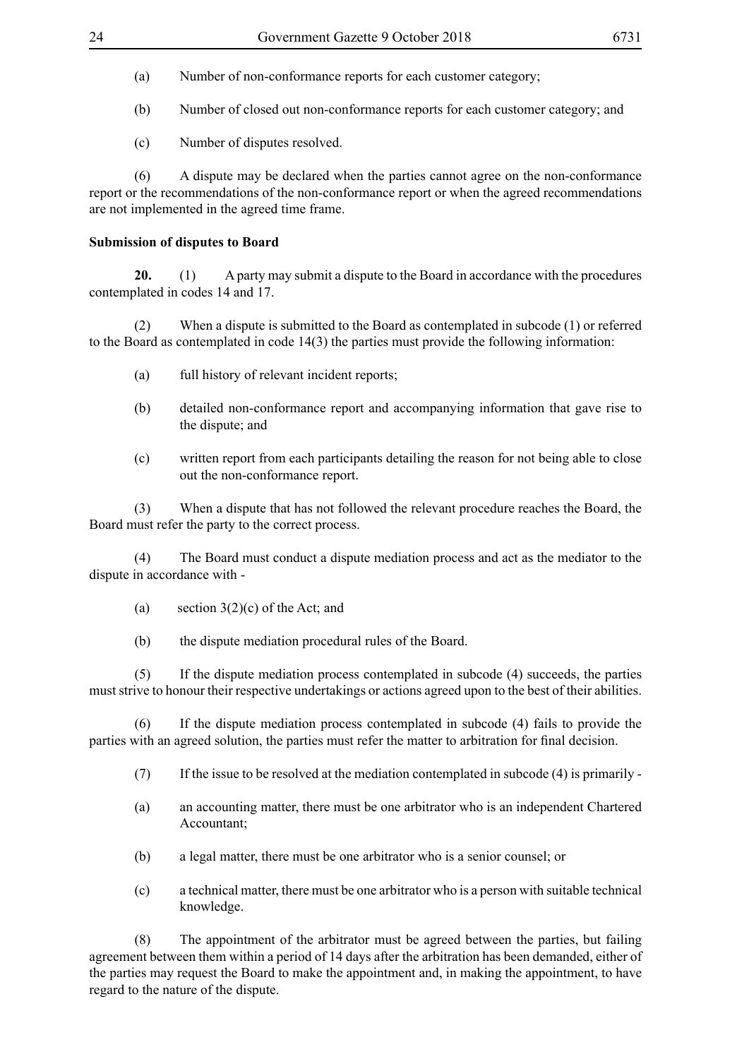(a) Number of non-conformance reports for each customer category;

(b) Number of closed out non-conformance reports for each customer category; and

(c) Number of disputes resolved.

(6) A dispute may be declared when the parties cannot agree on the non-conformance report or the recommendations of the non-conformance report or when the agreed recommendations are not implemented in the agreed time frame.

**Submission of disputes to Board**

**20.** (1) A party may submit a dispute to the Board in accordance with the procedures contemplated in codes 14 and 17.

(2) When a dispute is submitted to the Board as contemplated in subcode (1) or referred to the Board as contemplated in code 14(3) the parties must provide the following information:

(a) full history of relevant incident reports;

(b) detailed non-conformance report and accompanying information that gave rise to the dispute; and

(c) written report from each participants detailing the reason for not being able to close out the non-conformance report.

(3) When a dispute that has not followed the relevant procedure reaches the Board, the Board must refer the party to the correct process.

(4) The Board must conduct a dispute mediation process and act as the mediator to the dispute in accordance with -

(a) section 3(2)(c) of the Act; and

(b) the dispute mediation procedural rules of the Board.

(5) If the dispute mediation process contemplated in subcode (4) succeeds, the parties must strive to honour their respective undertakings or actions agreed upon to the best of their abilities.

(6) If the dispute mediation process contemplated in subcode (4) fails to provide the parties with an agreed solution, the parties must refer the matter to arbitration for final decision.

(7) If the issue to be resolved at the mediation contemplated in subcode (4) is primarily -

(a) an accounting matter, there must be one arbitrator who is an independent Chartered Accountant;

(b) a legal matter, there must be one arbitrator who is a senior counsel; or

(c) a technical matter, there must be one arbitrator who is a person with suitable technical knowledge.

(8) The appointment of the arbitrator must be agreed between the parties, but failing agreement between them within a period of 14 days after the arbitration has been demanded, either of the parties may request the Board to make the appointment and, in making the appointment, to have regard to the nature of the dispute.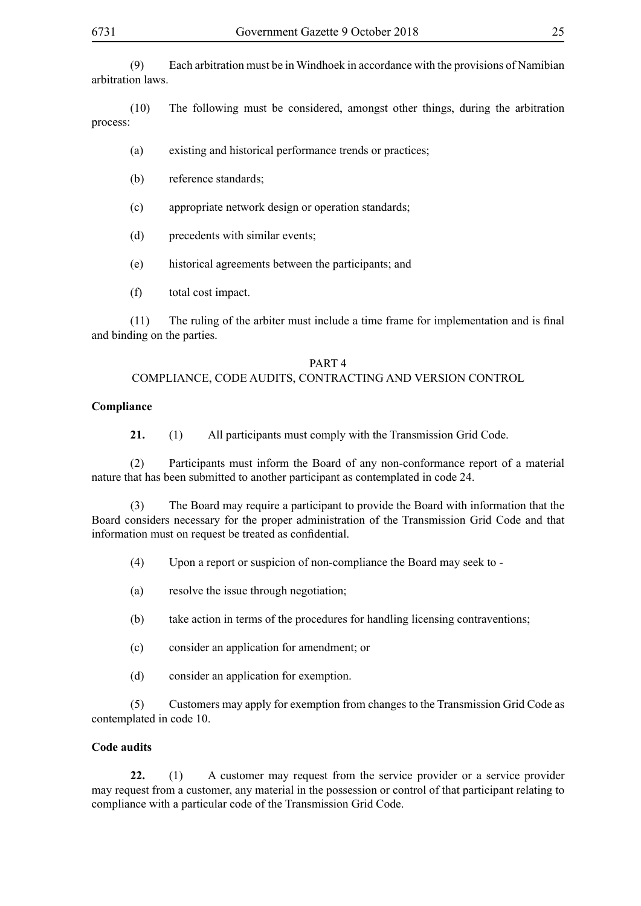(9) Each arbitration must be in Windhoek in accordance with the provisions of Namibian arbitration laws.

(10) The following must be considered, amongst other things, during the arbitration process:

(a) existing and historical performance trends or practices;

(b) reference standards;

(c) appropriate network design or operation standards;

(d) precedents with similar events;

(e) historical agreements between the participants; and

(f) total cost impact.

(11) The ruling of the arbiter must include a time frame for implementation and is final and binding on the parties.

## PART 4
## COMPLIANCE, CODE AUDITS, CONTRACTING AND VERSION CONTROL

**Compliance**

**21.** (1) All participants must comply with the Transmission Grid Code.

(2) Participants must inform the Board of any non-conformance report of a material nature that has been submitted to another participant as contemplated in code 24.

(3) The Board may require a participant to provide the Board with information that the Board considers necessary for the proper administration of the Transmission Grid Code and that information must on request be treated as confidential.

(4) Upon a report or suspicion of non-compliance the Board may seek to -

(a) resolve the issue through negotiation;

(b) take action in terms of the procedures for handling licensing contraventions;

(c) consider an application for amendment; or

(d) consider an application for exemption.

(5) Customers may apply for exemption from changes to the Transmission Grid Code as contemplated in code 10.

**Code audits**

**22.** (1) A customer may request from the service provider or a service provider may request from a customer, any material in the possession or control of that participant relating to compliance with a particular code of the Transmission Grid Code.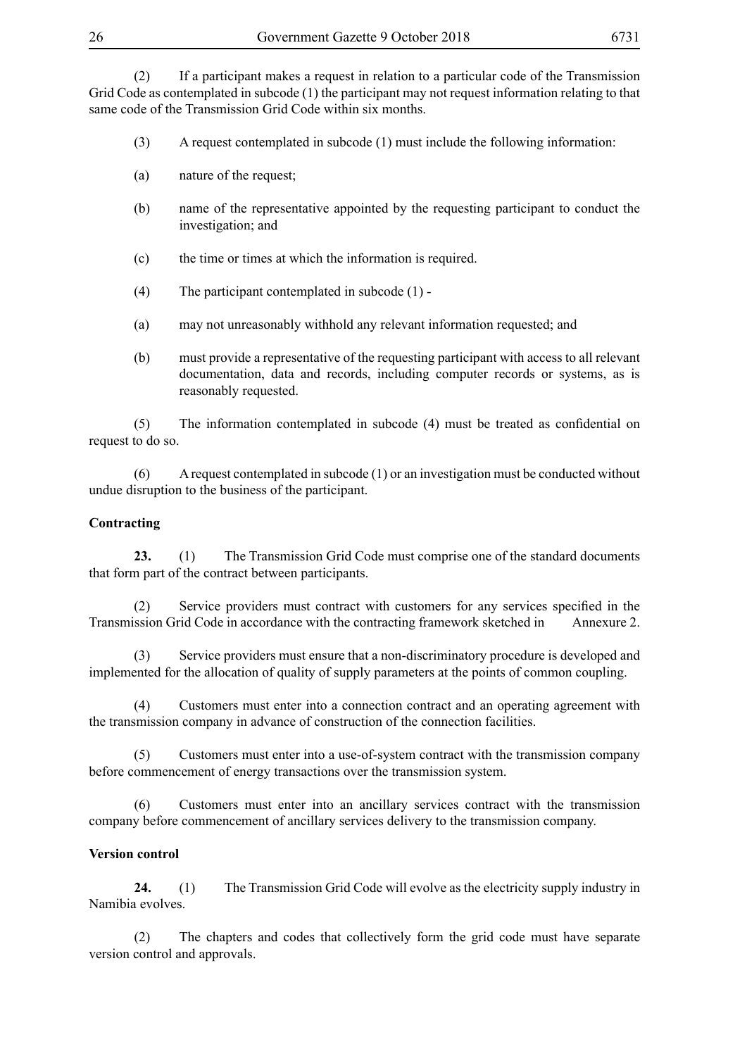(2) If a participant makes a request in relation to a particular code of the Transmission Grid Code as contemplated in subcode (1) the participant may not request information relating to that same code of the Transmission Grid Code within six months.

(3) A request contemplated in subcode (1) must include the following information:

(a) nature of the request;

(b) name of the representative appointed by the requesting participant to conduct the investigation; and

(c) the time or times at which the information is required.

(4) The participant contemplated in subcode (1) -

(a) may not unreasonably withhold any relevant information requested; and

(b) must provide a representative of the requesting participant with access to all relevant documentation, data and records, including computer records or systems, as is reasonably requested.

(5) The information contemplated in subcode (4) must be treated as confidential on request to do so.

(6) A request contemplated in subcode (1) or an investigation must be conducted without undue disruption to the business of the participant.

**Contracting**

**23.** (1) The Transmission Grid Code must comprise one of the standard documents that form part of the contract between participants.

(2) Service providers must contract with customers for any services specified in the Transmission Grid Code in accordance with the contracting framework sketched in Annexure 2.

(3) Service providers must ensure that a non-discriminatory procedure is developed and implemented for the allocation of quality of supply parameters at the points of common coupling.

(4) Customers must enter into a connection contract and an operating agreement with the transmission company in advance of construction of the connection facilities.

(5) Customers must enter into a use-of-system contract with the transmission company before commencement of energy transactions over the transmission system.

(6) Customers must enter into an ancillary services contract with the transmission company before commencement of ancillary services delivery to the transmission company.

**Version control**

**24.** (1) The Transmission Grid Code will evolve as the electricity supply industry in Namibia evolves.

(2) The chapters and codes that collectively form the grid code must have separate version control and approvals.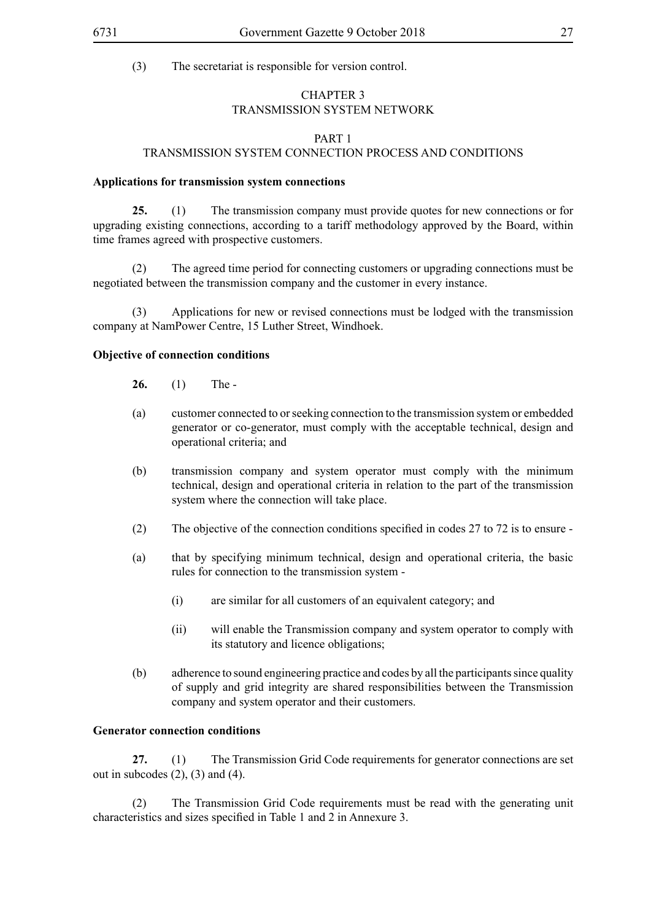(3) The secretariat is responsible for version control.

## CHAPTER 3
## TRANSMISSION SYSTEM NETWORK

### PART 1
### TRANSMISSION SYSTEM CONNECTION PROCESS AND CONDITIONS

**Applications for transmission system connections**

**25.** (1) The transmission company must provide quotes for new connections or for upgrading existing connections, according to a tariff methodology approved by the Board, within time frames agreed with prospective customers.

(2) The agreed time period for connecting customers or upgrading connections must be negotiated between the transmission company and the customer in every instance.

(3) Applications for new or revised connections must be lodged with the transmission company at NamPower Centre, 15 Luther Street, Windhoek.

**Objective of connection conditions**

**26.** (1) The -

(a) customer connected to or seeking connection to the transmission system or embedded generator or co-generator, must comply with the acceptable technical, design and operational criteria; and

(b) transmission company and system operator must comply with the minimum technical, design and operational criteria in relation to the part of the transmission system where the connection will take place.

(2) The objective of the connection conditions specified in codes 27 to 72 is to ensure -

(a) that by specifying minimum technical, design and operational criteria, the basic rules for connection to the transmission system -

(i) are similar for all customers of an equivalent category; and

(ii) will enable the Transmission company and system operator to comply with its statutory and licence obligations;

(b) adherence to sound engineering practice and codes by all the participants since quality of supply and grid integrity are shared responsibilities between the Transmission company and system operator and their customers.

**Generator connection conditions**

**27.** (1) The Transmission Grid Code requirements for generator connections are set out in subcodes (2), (3) and (4).

(2) The Transmission Grid Code requirements must be read with the generating unit characteristics and sizes specified in Table 1 and 2 in Annexure 3.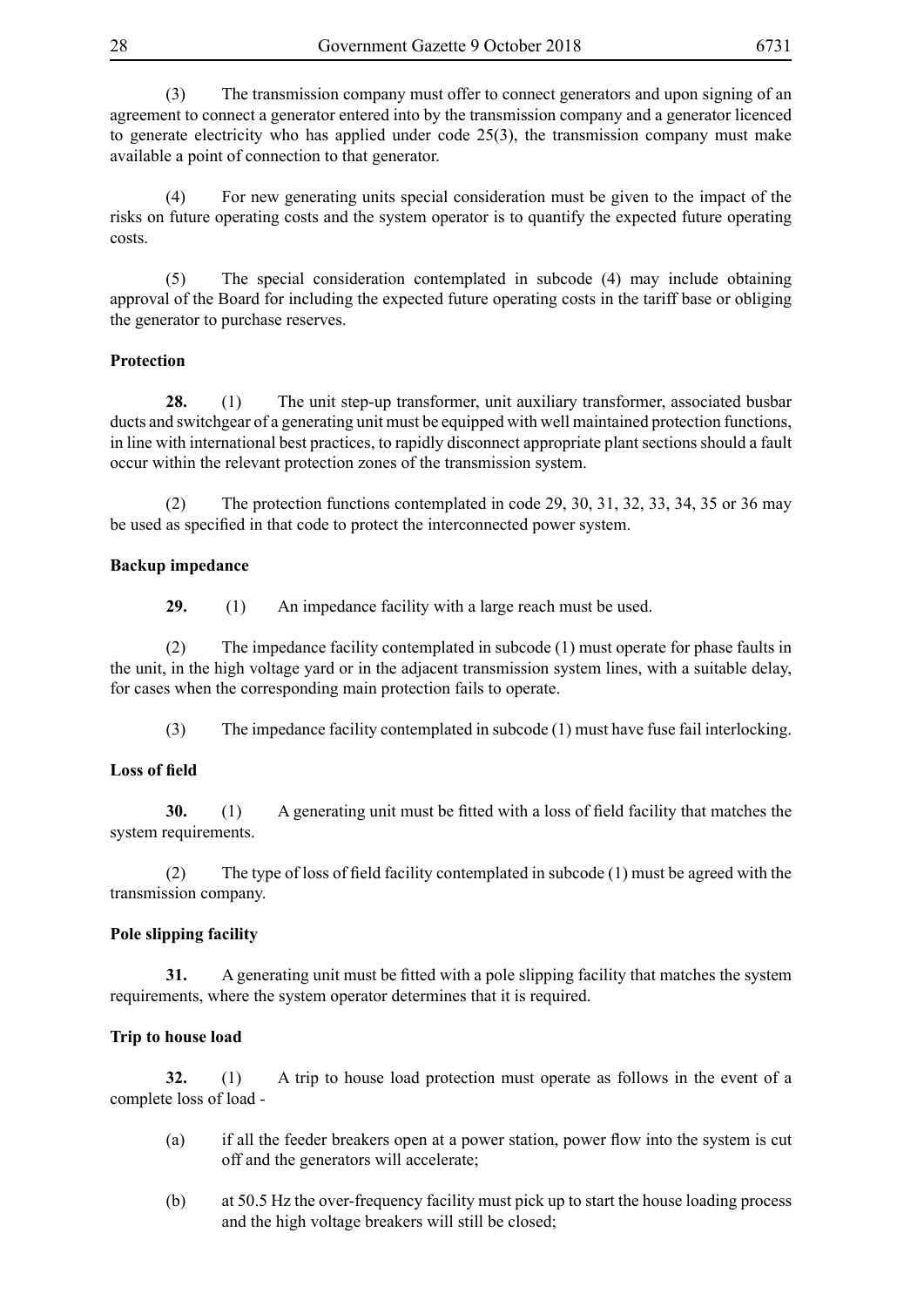(3) The transmission company must offer to connect generators and upon signing of an agreement to connect a generator entered into by the transmission company and a generator licenced to generate electricity who has applied under code 25(3), the transmission company must make available a point of connection to that generator.

(4) For new generating units special consideration must be given to the impact of the risks on future operating costs and the system operator is to quantify the expected future operating costs.

(5) The special consideration contemplated in subcode (4) may include obtaining approval of the Board for including the expected future operating costs in the tariff base or obliging the generator to purchase reserves.

**Protection**

**28.** (1) The unit step-up transformer, unit auxiliary transformer, associated busbar ducts and switchgear of a generating unit must be equipped with well maintained protection functions, in line with international best practices, to rapidly disconnect appropriate plant sections should a fault occur within the relevant protection zones of the transmission system.

(2) The protection functions contemplated in code 29, 30, 31, 32, 33, 34, 35 or 36 may be used as specified in that code to protect the interconnected power system.

**Backup impedance**

**29.** (1) An impedance facility with a large reach must be used.

(2) The impedance facility contemplated in subcode (1) must operate for phase faults in the unit, in the high voltage yard or in the adjacent transmission system lines, with a suitable delay, for cases when the corresponding main protection fails to operate.

(3) The impedance facility contemplated in subcode (1) must have fuse fail interlocking.

**Loss of field**

**30.** (1) A generating unit must be fitted with a loss of field facility that matches the system requirements.

(2) The type of loss of field facility contemplated in subcode (1) must be agreed with the transmission company.

**Pole slipping facility**

**31.** A generating unit must be fitted with a pole slipping facility that matches the system requirements, where the system operator determines that it is required.

**Trip to house load**

**32.** (1) A trip to house load protection must operate as follows in the event of a complete loss of load -

(a) if all the feeder breakers open at a power station, power flow into the system is cut off and the generators will accelerate;

(b) at 50.5 Hz the over-frequency facility must pick up to start the house loading process and the high voltage breakers will still be closed;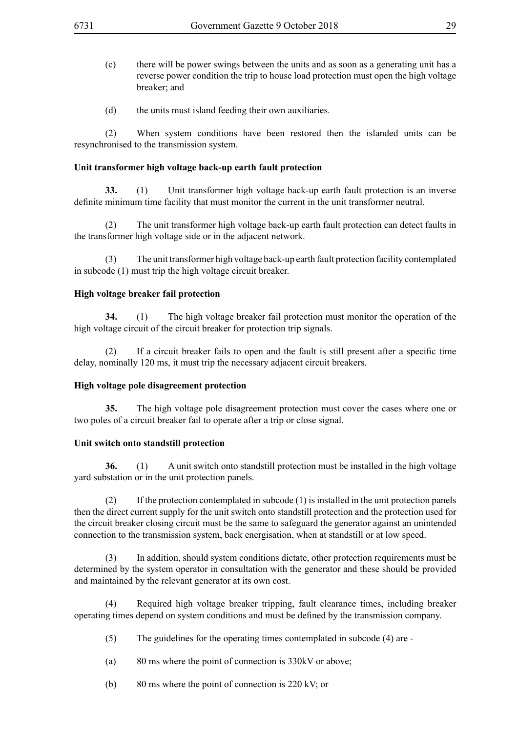(c) there will be power swings between the units and as soon as a generating unit has a reverse power condition the trip to house load protection must open the high voltage breaker; and

(d) the units must island feeding their own auxiliaries.

(2) When system conditions have been restored then the islanded units can be resynchronised to the transmission system.

**Unit transformer high voltage back-up earth fault protection**

**33.** (1) Unit transformer high voltage back-up earth fault protection is an inverse definite minimum time facility that must monitor the current in the unit transformer neutral.

(2) The unit transformer high voltage back-up earth fault protection can detect faults in the transformer high voltage side or in the adjacent network.

(3) The unit transformer high voltage back-up earth fault protection facility contemplated in subcode (1) must trip the high voltage circuit breaker.

**High voltage breaker fail protection**

**34.** (1) The high voltage breaker fail protection must monitor the operation of the high voltage circuit of the circuit breaker for protection trip signals.

(2) If a circuit breaker fails to open and the fault is still present after a specific time delay, nominally 120 ms, it must trip the necessary adjacent circuit breakers.

**High voltage pole disagreement protection**

**35.** The high voltage pole disagreement protection must cover the cases where one or two poles of a circuit breaker fail to operate after a trip or close signal.

**Unit switch onto standstill protection**

**36.** (1) A unit switch onto standstill protection must be installed in the high voltage yard substation or in the unit protection panels.

(2) If the protection contemplated in subcode (1) is installed in the unit protection panels then the direct current supply for the unit switch onto standstill protection and the protection used for the circuit breaker closing circuit must be the same to safeguard the generator against an unintended connection to the transmission system, back energisation, when at standstill or at low speed.

(3) In addition, should system conditions dictate, other protection requirements must be determined by the system operator in consultation with the generator and these should be provided and maintained by the relevant generator at its own cost.

(4) Required high voltage breaker tripping, fault clearance times, including breaker operating times depend on system conditions and must be defined by the transmission company.

(5) The guidelines for the operating times contemplated in subcode (4) are -

(a) 80 ms where the point of connection is 330kV or above;

(b) 80 ms where the point of connection is 220 kV; or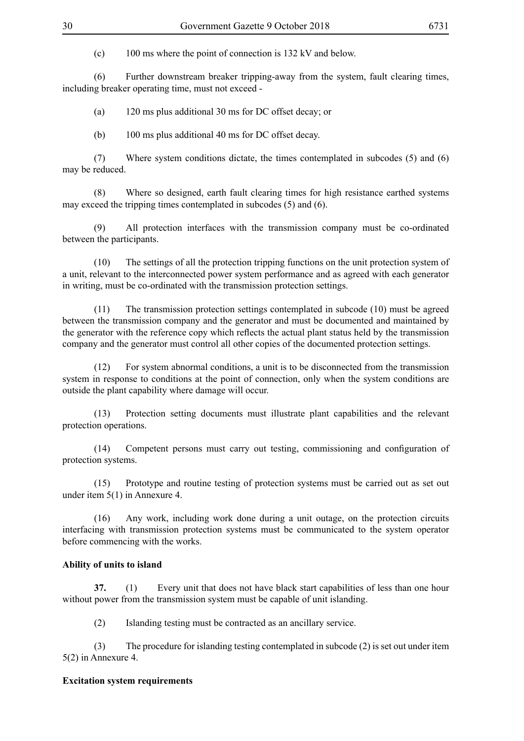(c) 100 ms where the point of connection is 132 kV and below.

(6) Further downstream breaker tripping-away from the system, fault clearing times, including breaker operating time, must not exceed -

(a) 120 ms plus additional 30 ms for DC offset decay; or

(b) 100 ms plus additional 40 ms for DC offset decay.

(7) Where system conditions dictate, the times contemplated in subcodes (5) and (6) may be reduced.

(8) Where so designed, earth fault clearing times for high resistance earthed systems may exceed the tripping times contemplated in subcodes (5) and (6).

(9) All protection interfaces with the transmission company must be co-ordinated between the participants.

(10) The settings of all the protection tripping functions on the unit protection system of a unit, relevant to the interconnected power system performance and as agreed with each generator in writing, must be co-ordinated with the transmission protection settings.

(11) The transmission protection settings contemplated in subcode (10) must be agreed between the transmission company and the generator and must be documented and maintained by the generator with the reference copy which reflects the actual plant status held by the transmission company and the generator must control all other copies of the documented protection settings.

(12) For system abnormal conditions, a unit is to be disconnected from the transmission system in response to conditions at the point of connection, only when the system conditions are outside the plant capability where damage will occur.

(13) Protection setting documents must illustrate plant capabilities and the relevant protection operations.

(14) Competent persons must carry out testing, commissioning and configuration of protection systems.

(15) Prototype and routine testing of protection systems must be carried out as set out under item 5(1) in Annexure 4.

(16) Any work, including work done during a unit outage, on the protection circuits interfacing with transmission protection systems must be communicated to the system operator before commencing with the works.

**Ability of units to island**

**37.** (1) Every unit that does not have black start capabilities of less than one hour without power from the transmission system must be capable of unit islanding.

(2) Islanding testing must be contracted as an ancillary service.

(3) The procedure for islanding testing contemplated in subcode (2) is set out under item 5(2) in Annexure 4.

**Excitation system requirements**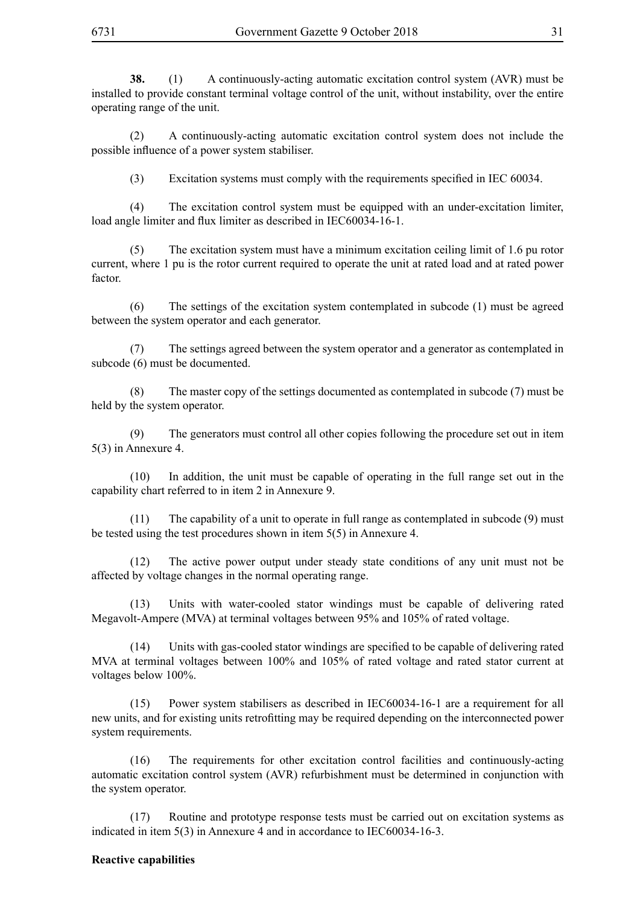**38.** (1) A continuously-acting automatic excitation control system (AVR) must be installed to provide constant terminal voltage control of the unit, without instability, over the entire operating range of the unit.

(2) A continuously-acting automatic excitation control system does not include the possible influence of a power system stabiliser.

(3) Excitation systems must comply with the requirements specified in IEC 60034.

(4) The excitation control system must be equipped with an under-excitation limiter, load angle limiter and flux limiter as described in IEC60034-16-1.

(5) The excitation system must have a minimum excitation ceiling limit of 1.6 pu rotor current, where 1 pu is the rotor current required to operate the unit at rated load and at rated power factor.

(6) The settings of the excitation system contemplated in subcode (1) must be agreed between the system operator and each generator.

(7) The settings agreed between the system operator and a generator as contemplated in subcode (6) must be documented.

(8) The master copy of the settings documented as contemplated in subcode (7) must be held by the system operator.

(9) The generators must control all other copies following the procedure set out in item 5(3) in Annexure 4.

(10) In addition, the unit must be capable of operating in the full range set out in the capability chart referred to in item 2 in Annexure 9.

(11) The capability of a unit to operate in full range as contemplated in subcode (9) must be tested using the test procedures shown in item 5(5) in Annexure 4.

(12) The active power output under steady state conditions of any unit must not be affected by voltage changes in the normal operating range.

(13) Units with water-cooled stator windings must be capable of delivering rated Megavolt-Ampere (MVA) at terminal voltages between 95% and 105% of rated voltage.

(14) Units with gas-cooled stator windings are specified to be capable of delivering rated MVA at terminal voltages between 100% and 105% of rated voltage and rated stator current at voltages below 100%.

(15) Power system stabilisers as described in IEC60034-16-1 are a requirement for all new units, and for existing units retrofitting may be required depending on the interconnected power system requirements.

(16) The requirements for other excitation control facilities and continuously-acting automatic excitation control system (AVR) refurbishment must be determined in conjunction with the system operator.

(17) Routine and prototype response tests must be carried out on excitation systems as indicated in item 5(3) in Annexure 4 and in accordance to IEC60034-16-3.

**Reactive capabilities**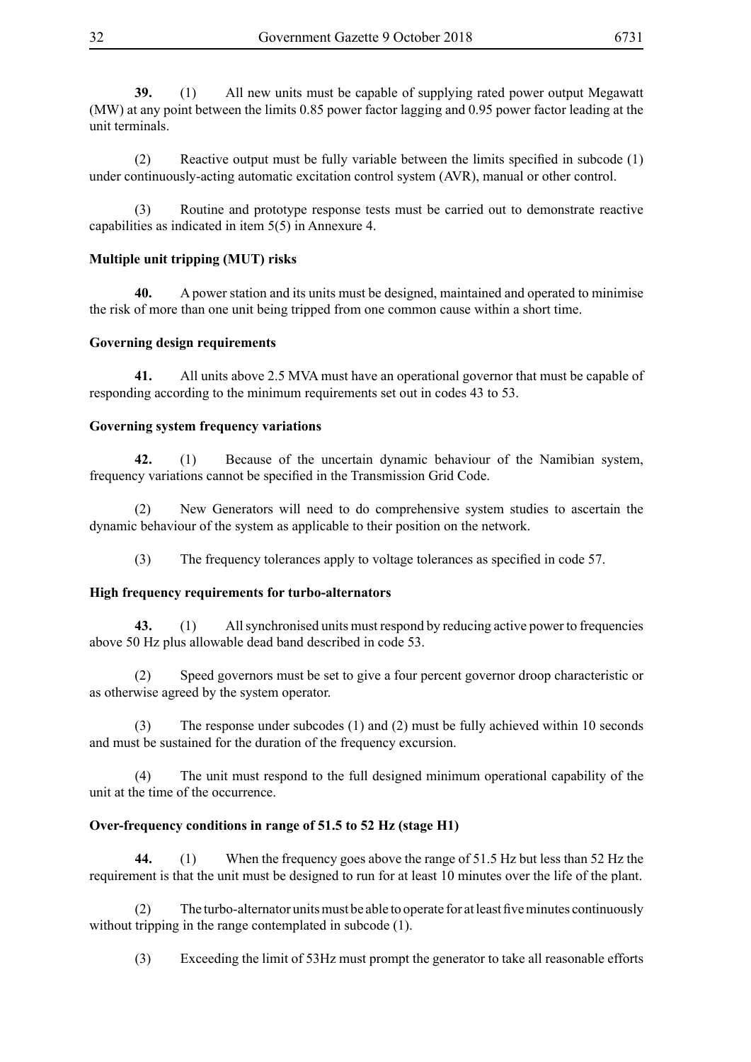**39.** (1) All new units must be capable of supplying rated power output Megawatt (MW) at any point between the limits 0.85 power factor lagging and 0.95 power factor leading at the unit terminals.

(2) Reactive output must be fully variable between the limits specified in subcode (1) under continuously-acting automatic excitation control system (AVR), manual or other control.

(3) Routine and prototype response tests must be carried out to demonstrate reactive capabilities as indicated in item 5(5) in Annexure 4.

**Multiple unit tripping (MUT) risks**

**40.** A power station and its units must be designed, maintained and operated to minimise the risk of more than one unit being tripped from one common cause within a short time.

**Governing design requirements**

**41.** All units above 2.5 MVA must have an operational governor that must be capable of responding according to the minimum requirements set out in codes 43 to 53.

**Governing system frequency variations**

**42.** (1) Because of the uncertain dynamic behaviour of the Namibian system, frequency variations cannot be specified in the Transmission Grid Code.

(2) New Generators will need to do comprehensive system studies to ascertain the dynamic behaviour of the system as applicable to their position on the network.

(3) The frequency tolerances apply to voltage tolerances as specified in code 57.

**High frequency requirements for turbo-alternators**

**43.** (1) All synchronised units must respond by reducing active power to frequencies above 50 Hz plus allowable dead band described in code 53.

(2) Speed governors must be set to give a four percent governor droop characteristic or as otherwise agreed by the system operator.

(3) The response under subcodes (1) and (2) must be fully achieved within 10 seconds and must be sustained for the duration of the frequency excursion.

(4) The unit must respond to the full designed minimum operational capability of the unit at the time of the occurrence.

**Over-frequency conditions in range of 51.5 to 52 Hz (stage H1)**

**44.** (1) When the frequency goes above the range of 51.5 Hz but less than 52 Hz the requirement is that the unit must be designed to run for at least 10 minutes over the life of the plant.

(2) The turbo-alternator units must be able to operate for at least five minutes continuously without tripping in the range contemplated in subcode (1).

(3) Exceeding the limit of 53Hz must prompt the generator to take all reasonable efforts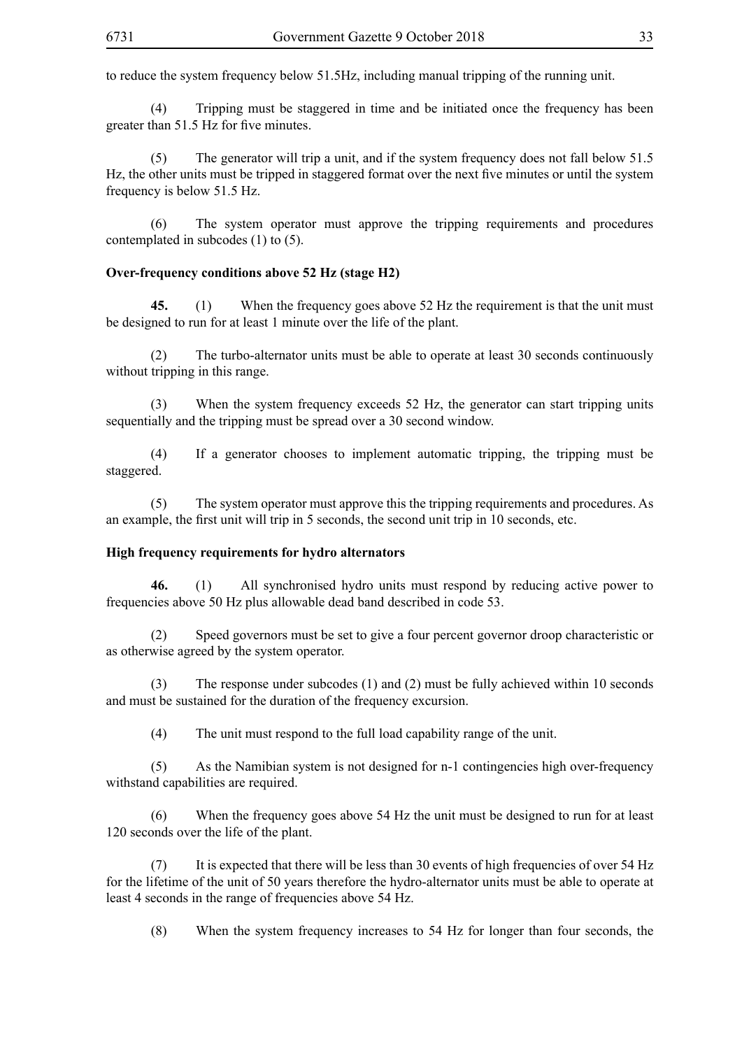to reduce the system frequency below 51.5Hz, including manual tripping of the running unit.

(4) Tripping must be staggered in time and be initiated once the frequency has been greater than 51.5 Hz for five minutes.

(5) The generator will trip a unit, and if the system frequency does not fall below 51.5 Hz, the other units must be tripped in staggered format over the next five minutes or until the system frequency is below 51.5 Hz.

(6) The system operator must approve the tripping requirements and procedures contemplated in subcodes (1) to (5).

**Over-frequency conditions above 52 Hz (stage H2)**

**45.** (1) When the frequency goes above 52 Hz the requirement is that the unit must be designed to run for at least 1 minute over the life of the plant.

(2) The turbo-alternator units must be able to operate at least 30 seconds continuously without tripping in this range.

(3) When the system frequency exceeds 52 Hz, the generator can start tripping units sequentially and the tripping must be spread over a 30 second window.

(4) If a generator chooses to implement automatic tripping, the tripping must be staggered.

(5) The system operator must approve this the tripping requirements and procedures. As an example, the first unit will trip in 5 seconds, the second unit trip in 10 seconds, etc.

**High frequency requirements for hydro alternators**

**46.** (1) All synchronised hydro units must respond by reducing active power to frequencies above 50 Hz plus allowable dead band described in code 53.

(2) Speed governors must be set to give a four percent governor droop characteristic or as otherwise agreed by the system operator.

(3) The response under subcodes (1) and (2) must be fully achieved within 10 seconds and must be sustained for the duration of the frequency excursion.

(4) The unit must respond to the full load capability range of the unit.

(5) As the Namibian system is not designed for n-1 contingencies high over-frequency withstand capabilities are required.

(6) When the frequency goes above 54 Hz the unit must be designed to run for at least 120 seconds over the life of the plant.

(7) It is expected that there will be less than 30 events of high frequencies of over 54 Hz for the lifetime of the unit of 50 years therefore the hydro-alternator units must be able to operate at least 4 seconds in the range of frequencies above 54 Hz.

(8) When the system frequency increases to 54 Hz for longer than four seconds, the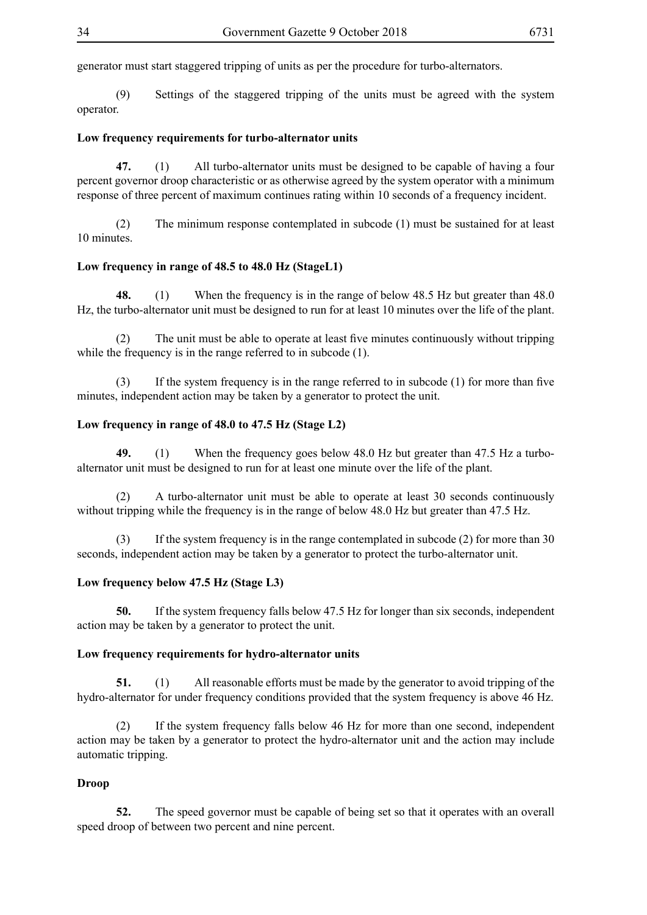generator must start staggered tripping of units as per the procedure for turbo-alternators.

(9) Settings of the staggered tripping of the units must be agreed with the system operator.

**Low frequency requirements for turbo-alternator units**

**47.** (1) All turbo-alternator units must be designed to be capable of having a four percent governor droop characteristic or as otherwise agreed by the system operator with a minimum response of three percent of maximum continues rating within 10 seconds of a frequency incident.

(2) The minimum response contemplated in subcode (1) must be sustained for at least 10 minutes.

**Low frequency in range of 48.5 to 48.0 Hz (StageL1)**

**48.** (1) When the frequency is in the range of below 48.5 Hz but greater than 48.0 Hz, the turbo-alternator unit must be designed to run for at least 10 minutes over the life of the plant.

(2) The unit must be able to operate at least five minutes continuously without tripping while the frequency is in the range referred to in subcode (1).

(3) If the system frequency is in the range referred to in subcode (1) for more than five minutes, independent action may be taken by a generator to protect the unit.

**Low frequency in range of 48.0 to 47.5 Hz (Stage L2)**

**49.** (1) When the frequency goes below 48.0 Hz but greater than 47.5 Hz a turbo-alternator unit must be designed to run for at least one minute over the life of the plant.

(2) A turbo-alternator unit must be able to operate at least 30 seconds continuously without tripping while the frequency is in the range of below 48.0 Hz but greater than 47.5 Hz.

(3) If the system frequency is in the range contemplated in subcode (2) for more than 30 seconds, independent action may be taken by a generator to protect the turbo-alternator unit.

**Low frequency below 47.5 Hz (Stage L3)**

**50.** If the system frequency falls below 47.5 Hz for longer than six seconds, independent action may be taken by a generator to protect the unit.

**Low frequency requirements for hydro-alternator units**

**51.** (1) All reasonable efforts must be made by the generator to avoid tripping of the hydro-alternator for under frequency conditions provided that the system frequency is above 46 Hz.

(2) If the system frequency falls below 46 Hz for more than one second, independent action may be taken by a generator to protect the hydro-alternator unit and the action may include automatic tripping.

**Droop**

**52.** The speed governor must be capable of being set so that it operates with an overall speed droop of between two percent and nine percent.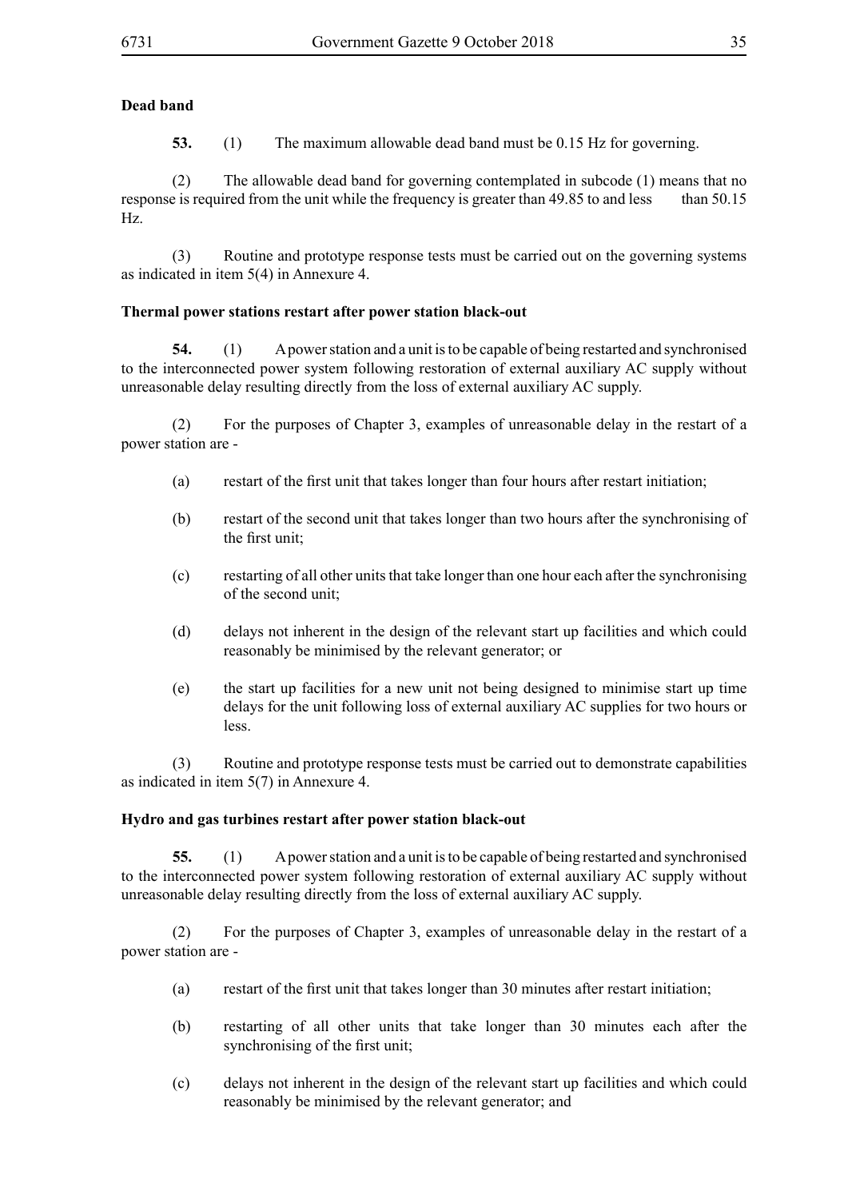**Dead band**

**53.** (1) The maximum allowable dead band must be 0.15 Hz for governing.

(2) The allowable dead band for governing contemplated in subcode (1) means that no response is required from the unit while the frequency is greater than 49.85 to and less than 50.15 Hz.

(3) Routine and prototype response tests must be carried out on the governing systems as indicated in item 5(4) in Annexure 4.

**Thermal power stations restart after power station black-out**

**54.** (1) A power station and a unit is to be capable of being restarted and synchronised to the interconnected power system following restoration of external auxiliary AC supply without unreasonable delay resulting directly from the loss of external auxiliary AC supply.

(2) For the purposes of Chapter 3, examples of unreasonable delay in the restart of a power station are -

(a) restart of the first unit that takes longer than four hours after restart initiation;

(b) restart of the second unit that takes longer than two hours after the synchronising of the first unit;

(c) restarting of all other units that take longer than one hour each after the synchronising of the second unit;

(d) delays not inherent in the design of the relevant start up facilities and which could reasonably be minimised by the relevant generator; or

(e) the start up facilities for a new unit not being designed to minimise start up time delays for the unit following loss of external auxiliary AC supplies for two hours or less.

(3) Routine and prototype response tests must be carried out to demonstrate capabilities as indicated in item 5(7) in Annexure 4.

**Hydro and gas turbines restart after power station black-out**

**55.** (1) A power station and a unit is to be capable of being restarted and synchronised to the interconnected power system following restoration of external auxiliary AC supply without unreasonable delay resulting directly from the loss of external auxiliary AC supply.

(2) For the purposes of Chapter 3, examples of unreasonable delay in the restart of a power station are -

(a) restart of the first unit that takes longer than 30 minutes after restart initiation;

(b) restarting of all other units that take longer than 30 minutes each after the synchronising of the first unit;

(c) delays not inherent in the design of the relevant start up facilities and which could reasonably be minimised by the relevant generator; and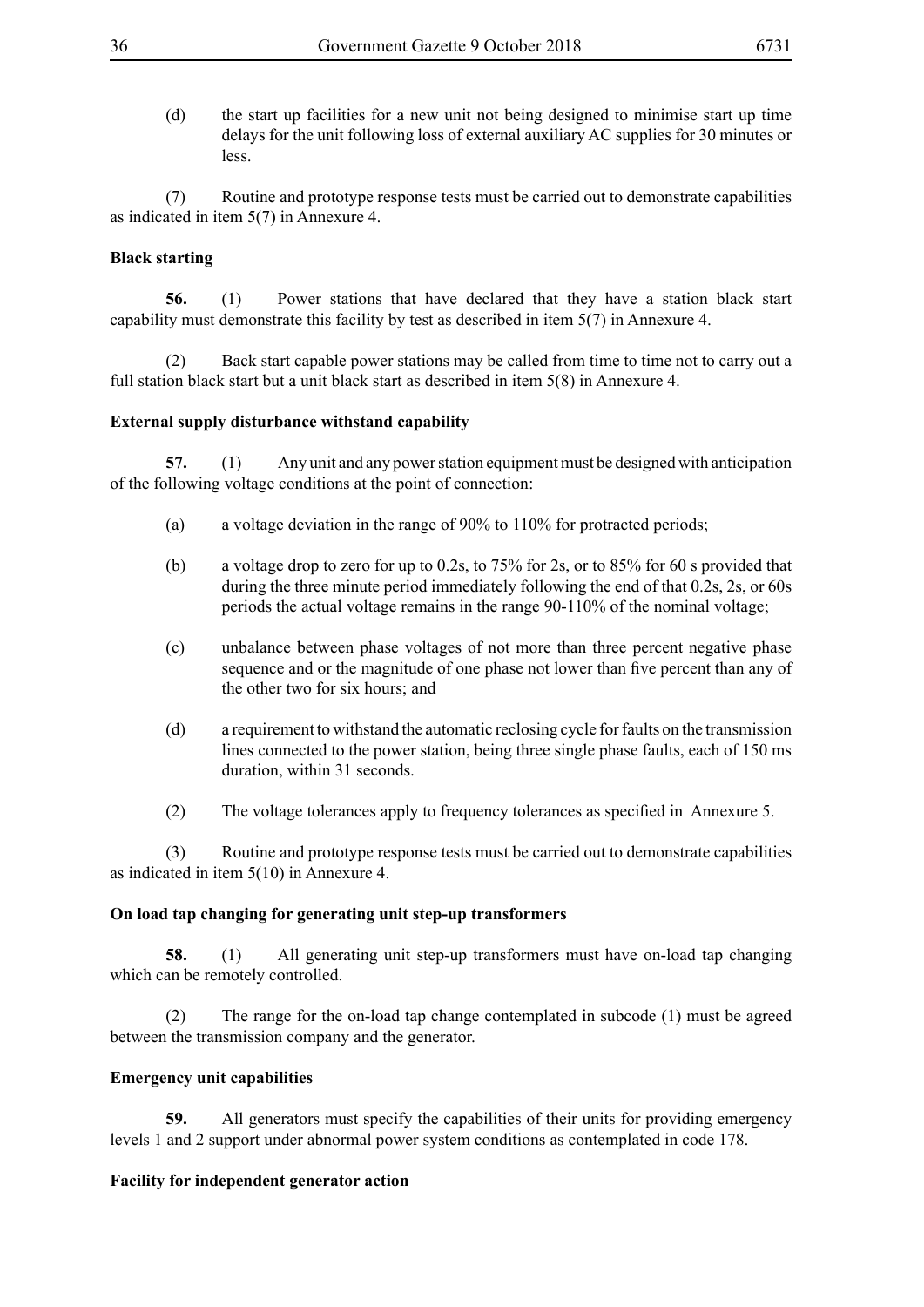(d) the start up facilities for a new unit not being designed to minimise start up time delays for the unit following loss of external auxiliary AC supplies for 30 minutes or less.

(7) Routine and prototype response tests must be carried out to demonstrate capabilities as indicated in item 5(7) in Annexure 4.

**Black starting**

**56.** (1) Power stations that have declared that they have a station black start capability must demonstrate this facility by test as described in item 5(7) in Annexure 4.

(2) Back start capable power stations may be called from time to time not to carry out a full station black start but a unit black start as described in item 5(8) in Annexure 4.

**External supply disturbance withstand capability**

**57.** (1) Any unit and any power station equipment must be designed with anticipation of the following voltage conditions at the point of connection:

(a) a voltage deviation in the range of 90% to 110% for protracted periods;

(b) a voltage drop to zero for up to 0.2s, to 75% for 2s, or to 85% for 60 s provided that during the three minute period immediately following the end of that 0.2s, 2s, or 60s periods the actual voltage remains in the range 90-110% of the nominal voltage;

(c) unbalance between phase voltages of not more than three percent negative phase sequence and or the magnitude of one phase not lower than five percent than any of the other two for six hours; and

(d) a requirement to withstand the automatic reclosing cycle for faults on the transmission lines connected to the power station, being three single phase faults, each of 150 ms duration, within 31 seconds.

(2) The voltage tolerances apply to frequency tolerances as specified in Annexure 5.

(3) Routine and prototype response tests must be carried out to demonstrate capabilities as indicated in item 5(10) in Annexure 4.

**On load tap changing for generating unit step-up transformers**

**58.** (1) All generating unit step-up transformers must have on-load tap changing which can be remotely controlled.

(2) The range for the on-load tap change contemplated in subcode (1) must be agreed between the transmission company and the generator.

**Emergency unit capabilities**

**59.** All generators must specify the capabilities of their units for providing emergency levels 1 and 2 support under abnormal power system conditions as contemplated in code 178.

**Facility for independent generator action**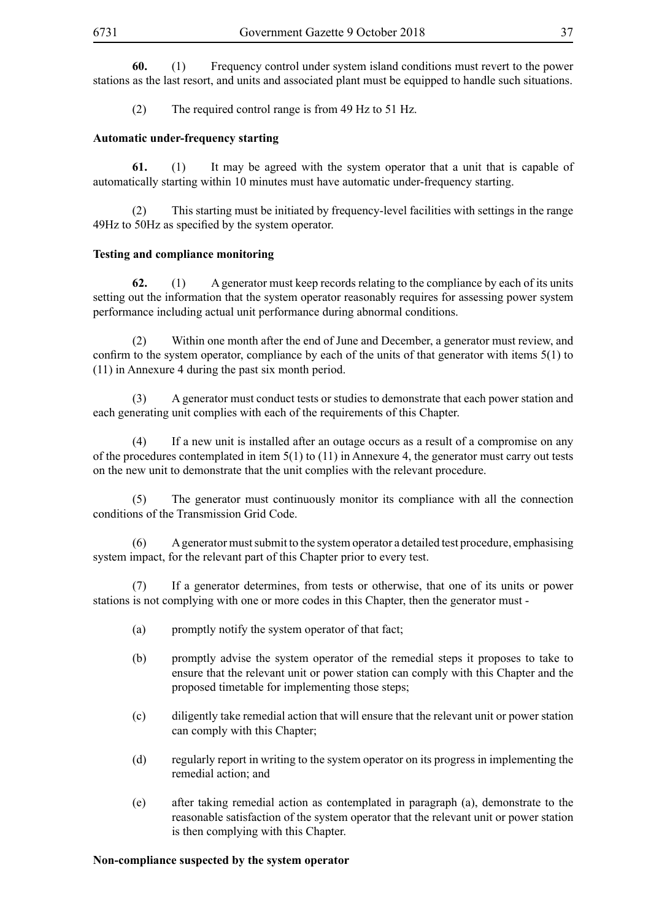**60.** (1) Frequency control under system island conditions must revert to the power stations as the last resort, and units and associated plant must be equipped to handle such situations.

(2) The required control range is from 49 Hz to 51 Hz.

**Automatic under-frequency starting**

**61.** (1) It may be agreed with the system operator that a unit that is capable of automatically starting within 10 minutes must have automatic under-frequency starting.

(2) This starting must be initiated by frequency-level facilities with settings in the range 49Hz to 50Hz as specified by the system operator.

**Testing and compliance monitoring**

**62.** (1) A generator must keep records relating to the compliance by each of its units setting out the information that the system operator reasonably requires for assessing power system performance including actual unit performance during abnormal conditions.

(2) Within one month after the end of June and December, a generator must review, and confirm to the system operator, compliance by each of the units of that generator with items 5(1) to (11) in Annexure 4 during the past six month period.

(3) A generator must conduct tests or studies to demonstrate that each power station and each generating unit complies with each of the requirements of this Chapter.

(4) If a new unit is installed after an outage occurs as a result of a compromise on any of the procedures contemplated in item 5(1) to (11) in Annexure 4, the generator must carry out tests on the new unit to demonstrate that the unit complies with the relevant procedure.

(5) The generator must continuously monitor its compliance with all the connection conditions of the Transmission Grid Code.

(6) A generator must submit to the system operator a detailed test procedure, emphasising system impact, for the relevant part of this Chapter prior to every test.

(7) If a generator determines, from tests or otherwise, that one of its units or power stations is not complying with one or more codes in this Chapter, then the generator must -

(a) promptly notify the system operator of that fact;

(b) promptly advise the system operator of the remedial steps it proposes to take to ensure that the relevant unit or power station can comply with this Chapter and the proposed timetable for implementing those steps;

(c) diligently take remedial action that will ensure that the relevant unit or power station can comply with this Chapter;

(d) regularly report in writing to the system operator on its progress in implementing the remedial action; and

(e) after taking remedial action as contemplated in paragraph (a), demonstrate to the reasonable satisfaction of the system operator that the relevant unit or power station is then complying with this Chapter.

**Non-compliance suspected by the system operator**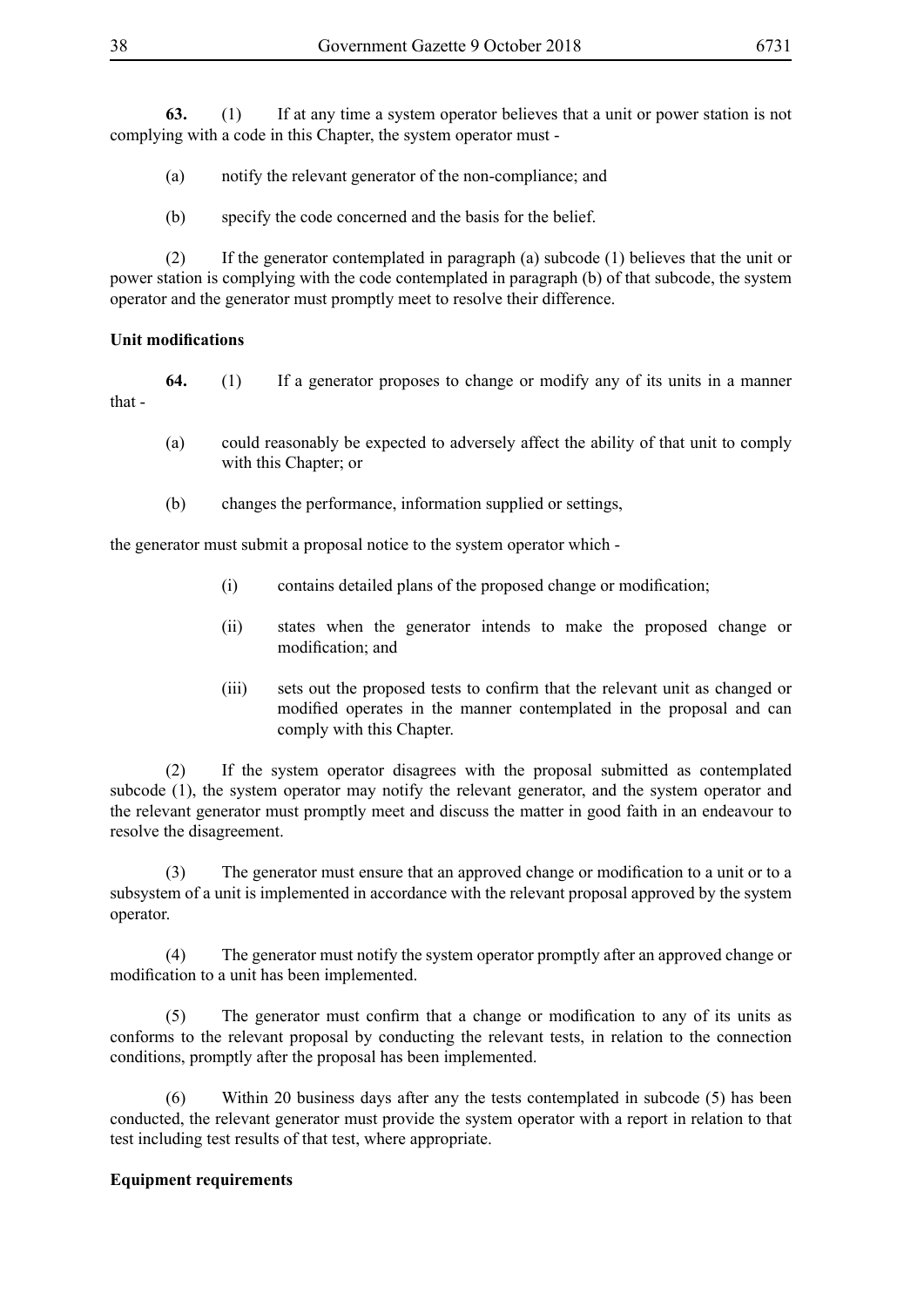**63.** (1) If at any time a system operator believes that a unit or power station is not complying with a code in this Chapter, the system operator must -

(a) notify the relevant generator of the non-compliance; and

(b) specify the code concerned and the basis for the belief.

(2) If the generator contemplated in paragraph (a) subcode (1) believes that the unit or power station is complying with the code contemplated in paragraph (b) of that subcode, the system operator and the generator must promptly meet to resolve their difference.

**Unit modifications**

**64.** (1) If a generator proposes to change or modify any of its units in a manner that -

(a) could reasonably be expected to adversely affect the ability of that unit to comply with this Chapter; or

(b) changes the performance, information supplied or settings,

the generator must submit a proposal notice to the system operator which -

(i) contains detailed plans of the proposed change or modification;

(ii) states when the generator intends to make the proposed change or modification; and

(iii) sets out the proposed tests to confirm that the relevant unit as changed or modified operates in the manner contemplated in the proposal and can comply with this Chapter.

(2) If the system operator disagrees with the proposal submitted as contemplated subcode (1), the system operator may notify the relevant generator, and the system operator and the relevant generator must promptly meet and discuss the matter in good faith in an endeavour to resolve the disagreement.

(3) The generator must ensure that an approved change or modification to a unit or to a subsystem of a unit is implemented in accordance with the relevant proposal approved by the system operator.

(4) The generator must notify the system operator promptly after an approved change or modification to a unit has been implemented.

(5) The generator must confirm that a change or modification to any of its units as conforms to the relevant proposal by conducting the relevant tests, in relation to the connection conditions, promptly after the proposal has been implemented.

(6) Within 20 business days after any the tests contemplated in subcode (5) has been conducted, the relevant generator must provide the system operator with a report in relation to that test including test results of that test, where appropriate.

**Equipment requirements**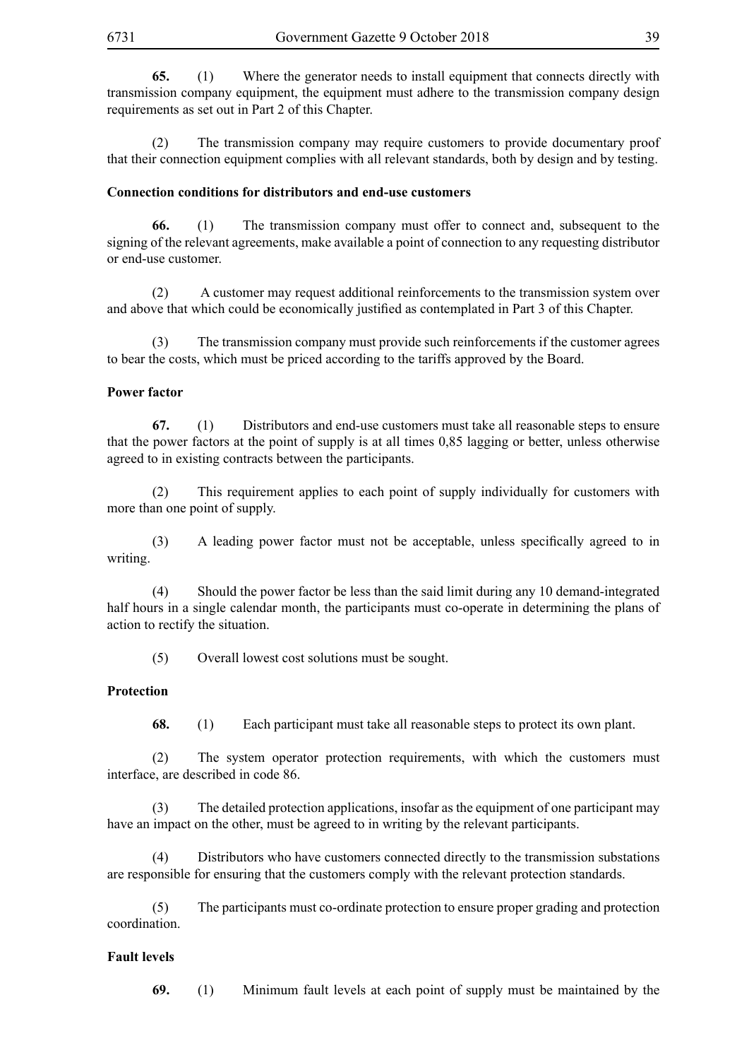**65.** (1) Where the generator needs to install equipment that connects directly with transmission company equipment, the equipment must adhere to the transmission company design requirements as set out in Part 2 of this Chapter.

(2) The transmission company may require customers to provide documentary proof that their connection equipment complies with all relevant standards, both by design and by testing.

**Connection conditions for distributors and end-use customers**

**66.** (1) The transmission company must offer to connect and, subsequent to the signing of the relevant agreements, make available a point of connection to any requesting distributor or end-use customer.

(2) A customer may request additional reinforcements to the transmission system over and above that which could be economically justified as contemplated in Part 3 of this Chapter.

(3) The transmission company must provide such reinforcements if the customer agrees to bear the costs, which must be priced according to the tariffs approved by the Board.

**Power factor**

**67.** (1) Distributors and end-use customers must take all reasonable steps to ensure that the power factors at the point of supply is at all times 0,85 lagging or better, unless otherwise agreed to in existing contracts between the participants.

(2) This requirement applies to each point of supply individually for customers with more than one point of supply.

(3) A leading power factor must not be acceptable, unless specifically agreed to in writing.

(4) Should the power factor be less than the said limit during any 10 demand-integrated half hours in a single calendar month, the participants must co-operate in determining the plans of action to rectify the situation.

(5) Overall lowest cost solutions must be sought.

**Protection**

**68.** (1) Each participant must take all reasonable steps to protect its own plant.

(2) The system operator protection requirements, with which the customers must interface, are described in code 86.

(3) The detailed protection applications, insofar as the equipment of one participant may have an impact on the other, must be agreed to in writing by the relevant participants.

(4) Distributors who have customers connected directly to the transmission substations are responsible for ensuring that the customers comply with the relevant protection standards.

(5) The participants must co-ordinate protection to ensure proper grading and protection coordination.

**Fault levels**

**69.** (1) Minimum fault levels at each point of supply must be maintained by the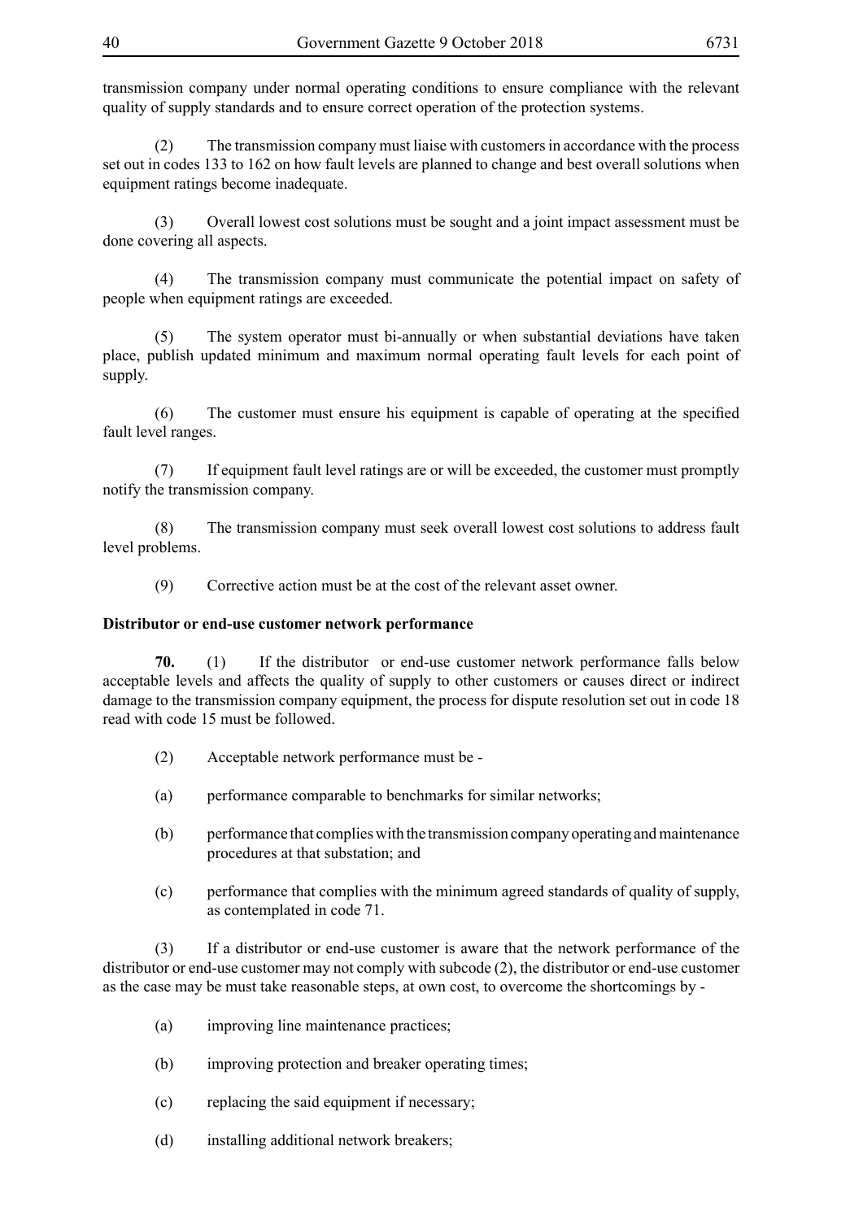transmission company under normal operating conditions to ensure compliance with the relevant quality of supply standards and to ensure correct operation of the protection systems.

(2) The transmission company must liaise with customers in accordance with the process set out in codes 133 to 162 on how fault levels are planned to change and best overall solutions when equipment ratings become inadequate.

(3) Overall lowest cost solutions must be sought and a joint impact assessment must be done covering all aspects.

(4) The transmission company must communicate the potential impact on safety of people when equipment ratings are exceeded.

(5) The system operator must bi-annually or when substantial deviations have taken place, publish updated minimum and maximum normal operating fault levels for each point of supply.

(6) The customer must ensure his equipment is capable of operating at the specified fault level ranges.

(7) If equipment fault level ratings are or will be exceeded, the customer must promptly notify the transmission company.

(8) The transmission company must seek overall lowest cost solutions to address fault level problems.

(9) Corrective action must be at the cost of the relevant asset owner.

**Distributor or end-use customer network performance**

**70.** (1) If the distributor or end-use customer network performance falls below acceptable levels and affects the quality of supply to other customers or causes direct or indirect damage to the transmission company equipment, the process for dispute resolution set out in code 18 read with code 15 must be followed.

(2) Acceptable network performance must be -

(a) performance comparable to benchmarks for similar networks;

(b) performance that complies with the transmission company operating and maintenance procedures at that substation; and

(c) performance that complies with the minimum agreed standards of quality of supply, as contemplated in code 71.

(3) If a distributor or end-use customer is aware that the network performance of the distributor or end-use customer may not comply with subcode (2), the distributor or end-use customer as the case may be must take reasonable steps, at own cost, to overcome the shortcomings by -

(a) improving line maintenance practices;

(b) improving protection and breaker operating times;

(c) replacing the said equipment if necessary;

(d) installing additional network breakers;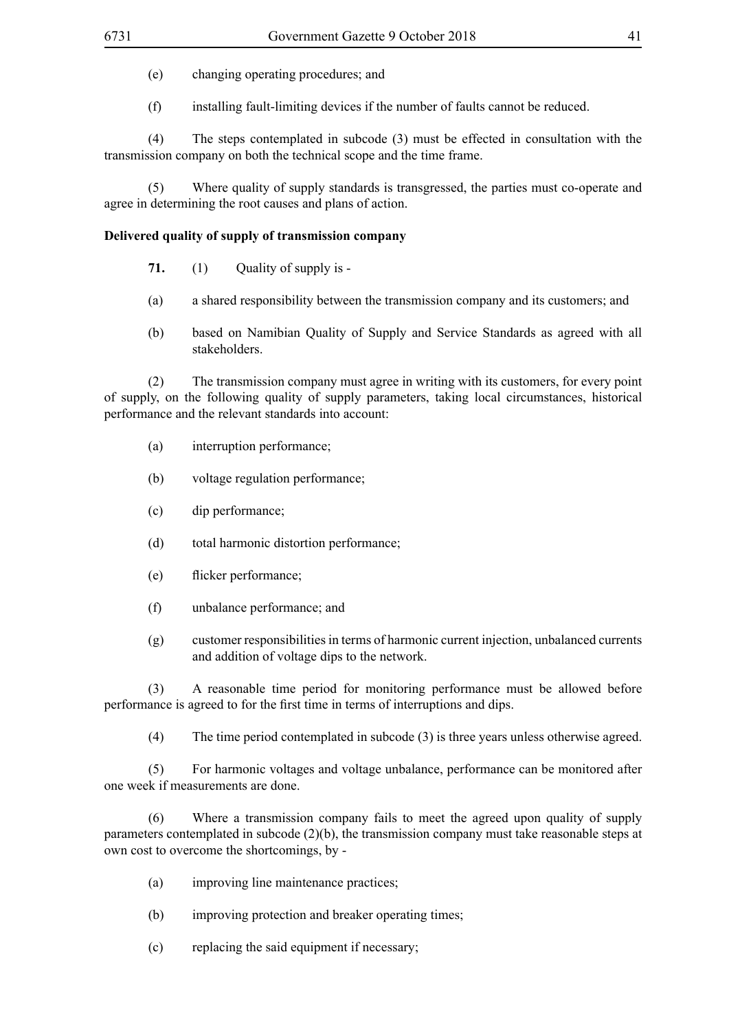(e) changing operating procedures; and

(f) installing fault-limiting devices if the number of faults cannot be reduced.

(4) The steps contemplated in subcode (3) must be effected in consultation with the transmission company on both the technical scope and the time frame.

(5) Where quality of supply standards is transgressed, the parties must co-operate and agree in determining the root causes and plans of action.

**Delivered quality of supply of transmission company**

**71.** (1) Quality of supply is -

(a) a shared responsibility between the transmission company and its customers; and

(b) based on Namibian Quality of Supply and Service Standards as agreed with all stakeholders.

(2) The transmission company must agree in writing with its customers, for every point of supply, on the following quality of supply parameters, taking local circumstances, historical performance and the relevant standards into account:

(a) interruption performance;

(b) voltage regulation performance;

(c) dip performance;

(d) total harmonic distortion performance;

(e) flicker performance;

(f) unbalance performance; and

(g) customer responsibilities in terms of harmonic current injection, unbalanced currents and addition of voltage dips to the network.

(3) A reasonable time period for monitoring performance must be allowed before performance is agreed to for the first time in terms of interruptions and dips.

(4) The time period contemplated in subcode (3) is three years unless otherwise agreed.

(5) For harmonic voltages and voltage unbalance, performance can be monitored after one week if measurements are done.

(6) Where a transmission company fails to meet the agreed upon quality of supply parameters contemplated in subcode (2)(b), the transmission company must take reasonable steps at own cost to overcome the shortcomings, by -

(a) improving line maintenance practices;

(b) improving protection and breaker operating times;

(c) replacing the said equipment if necessary;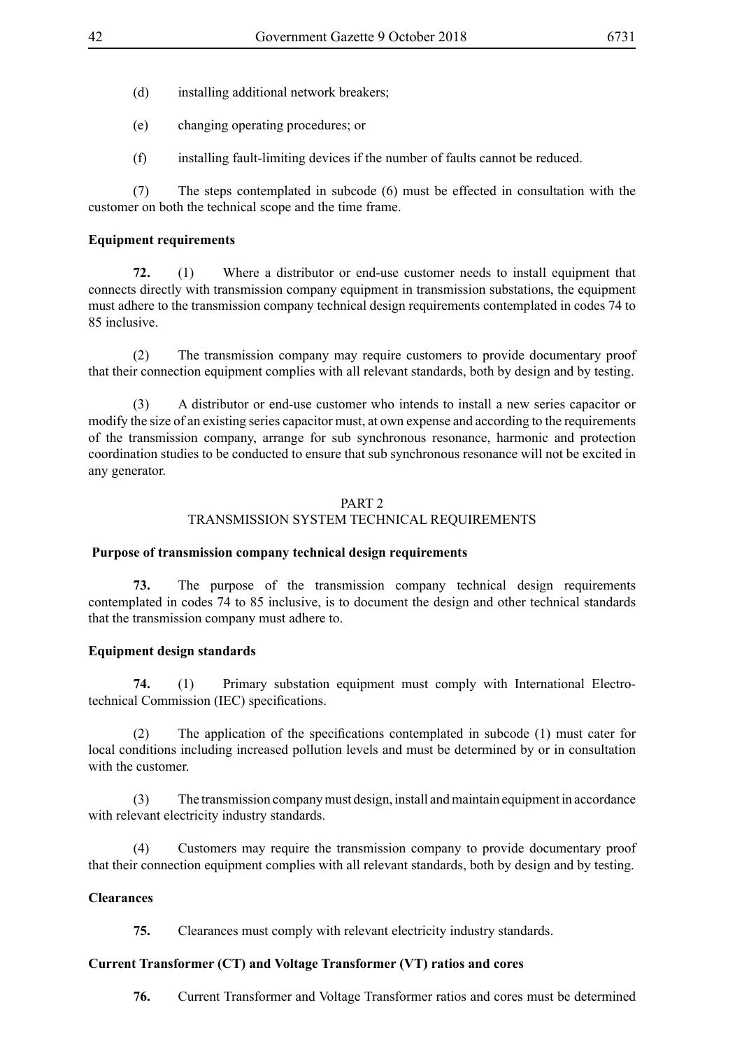(d) installing additional network breakers;

(e) changing operating procedures; or

(f) installing fault-limiting devices if the number of faults cannot be reduced.

(7) The steps contemplated in subcode (6) must be effected in consultation with the customer on both the technical scope and the time frame.

**Equipment requirements**

**72.** (1) Where a distributor or end-use customer needs to install equipment that connects directly with transmission company equipment in transmission substations, the equipment must adhere to the transmission company technical design requirements contemplated in codes 74 to 85 inclusive.

(2) The transmission company may require customers to provide documentary proof that their connection equipment complies with all relevant standards, both by design and by testing.

(3) A distributor or end-use customer who intends to install a new series capacitor or modify the size of an existing series capacitor must, at own expense and according to the requirements of the transmission company, arrange for sub synchronous resonance, harmonic and protection coordination studies to be conducted to ensure that sub synchronous resonance will not be excited in any generator.

## PART 2
## TRANSMISSION SYSTEM TECHNICAL REQUIREMENTS

**Purpose of transmission company technical design requirements**

**73.** The purpose of the transmission company technical design requirements contemplated in codes 74 to 85 inclusive, is to document the design and other technical standards that the transmission company must adhere to.

**Equipment design standards**

**74.** (1) Primary substation equipment must comply with International Electro-technical Commission (IEC) specifications.

(2) The application of the specifications contemplated in subcode (1) must cater for local conditions including increased pollution levels and must be determined by or in consultation with the customer.

(3) The transmission company must design, install and maintain equipment in accordance with relevant electricity industry standards.

(4) Customers may require the transmission company to provide documentary proof that their connection equipment complies with all relevant standards, both by design and by testing.

**Clearances**

**75.** Clearances must comply with relevant electricity industry standards.

**Current Transformer (CT) and Voltage Transformer (VT) ratios and cores**

**76.** Current Transformer and Voltage Transformer ratios and cores must be determined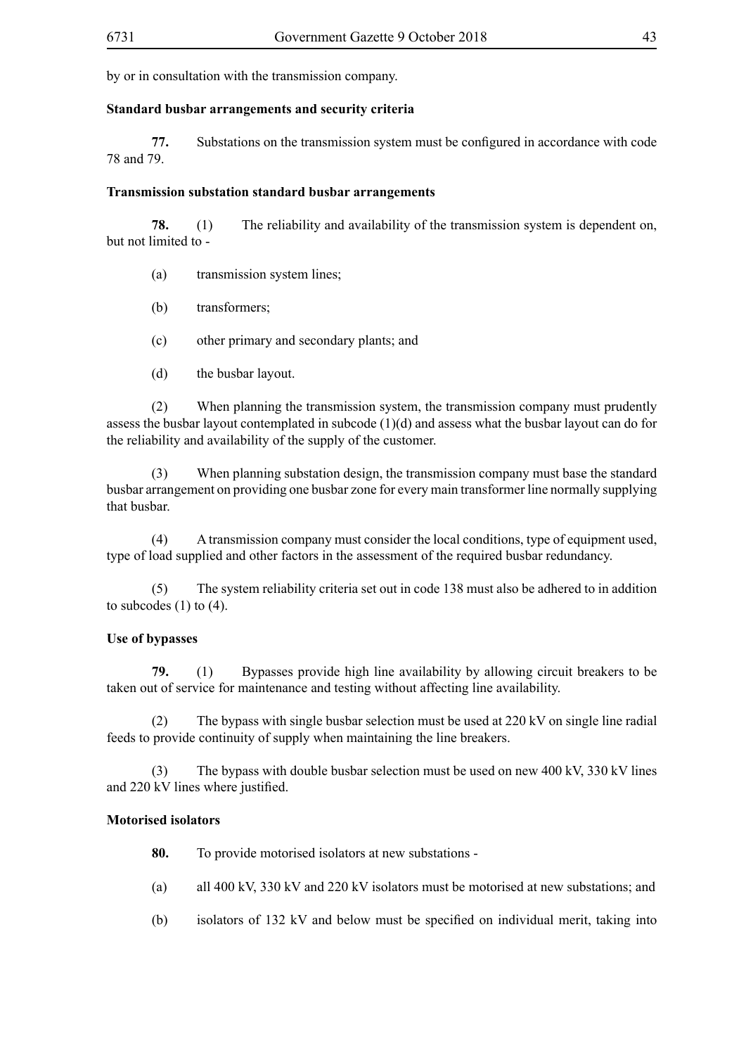by or in consultation with the transmission company.

**Standard busbar arrangements and security criteria**

**77.** Substations on the transmission system must be configured in accordance with code 78 and 79.

**Transmission substation standard busbar arrangements**

**78.** (1) The reliability and availability of the transmission system is dependent on, but not limited to -

(a) transmission system lines;

(b) transformers;

(c) other primary and secondary plants; and

(d) the busbar layout.

(2) When planning the transmission system, the transmission company must prudently assess the busbar layout contemplated in subcode (1)(d) and assess what the busbar layout can do for the reliability and availability of the supply of the customer.

(3) When planning substation design, the transmission company must base the standard busbar arrangement on providing one busbar zone for every main transformer line normally supplying that busbar.

(4) A transmission company must consider the local conditions, type of equipment used, type of load supplied and other factors in the assessment of the required busbar redundancy.

(5) The system reliability criteria set out in code 138 must also be adhered to in addition to subcodes (1) to (4).

**Use of bypasses**

**79.** (1) Bypasses provide high line availability by allowing circuit breakers to be taken out of service for maintenance and testing without affecting line availability.

(2) The bypass with single busbar selection must be used at 220 kV on single line radial feeds to provide continuity of supply when maintaining the line breakers.

(3) The bypass with double busbar selection must be used on new 400 kV, 330 kV lines and 220 kV lines where justified.

**Motorised isolators**

**80.** To provide motorised isolators at new substations -

(a) all 400 kV, 330 kV and 220 kV isolators must be motorised at new substations; and

(b) isolators of 132 kV and below must be specified on individual merit, taking into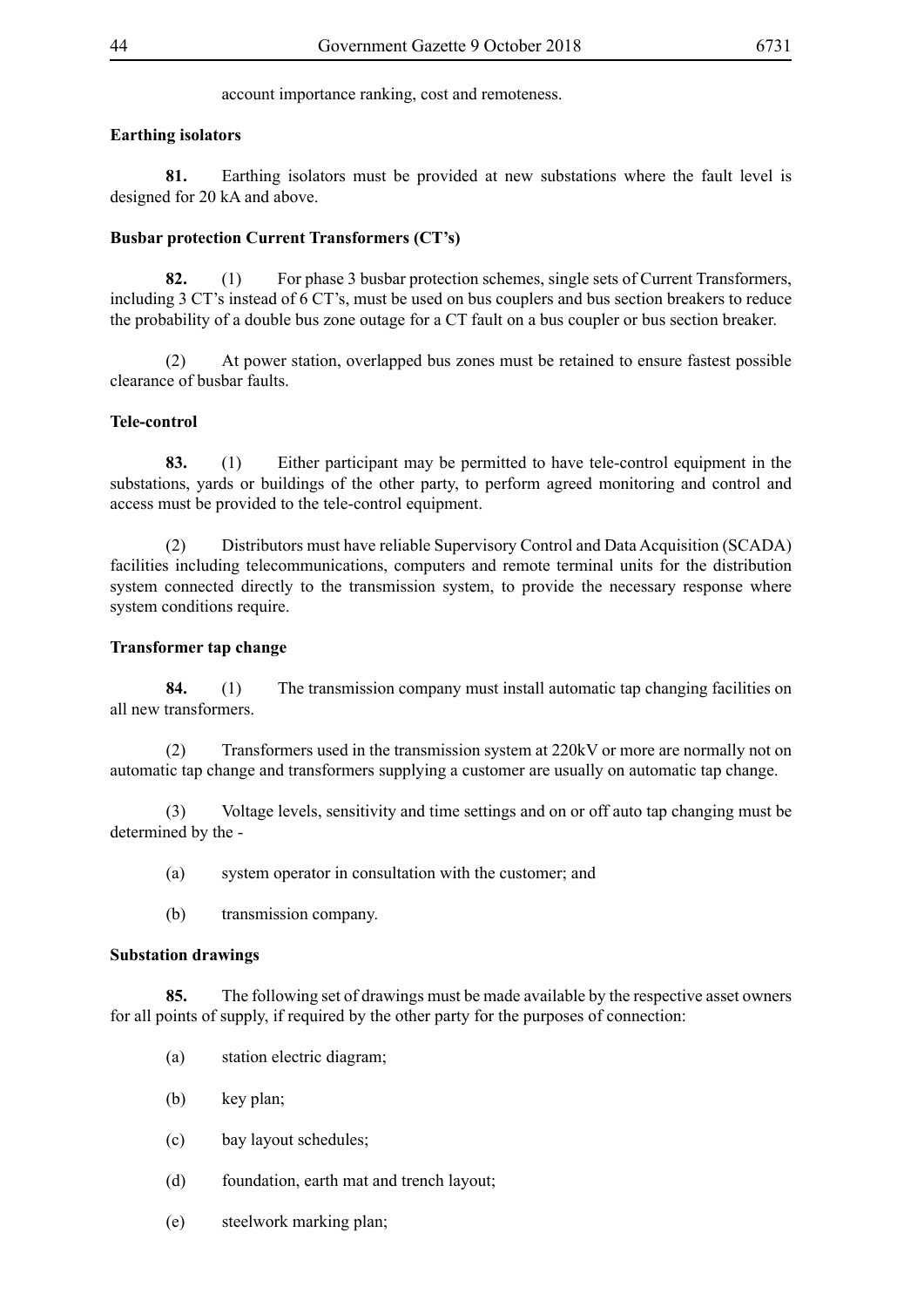account importance ranking, cost and remoteness.

**Earthing isolators**

**81.** Earthing isolators must be provided at new substations where the fault level is designed for 20 kA and above.

**Busbar protection Current Transformers (CT's)**

**82.** (1) For phase 3 busbar protection schemes, single sets of Current Transformers, including 3 CT's instead of 6 CT's, must be used on bus couplers and bus section breakers to reduce the probability of a double bus zone outage for a CT fault on a bus coupler or bus section breaker.

(2) At power station, overlapped bus zones must be retained to ensure fastest possible clearance of busbar faults.

**Tele-control**

**83.** (1) Either participant may be permitted to have tele-control equipment in the substations, yards or buildings of the other party, to perform agreed monitoring and control and access must be provided to the tele-control equipment.

(2) Distributors must have reliable Supervisory Control and Data Acquisition (SCADA) facilities including telecommunications, computers and remote terminal units for the distribution system connected directly to the transmission system, to provide the necessary response where system conditions require.

**Transformer tap change**

**84.** (1) The transmission company must install automatic tap changing facilities on all new transformers.

(2) Transformers used in the transmission system at 220kV or more are normally not on automatic tap change and transformers supplying a customer are usually on automatic tap change.

(3) Voltage levels, sensitivity and time settings and on or off auto tap changing must be determined by the -

(a) system operator in consultation with the customer; and

(b) transmission company.

**Substation drawings**

**85.** The following set of drawings must be made available by the respective asset owners for all points of supply, if required by the other party for the purposes of connection:

(a) station electric diagram;

(b) key plan;

(c) bay layout schedules;

(d) foundation, earth mat and trench layout;

(e) steelwork marking plan;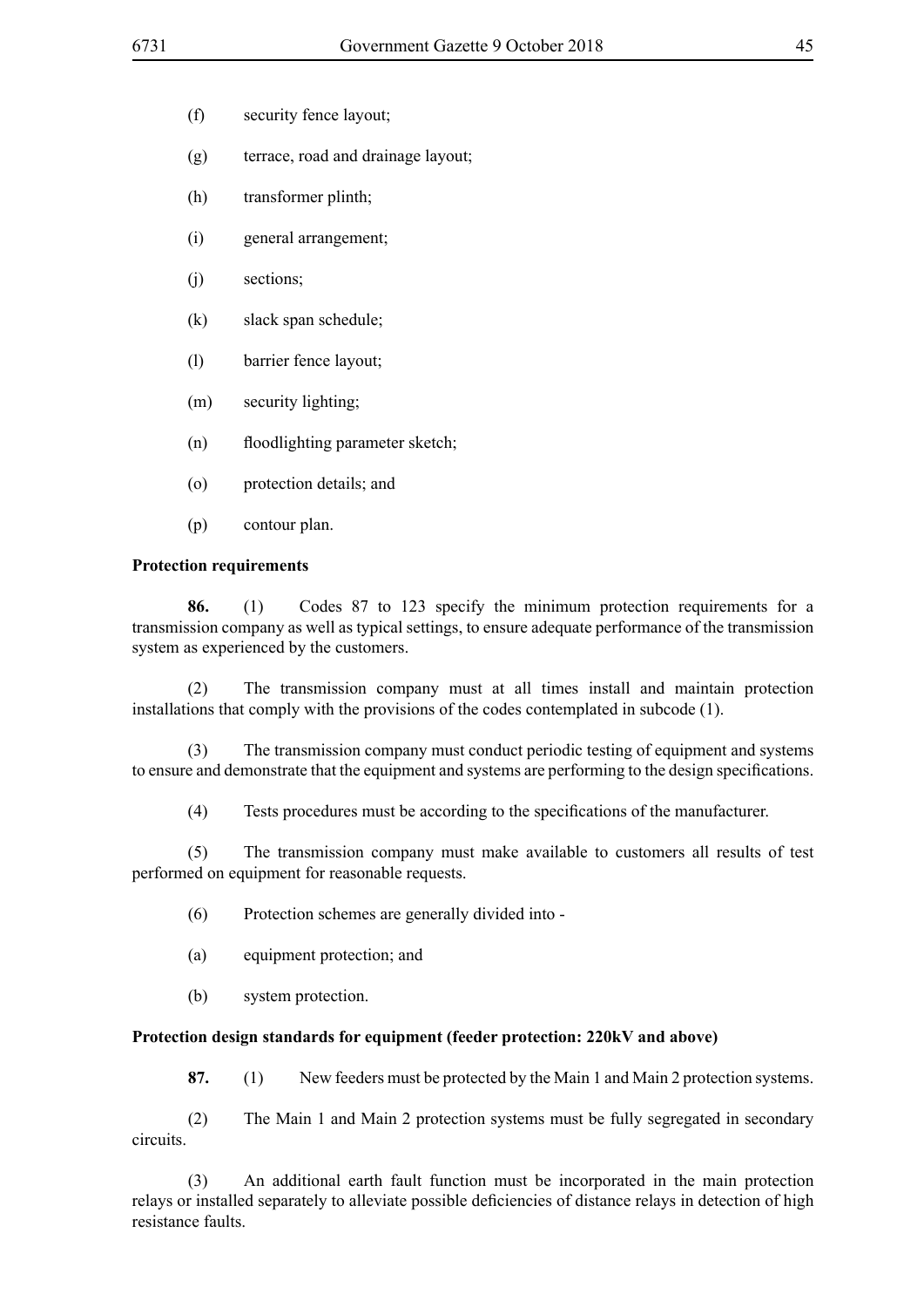(f) security fence layout;

(g) terrace, road and drainage layout;

(h) transformer plinth;

(i) general arrangement;

(j) sections;

(k) slack span schedule;

(l) barrier fence layout;

(m) security lighting;

(n) floodlighting parameter sketch;

(o) protection details; and

(p) contour plan.

**Protection requirements**

**86.** (1) Codes 87 to 123 specify the minimum protection requirements for a transmission company as well as typical settings, to ensure adequate performance of the transmission system as experienced by the customers.

(2) The transmission company must at all times install and maintain protection installations that comply with the provisions of the codes contemplated in subcode (1).

(3) The transmission company must conduct periodic testing of equipment and systems to ensure and demonstrate that the equipment and systems are performing to the design specifications.

(4) Tests procedures must be according to the specifications of the manufacturer.

(5) The transmission company must make available to customers all results of test performed on equipment for reasonable requests.

(6) Protection schemes are generally divided into -

(a) equipment protection; and

(b) system protection.

**Protection design standards for equipment (feeder protection: 220kV and above)**

**87.** (1) New feeders must be protected by the Main 1 and Main 2 protection systems.

(2) The Main 1 and Main 2 protection systems must be fully segregated in secondary circuits.

(3) An additional earth fault function must be incorporated in the main protection relays or installed separately to alleviate possible deficiencies of distance relays in detection of high resistance faults.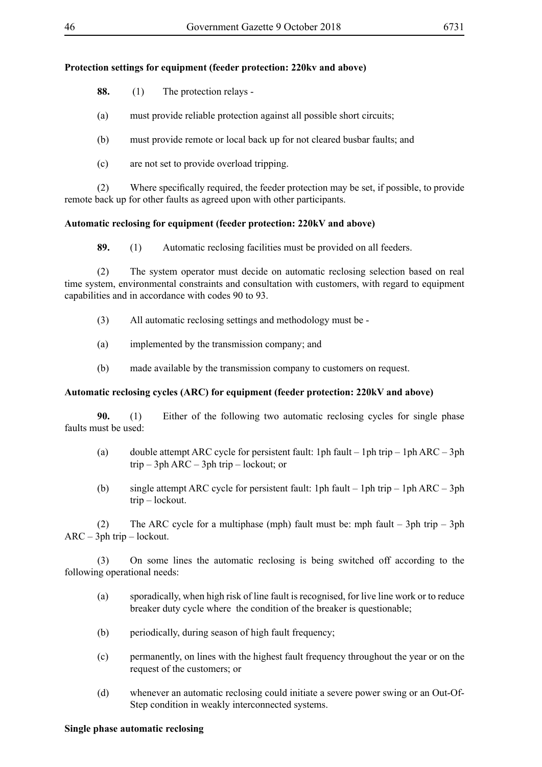**Protection settings for equipment (feeder protection: 220kv and above)**

**88.** (1) The protection relays -

(a) must provide reliable protection against all possible short circuits;

(b) must provide remote or local back up for not cleared busbar faults; and

(c) are not set to provide overload tripping.

(2) Where specifically required, the feeder protection may be set, if possible, to provide remote back up for other faults as agreed upon with other participants.

**Automatic reclosing for equipment (feeder protection: 220kV and above)**

**89.** (1) Automatic reclosing facilities must be provided on all feeders.

(2) The system operator must decide on automatic reclosing selection based on real time system, environmental constraints and consultation with customers, with regard to equipment capabilities and in accordance with codes 90 to 93.

(3) All automatic reclosing settings and methodology must be -

(a) implemented by the transmission company; and

(b) made available by the transmission company to customers on request.

**Automatic reclosing cycles (ARC) for equipment (feeder protection: 220kV and above)**

**90.** (1) Either of the following two automatic reclosing cycles for single phase faults must be used:

(a) double attempt ARC cycle for persistent fault: 1ph fault – 1ph trip – 1ph ARC – 3ph trip – 3ph ARC – 3ph trip – lockout; or

(b) single attempt ARC cycle for persistent fault: 1ph fault – 1ph trip – 1ph ARC – 3ph trip – lockout.

(2) The ARC cycle for a multiphase (mph) fault must be: mph fault – 3ph trip – 3ph ARC – 3ph trip – lockout.

(3) On some lines the automatic reclosing is being switched off according to the following operational needs:

(a) sporadically, when high risk of line fault is recognised, for live line work or to reduce breaker duty cycle where the condition of the breaker is questionable;

(b) periodically, during season of high fault frequency;

(c) permanently, on lines with the highest fault frequency throughout the year or on the request of the customers; or

(d) whenever an automatic reclosing could initiate a severe power swing or an Out-Of-Step condition in weakly interconnected systems.

**Single phase automatic reclosing**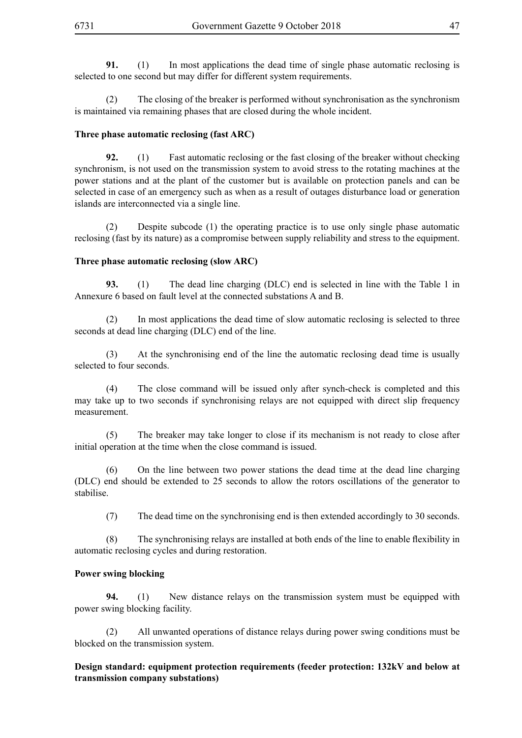**91.** (1) In most applications the dead time of single phase automatic reclosing is selected to one second but may differ for different system requirements.

(2) The closing of the breaker is performed without synchronisation as the synchronism is maintained via remaining phases that are closed during the whole incident.

**Three phase automatic reclosing (fast ARC)**

**92.** (1) Fast automatic reclosing or the fast closing of the breaker without checking synchronism, is not used on the transmission system to avoid stress to the rotating machines at the power stations and at the plant of the customer but is available on protection panels and can be selected in case of an emergency such as when as a result of outages disturbance load or generation islands are interconnected via a single line.

(2) Despite subcode (1) the operating practice is to use only single phase automatic reclosing (fast by its nature) as a compromise between supply reliability and stress to the equipment.

**Three phase automatic reclosing (slow ARC)**

**93.** (1) The dead line charging (DLC) end is selected in line with the Table 1 in Annexure 6 based on fault level at the connected substations A and B.

(2) In most applications the dead time of slow automatic reclosing is selected to three seconds at dead line charging (DLC) end of the line.

(3) At the synchronising end of the line the automatic reclosing dead time is usually selected to four seconds.

(4) The close command will be issued only after synch-check is completed and this may take up to two seconds if synchronising relays are not equipped with direct slip frequency measurement.

(5) The breaker may take longer to close if its mechanism is not ready to close after initial operation at the time when the close command is issued.

(6) On the line between two power stations the dead time at the dead line charging (DLC) end should be extended to 25 seconds to allow the rotors oscillations of the generator to stabilise.

(7) The dead time on the synchronising end is then extended accordingly to 30 seconds.

(8) The synchronising relays are installed at both ends of the line to enable flexibility in automatic reclosing cycles and during restoration.

**Power swing blocking**

**94.** (1) New distance relays on the transmission system must be equipped with power swing blocking facility.

(2) All unwanted operations of distance relays during power swing conditions must be blocked on the transmission system.

**Design standard: equipment protection requirements (feeder protection: 132kV and below at transmission company substations)**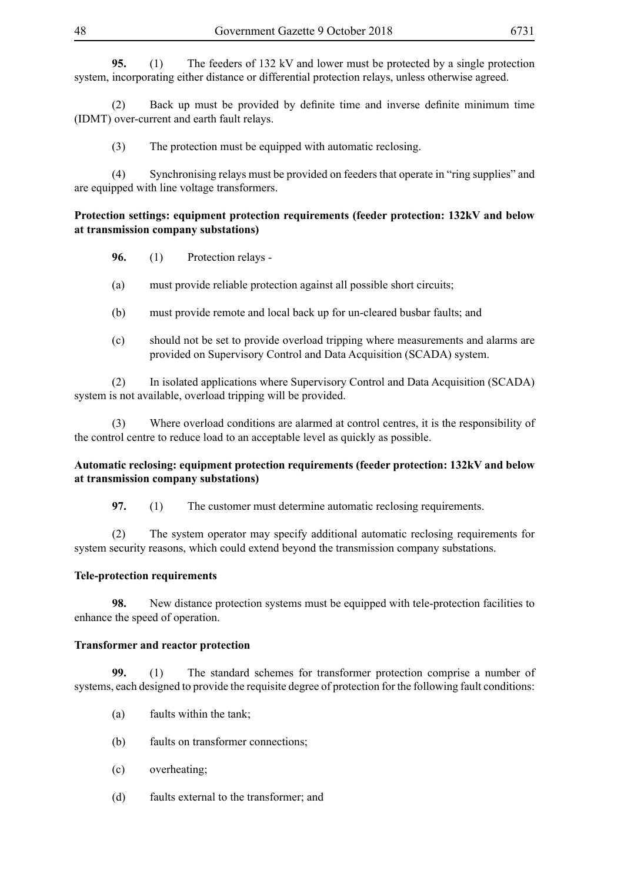**95.** (1) The feeders of 132 kV and lower must be protected by a single protection system, incorporating either distance or differential protection relays, unless otherwise agreed.

(2) Back up must be provided by definite time and inverse definite minimum time (IDMT) over-current and earth fault relays.

(3) The protection must be equipped with automatic reclosing.

(4) Synchronising relays must be provided on feeders that operate in "ring supplies" and are equipped with line voltage transformers.

**Protection settings: equipment protection requirements (feeder protection: 132kV and below at transmission company substations)**

**96.** (1) Protection relays -

(a) must provide reliable protection against all possible short circuits;

(b) must provide remote and local back up for un-cleared busbar faults; and

(c) should not be set to provide overload tripping where measurements and alarms are provided on Supervisory Control and Data Acquisition (SCADA) system.

(2) In isolated applications where Supervisory Control and Data Acquisition (SCADA) system is not available, overload tripping will be provided.

(3) Where overload conditions are alarmed at control centres, it is the responsibility of the control centre to reduce load to an acceptable level as quickly as possible.

**Automatic reclosing: equipment protection requirements (feeder protection: 132kV and below at transmission company substations)**

**97.** (1) The customer must determine automatic reclosing requirements.

(2) The system operator may specify additional automatic reclosing requirements for system security reasons, which could extend beyond the transmission company substations.

**Tele-protection requirements**

**98.** New distance protection systems must be equipped with tele-protection facilities to enhance the speed of operation.

**Transformer and reactor protection**

**99.** (1) The standard schemes for transformer protection comprise a number of systems, each designed to provide the requisite degree of protection for the following fault conditions:

(a) faults within the tank;

(b) faults on transformer connections;

(c) overheating;

(d) faults external to the transformer; and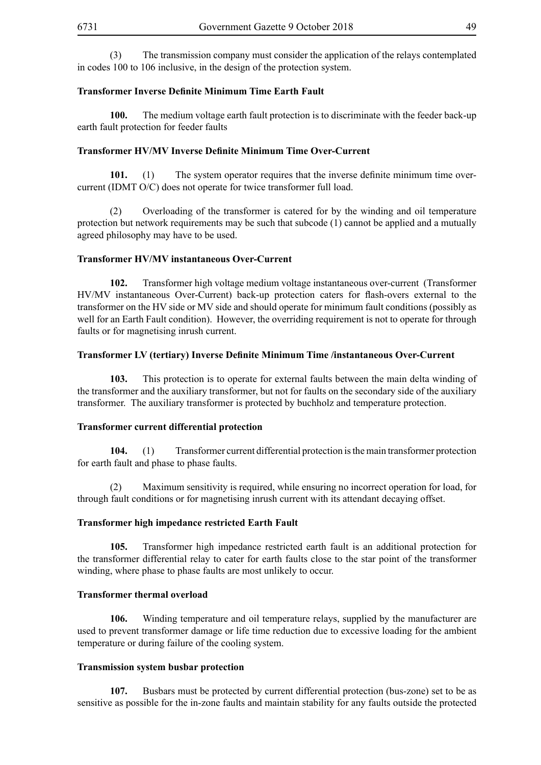(3) The transmission company must consider the application of the relays contemplated in codes 100 to 106 inclusive, in the design of the protection system.

**Transformer Inverse Definite Minimum Time Earth Fault**

**100.** The medium voltage earth fault protection is to discriminate with the feeder back-up earth fault protection for feeder faults

**Transformer HV/MV Inverse Definite Minimum Time Over-Current**

**101.** (1) The system operator requires that the inverse definite minimum time over-current (IDMT O/C) does not operate for twice transformer full load.

(2) Overloading of the transformer is catered for by the winding and oil temperature protection but network requirements may be such that subcode (1) cannot be applied and a mutually agreed philosophy may have to be used.

**Transformer HV/MV instantaneous Over-Current**

**102.** Transformer high voltage medium voltage instantaneous over-current (Transformer HV/MV instantaneous Over-Current) back-up protection caters for flash-overs external to the transformer on the HV side or MV side and should operate for minimum fault conditions (possibly as well for an Earth Fault condition). However, the overriding requirement is not to operate for through faults or for magnetising inrush current.

**Transformer LV (tertiary) Inverse Definite Minimum Time /instantaneous Over-Current**

**103.** This protection is to operate for external faults between the main delta winding of the transformer and the auxiliary transformer, but not for faults on the secondary side of the auxiliary transformer. The auxiliary transformer is protected by buchholz and temperature protection.

**Transformer current differential protection**

**104.** (1) Transformer current differential protection is the main transformer protection for earth fault and phase to phase faults.

(2) Maximum sensitivity is required, while ensuring no incorrect operation for load, for through fault conditions or for magnetising inrush current with its attendant decaying offset.

**Transformer high impedance restricted Earth Fault**

**105.** Transformer high impedance restricted earth fault is an additional protection for the transformer differential relay to cater for earth faults close to the star point of the transformer winding, where phase to phase faults are most unlikely to occur.

**Transformer thermal overload**

**106.** Winding temperature and oil temperature relays, supplied by the manufacturer are used to prevent transformer damage or life time reduction due to excessive loading for the ambient temperature or during failure of the cooling system.

**Transmission system busbar protection**

**107.** Busbars must be protected by current differential protection (bus-zone) set to be as sensitive as possible for the in-zone faults and maintain stability for any faults outside the protected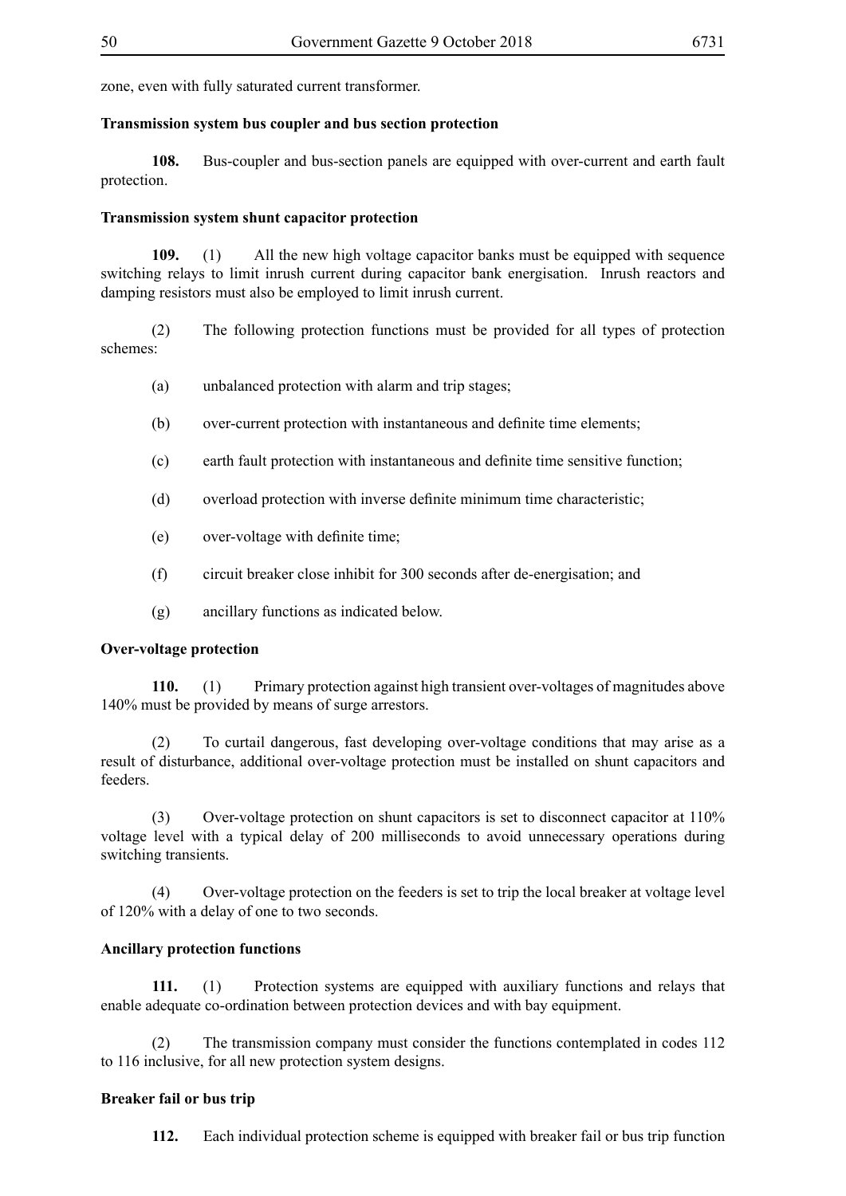zone, even with fully saturated current transformer.

**Transmission system bus coupler and bus section protection**

**108.** Bus-coupler and bus-section panels are equipped with over-current and earth fault protection.

**Transmission system shunt capacitor protection**

**109.** (1) All the new high voltage capacitor banks must be equipped with sequence switching relays to limit inrush current during capacitor bank energisation. Inrush reactors and damping resistors must also be employed to limit inrush current.

(2) The following protection functions must be provided for all types of protection schemes:

(a) unbalanced protection with alarm and trip stages;

(b) over-current protection with instantaneous and definite time elements;

(c) earth fault protection with instantaneous and definite time sensitive function;

(d) overload protection with inverse definite minimum time characteristic;

(e) over-voltage with definite time;

(f) circuit breaker close inhibit for 300 seconds after de-energisation; and

(g) ancillary functions as indicated below.

**Over-voltage protection**

**110.** (1) Primary protection against high transient over-voltages of magnitudes above 140% must be provided by means of surge arrestors.

(2) To curtail dangerous, fast developing over-voltage conditions that may arise as a result of disturbance, additional over-voltage protection must be installed on shunt capacitors and feeders.

(3) Over-voltage protection on shunt capacitors is set to disconnect capacitor at 110% voltage level with a typical delay of 200 milliseconds to avoid unnecessary operations during switching transients.

(4) Over-voltage protection on the feeders is set to trip the local breaker at voltage level of 120% with a delay of one to two seconds.

**Ancillary protection functions**

**111.** (1) Protection systems are equipped with auxiliary functions and relays that enable adequate co-ordination between protection devices and with bay equipment.

(2) The transmission company must consider the functions contemplated in codes 112 to 116 inclusive, for all new protection system designs.

**Breaker fail or bus trip**

**112.** Each individual protection scheme is equipped with breaker fail or bus trip function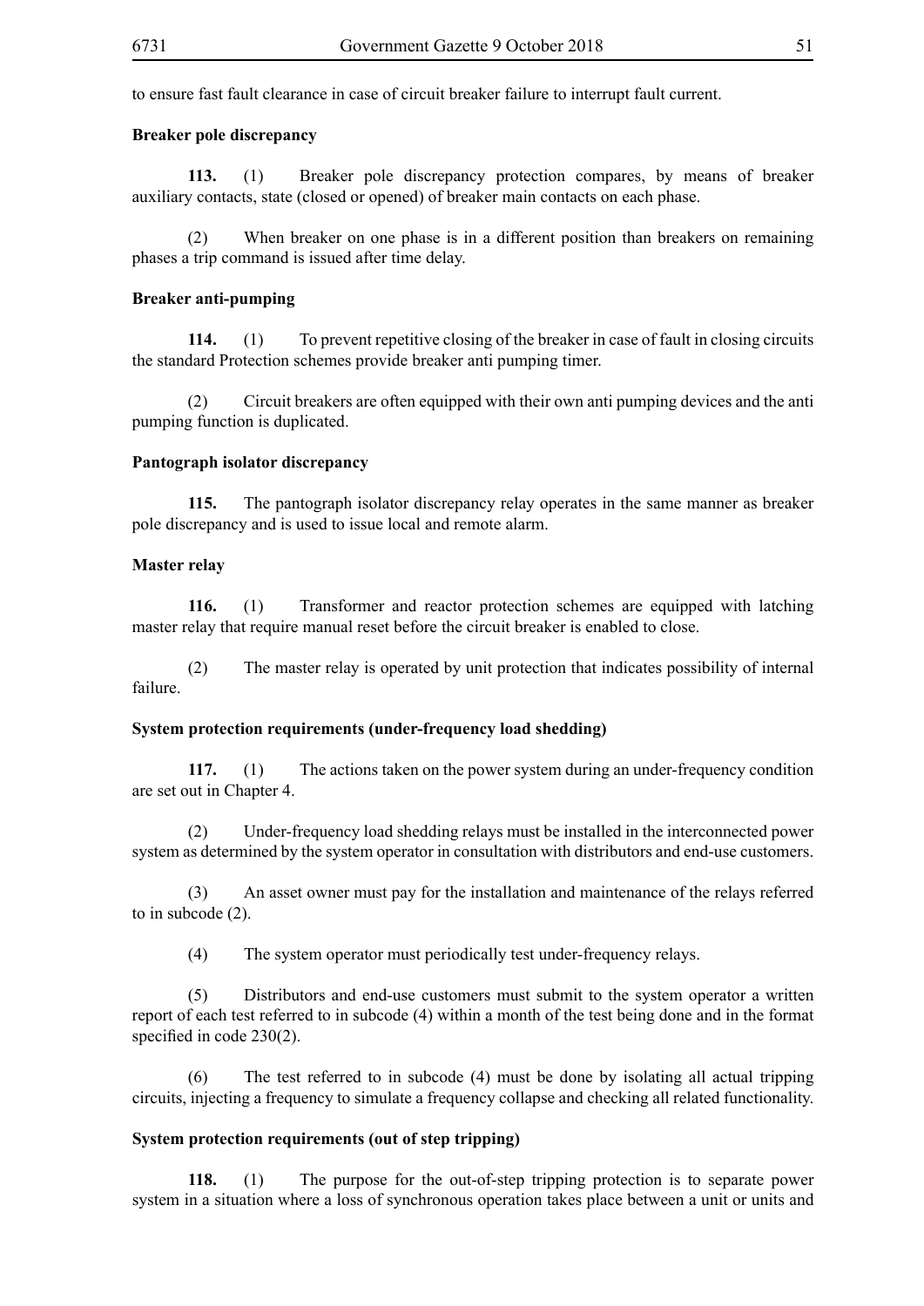to ensure fast fault clearance in case of circuit breaker failure to interrupt fault current.

**Breaker pole discrepancy**

**113.** (1) Breaker pole discrepancy protection compares, by means of breaker auxiliary contacts, state (closed or opened) of breaker main contacts on each phase.

(2) When breaker on one phase is in a different position than breakers on remaining phases a trip command is issued after time delay.

**Breaker anti-pumping**

**114.** (1) To prevent repetitive closing of the breaker in case of fault in closing circuits the standard Protection schemes provide breaker anti pumping timer.

(2) Circuit breakers are often equipped with their own anti pumping devices and the anti pumping function is duplicated.

**Pantograph isolator discrepancy**

**115.** The pantograph isolator discrepancy relay operates in the same manner as breaker pole discrepancy and is used to issue local and remote alarm.

**Master relay**

**116.** (1) Transformer and reactor protection schemes are equipped with latching master relay that require manual reset before the circuit breaker is enabled to close.

(2) The master relay is operated by unit protection that indicates possibility of internal failure.

**System protection requirements (under-frequency load shedding)**

**117.** (1) The actions taken on the power system during an under-frequency condition are set out in Chapter 4.

(2) Under-frequency load shedding relays must be installed in the interconnected power system as determined by the system operator in consultation with distributors and end-use customers.

(3) An asset owner must pay for the installation and maintenance of the relays referred to in subcode (2).

(4) The system operator must periodically test under-frequency relays.

(5) Distributors and end-use customers must submit to the system operator a written report of each test referred to in subcode (4) within a month of the test being done and in the format specified in code 230(2).

(6) The test referred to in subcode (4) must be done by isolating all actual tripping circuits, injecting a frequency to simulate a frequency collapse and checking all related functionality.

**System protection requirements (out of step tripping)**

**118.** (1) The purpose for the out-of-step tripping protection is to separate power system in a situation where a loss of synchronous operation takes place between a unit or units and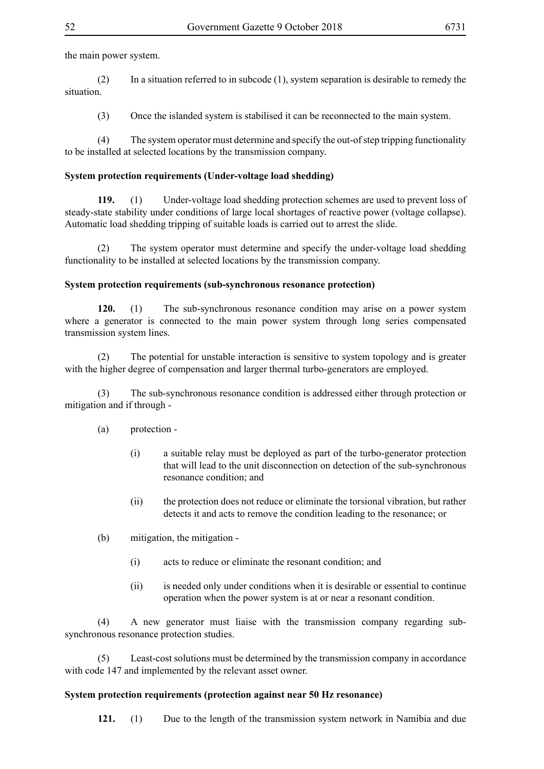the main power system.

(2) In a situation referred to in subcode (1), system separation is desirable to remedy the situation.

(3) Once the islanded system is stabilised it can be reconnected to the main system.

(4) The system operator must determine and specify the out-of step tripping functionality to be installed at selected locations by the transmission company.

**System protection requirements (Under-voltage load shedding)**

**119.** (1) Under-voltage load shedding protection schemes are used to prevent loss of steady-state stability under conditions of large local shortages of reactive power (voltage collapse). Automatic load shedding tripping of suitable loads is carried out to arrest the slide.

(2) The system operator must determine and specify the under-voltage load shedding functionality to be installed at selected locations by the transmission company.

**System protection requirements (sub-synchronous resonance protection)**

**120.** (1) The sub-synchronous resonance condition may arise on a power system where a generator is connected to the main power system through long series compensated transmission system lines.

(2) The potential for unstable interaction is sensitive to system topology and is greater with the higher degree of compensation and larger thermal turbo-generators are employed.

(3) The sub-synchronous resonance condition is addressed either through protection or mitigation and if through -

(a) protection -

(i) a suitable relay must be deployed as part of the turbo-generator protection that will lead to the unit disconnection on detection of the sub-synchronous resonance condition; and

(ii) the protection does not reduce or eliminate the torsional vibration, but rather detects it and acts to remove the condition leading to the resonance; or

(b) mitigation, the mitigation -

(i) acts to reduce or eliminate the resonant condition; and

(ii) is needed only under conditions when it is desirable or essential to continue operation when the power system is at or near a resonant condition.

(4) A new generator must liaise with the transmission company regarding sub-synchronous resonance protection studies.

(5) Least-cost solutions must be determined by the transmission company in accordance with code 147 and implemented by the relevant asset owner.

**System protection requirements (protection against near 50 Hz resonance)**

**121.** (1) Due to the length of the transmission system network in Namibia and due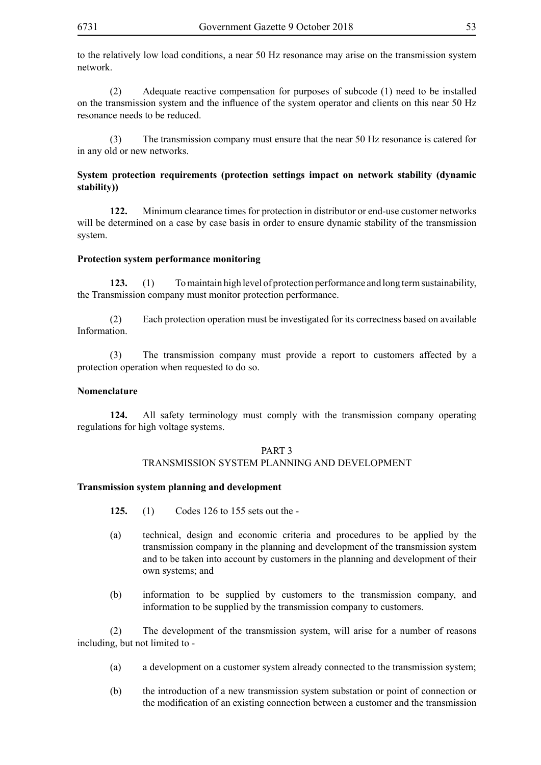to the relatively low load conditions, a near 50 Hz resonance may arise on the transmission system network.

(2) Adequate reactive compensation for purposes of subcode (1) need to be installed on the transmission system and the influence of the system operator and clients on this near 50 Hz resonance needs to be reduced.

(3) The transmission company must ensure that the near 50 Hz resonance is catered for in any old or new networks.

**System protection requirements (protection settings impact on network stability (dynamic stability))**

**122.** Minimum clearance times for protection in distributor or end-use customer networks will be determined on a case by case basis in order to ensure dynamic stability of the transmission system.

**Protection system performance monitoring**

**123.** (1) To maintain high level of protection performance and long term sustainability, the Transmission company must monitor protection performance.

(2) Each protection operation must be investigated for its correctness based on available Information.

(3) The transmission company must provide a report to customers affected by a protection operation when requested to do so.

**Nomenclature**

**124.** All safety terminology must comply with the transmission company operating regulations for high voltage systems.

## PART 3
## TRANSMISSION SYSTEM PLANNING AND DEVELOPMENT

**Transmission system planning and development**

**125.** (1) Codes 126 to 155 sets out the -

(a) technical, design and economic criteria and procedures to be applied by the transmission company in the planning and development of the transmission system and to be taken into account by customers in the planning and development of their own systems; and

(b) information to be supplied by customers to the transmission company, and information to be supplied by the transmission company to customers.

(2) The development of the transmission system, will arise for a number of reasons including, but not limited to -

(a) a development on a customer system already connected to the transmission system;

(b) the introduction of a new transmission system substation or point of connection or the modification of an existing connection between a customer and the transmission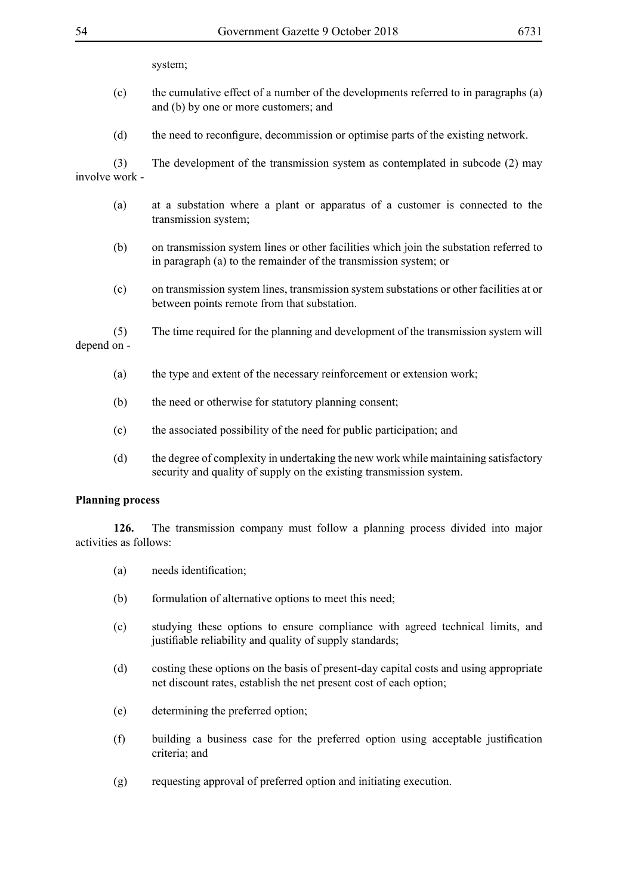system;

(c) the cumulative effect of a number of the developments referred to in paragraphs (a) and (b) by one or more customers; and

(d) the need to reconfigure, decommission or optimise parts of the existing network.

(3) The development of the transmission system as contemplated in subcode (2) may involve work -

(a) at a substation where a plant or apparatus of a customer is connected to the transmission system;

(b) on transmission system lines or other facilities which join the substation referred to in paragraph (a) to the remainder of the transmission system; or

(c) on transmission system lines, transmission system substations or other facilities at or between points remote from that substation.

(5) The time required for the planning and development of the transmission system will depend on -

(a) the type and extent of the necessary reinforcement or extension work;

(b) the need or otherwise for statutory planning consent;

(c) the associated possibility of the need for public participation; and

(d) the degree of complexity in undertaking the new work while maintaining satisfactory security and quality of supply on the existing transmission system.

**Planning process**

**126.** The transmission company must follow a planning process divided into major activities as follows:

(a) needs identification;

(b) formulation of alternative options to meet this need;

(c) studying these options to ensure compliance with agreed technical limits, and justifiable reliability and quality of supply standards;

(d) costing these options on the basis of present-day capital costs and using appropriate net discount rates, establish the net present cost of each option;

(e) determining the preferred option;

(f) building a business case for the preferred option using acceptable justification criteria; and

(g) requesting approval of preferred option and initiating execution.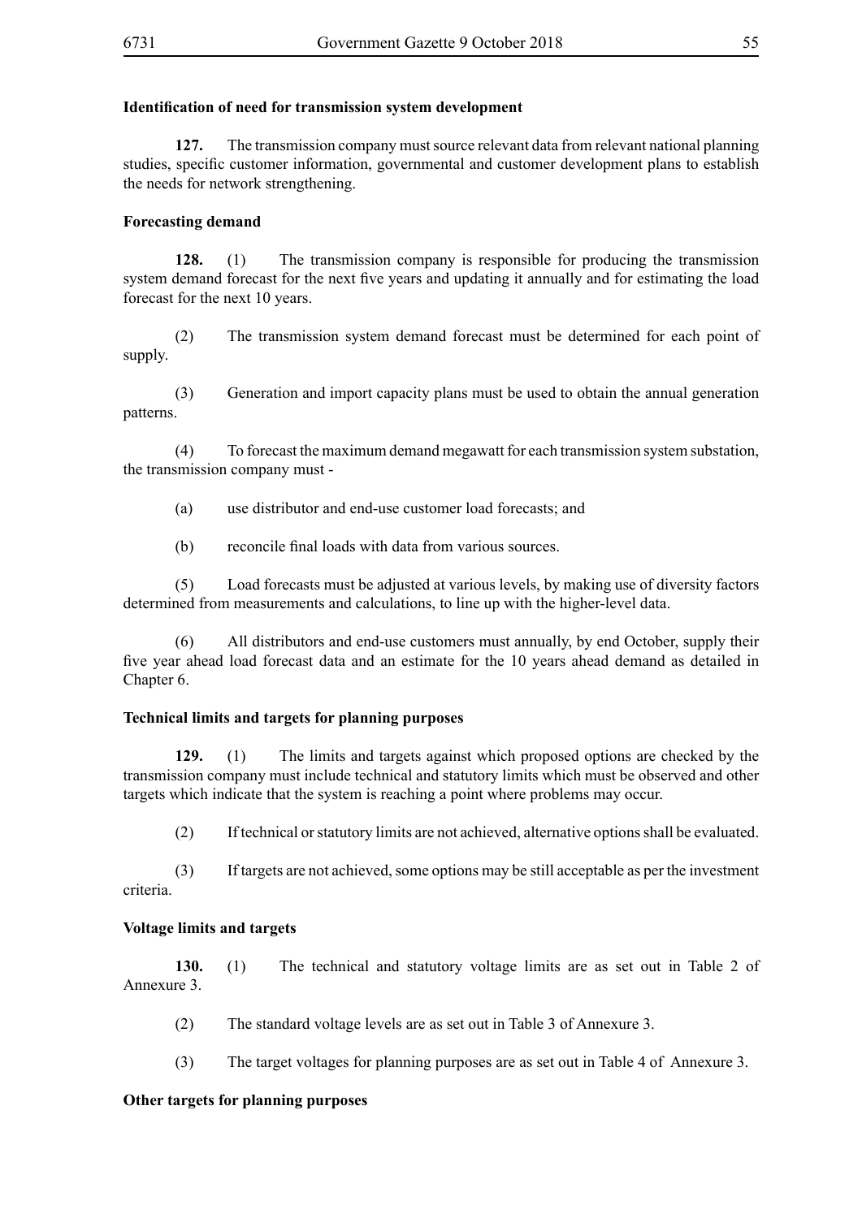**Identification of need for transmission system development**

**127.** The transmission company must source relevant data from relevant national planning studies, specific customer information, governmental and customer development plans to establish the needs for network strengthening.

**Forecasting demand**

**128.** (1) The transmission company is responsible for producing the transmission system demand forecast for the next five years and updating it annually and for estimating the load forecast for the next 10 years.

(2) The transmission system demand forecast must be determined for each point of supply.

(3) Generation and import capacity plans must be used to obtain the annual generation patterns.

(4) To forecast the maximum demand megawatt for each transmission system substation, the transmission company must -

(a) use distributor and end-use customer load forecasts; and

(b) reconcile final loads with data from various sources.

(5) Load forecasts must be adjusted at various levels, by making use of diversity factors determined from measurements and calculations, to line up with the higher-level data.

(6) All distributors and end-use customers must annually, by end October, supply their five year ahead load forecast data and an estimate for the 10 years ahead demand as detailed in Chapter 6.

**Technical limits and targets for planning purposes**

**129.** (1) The limits and targets against which proposed options are checked by the transmission company must include technical and statutory limits which must be observed and other targets which indicate that the system is reaching a point where problems may occur.

(2) If technical or statutory limits are not achieved, alternative options shall be evaluated.

(3) If targets are not achieved, some options may be still acceptable as per the investment criteria.

**Voltage limits and targets**

**130.** (1) The technical and statutory voltage limits are as set out in Table 2 of Annexure 3.

(2) The standard voltage levels are as set out in Table 3 of Annexure 3.

(3) The target voltages for planning purposes are as set out in Table 4 of Annexure 3.

**Other targets for planning purposes**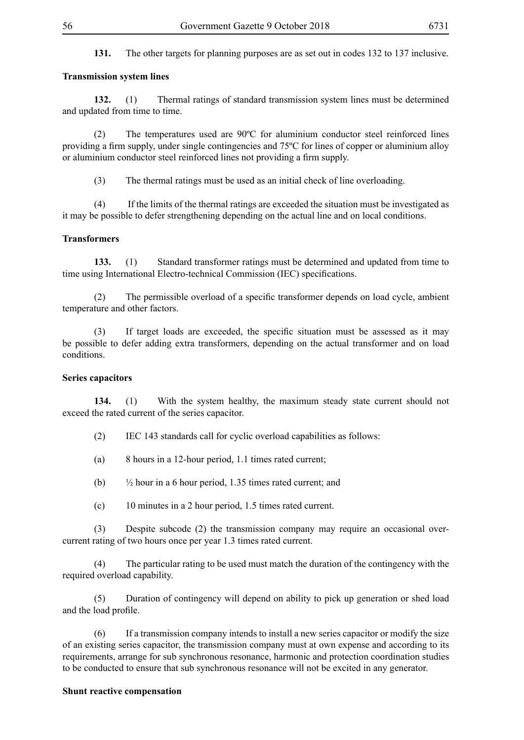**131.** The other targets for planning purposes are as set out in codes 132 to 137 inclusive.

**Transmission system lines**

**132.** (1) Thermal ratings of standard transmission system lines must be determined and updated from time to time.

(2) The temperatures used are 90ºC for aluminium conductor steel reinforced lines providing a firm supply, under single contingencies and 75ºC for lines of copper or aluminium alloy or aluminium conductor steel reinforced lines not providing a firm supply.

(3) The thermal ratings must be used as an initial check of line overloading.

(4) If the limits of the thermal ratings are exceeded the situation must be investigated as it may be possible to defer strengthening depending on the actual line and on local conditions.

**Transformers**

**133.** (1) Standard transformer ratings must be determined and updated from time to time using International Electro-technical Commission (IEC) specifications.

(2) The permissible overload of a specific transformer depends on load cycle, ambient temperature and other factors.

(3) If target loads are exceeded, the specific situation must be assessed as it may be possible to defer adding extra transformers, depending on the actual transformer and on load conditions.

**Series capacitors**

**134.** (1) With the system healthy, the maximum steady state current should not exceed the rated current of the series capacitor.

(2) IEC 143 standards call for cyclic overload capabilities as follows:

(a) 8 hours in a 12-hour period, 1.1 times rated current;

(b) ½ hour in a 6 hour period, 1.35 times rated current; and

(c) 10 minutes in a 2 hour period, 1.5 times rated current.

(3) Despite subcode (2) the transmission company may require an occasional over-current rating of two hours once per year 1.3 times rated current.

(4) The particular rating to be used must match the duration of the contingency with the required overload capability.

(5) Duration of contingency will depend on ability to pick up generation or shed load and the load profile.

(6) If a transmission company intends to install a new series capacitor or modify the size of an existing series capacitor, the transmission company must at own expense and according to its requirements, arrange for sub synchronous resonance, harmonic and protection coordination studies to be conducted to ensure that sub synchronous resonance will not be excited in any generator.

**Shunt reactive compensation**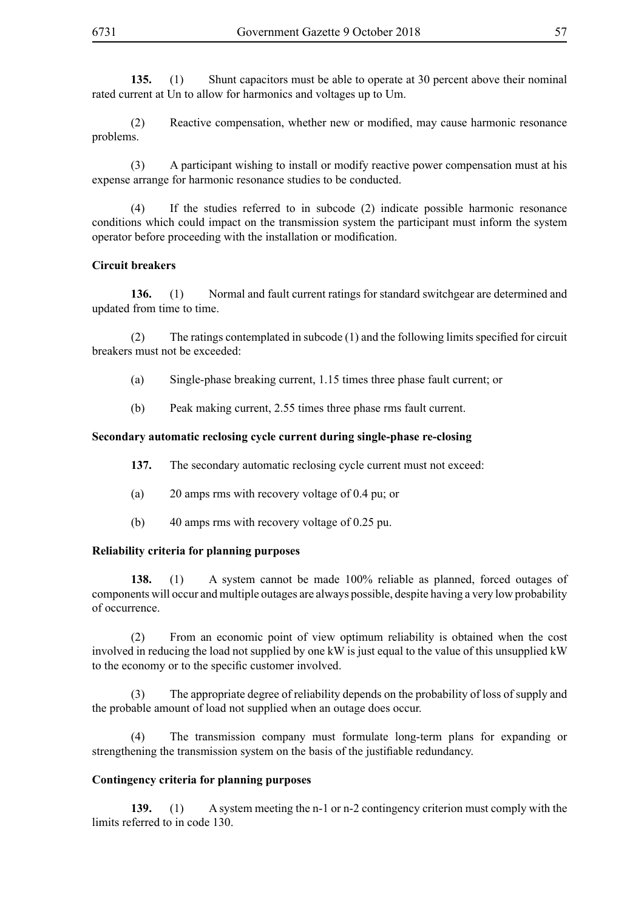**135.** (1) Shunt capacitors must be able to operate at 30 percent above their nominal rated current at Un to allow for harmonics and voltages up to Um.

(2) Reactive compensation, whether new or modified, may cause harmonic resonance problems.

(3) A participant wishing to install or modify reactive power compensation must at his expense arrange for harmonic resonance studies to be conducted.

(4) If the studies referred to in subcode (2) indicate possible harmonic resonance conditions which could impact on the transmission system the participant must inform the system operator before proceeding with the installation or modification.

**Circuit breakers**

**136.** (1) Normal and fault current ratings for standard switchgear are determined and updated from time to time.

(2) The ratings contemplated in subcode (1) and the following limits specified for circuit breakers must not be exceeded:

(a) Single-phase breaking current, 1.15 times three phase fault current; or

(b) Peak making current, 2.55 times three phase rms fault current.

**Secondary automatic reclosing cycle current during single-phase re-closing**

**137.** The secondary automatic reclosing cycle current must not exceed:

(a) 20 amps rms with recovery voltage of 0.4 pu; or

(b) 40 amps rms with recovery voltage of 0.25 pu.

**Reliability criteria for planning purposes**

**138.** (1) A system cannot be made 100% reliable as planned, forced outages of components will occur and multiple outages are always possible, despite having a very low probability of occurrence.

(2) From an economic point of view optimum reliability is obtained when the cost involved in reducing the load not supplied by one kW is just equal to the value of this unsupplied kW to the economy or to the specific customer involved.

(3) The appropriate degree of reliability depends on the probability of loss of supply and the probable amount of load not supplied when an outage does occur.

(4) The transmission company must formulate long-term plans for expanding or strengthening the transmission system on the basis of the justifiable redundancy.

**Contingency criteria for planning purposes**

**139.** (1) A system meeting the n-1 or n-2 contingency criterion must comply with the limits referred to in code 130.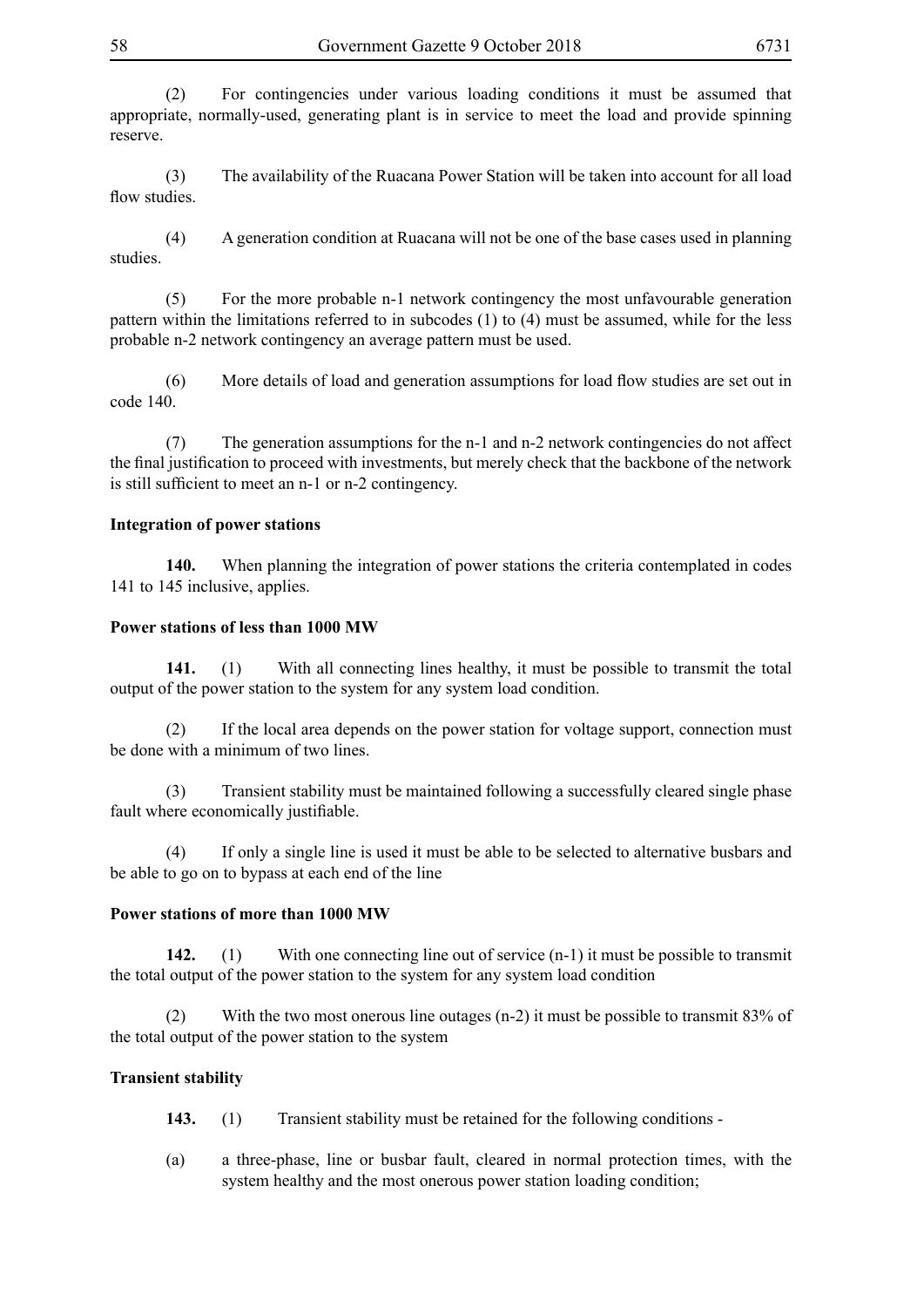(2) For contingencies under various loading conditions it must be assumed that appropriate, normally-used, generating plant is in service to meet the load and provide spinning reserve.

(3) The availability of the Ruacana Power Station will be taken into account for all load flow studies.

(4) A generation condition at Ruacana will not be one of the base cases used in planning studies.

(5) For the more probable n-1 network contingency the most unfavourable generation pattern within the limitations referred to in subcodes (1) to (4) must be assumed, while for the less probable n-2 network contingency an average pattern must be used.

(6) More details of load and generation assumptions for load flow studies are set out in code 140.

(7) The generation assumptions for the n-1 and n-2 network contingencies do not affect the final justification to proceed with investments, but merely check that the backbone of the network is still sufficient to meet an n-1 or n-2 contingency.

**Integration of power stations**

**140.** When planning the integration of power stations the criteria contemplated in codes 141 to 145 inclusive, applies.

**Power stations of less than 1000 MW**

**141.** (1) With all connecting lines healthy, it must be possible to transmit the total output of the power station to the system for any system load condition.

(2) If the local area depends on the power station for voltage support, connection must be done with a minimum of two lines.

(3) Transient stability must be maintained following a successfully cleared single phase fault where economically justifiable.

(4) If only a single line is used it must be able to be selected to alternative busbars and be able to go on to bypass at each end of the line

**Power stations of more than 1000 MW**

**142.** (1) With one connecting line out of service (n-1) it must be possible to transmit the total output of the power station to the system for any system load condition

(2) With the two most onerous line outages (n-2) it must be possible to transmit 83% of the total output of the power station to the system

**Transient stability**

**143.** (1) Transient stability must be retained for the following conditions -

(a) a three-phase, line or busbar fault, cleared in normal protection times, with the system healthy and the most onerous power station loading condition;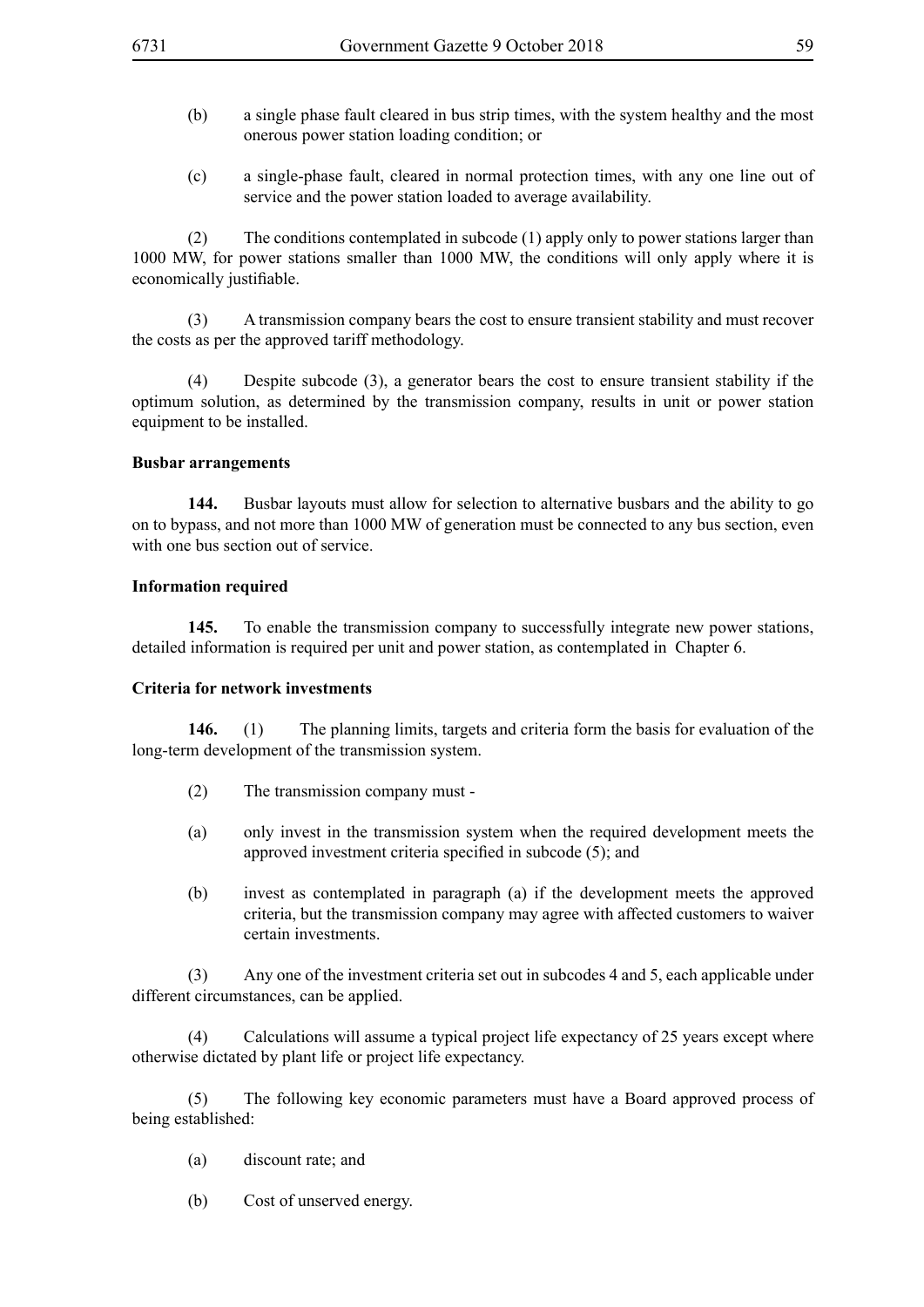(b) a single phase fault cleared in bus strip times, with the system healthy and the most onerous power station loading condition; or

(c) a single-phase fault, cleared in normal protection times, with any one line out of service and the power station loaded to average availability.

(2) The conditions contemplated in subcode (1) apply only to power stations larger than 1000 MW, for power stations smaller than 1000 MW, the conditions will only apply where it is economically justifiable.

(3) A transmission company bears the cost to ensure transient stability and must recover the costs as per the approved tariff methodology.

(4) Despite subcode (3), a generator bears the cost to ensure transient stability if the optimum solution, as determined by the transmission company, results in unit or power station equipment to be installed.

**Busbar arrangements**

**144.** Busbar layouts must allow for selection to alternative busbars and the ability to go on to bypass, and not more than 1000 MW of generation must be connected to any bus section, even with one bus section out of service.

**Information required**

**145.** To enable the transmission company to successfully integrate new power stations, detailed information is required per unit and power station, as contemplated in Chapter 6.

**Criteria for network investments**

**146.** (1) The planning limits, targets and criteria form the basis for evaluation of the long-term development of the transmission system.

(2) The transmission company must -

(a) only invest in the transmission system when the required development meets the approved investment criteria specified in subcode (5); and

(b) invest as contemplated in paragraph (a) if the development meets the approved criteria, but the transmission company may agree with affected customers to waiver certain investments.

(3) Any one of the investment criteria set out in subcodes 4 and 5, each applicable under different circumstances, can be applied.

(4) Calculations will assume a typical project life expectancy of 25 years except where otherwise dictated by plant life or project life expectancy.

(5) The following key economic parameters must have a Board approved process of being established:

(a) discount rate; and

(b) Cost of unserved energy.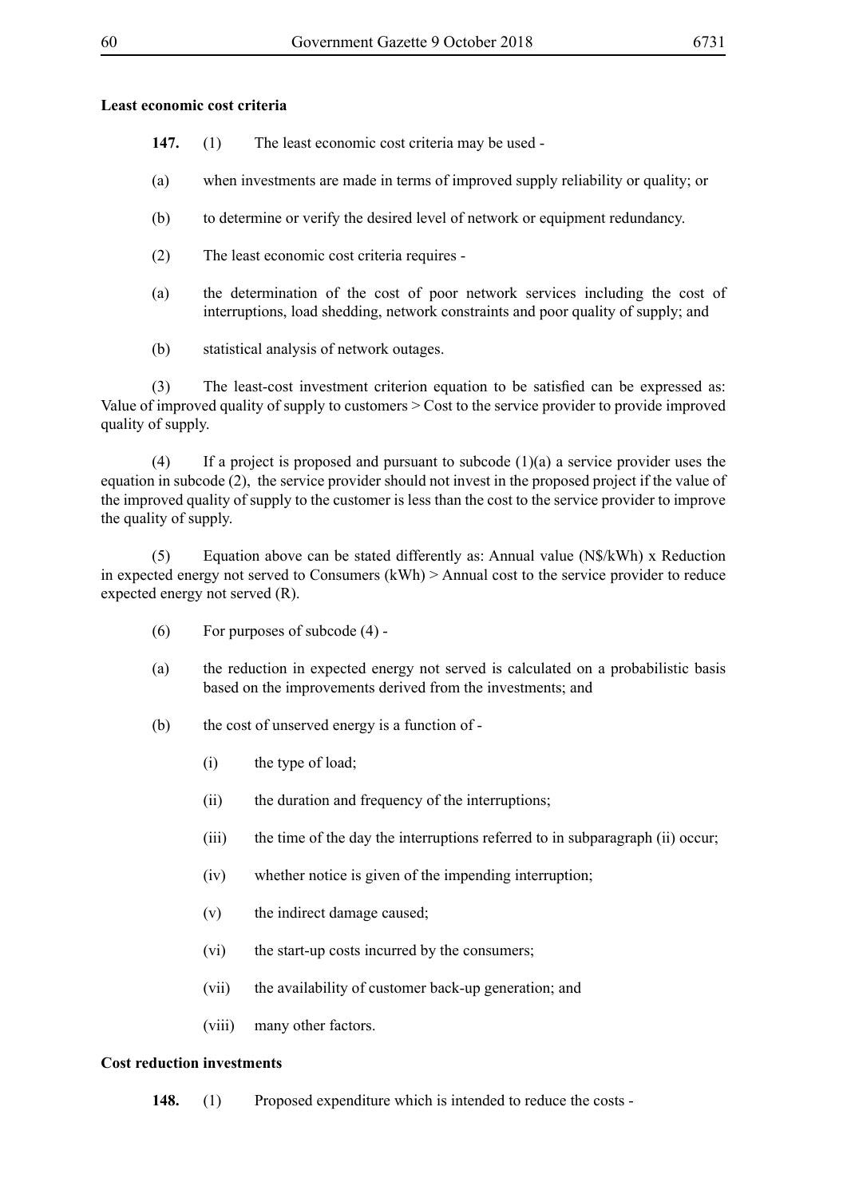**Least economic cost criteria**

**147.** (1) The least economic cost criteria may be used -

(a) when investments are made in terms of improved supply reliability or quality; or

(b) to determine or verify the desired level of network or equipment redundancy.

(2) The least economic cost criteria requires -

(a) the determination of the cost of poor network services including the cost of interruptions, load shedding, network constraints and poor quality of supply; and

(b) statistical analysis of network outages.

(3) The least-cost investment criterion equation to be satisfied can be expressed as: Value of improved quality of supply to customers > Cost to the service provider to provide improved quality of supply.

(4) If a project is proposed and pursuant to subcode (1)(a) a service provider uses the equation in subcode (2), the service provider should not invest in the proposed project if the value of the improved quality of supply to the customer is less than the cost to the service provider to improve the quality of supply.

(5) Equation above can be stated differently as: Annual value (N$/kWh) x Reduction in expected energy not served to Consumers (kWh) > Annual cost to the service provider to reduce expected energy not served (R).

(6) For purposes of subcode (4) -

(a) the reduction in expected energy not served is calculated on a probabilistic basis based on the improvements derived from the investments; and

(b) the cost of unserved energy is a function of -

(i) the type of load;

(ii) the duration and frequency of the interruptions;

(iii) the time of the day the interruptions referred to in subparagraph (ii) occur;

(iv) whether notice is given of the impending interruption;

(v) the indirect damage caused;

(vi) the start-up costs incurred by the consumers;

(vii) the availability of customer back-up generation; and

(viii) many other factors.

**Cost reduction investments**

**148.** (1) Proposed expenditure which is intended to reduce the costs -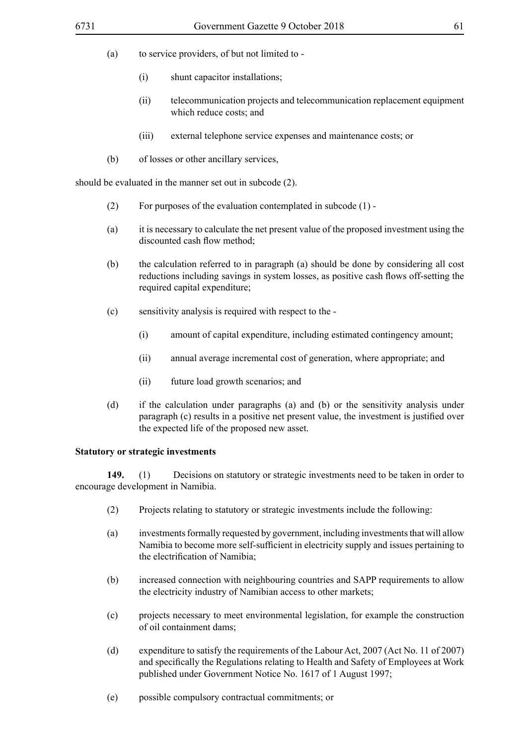(a) to service providers, of but not limited to -

(i) shunt capacitor installations;

(ii) telecommunication projects and telecommunication replacement equipment which reduce costs; and

(iii) external telephone service expenses and maintenance costs; or

(b) of losses or other ancillary services,

should be evaluated in the manner set out in subcode (2).

(2) For purposes of the evaluation contemplated in subcode (1) -

(a) it is necessary to calculate the net present value of the proposed investment using the discounted cash flow method;

(b) the calculation referred to in paragraph (a) should be done by considering all cost reductions including savings in system losses, as positive cash flows off-setting the required capital expenditure;

(c) sensitivity analysis is required with respect to the -

(i) amount of capital expenditure, including estimated contingency amount;

(ii) annual average incremental cost of generation, where appropriate; and

(ii) future load growth scenarios; and

(d) if the calculation under paragraphs (a) and (b) or the sensitivity analysis under paragraph (c) results in a positive net present value, the investment is justified over the expected life of the proposed new asset.

**Statutory or strategic investments**

**149.** (1) Decisions on statutory or strategic investments need to be taken in order to encourage development in Namibia.

(2) Projects relating to statutory or strategic investments include the following:

(a) investments formally requested by government, including investments that will allow Namibia to become more self-sufficient in electricity supply and issues pertaining to the electrification of Namibia;

(b) increased connection with neighbouring countries and SAPP requirements to allow the electricity industry of Namibian access to other markets;

(c) projects necessary to meet environmental legislation, for example the construction of oil containment dams;

(d) expenditure to satisfy the requirements of the Labour Act, 2007 (Act No. 11 of 2007) and specifically the Regulations relating to Health and Safety of Employees at Work published under Government Notice No. 1617 of 1 August 1997;

(e) possible compulsory contractual commitments; or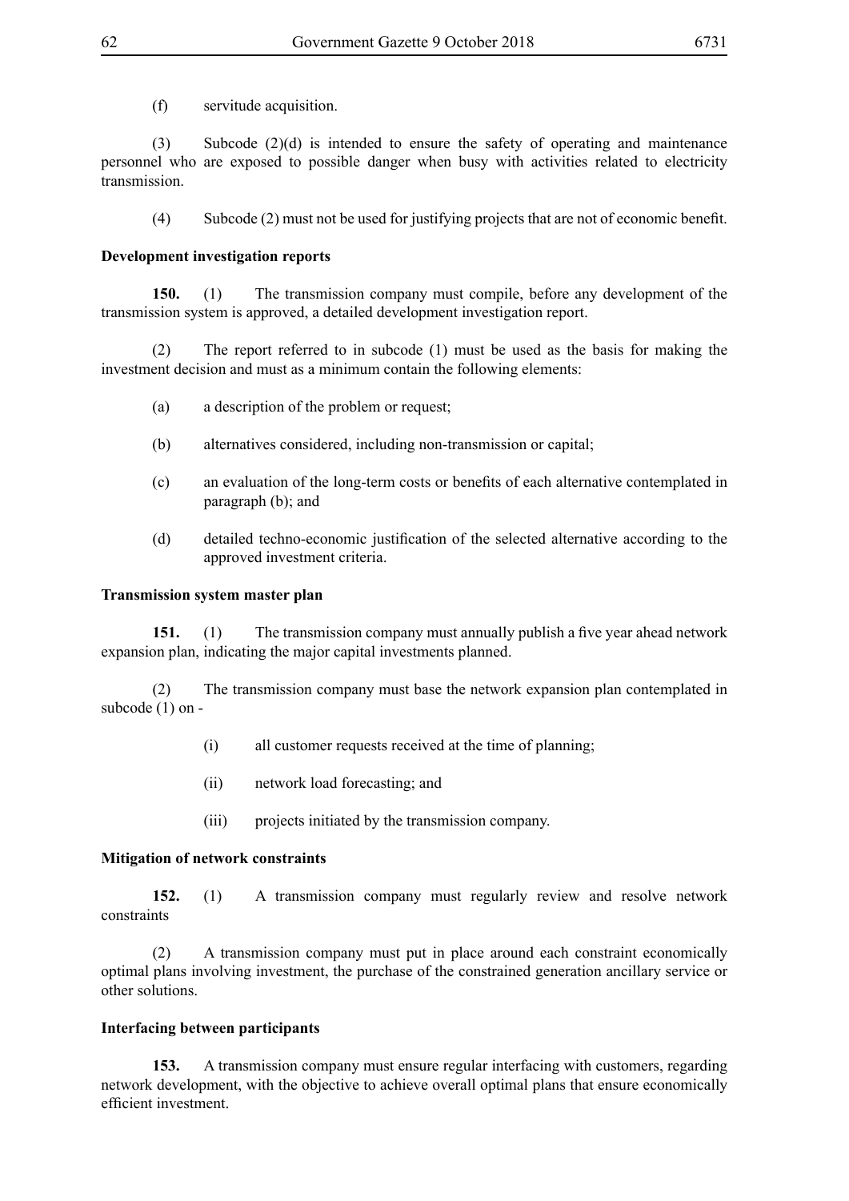(f) servitude acquisition.

(3) Subcode (2)(d) is intended to ensure the safety of operating and maintenance personnel who are exposed to possible danger when busy with activities related to electricity transmission.

(4) Subcode (2) must not be used for justifying projects that are not of economic benefit.

**Development investigation reports**

**150.** (1) The transmission company must compile, before any development of the transmission system is approved, a detailed development investigation report.

(2) The report referred to in subcode (1) must be used as the basis for making the investment decision and must as a minimum contain the following elements:

(a) a description of the problem or request;

(b) alternatives considered, including non-transmission or capital;

(c) an evaluation of the long-term costs or benefits of each alternative contemplated in paragraph (b); and

(d) detailed techno-economic justification of the selected alternative according to the approved investment criteria.

**Transmission system master plan**

**151.** (1) The transmission company must annually publish a five year ahead network expansion plan, indicating the major capital investments planned.

(2) The transmission company must base the network expansion plan contemplated in subcode (1) on -

(i) all customer requests received at the time of planning;

(ii) network load forecasting; and

(iii) projects initiated by the transmission company.

**Mitigation of network constraints**

**152.** (1) A transmission company must regularly review and resolve network constraints

(2) A transmission company must put in place around each constraint economically optimal plans involving investment, the purchase of the constrained generation ancillary service or other solutions.

**Interfacing between participants**

**153.** A transmission company must ensure regular interfacing with customers, regarding network development, with the objective to achieve overall optimal plans that ensure economically efficient investment.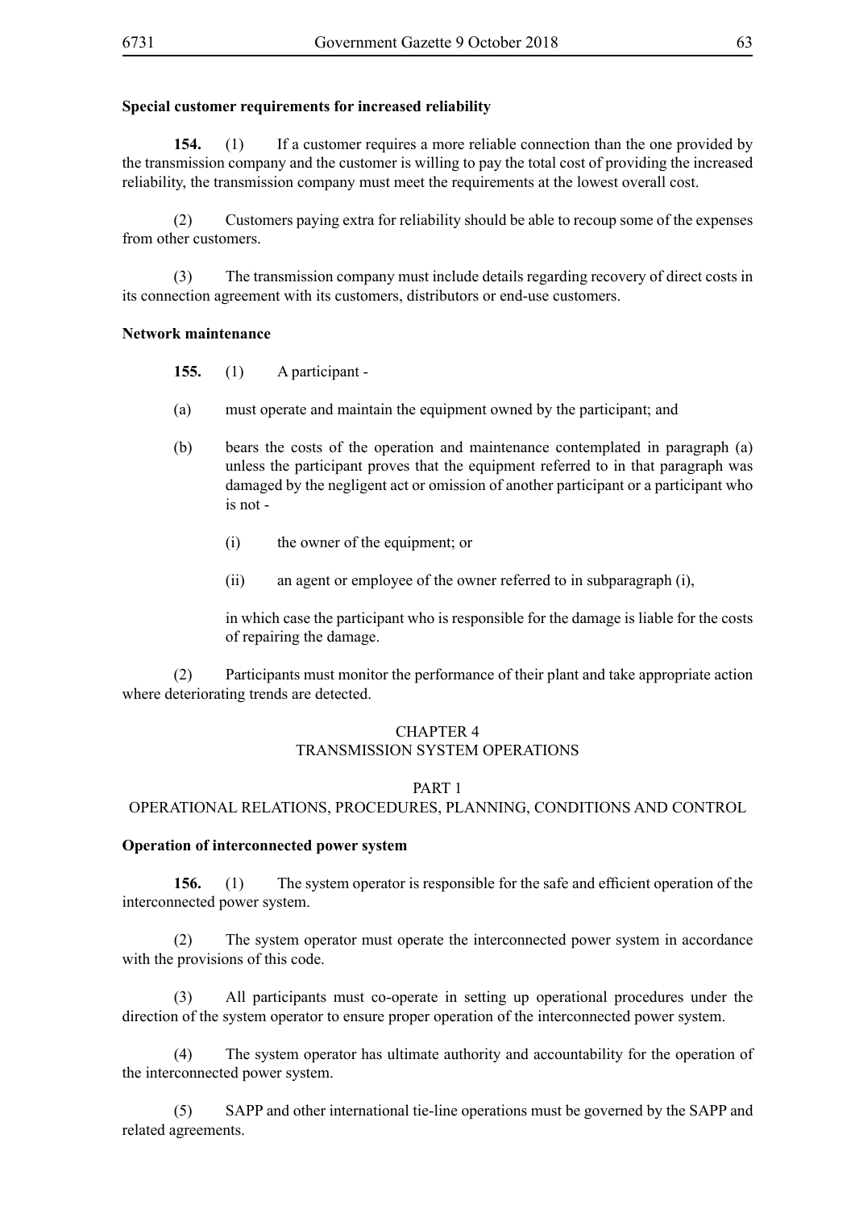**Special customer requirements for increased reliability**

**154.** (1) If a customer requires a more reliable connection than the one provided by the transmission company and the customer is willing to pay the total cost of providing the increased reliability, the transmission company must meet the requirements at the lowest overall cost.

(2) Customers paying extra for reliability should be able to recoup some of the expenses from other customers.

(3) The transmission company must include details regarding recovery of direct costs in its connection agreement with its customers, distributors or end-use customers.

**Network maintenance**

**155.** (1) A participant -

(a) must operate and maintain the equipment owned by the participant; and

(b) bears the costs of the operation and maintenance contemplated in paragraph (a) unless the participant proves that the equipment referred to in that paragraph was damaged by the negligent act or omission of another participant or a participant who is not -

(i) the owner of the equipment; or

(ii) an agent or employee of the owner referred to in subparagraph (i),

in which case the participant who is responsible for the damage is liable for the costs of repairing the damage.

(2) Participants must monitor the performance of their plant and take appropriate action where deteriorating trends are detected.

## CHAPTER 4
## TRANSMISSION SYSTEM OPERATIONS

### PART 1
### OPERATIONAL RELATIONS, PROCEDURES, PLANNING, CONDITIONS AND CONTROL

**Operation of interconnected power system**

**156.** (1) The system operator is responsible for the safe and efficient operation of the interconnected power system.

(2) The system operator must operate the interconnected power system in accordance with the provisions of this code.

(3) All participants must co-operate in setting up operational procedures under the direction of the system operator to ensure proper operation of the interconnected power system.

(4) The system operator has ultimate authority and accountability for the operation of the interconnected power system.

(5) SAPP and other international tie-line operations must be governed by the SAPP and related agreements.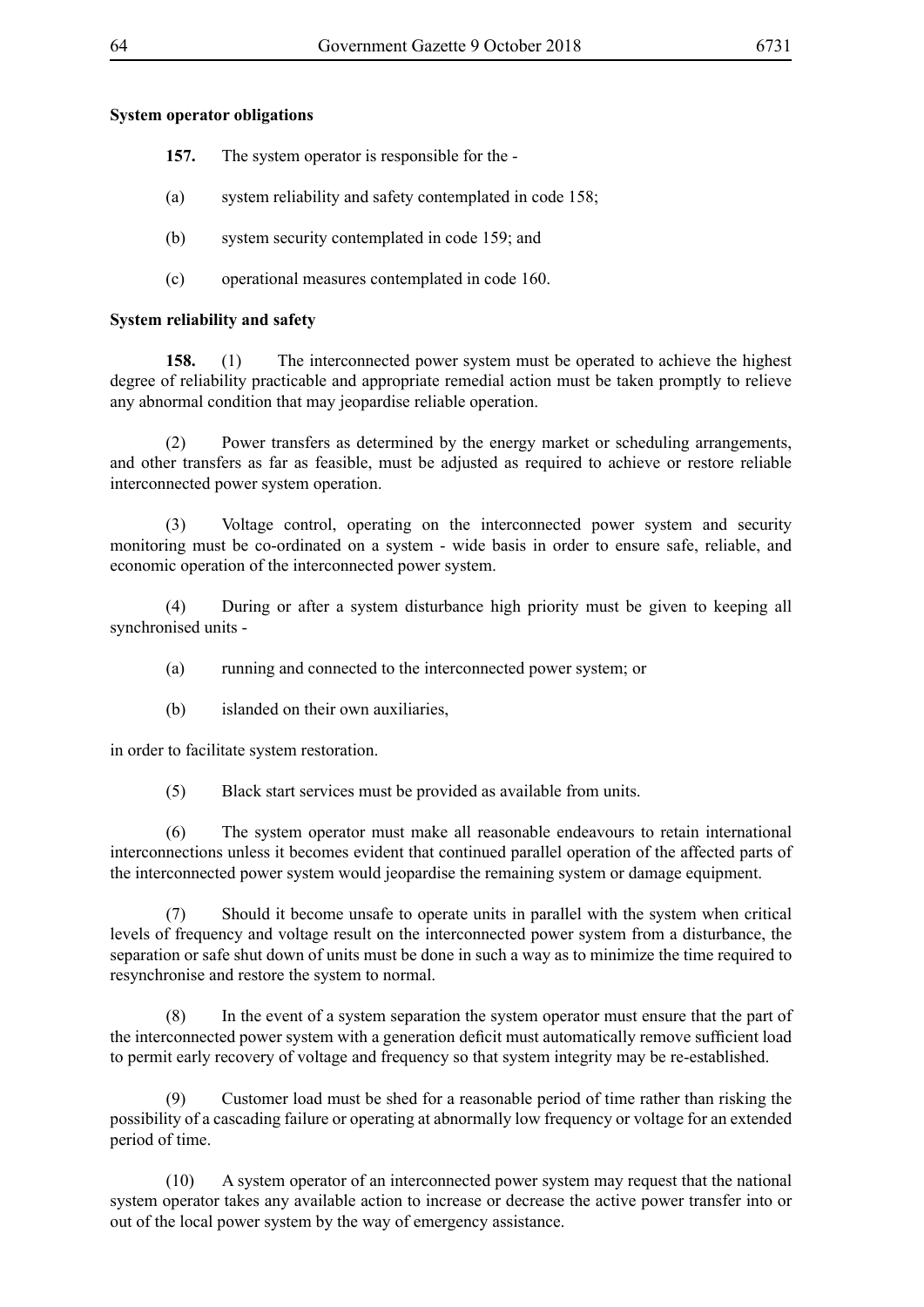**System operator obligations**

**157.** The system operator is responsible for the -

(a) system reliability and safety contemplated in code 158;

(b) system security contemplated in code 159; and

(c) operational measures contemplated in code 160.

**System reliability and safety**

**158.** (1) The interconnected power system must be operated to achieve the highest degree of reliability practicable and appropriate remedial action must be taken promptly to relieve any abnormal condition that may jeopardise reliable operation.

(2) Power transfers as determined by the energy market or scheduling arrangements, and other transfers as far as feasible, must be adjusted as required to achieve or restore reliable interconnected power system operation.

(3) Voltage control, operating on the interconnected power system and security monitoring must be co-ordinated on a system - wide basis in order to ensure safe, reliable, and economic operation of the interconnected power system.

(4) During or after a system disturbance high priority must be given to keeping all synchronised units -

(a) running and connected to the interconnected power system; or

(b) islanded on their own auxiliaries,

in order to facilitate system restoration.

(5) Black start services must be provided as available from units.

(6) The system operator must make all reasonable endeavours to retain international interconnections unless it becomes evident that continued parallel operation of the affected parts of the interconnected power system would jeopardise the remaining system or damage equipment.

(7) Should it become unsafe to operate units in parallel with the system when critical levels of frequency and voltage result on the interconnected power system from a disturbance, the separation or safe shut down of units must be done in such a way as to minimize the time required to resynchronise and restore the system to normal.

(8) In the event of a system separation the system operator must ensure that the part of the interconnected power system with a generation deficit must automatically remove sufficient load to permit early recovery of voltage and frequency so that system integrity may be re-established.

(9) Customer load must be shed for a reasonable period of time rather than risking the possibility of a cascading failure or operating at abnormally low frequency or voltage for an extended period of time.

(10) A system operator of an interconnected power system may request that the national system operator takes any available action to increase or decrease the active power transfer into or out of the local power system by the way of emergency assistance.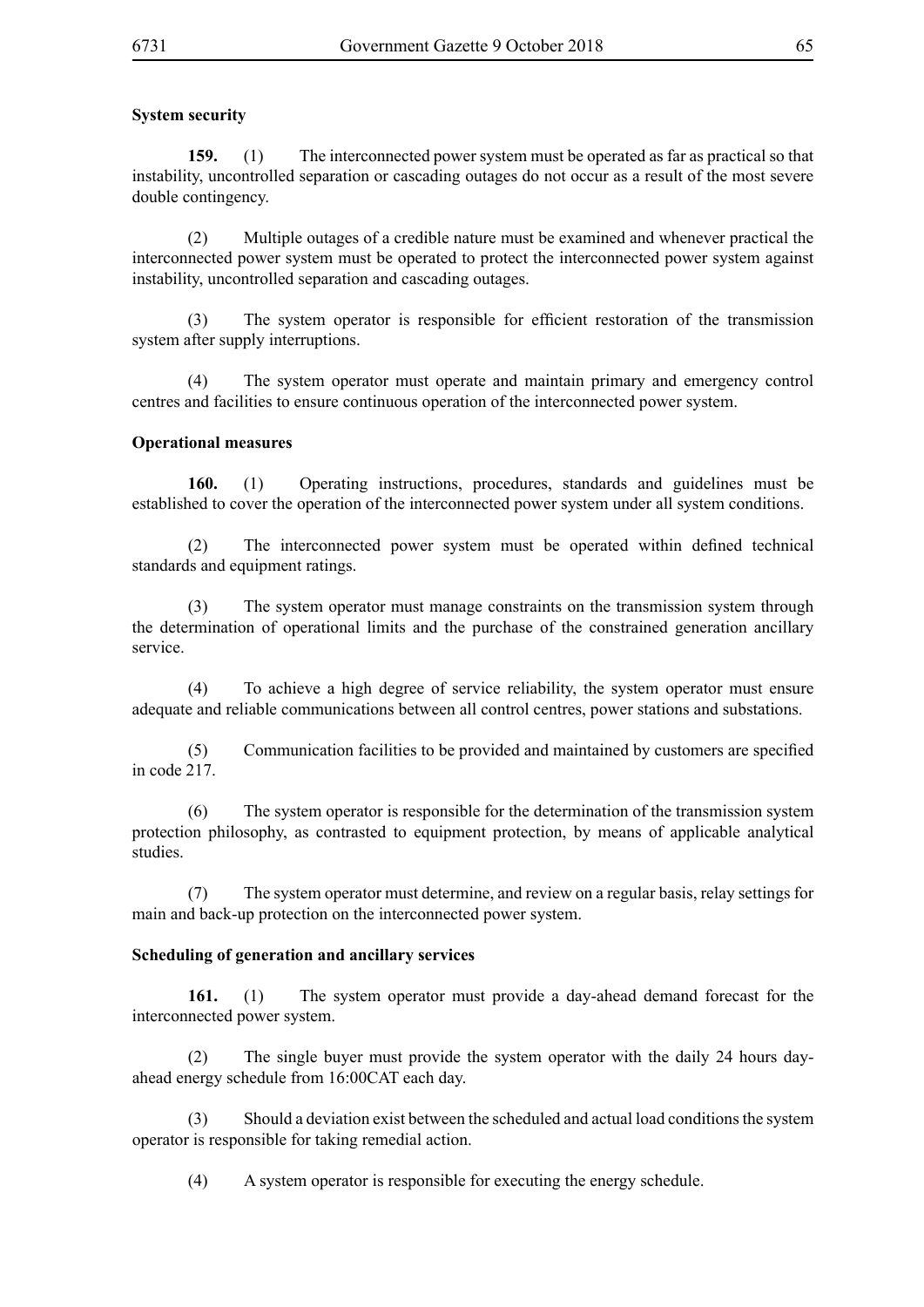**System security**

**159.** (1) The interconnected power system must be operated as far as practical so that instability, uncontrolled separation or cascading outages do not occur as a result of the most severe double contingency.

(2) Multiple outages of a credible nature must be examined and whenever practical the interconnected power system must be operated to protect the interconnected power system against instability, uncontrolled separation and cascading outages.

(3) The system operator is responsible for efficient restoration of the transmission system after supply interruptions.

(4) The system operator must operate and maintain primary and emergency control centres and facilities to ensure continuous operation of the interconnected power system.

**Operational measures**

**160.** (1) Operating instructions, procedures, standards and guidelines must be established to cover the operation of the interconnected power system under all system conditions.

(2) The interconnected power system must be operated within defined technical standards and equipment ratings.

(3) The system operator must manage constraints on the transmission system through the determination of operational limits and the purchase of the constrained generation ancillary service.

(4) To achieve a high degree of service reliability, the system operator must ensure adequate and reliable communications between all control centres, power stations and substations.

(5) Communication facilities to be provided and maintained by customers are specified in code 217.

(6) The system operator is responsible for the determination of the transmission system protection philosophy, as contrasted to equipment protection, by means of applicable analytical studies.

(7) The system operator must determine, and review on a regular basis, relay settings for main and back-up protection on the interconnected power system.

**Scheduling of generation and ancillary services**

**161.** (1) The system operator must provide a day-ahead demand forecast for the interconnected power system.

(2) The single buyer must provide the system operator with the daily 24 hours day-ahead energy schedule from 16:00CAT each day.

(3) Should a deviation exist between the scheduled and actual load conditions the system operator is responsible for taking remedial action.

(4) A system operator is responsible for executing the energy schedule.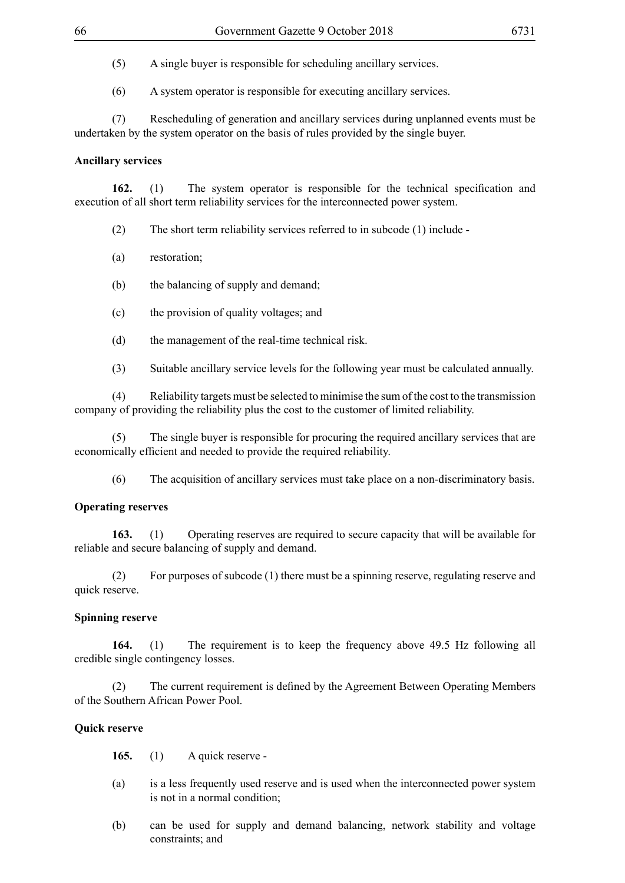(5) A single buyer is responsible for scheduling ancillary services.

(6) A system operator is responsible for executing ancillary services.

(7) Rescheduling of generation and ancillary services during unplanned events must be undertaken by the system operator on the basis of rules provided by the single buyer.

**Ancillary services**

**162.** (1) The system operator is responsible for the technical specification and execution of all short term reliability services for the interconnected power system.

(2) The short term reliability services referred to in subcode (1) include -

(a) restoration;

(b) the balancing of supply and demand;

(c) the provision of quality voltages; and

(d) the management of the real-time technical risk.

(3) Suitable ancillary service levels for the following year must be calculated annually.

(4) Reliability targets must be selected to minimise the sum of the cost to the transmission company of providing the reliability plus the cost to the customer of limited reliability.

(5) The single buyer is responsible for procuring the required ancillary services that are economically efficient and needed to provide the required reliability.

(6) The acquisition of ancillary services must take place on a non-discriminatory basis.

**Operating reserves**

**163.** (1) Operating reserves are required to secure capacity that will be available for reliable and secure balancing of supply and demand.

(2) For purposes of subcode (1) there must be a spinning reserve, regulating reserve and quick reserve.

**Spinning reserve**

**164.** (1) The requirement is to keep the frequency above 49.5 Hz following all credible single contingency losses.

(2) The current requirement is defined by the Agreement Between Operating Members of the Southern African Power Pool.

**Quick reserve**

**165.** (1) A quick reserve -

(a) is a less frequently used reserve and is used when the interconnected power system is not in a normal condition;

(b) can be used for supply and demand balancing, network stability and voltage constraints; and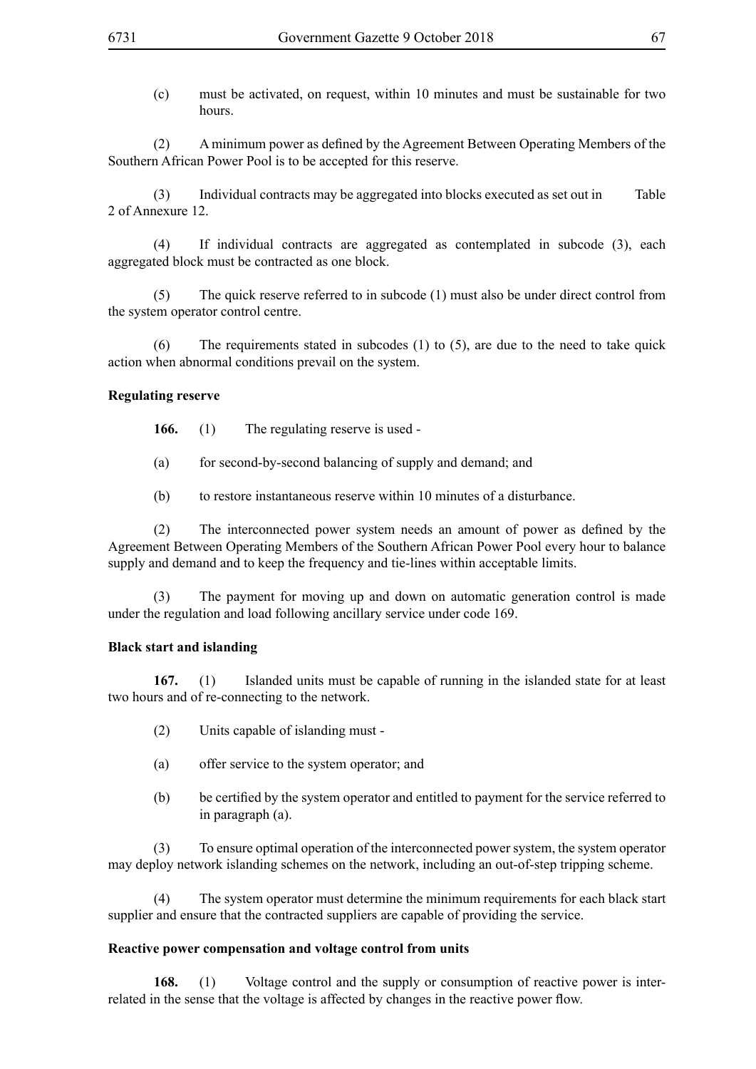(c) must be activated, on request, within 10 minutes and must be sustainable for two hours.

(2) A minimum power as defined by the Agreement Between Operating Members of the Southern African Power Pool is to be accepted for this reserve.

(3) Individual contracts may be aggregated into blocks executed as set out in Table 2 of Annexure 12.

(4) If individual contracts are aggregated as contemplated in subcode (3), each aggregated block must be contracted as one block.

(5) The quick reserve referred to in subcode (1) must also be under direct control from the system operator control centre.

(6) The requirements stated in subcodes (1) to (5), are due to the need to take quick action when abnormal conditions prevail on the system.

**Regulating reserve**

**166.** (1) The regulating reserve is used -

(a) for second-by-second balancing of supply and demand; and

(b) to restore instantaneous reserve within 10 minutes of a disturbance.

(2) The interconnected power system needs an amount of power as defined by the Agreement Between Operating Members of the Southern African Power Pool every hour to balance supply and demand and to keep the frequency and tie-lines within acceptable limits.

(3) The payment for moving up and down on automatic generation control is made under the regulation and load following ancillary service under code 169.

**Black start and islanding**

**167.** (1) Islanded units must be capable of running in the islanded state for at least two hours and of re-connecting to the network.

(2) Units capable of islanding must -

(a) offer service to the system operator; and

(b) be certified by the system operator and entitled to payment for the service referred to in paragraph (a).

(3) To ensure optimal operation of the interconnected power system, the system operator may deploy network islanding schemes on the network, including an out-of-step tripping scheme.

(4) The system operator must determine the minimum requirements for each black start supplier and ensure that the contracted suppliers are capable of providing the service.

**Reactive power compensation and voltage control from units**

**168.** (1) Voltage control and the supply or consumption of reactive power is inter-related in the sense that the voltage is affected by changes in the reactive power flow.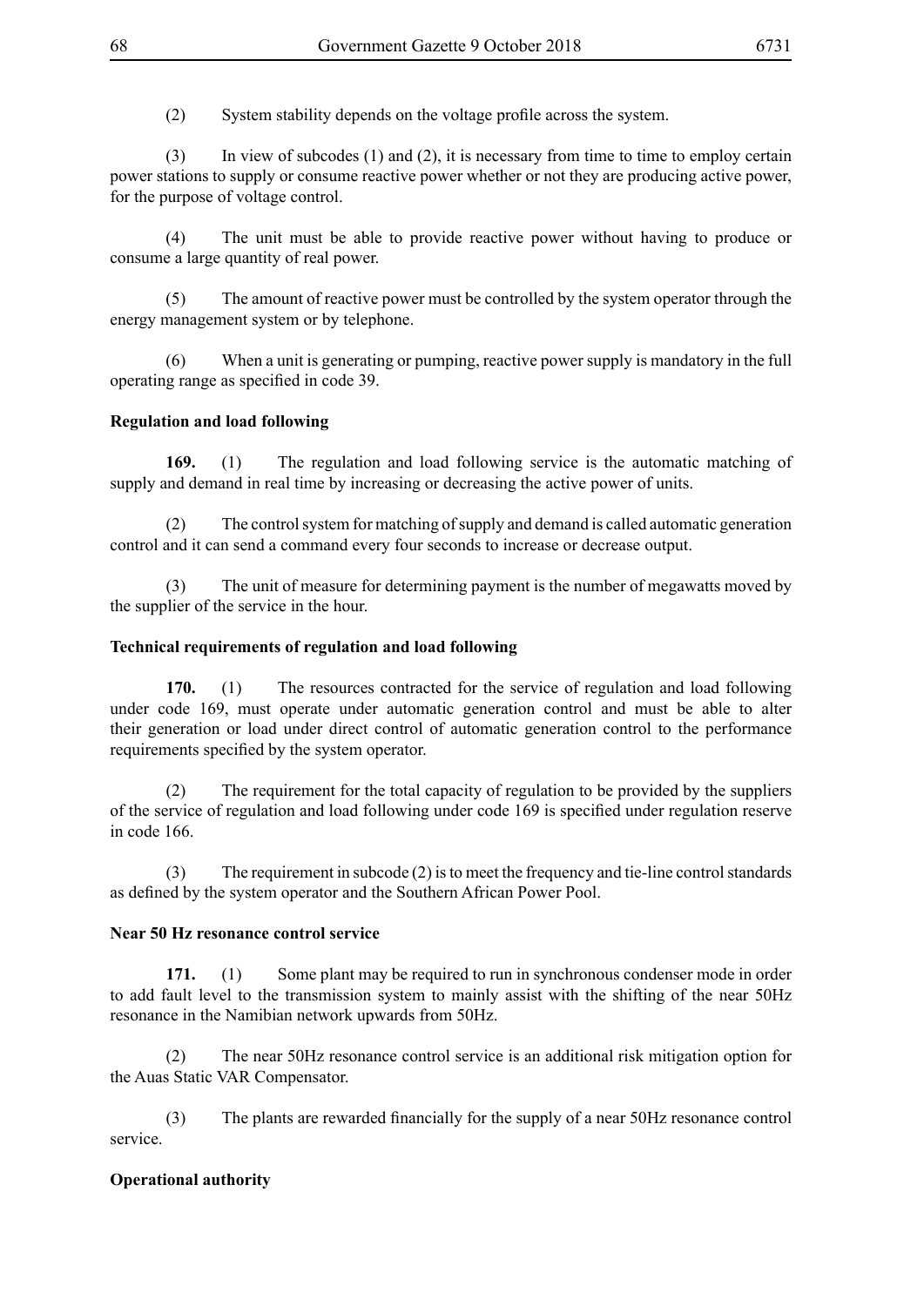(2) System stability depends on the voltage profile across the system.

(3) In view of subcodes (1) and (2), it is necessary from time to time to employ certain power stations to supply or consume reactive power whether or not they are producing active power, for the purpose of voltage control.

(4) The unit must be able to provide reactive power without having to produce or consume a large quantity of real power.

(5) The amount of reactive power must be controlled by the system operator through the energy management system or by telephone.

(6) When a unit is generating or pumping, reactive power supply is mandatory in the full operating range as specified in code 39.

**Regulation and load following**

**169.** (1) The regulation and load following service is the automatic matching of supply and demand in real time by increasing or decreasing the active power of units.

(2) The control system for matching of supply and demand is called automatic generation control and it can send a command every four seconds to increase or decrease output.

(3) The unit of measure for determining payment is the number of megawatts moved by the supplier of the service in the hour.

**Technical requirements of regulation and load following**

**170.** (1) The resources contracted for the service of regulation and load following under code 169, must operate under automatic generation control and must be able to alter their generation or load under direct control of automatic generation control to the performance requirements specified by the system operator.

(2) The requirement for the total capacity of regulation to be provided by the suppliers of the service of regulation and load following under code 169 is specified under regulation reserve in code 166.

(3) The requirement in subcode (2) is to meet the frequency and tie-line control standards as defined by the system operator and the Southern African Power Pool.

**Near 50 Hz resonance control service**

**171.** (1) Some plant may be required to run in synchronous condenser mode in order to add fault level to the transmission system to mainly assist with the shifting of the near 50Hz resonance in the Namibian network upwards from 50Hz.

(2) The near 50Hz resonance control service is an additional risk mitigation option for the Auas Static VAR Compensator.

(3) The plants are rewarded financially for the supply of a near 50Hz resonance control service.

**Operational authority**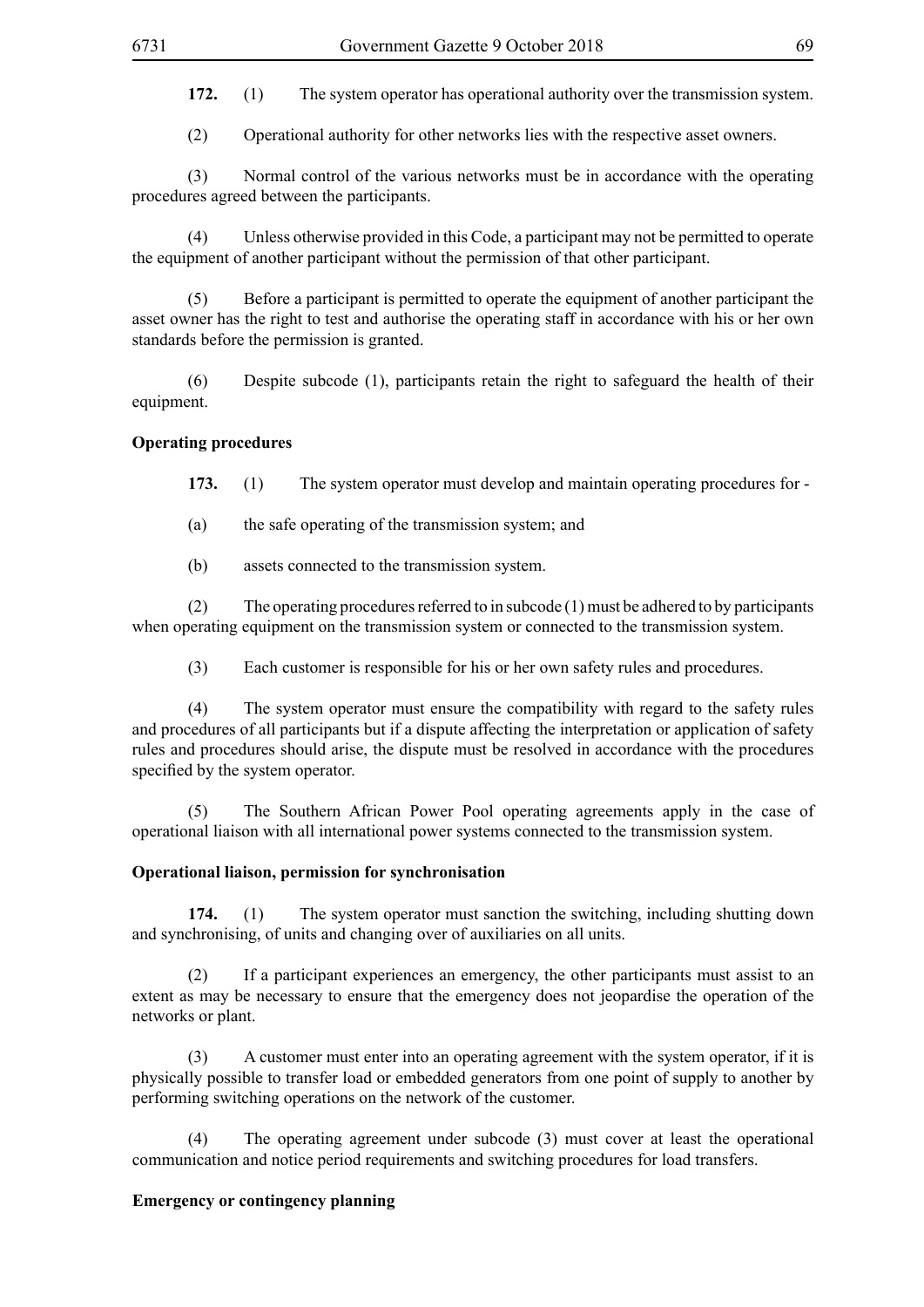**172.** (1) The system operator has operational authority over the transmission system.

(2) Operational authority for other networks lies with the respective asset owners.

(3) Normal control of the various networks must be in accordance with the operating procedures agreed between the participants.

(4) Unless otherwise provided in this Code, a participant may not be permitted to operate the equipment of another participant without the permission of that other participant.

(5) Before a participant is permitted to operate the equipment of another participant the asset owner has the right to test and authorise the operating staff in accordance with his or her own standards before the permission is granted.

(6) Despite subcode (1), participants retain the right to safeguard the health of their equipment.

**Operating procedures**

**173.** (1) The system operator must develop and maintain operating procedures for -

(a) the safe operating of the transmission system; and

(b) assets connected to the transmission system.

(2) The operating procedures referred to in subcode (1) must be adhered to by participants when operating equipment on the transmission system or connected to the transmission system.

(3) Each customer is responsible for his or her own safety rules and procedures.

(4) The system operator must ensure the compatibility with regard to the safety rules and procedures of all participants but if a dispute affecting the interpretation or application of safety rules and procedures should arise, the dispute must be resolved in accordance with the procedures specified by the system operator.

(5) The Southern African Power Pool operating agreements apply in the case of operational liaison with all international power systems connected to the transmission system.

**Operational liaison, permission for synchronisation**

**174.** (1) The system operator must sanction the switching, including shutting down and synchronising, of units and changing over of auxiliaries on all units.

(2) If a participant experiences an emergency, the other participants must assist to an extent as may be necessary to ensure that the emergency does not jeopardise the operation of the networks or plant.

(3) A customer must enter into an operating agreement with the system operator, if it is physically possible to transfer load or embedded generators from one point of supply to another by performing switching operations on the network of the customer.

(4) The operating agreement under subcode (3) must cover at least the operational communication and notice period requirements and switching procedures for load transfers.

**Emergency or contingency planning**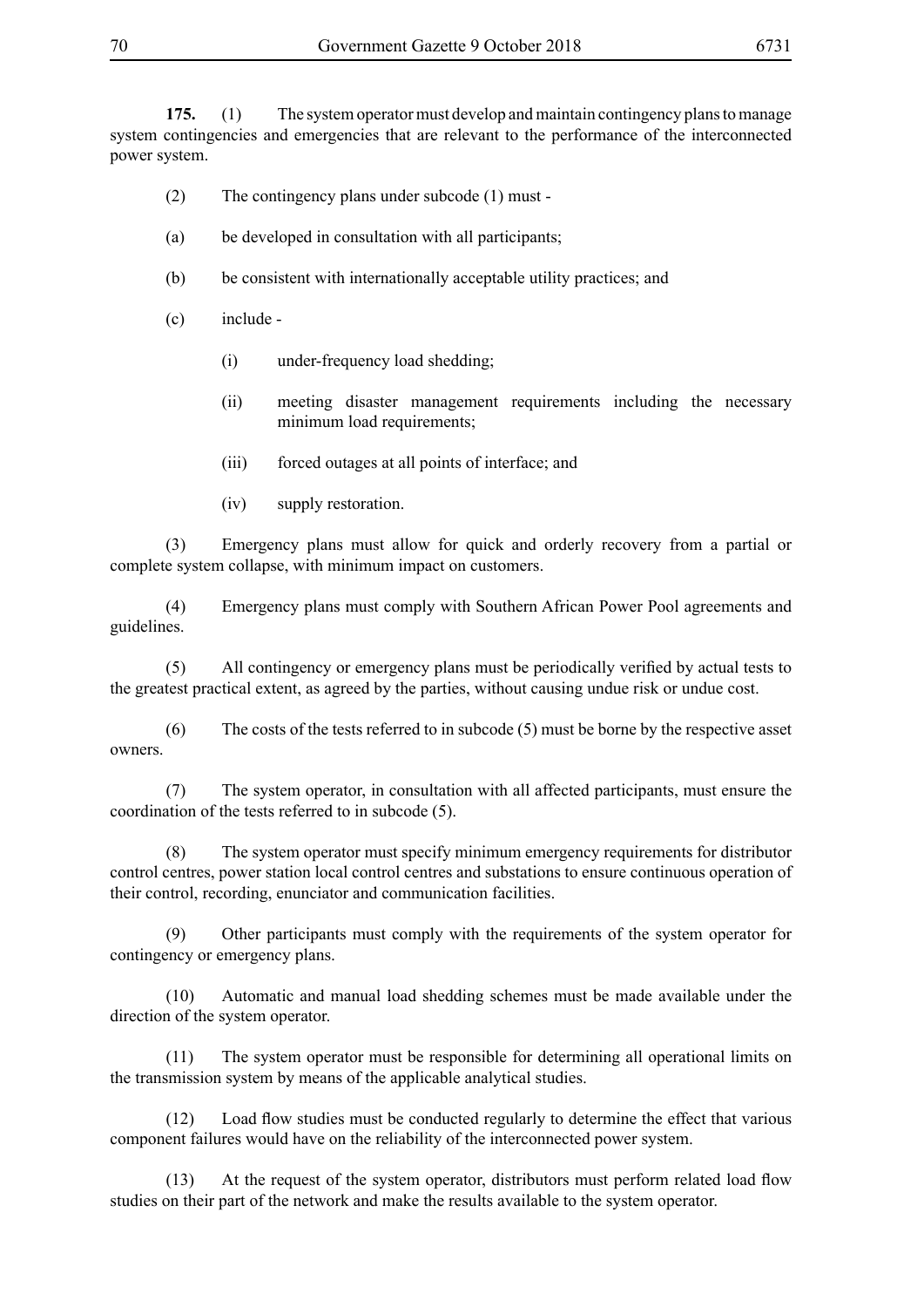**175.** (1) The system operator must develop and maintain contingency plans to manage system contingencies and emergencies that are relevant to the performance of the interconnected power system.

(2) The contingency plans under subcode (1) must -

(a) be developed in consultation with all participants;

(b) be consistent with internationally acceptable utility practices; and

(c) include -

(i) under-frequency load shedding;

(ii) meeting disaster management requirements including the necessary minimum load requirements;

(iii) forced outages at all points of interface; and

(iv) supply restoration.

(3) Emergency plans must allow for quick and orderly recovery from a partial or complete system collapse, with minimum impact on customers.

(4) Emergency plans must comply with Southern African Power Pool agreements and guidelines.

(5) All contingency or emergency plans must be periodically verified by actual tests to the greatest practical extent, as agreed by the parties, without causing undue risk or undue cost.

(6) The costs of the tests referred to in subcode (5) must be borne by the respective asset owners.

(7) The system operator, in consultation with all affected participants, must ensure the coordination of the tests referred to in subcode (5).

(8) The system operator must specify minimum emergency requirements for distributor control centres, power station local control centres and substations to ensure continuous operation of their control, recording, enunciator and communication facilities.

(9) Other participants must comply with the requirements of the system operator for contingency or emergency plans.

(10) Automatic and manual load shedding schemes must be made available under the direction of the system operator.

(11) The system operator must be responsible for determining all operational limits on the transmission system by means of the applicable analytical studies.

(12) Load flow studies must be conducted regularly to determine the effect that various component failures would have on the reliability of the interconnected power system.

(13) At the request of the system operator, distributors must perform related load flow studies on their part of the network and make the results available to the system operator.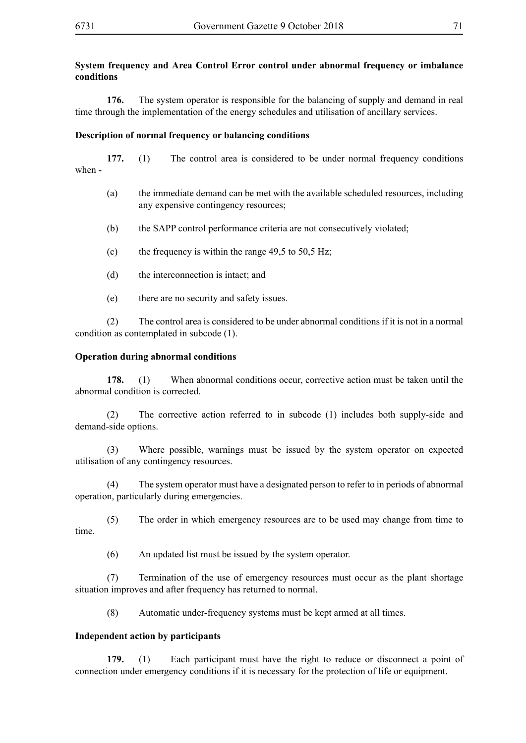**System frequency and Area Control Error control under abnormal frequency or imbalance conditions**

**176.** The system operator is responsible for the balancing of supply and demand in real time through the implementation of the energy schedules and utilisation of ancillary services.

**Description of normal frequency or balancing conditions**

**177.** (1) The control area is considered to be under normal frequency conditions when -

(a) the immediate demand can be met with the available scheduled resources, including any expensive contingency resources;

(b) the SAPP control performance criteria are not consecutively violated;

(c) the frequency is within the range 49,5 to 50,5 Hz;

(d) the interconnection is intact; and

(e) there are no security and safety issues.

(2) The control area is considered to be under abnormal conditions if it is not in a normal condition as contemplated in subcode (1).

**Operation during abnormal conditions**

**178.** (1) When abnormal conditions occur, corrective action must be taken until the abnormal condition is corrected.

(2) The corrective action referred to in subcode (1) includes both supply-side and demand-side options.

(3) Where possible, warnings must be issued by the system operator on expected utilisation of any contingency resources.

(4) The system operator must have a designated person to refer to in periods of abnormal operation, particularly during emergencies.

(5) The order in which emergency resources are to be used may change from time to time.

(6) An updated list must be issued by the system operator.

(7) Termination of the use of emergency resources must occur as the plant shortage situation improves and after frequency has returned to normal.

(8) Automatic under-frequency systems must be kept armed at all times.

**Independent action by participants**

**179.** (1) Each participant must have the right to reduce or disconnect a point of connection under emergency conditions if it is necessary for the protection of life or equipment.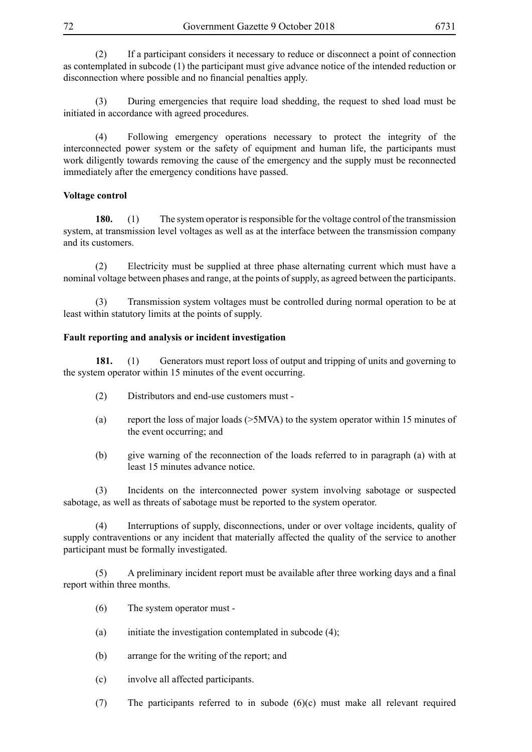(2) If a participant considers it necessary to reduce or disconnect a point of connection as contemplated in subcode (1) the participant must give advance notice of the intended reduction or disconnection where possible and no financial penalties apply.

(3) During emergencies that require load shedding, the request to shed load must be initiated in accordance with agreed procedures.

(4) Following emergency operations necessary to protect the integrity of the interconnected power system or the safety of equipment and human life, the participants must work diligently towards removing the cause of the emergency and the supply must be reconnected immediately after the emergency conditions have passed.

**Voltage control**

**180.** (1) The system operator is responsible for the voltage control of the transmission system, at transmission level voltages as well as at the interface between the transmission company and its customers.

(2) Electricity must be supplied at three phase alternating current which must have a nominal voltage between phases and range, at the points of supply, as agreed between the participants.

(3) Transmission system voltages must be controlled during normal operation to be at least within statutory limits at the points of supply.

**Fault reporting and analysis or incident investigation**

**181.** (1) Generators must report loss of output and tripping of units and governing to the system operator within 15 minutes of the event occurring.

(2) Distributors and end-use customers must -

(a) report the loss of major loads (>5MVA) to the system operator within 15 minutes of the event occurring; and

(b) give warning of the reconnection of the loads referred to in paragraph (a) with at least 15 minutes advance notice.

(3) Incidents on the interconnected power system involving sabotage or suspected sabotage, as well as threats of sabotage must be reported to the system operator.

(4) Interruptions of supply, disconnections, under or over voltage incidents, quality of supply contraventions or any incident that materially affected the quality of the service to another participant must be formally investigated.

(5) A preliminary incident report must be available after three working days and a final report within three months.

(6) The system operator must -

(a) initiate the investigation contemplated in subcode (4);

(b) arrange for the writing of the report; and

(c) involve all affected participants.

(7) The participants referred to in subode (6)(c) must make all relevant required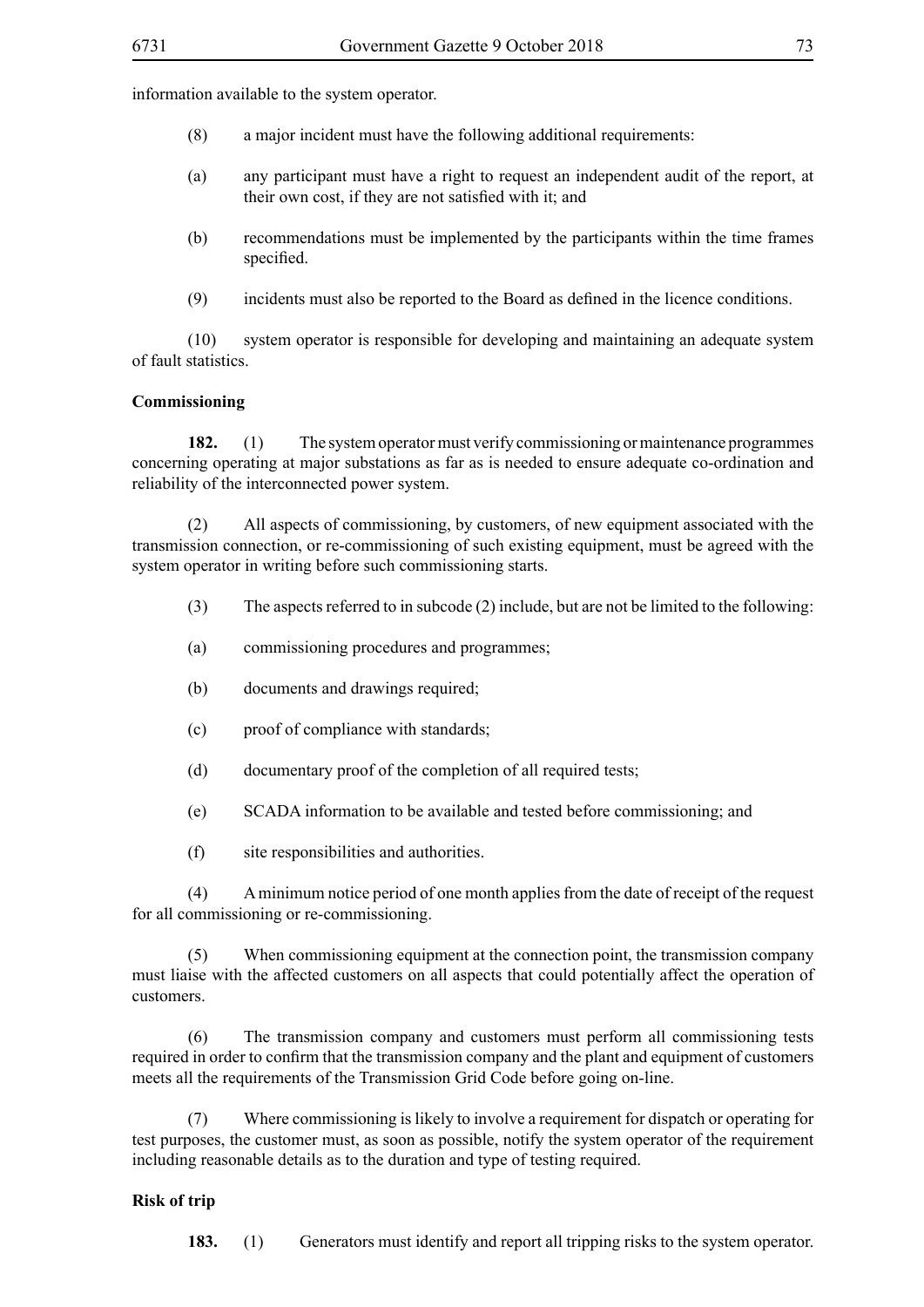information available to the system operator.

(8) a major incident must have the following additional requirements:

(a) any participant must have a right to request an independent audit of the report, at their own cost, if they are not satisfied with it; and

(b) recommendations must be implemented by the participants within the time frames specified.

(9) incidents must also be reported to the Board as defined in the licence conditions.

(10) system operator is responsible for developing and maintaining an adequate system of fault statistics.

**Commissioning**

**182.** (1) The system operator must verify commissioning or maintenance programmes concerning operating at major substations as far as is needed to ensure adequate co-ordination and reliability of the interconnected power system.

(2) All aspects of commissioning, by customers, of new equipment associated with the transmission connection, or re-commissioning of such existing equipment, must be agreed with the system operator in writing before such commissioning starts.

(3) The aspects referred to in subcode (2) include, but are not be limited to the following:

(a) commissioning procedures and programmes;

(b) documents and drawings required;

(c) proof of compliance with standards;

(d) documentary proof of the completion of all required tests;

(e) SCADA information to be available and tested before commissioning; and

(f) site responsibilities and authorities.

(4) A minimum notice period of one month applies from the date of receipt of the request for all commissioning or re-commissioning.

(5) When commissioning equipment at the connection point, the transmission company must liaise with the affected customers on all aspects that could potentially affect the operation of customers.

(6) The transmission company and customers must perform all commissioning tests required in order to confirm that the transmission company and the plant and equipment of customers meets all the requirements of the Transmission Grid Code before going on-line.

(7) Where commissioning is likely to involve a requirement for dispatch or operating for test purposes, the customer must, as soon as possible, notify the system operator of the requirement including reasonable details as to the duration and type of testing required.

**Risk of trip**

**183.** (1) Generators must identify and report all tripping risks to the system operator.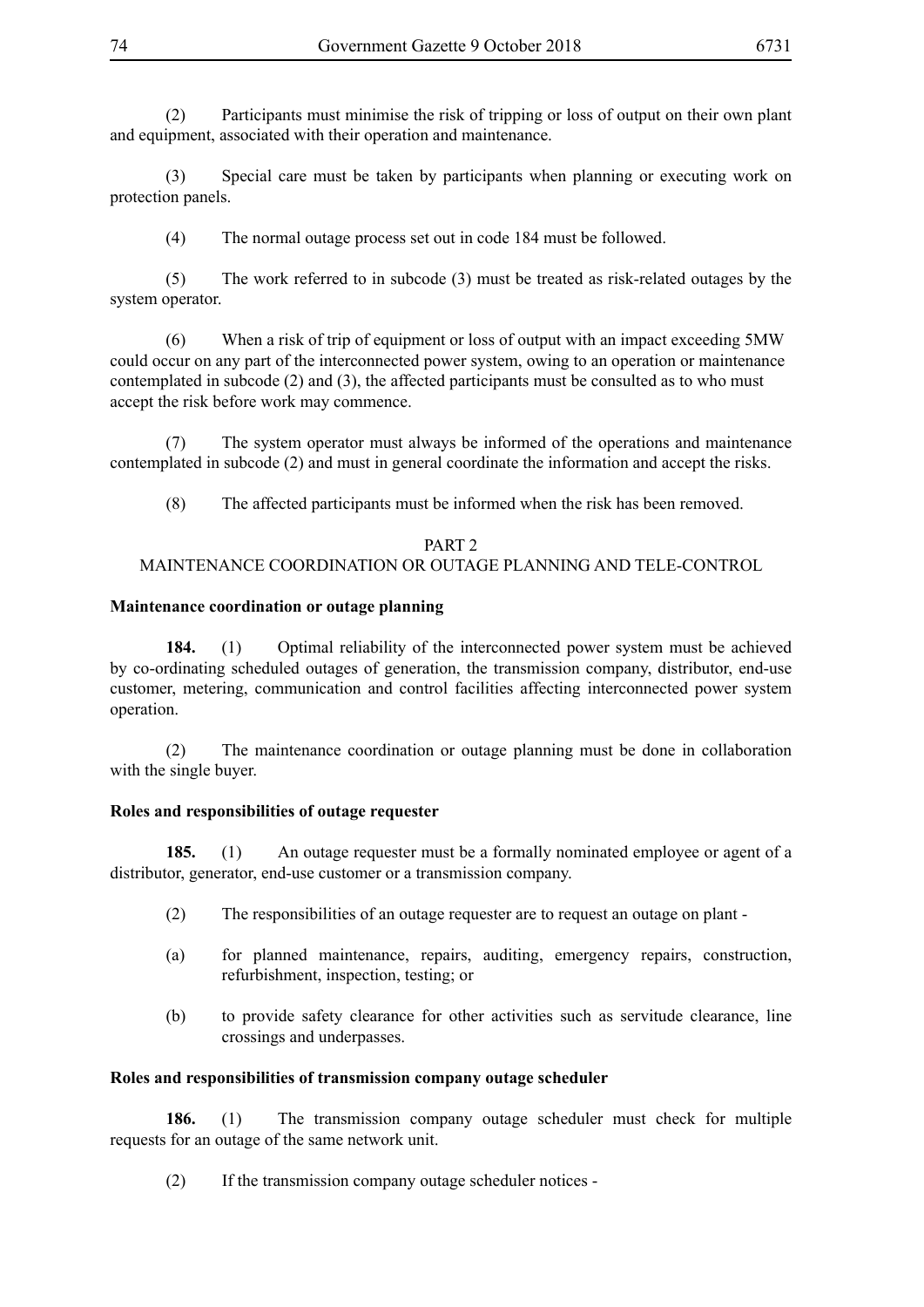(2) Participants must minimise the risk of tripping or loss of output on their own plant and equipment, associated with their operation and maintenance.

(3) Special care must be taken by participants when planning or executing work on protection panels.

(4) The normal outage process set out in code 184 must be followed.

(5) The work referred to in subcode (3) must be treated as risk-related outages by the system operator.

(6) When a risk of trip of equipment or loss of output with an impact exceeding 5MW could occur on any part of the interconnected power system, owing to an operation or maintenance contemplated in subcode (2) and (3), the affected participants must be consulted as to who must accept the risk before work may commence.

(7) The system operator must always be informed of the operations and maintenance contemplated in subcode (2) and must in general coordinate the information and accept the risks.

(8) The affected participants must be informed when the risk has been removed.

## PART 2
## MAINTENANCE COORDINATION OR OUTAGE PLANNING AND TELE-CONTROL

**Maintenance coordination or outage planning**

**184.** (1) Optimal reliability of the interconnected power system must be achieved by co-ordinating scheduled outages of generation, the transmission company, distributor, end-use customer, metering, communication and control facilities affecting interconnected power system operation.

(2) The maintenance coordination or outage planning must be done in collaboration with the single buyer.

**Roles and responsibilities of outage requester**

**185.** (1) An outage requester must be a formally nominated employee or agent of a distributor, generator, end-use customer or a transmission company.

(2) The responsibilities of an outage requester are to request an outage on plant -

(a) for planned maintenance, repairs, auditing, emergency repairs, construction, refurbishment, inspection, testing; or

(b) to provide safety clearance for other activities such as servitude clearance, line crossings and underpasses.

**Roles and responsibilities of transmission company outage scheduler**

**186.** (1) The transmission company outage scheduler must check for multiple requests for an outage of the same network unit.

(2) If the transmission company outage scheduler notices -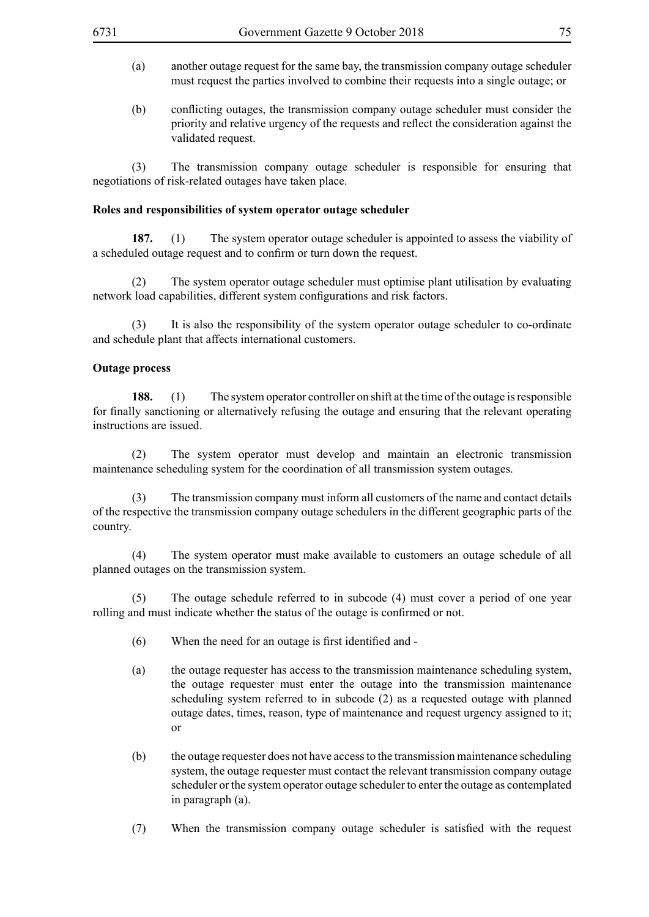(a) another outage request for the same bay, the transmission company outage scheduler must request the parties involved to combine their requests into a single outage; or

(b) conflicting outages, the transmission company outage scheduler must consider the priority and relative urgency of the requests and reflect the consideration against the validated request.

(3) The transmission company outage scheduler is responsible for ensuring that negotiations of risk-related outages have taken place.

**Roles and responsibilities of system operator outage scheduler**

**187.** (1) The system operator outage scheduler is appointed to assess the viability of a scheduled outage request and to confirm or turn down the request.

(2) The system operator outage scheduler must optimise plant utilisation by evaluating network load capabilities, different system configurations and risk factors.

(3) It is also the responsibility of the system operator outage scheduler to co-ordinate and schedule plant that affects international customers.

**Outage process**

**188.** (1) The system operator controller on shift at the time of the outage is responsible for finally sanctioning or alternatively refusing the outage and ensuring that the relevant operating instructions are issued.

(2) The system operator must develop and maintain an electronic transmission maintenance scheduling system for the coordination of all transmission system outages.

(3) The transmission company must inform all customers of the name and contact details of the respective the transmission company outage schedulers in the different geographic parts of the country.

(4) The system operator must make available to customers an outage schedule of all planned outages on the transmission system.

(5) The outage schedule referred to in subcode (4) must cover a period of one year rolling and must indicate whether the status of the outage is confirmed or not.

(6) When the need for an outage is first identified and -

(a) the outage requester has access to the transmission maintenance scheduling system, the outage requester must enter the outage into the transmission maintenance scheduling system referred to in subcode (2) as a requested outage with planned outage dates, times, reason, type of maintenance and request urgency assigned to it; or

(b) the outage requester does not have access to the transmission maintenance scheduling system, the outage requester must contact the relevant transmission company outage scheduler or the system operator outage scheduler to enter the outage as contemplated in paragraph (a).

(7) When the transmission company outage scheduler is satisfied with the request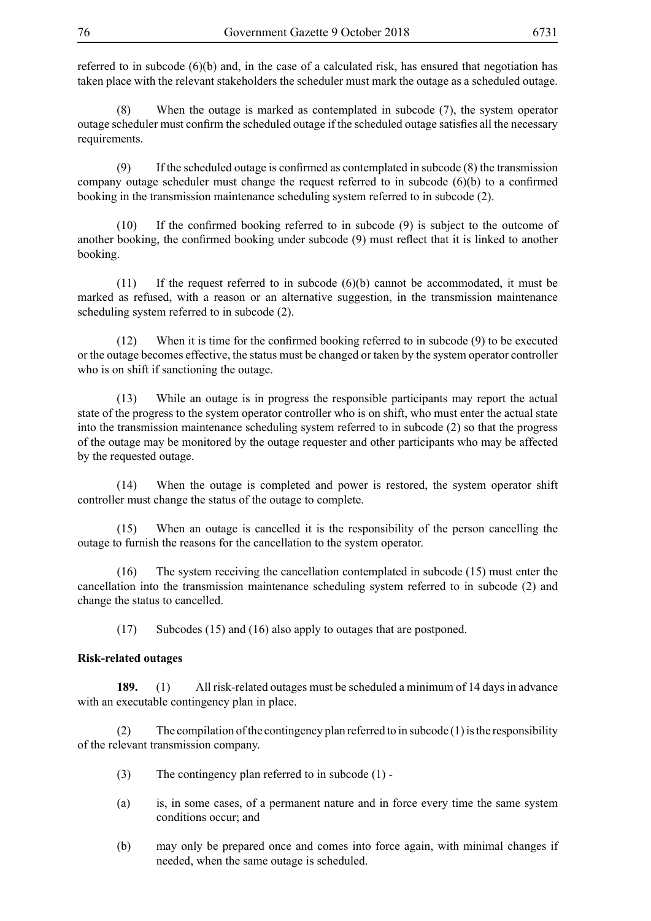referred to in subcode (6)(b) and, in the case of a calculated risk, has ensured that negotiation has taken place with the relevant stakeholders the scheduler must mark the outage as a scheduled outage.

(8) When the outage is marked as contemplated in subcode (7), the system operator outage scheduler must confirm the scheduled outage if the scheduled outage satisfies all the necessary requirements.

(9) If the scheduled outage is confirmed as contemplated in subcode (8) the transmission company outage scheduler must change the request referred to in subcode (6)(b) to a confirmed booking in the transmission maintenance scheduling system referred to in subcode (2).

(10) If the confirmed booking referred to in subcode (9) is subject to the outcome of another booking, the confirmed booking under subcode (9) must reflect that it is linked to another booking.

(11) If the request referred to in subcode (6)(b) cannot be accommodated, it must be marked as refused, with a reason or an alternative suggestion, in the transmission maintenance scheduling system referred to in subcode (2).

(12) When it is time for the confirmed booking referred to in subcode (9) to be executed or the outage becomes effective, the status must be changed or taken by the system operator controller who is on shift if sanctioning the outage.

(13) While an outage is in progress the responsible participants may report the actual state of the progress to the system operator controller who is on shift, who must enter the actual state into the transmission maintenance scheduling system referred to in subcode (2) so that the progress of the outage may be monitored by the outage requester and other participants who may be affected by the requested outage.

(14) When the outage is completed and power is restored, the system operator shift controller must change the status of the outage to complete.

(15) When an outage is cancelled it is the responsibility of the person cancelling the outage to furnish the reasons for the cancellation to the system operator.

(16) The system receiving the cancellation contemplated in subcode (15) must enter the cancellation into the transmission maintenance scheduling system referred to in subcode (2) and change the status to cancelled.

(17) Subcodes (15) and (16) also apply to outages that are postponed.

**Risk-related outages**

**189.** (1) All risk-related outages must be scheduled a minimum of 14 days in advance with an executable contingency plan in place.

(2) The compilation of the contingency plan referred to in subcode (1) is the responsibility of the relevant transmission company.

(3) The contingency plan referred to in subcode (1) -

(a) is, in some cases, of a permanent nature and in force every time the same system conditions occur; and

(b) may only be prepared once and comes into force again, with minimal changes if needed, when the same outage is scheduled.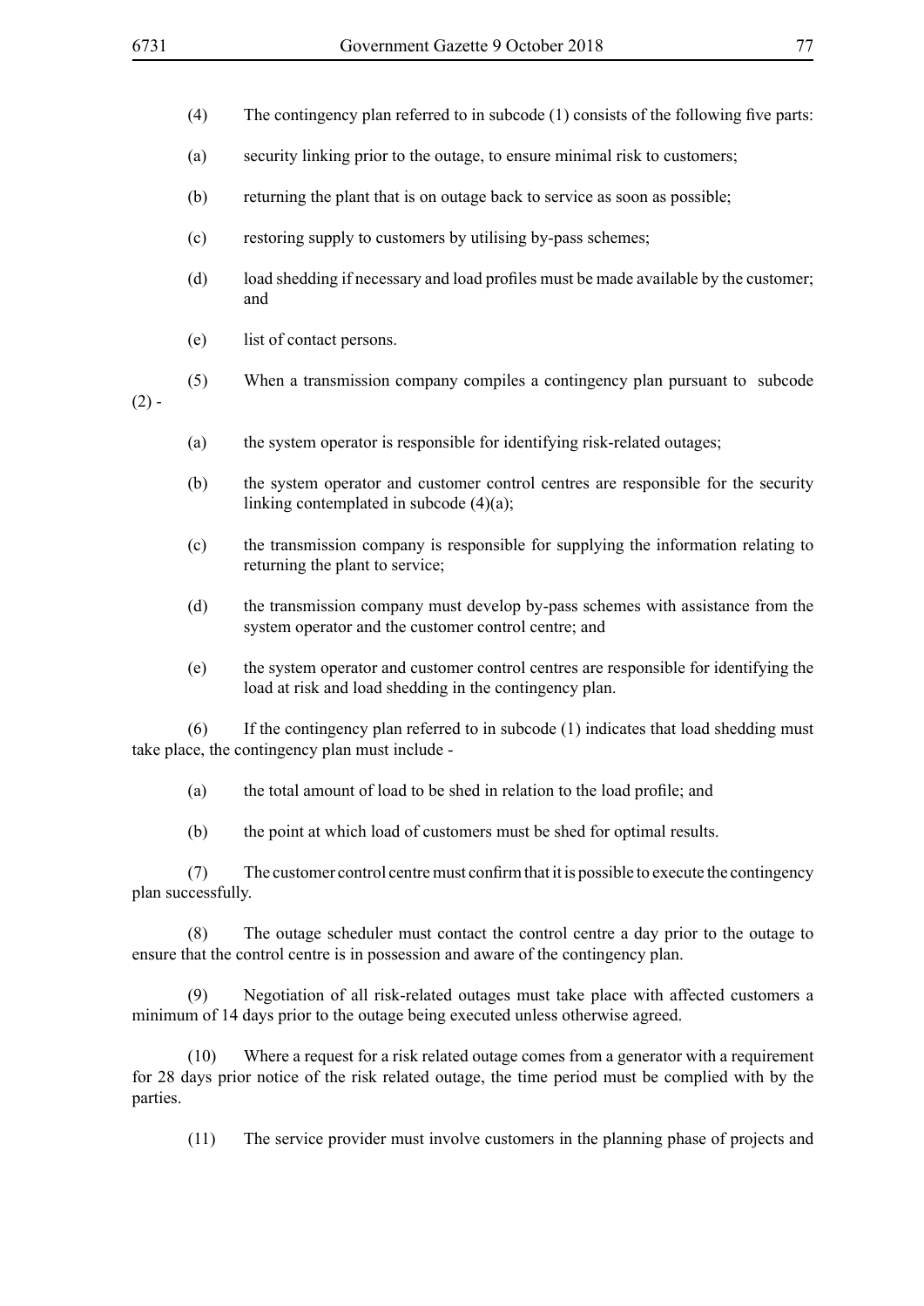(4) The contingency plan referred to in subcode (1) consists of the following five parts:

(a) security linking prior to the outage, to ensure minimal risk to customers;

(b) returning the plant that is on outage back to service as soon as possible;

(c) restoring supply to customers by utilising by-pass schemes;

(d) load shedding if necessary and load profiles must be made available by the customer; and

(e) list of contact persons.

(5) When a transmission company compiles a contingency plan pursuant to subcode (2) -

(a) the system operator is responsible for identifying risk-related outages;

(b) the system operator and customer control centres are responsible for the security linking contemplated in subcode (4)(a);

(c) the transmission company is responsible for supplying the information relating to returning the plant to service;

(d) the transmission company must develop by-pass schemes with assistance from the system operator and the customer control centre; and

(e) the system operator and customer control centres are responsible for identifying the load at risk and load shedding in the contingency plan.

(6) If the contingency plan referred to in subcode (1) indicates that load shedding must take place, the contingency plan must include -

(a) the total amount of load to be shed in relation to the load profile; and

(b) the point at which load of customers must be shed for optimal results.

(7) The customer control centre must confirm that it is possible to execute the contingency plan successfully.

(8) The outage scheduler must contact the control centre a day prior to the outage to ensure that the control centre is in possession and aware of the contingency plan.

(9) Negotiation of all risk-related outages must take place with affected customers a minimum of 14 days prior to the outage being executed unless otherwise agreed.

(10) Where a request for a risk related outage comes from a generator with a requirement for 28 days prior notice of the risk related outage, the time period must be complied with by the parties.

(11) The service provider must involve customers in the planning phase of projects and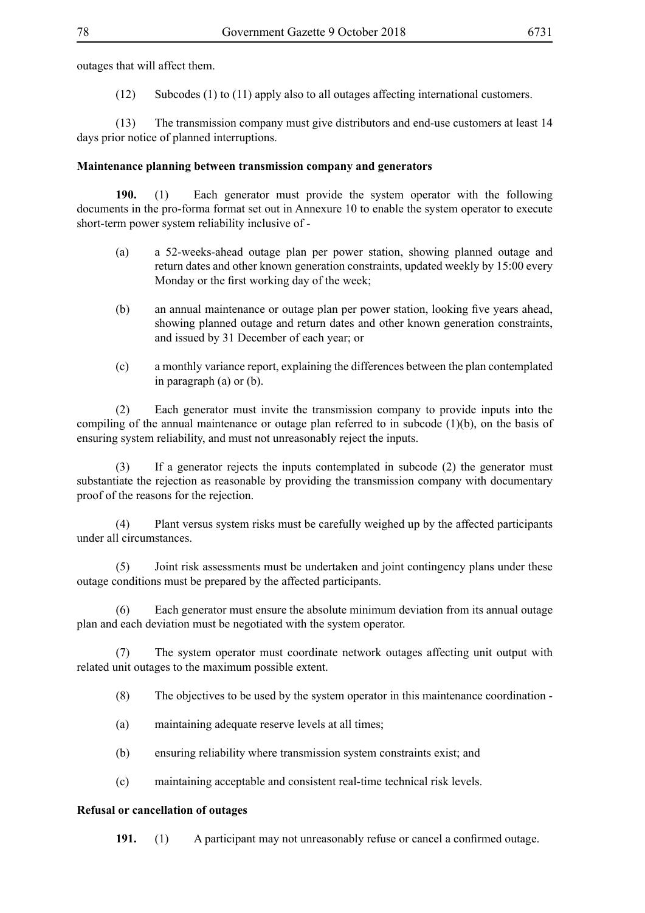outages that will affect them.

(12) Subcodes (1) to (11) apply also to all outages affecting international customers.

(13) The transmission company must give distributors and end-use customers at least 14 days prior notice of planned interruptions.

**Maintenance planning between transmission company and generators**

**190.** (1) Each generator must provide the system operator with the following documents in the pro-forma format set out in Annexure 10 to enable the system operator to execute short-term power system reliability inclusive of -

(a) a 52-weeks-ahead outage plan per power station, showing planned outage and return dates and other known generation constraints, updated weekly by 15:00 every Monday or the first working day of the week;

(b) an annual maintenance or outage plan per power station, looking five years ahead, showing planned outage and return dates and other known generation constraints, and issued by 31 December of each year; or

(c) a monthly variance report, explaining the differences between the plan contemplated in paragraph (a) or (b).

(2) Each generator must invite the transmission company to provide inputs into the compiling of the annual maintenance or outage plan referred to in subcode (1)(b), on the basis of ensuring system reliability, and must not unreasonably reject the inputs.

(3) If a generator rejects the inputs contemplated in subcode (2) the generator must substantiate the rejection as reasonable by providing the transmission company with documentary proof of the reasons for the rejection.

(4) Plant versus system risks must be carefully weighed up by the affected participants under all circumstances.

(5) Joint risk assessments must be undertaken and joint contingency plans under these outage conditions must be prepared by the affected participants.

(6) Each generator must ensure the absolute minimum deviation from its annual outage plan and each deviation must be negotiated with the system operator.

(7) The system operator must coordinate network outages affecting unit output with related unit outages to the maximum possible extent.

(8) The objectives to be used by the system operator in this maintenance coordination -

(a) maintaining adequate reserve levels at all times;

(b) ensuring reliability where transmission system constraints exist; and

(c) maintaining acceptable and consistent real-time technical risk levels.

**Refusal or cancellation of outages**

**191.** (1) A participant may not unreasonably refuse or cancel a confirmed outage.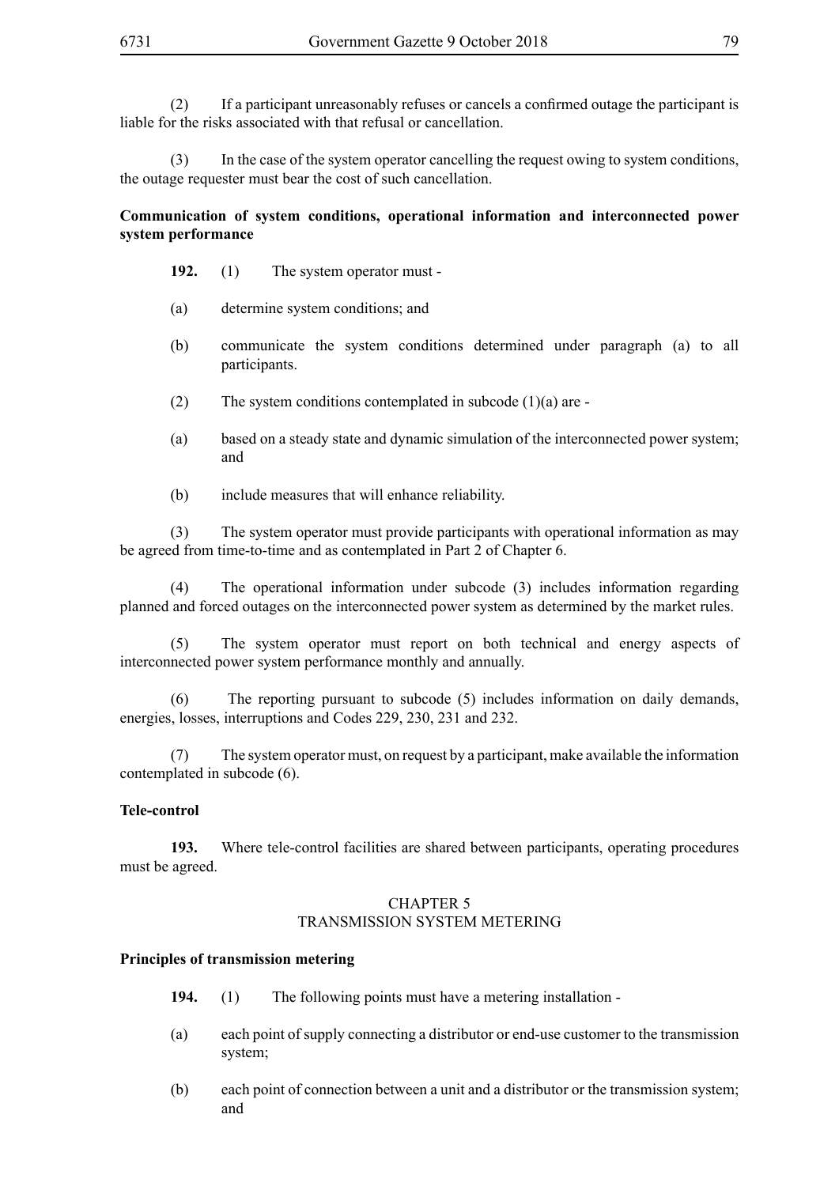(2) If a participant unreasonably refuses or cancels a confirmed outage the participant is liable for the risks associated with that refusal or cancellation.

(3) In the case of the system operator cancelling the request owing to system conditions, the outage requester must bear the cost of such cancellation.

**Communication of system conditions, operational information and interconnected power system performance**

**192.** (1) The system operator must -

(a) determine system conditions; and

(b) communicate the system conditions determined under paragraph (a) to all participants.

(2) The system conditions contemplated in subcode (1)(a) are -

(a) based on a steady state and dynamic simulation of the interconnected power system; and

(b) include measures that will enhance reliability.

(3) The system operator must provide participants with operational information as may be agreed from time-to-time and as contemplated in Part 2 of Chapter 6.

(4) The operational information under subcode (3) includes information regarding planned and forced outages on the interconnected power system as determined by the market rules.

(5) The system operator must report on both technical and energy aspects of interconnected power system performance monthly and annually.

(6) The reporting pursuant to subcode (5) includes information on daily demands, energies, losses, interruptions and Codes 229, 230, 231 and 232.

(7) The system operator must, on request by a participant, make available the information contemplated in subcode (6).

**Tele-control**

**193.** Where tele-control facilities are shared between participants, operating procedures must be agreed.

## CHAPTER 5
## TRANSMISSION SYSTEM METERING

**Principles of transmission metering**

**194.** (1) The following points must have a metering installation -

(a) each point of supply connecting a distributor or end-use customer to the transmission system;

(b) each point of connection between a unit and a distributor or the transmission system; and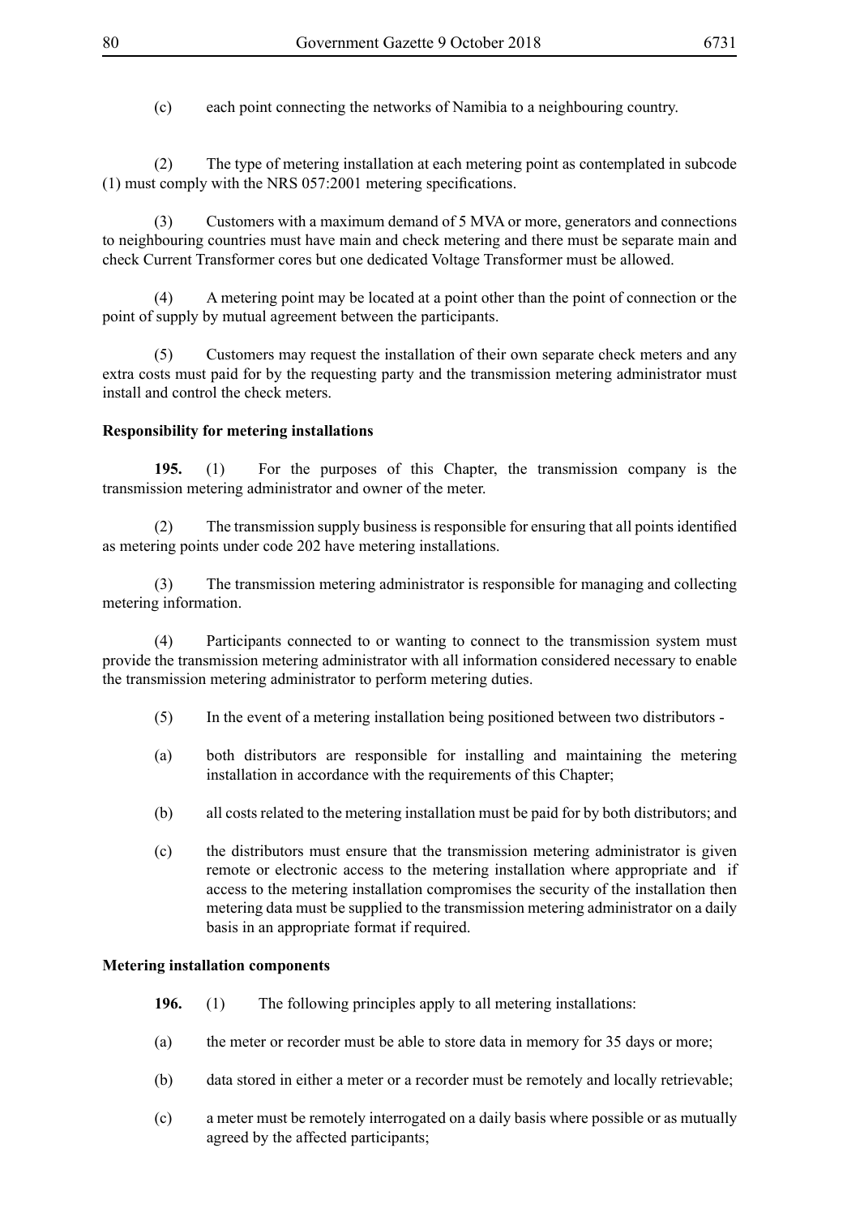(c) each point connecting the networks of Namibia to a neighbouring country.

(2) The type of metering installation at each metering point as contemplated in subcode (1) must comply with the NRS 057:2001 metering specifications.

(3) Customers with a maximum demand of 5 MVA or more, generators and connections to neighbouring countries must have main and check metering and there must be separate main and check Current Transformer cores but one dedicated Voltage Transformer must be allowed.

(4) A metering point may be located at a point other than the point of connection or the point of supply by mutual agreement between the participants.

(5) Customers may request the installation of their own separate check meters and any extra costs must paid for by the requesting party and the transmission metering administrator must install and control the check meters.

**Responsibility for metering installations**

**195.** (1) For the purposes of this Chapter, the transmission company is the transmission metering administrator and owner of the meter.

(2) The transmission supply business is responsible for ensuring that all points identified as metering points under code 202 have metering installations.

(3) The transmission metering administrator is responsible for managing and collecting metering information.

(4) Participants connected to or wanting to connect to the transmission system must provide the transmission metering administrator with all information considered necessary to enable the transmission metering administrator to perform metering duties.

(5) In the event of a metering installation being positioned between two distributors -

(a) both distributors are responsible for installing and maintaining the metering installation in accordance with the requirements of this Chapter;

(b) all costs related to the metering installation must be paid for by both distributors; and

(c) the distributors must ensure that the transmission metering administrator is given remote or electronic access to the metering installation where appropriate and if access to the metering installation compromises the security of the installation then metering data must be supplied to the transmission metering administrator on a daily basis in an appropriate format if required.

**Metering installation components**

**196.** (1) The following principles apply to all metering installations:

(a) the meter or recorder must be able to store data in memory for 35 days or more;

(b) data stored in either a meter or a recorder must be remotely and locally retrievable;

(c) a meter must be remotely interrogated on a daily basis where possible or as mutually agreed by the affected participants;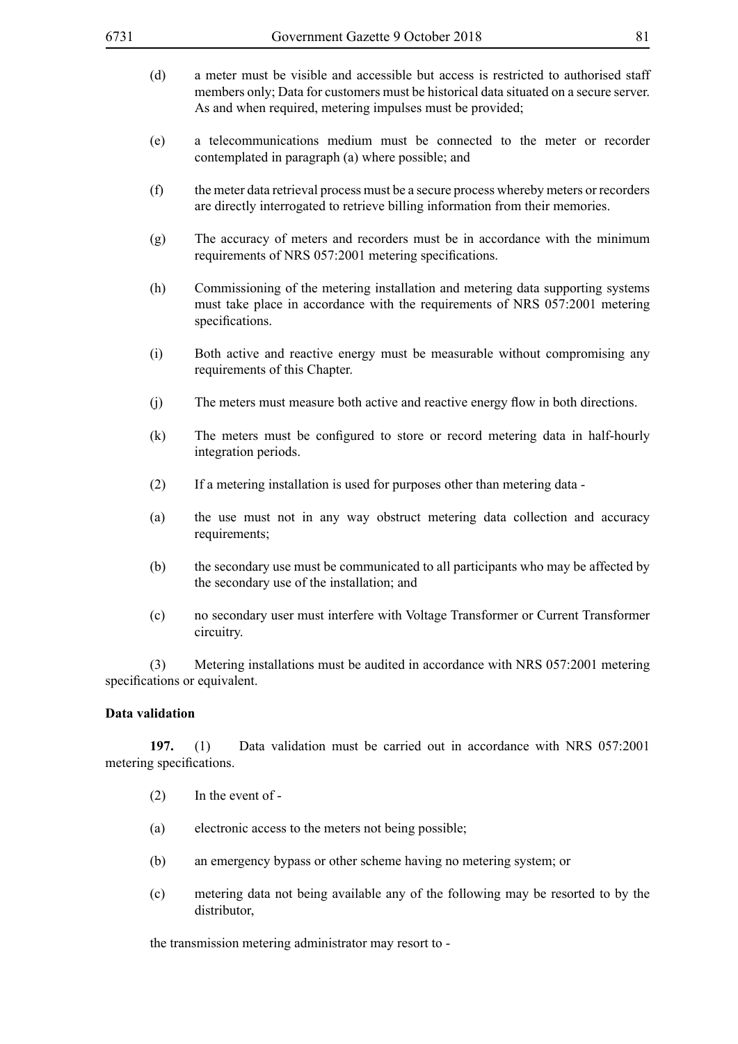(d) a meter must be visible and accessible but access is restricted to authorised staff members only; Data for customers must be historical data situated on a secure server. As and when required, metering impulses must be provided;

(e) a telecommunications medium must be connected to the meter or recorder contemplated in paragraph (a) where possible; and

(f) the meter data retrieval process must be a secure process whereby meters or recorders are directly interrogated to retrieve billing information from their memories.

(g) The accuracy of meters and recorders must be in accordance with the minimum requirements of NRS 057:2001 metering specifications.

(h) Commissioning of the metering installation and metering data supporting systems must take place in accordance with the requirements of NRS 057:2001 metering specifications.

(i) Both active and reactive energy must be measurable without compromising any requirements of this Chapter.

(j) The meters must measure both active and reactive energy flow in both directions.

(k) The meters must be configured to store or record metering data in half-hourly integration periods.

(2) If a metering installation is used for purposes other than metering data -

(a) the use must not in any way obstruct metering data collection and accuracy requirements;

(b) the secondary use must be communicated to all participants who may be affected by the secondary use of the installation; and

(c) no secondary user must interfere with Voltage Transformer or Current Transformer circuitry.

(3) Metering installations must be audited in accordance with NRS 057:2001 metering specifications or equivalent.

**Data validation**

**197.** (1) Data validation must be carried out in accordance with NRS 057:2001 metering specifications.

(2) In the event of -

(a) electronic access to the meters not being possible;

(b) an emergency bypass or other scheme having no metering system; or

(c) metering data not being available any of the following may be resorted to by the distributor,

the transmission metering administrator may resort to -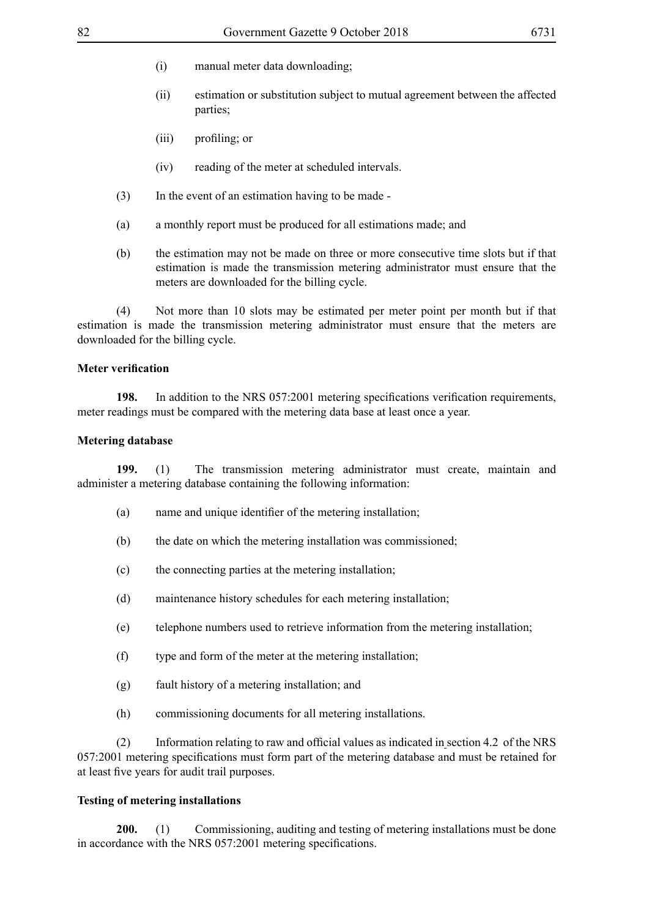(i) manual meter data downloading;

(ii) estimation or substitution subject to mutual agreement between the affected parties;

(iii) profiling; or

(iv) reading of the meter at scheduled intervals.

(3) In the event of an estimation having to be made -

(a) a monthly report must be produced for all estimations made; and

(b) the estimation may not be made on three or more consecutive time slots but if that estimation is made the transmission metering administrator must ensure that the meters are downloaded for the billing cycle.

(4) Not more than 10 slots may be estimated per meter point per month but if that estimation is made the transmission metering administrator must ensure that the meters are downloaded for the billing cycle.

**Meter verification**

**198.** In addition to the NRS 057:2001 metering specifications verification requirements, meter readings must be compared with the metering data base at least once a year.

**Metering database**

**199.** (1) The transmission metering administrator must create, maintain and administer a metering database containing the following information:

(a) name and unique identifier of the metering installation;

(b) the date on which the metering installation was commissioned;

(c) the connecting parties at the metering installation;

(d) maintenance history schedules for each metering installation;

(e) telephone numbers used to retrieve information from the metering installation;

(f) type and form of the meter at the metering installation;

(g) fault history of a metering installation; and

(h) commissioning documents for all metering installations.

(2) Information relating to raw and official values as indicated in section 4.2 of the NRS 057:2001 metering specifications must form part of the metering database and must be retained for at least five years for audit trail purposes.

**Testing of metering installations**

**200.** (1) Commissioning, auditing and testing of metering installations must be done in accordance with the NRS 057:2001 metering specifications.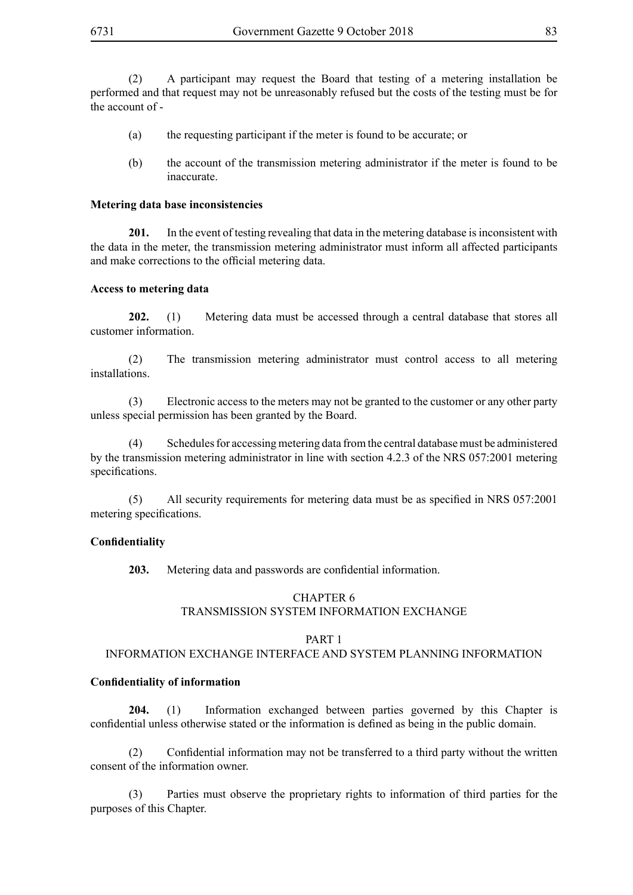(2) A participant may request the Board that testing of a metering installation be performed and that request may not be unreasonably refused but the costs of the testing must be for the account of -

(a) the requesting participant if the meter is found to be accurate; or

(b) the account of the transmission metering administrator if the meter is found to be inaccurate.

**Metering data base inconsistencies**

**201.** In the event of testing revealing that data in the metering database is inconsistent with the data in the meter, the transmission metering administrator must inform all affected participants and make corrections to the official metering data.

**Access to metering data**

**202.** (1) Metering data must be accessed through a central database that stores all customer information.

(2) The transmission metering administrator must control access to all metering installations.

(3) Electronic access to the meters may not be granted to the customer or any other party unless special permission has been granted by the Board.

(4) Schedules for accessing metering data from the central database must be administered by the transmission metering administrator in line with section 4.2.3 of the NRS 057:2001 metering specifications.

(5) All security requirements for metering data must be as specified in NRS 057:2001 metering specifications.

**Confidentiality**

**203.** Metering data and passwords are confidential information.

## CHAPTER 6
## TRANSMISSION SYSTEM INFORMATION EXCHANGE

### PART 1
### INFORMATION EXCHANGE INTERFACE AND SYSTEM PLANNING INFORMATION

**Confidentiality of information**

**204.** (1) Information exchanged between parties governed by this Chapter is confidential unless otherwise stated or the information is defined as being in the public domain.

(2) Confidential information may not be transferred to a third party without the written consent of the information owner.

(3) Parties must observe the proprietary rights to information of third parties for the purposes of this Chapter.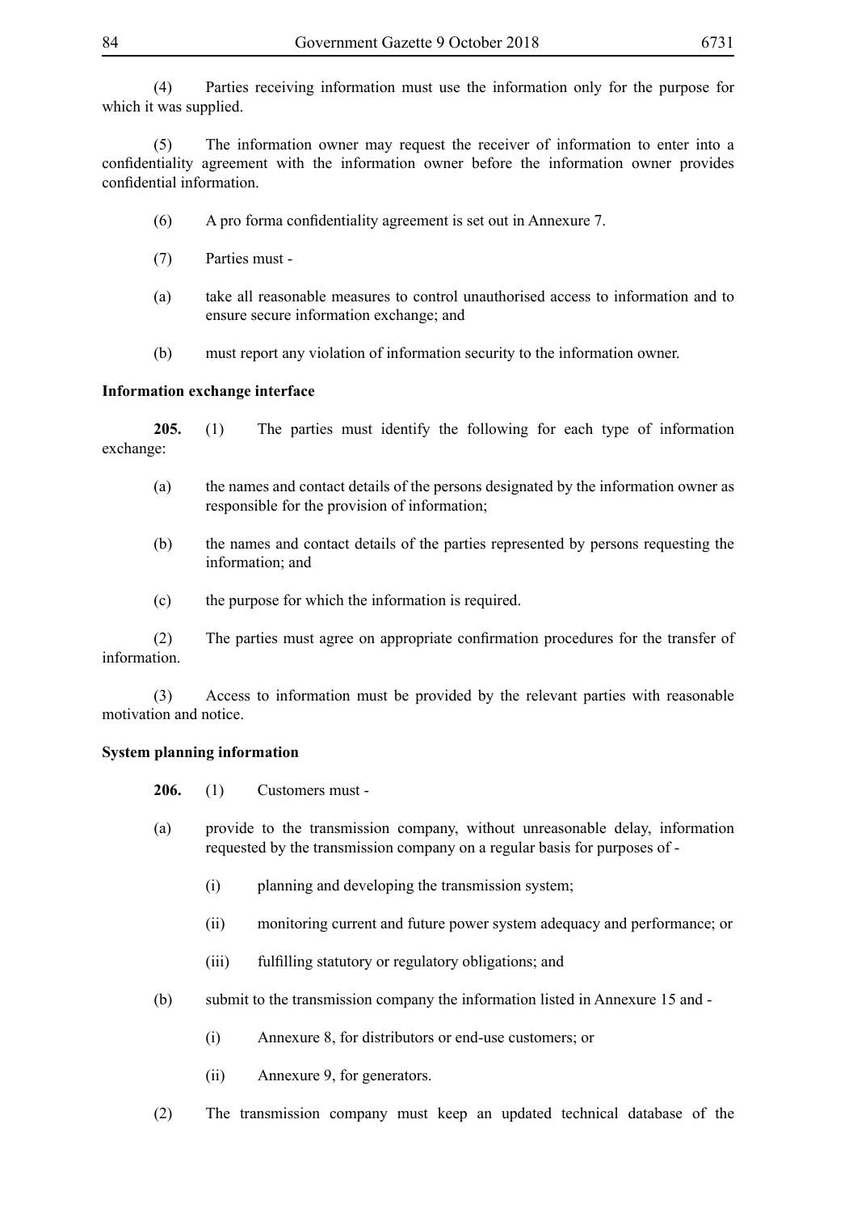(4) Parties receiving information must use the information only for the purpose for which it was supplied.

(5) The information owner may request the receiver of information to enter into a confidentiality agreement with the information owner before the information owner provides confidential information.

(6) A pro forma confidentiality agreement is set out in Annexure 7.

(7) Parties must -

(a) take all reasonable measures to control unauthorised access to information and to ensure secure information exchange; and

(b) must report any violation of information security to the information owner.

**Information exchange interface**

**205.** (1) The parties must identify the following for each type of information exchange:

(a) the names and contact details of the persons designated by the information owner as responsible for the provision of information;

(b) the names and contact details of the parties represented by persons requesting the information; and

(c) the purpose for which the information is required.

(2) The parties must agree on appropriate confirmation procedures for the transfer of information.

(3) Access to information must be provided by the relevant parties with reasonable motivation and notice.

**System planning information**

**206.** (1) Customers must -

(a) provide to the transmission company, without unreasonable delay, information requested by the transmission company on a regular basis for purposes of -

(i) planning and developing the transmission system;

(ii) monitoring current and future power system adequacy and performance; or

(iii) fulfilling statutory or regulatory obligations; and

(b) submit to the transmission company the information listed in Annexure 15 and -

(i) Annexure 8, for distributors or end-use customers; or

(ii) Annexure 9, for generators.

(2) The transmission company must keep an updated technical database of the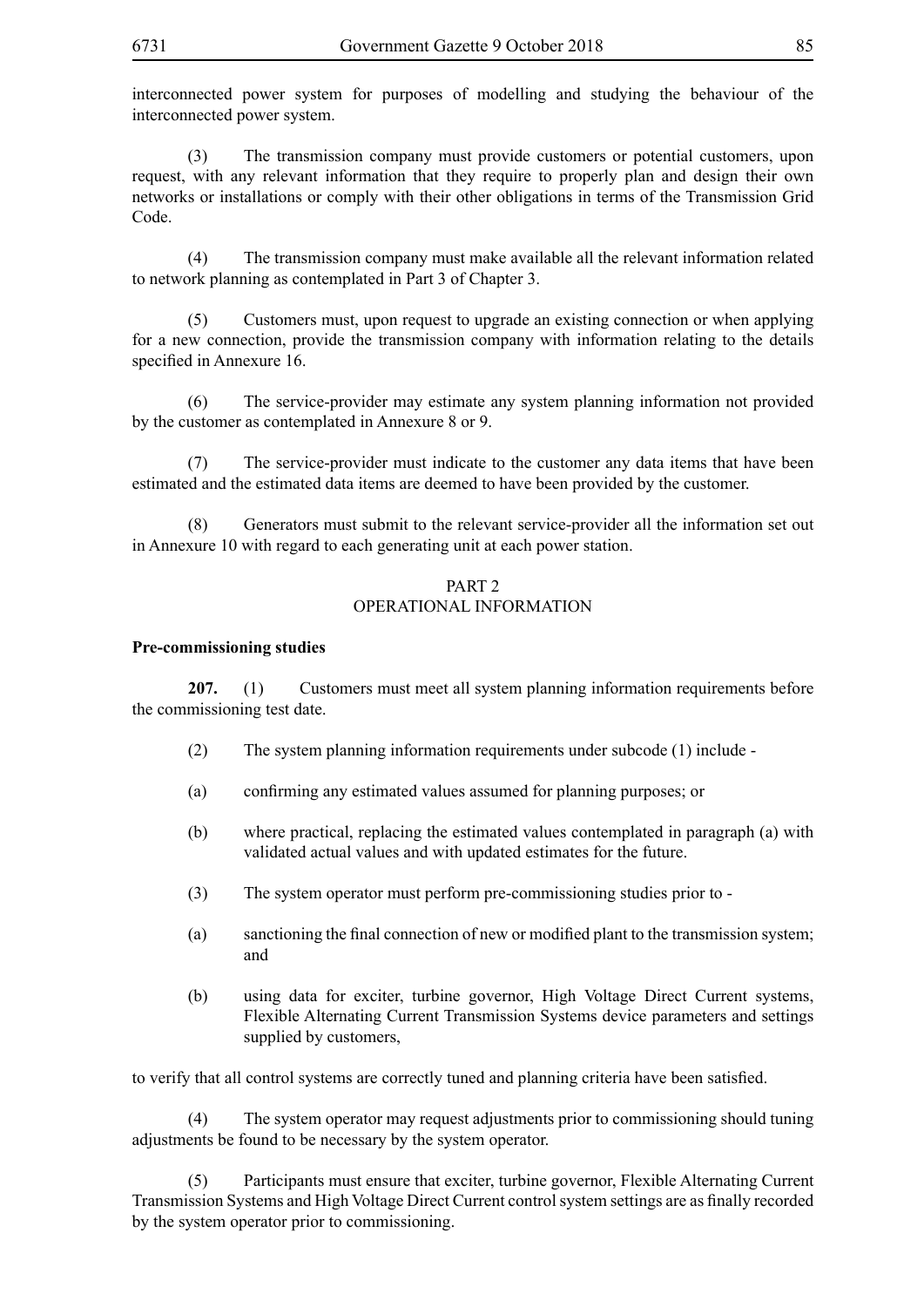interconnected power system for purposes of modelling and studying the behaviour of the interconnected power system.

(3) The transmission company must provide customers or potential customers, upon request, with any relevant information that they require to properly plan and design their own networks or installations or comply with their other obligations in terms of the Transmission Grid Code.

(4) The transmission company must make available all the relevant information related to network planning as contemplated in Part 3 of Chapter 3.

(5) Customers must, upon request to upgrade an existing connection or when applying for a new connection, provide the transmission company with information relating to the details specified in Annexure 16.

(6) The service-provider may estimate any system planning information not provided by the customer as contemplated in Annexure 8 or 9.

(7) The service-provider must indicate to the customer any data items that have been estimated and the estimated data items are deemed to have been provided by the customer.

(8) Generators must submit to the relevant service-provider all the information set out in Annexure 10 with regard to each generating unit at each power station.

## PART 2
## OPERATIONAL INFORMATION

**Pre-commissioning studies**

**207.** (1) Customers must meet all system planning information requirements before the commissioning test date.

(2) The system planning information requirements under subcode (1) include -

(a) confirming any estimated values assumed for planning purposes; or

(b) where practical, replacing the estimated values contemplated in paragraph (a) with validated actual values and with updated estimates for the future.

(3) The system operator must perform pre-commissioning studies prior to -

(a) sanctioning the final connection of new or modified plant to the transmission system; and

(b) using data for exciter, turbine governor, High Voltage Direct Current systems, Flexible Alternating Current Transmission Systems device parameters and settings supplied by customers,

to verify that all control systems are correctly tuned and planning criteria have been satisfied.

(4) The system operator may request adjustments prior to commissioning should tuning adjustments be found to be necessary by the system operator.

(5) Participants must ensure that exciter, turbine governor, Flexible Alternating Current Transmission Systems and High Voltage Direct Current control system settings are as finally recorded by the system operator prior to commissioning.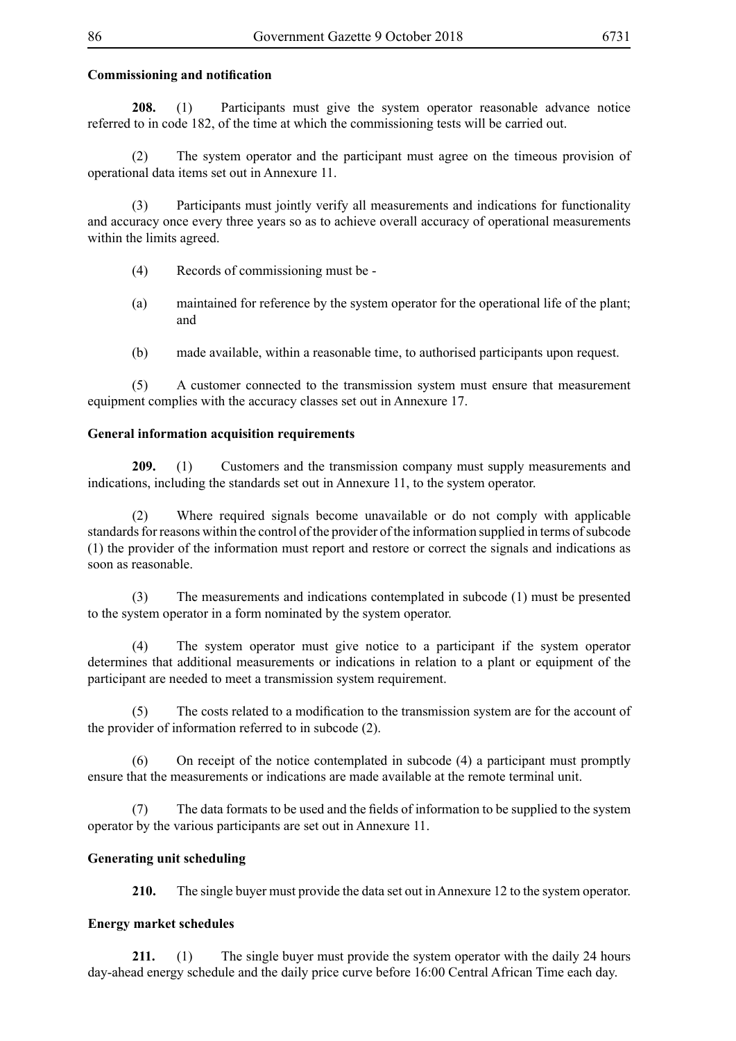**Commissioning and notification**

**208.** (1) Participants must give the system operator reasonable advance notice referred to in code 182, of the time at which the commissioning tests will be carried out.

(2) The system operator and the participant must agree on the timeous provision of operational data items set out in Annexure 11.

(3) Participants must jointly verify all measurements and indications for functionality and accuracy once every three years so as to achieve overall accuracy of operational measurements within the limits agreed.

(4) Records of commissioning must be -

(a) maintained for reference by the system operator for the operational life of the plant; and

(b) made available, within a reasonable time, to authorised participants upon request.

(5) A customer connected to the transmission system must ensure that measurement equipment complies with the accuracy classes set out in Annexure 17.

**General information acquisition requirements**

**209.** (1) Customers and the transmission company must supply measurements and indications, including the standards set out in Annexure 11, to the system operator.

(2) Where required signals become unavailable or do not comply with applicable standards for reasons within the control of the provider of the information supplied in terms of subcode (1) the provider of the information must report and restore or correct the signals and indications as soon as reasonable.

(3) The measurements and indications contemplated in subcode (1) must be presented to the system operator in a form nominated by the system operator.

(4) The system operator must give notice to a participant if the system operator determines that additional measurements or indications in relation to a plant or equipment of the participant are needed to meet a transmission system requirement.

(5) The costs related to a modification to the transmission system are for the account of the provider of information referred to in subcode (2).

(6) On receipt of the notice contemplated in subcode (4) a participant must promptly ensure that the measurements or indications are made available at the remote terminal unit.

(7) The data formats to be used and the fields of information to be supplied to the system operator by the various participants are set out in Annexure 11.

**Generating unit scheduling**

**210.** The single buyer must provide the data set out in Annexure 12 to the system operator.

**Energy market schedules**

**211.** (1) The single buyer must provide the system operator with the daily 24 hours day-ahead energy schedule and the daily price curve before 16:00 Central African Time each day.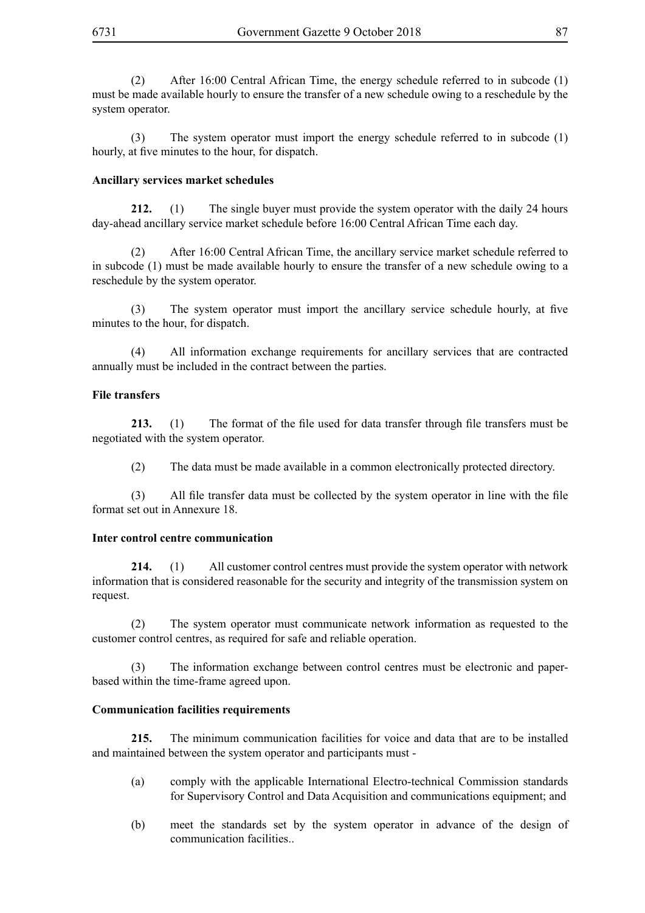(2) After 16:00 Central African Time, the energy schedule referred to in subcode (1) must be made available hourly to ensure the transfer of a new schedule owing to a reschedule by the system operator.

(3) The system operator must import the energy schedule referred to in subcode (1) hourly, at five minutes to the hour, for dispatch.

**Ancillary services market schedules**

**212.** (1) The single buyer must provide the system operator with the daily 24 hours day-ahead ancillary service market schedule before 16:00 Central African Time each day.

(2) After 16:00 Central African Time, the ancillary service market schedule referred to in subcode (1) must be made available hourly to ensure the transfer of a new schedule owing to a reschedule by the system operator.

(3) The system operator must import the ancillary service schedule hourly, at five minutes to the hour, for dispatch.

(4) All information exchange requirements for ancillary services that are contracted annually must be included in the contract between the parties.

**File transfers**

**213.** (1) The format of the file used for data transfer through file transfers must be negotiated with the system operator.

(2) The data must be made available in a common electronically protected directory.

(3) All file transfer data must be collected by the system operator in line with the file format set out in Annexure 18.

**Inter control centre communication**

**214.** (1) All customer control centres must provide the system operator with network information that is considered reasonable for the security and integrity of the transmission system on request.

(2) The system operator must communicate network information as requested to the customer control centres, as required for safe and reliable operation.

(3) The information exchange between control centres must be electronic and paper-based within the time-frame agreed upon.

**Communication facilities requirements**

**215.** The minimum communication facilities for voice and data that are to be installed and maintained between the system operator and participants must -

(a) comply with the applicable International Electro-technical Commission standards for Supervisory Control and Data Acquisition and communications equipment; and

(b) meet the standards set by the system operator in advance of the design of communication facilities..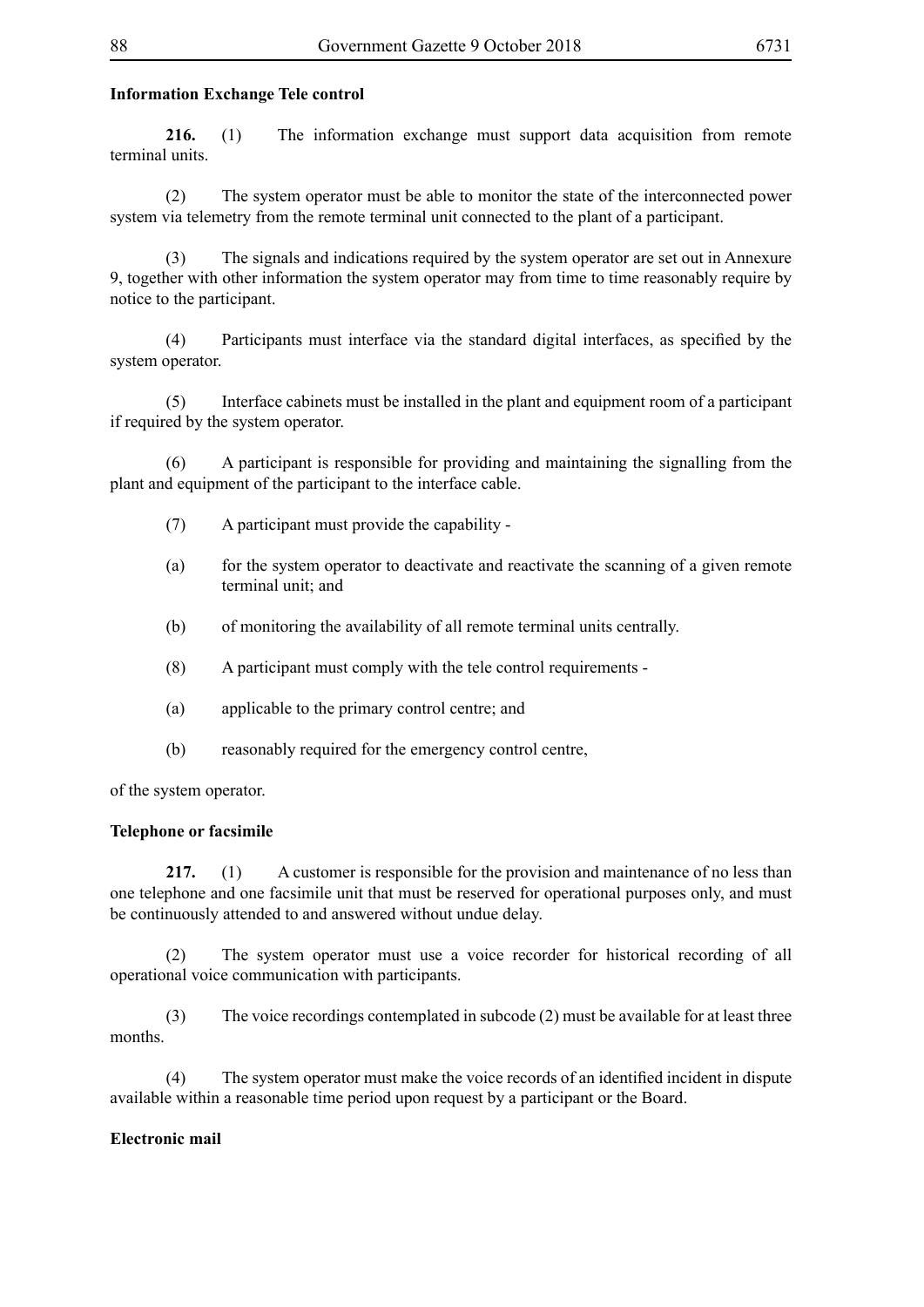**Information Exchange Tele control**

**216.** (1) The information exchange must support data acquisition from remote terminal units.

(2) The system operator must be able to monitor the state of the interconnected power system via telemetry from the remote terminal unit connected to the plant of a participant.

(3) The signals and indications required by the system operator are set out in Annexure 9, together with other information the system operator may from time to time reasonably require by notice to the participant.

(4) Participants must interface via the standard digital interfaces, as specified by the system operator.

(5) Interface cabinets must be installed in the plant and equipment room of a participant if required by the system operator.

(6) A participant is responsible for providing and maintaining the signalling from the plant and equipment of the participant to the interface cable.

(7) A participant must provide the capability -

(a) for the system operator to deactivate and reactivate the scanning of a given remote terminal unit; and

(b) of monitoring the availability of all remote terminal units centrally.

(8) A participant must comply with the tele control requirements -

(a) applicable to the primary control centre; and

(b) reasonably required for the emergency control centre,

of the system operator.

**Telephone or facsimile**

**217.** (1) A customer is responsible for the provision and maintenance of no less than one telephone and one facsimile unit that must be reserved for operational purposes only, and must be continuously attended to and answered without undue delay.

(2) The system operator must use a voice recorder for historical recording of all operational voice communication with participants.

(3) The voice recordings contemplated in subcode (2) must be available for at least three months.

(4) The system operator must make the voice records of an identified incident in dispute available within a reasonable time period upon request by a participant or the Board.

**Electronic mail**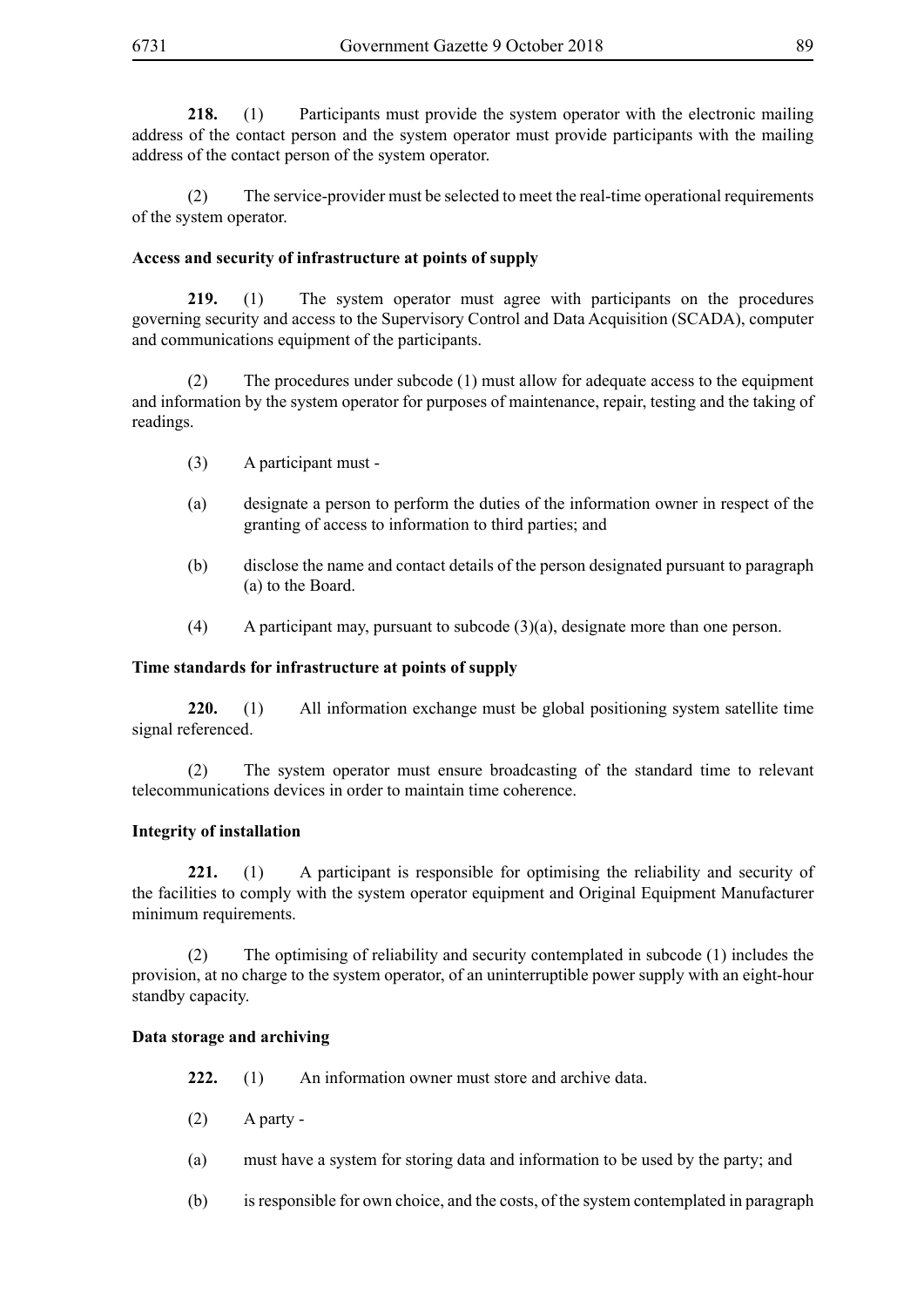**218.** (1) Participants must provide the system operator with the electronic mailing address of the contact person and the system operator must provide participants with the mailing address of the contact person of the system operator.

(2) The service-provider must be selected to meet the real-time operational requirements of the system operator.

**Access and security of infrastructure at points of supply**

**219.** (1) The system operator must agree with participants on the procedures governing security and access to the Supervisory Control and Data Acquisition (SCADA), computer and communications equipment of the participants.

(2) The procedures under subcode (1) must allow for adequate access to the equipment and information by the system operator for purposes of maintenance, repair, testing and the taking of readings.

(3) A participant must -

(a) designate a person to perform the duties of the information owner in respect of the granting of access to information to third parties; and

(b) disclose the name and contact details of the person designated pursuant to paragraph (a) to the Board.

(4) A participant may, pursuant to subcode (3)(a), designate more than one person.

**Time standards for infrastructure at points of supply**

**220.** (1) All information exchange must be global positioning system satellite time signal referenced.

(2) The system operator must ensure broadcasting of the standard time to relevant telecommunications devices in order to maintain time coherence.

**Integrity of installation**

**221.** (1) A participant is responsible for optimising the reliability and security of the facilities to comply with the system operator equipment and Original Equipment Manufacturer minimum requirements.

(2) The optimising of reliability and security contemplated in subcode (1) includes the provision, at no charge to the system operator, of an uninterruptible power supply with an eight-hour standby capacity.

**Data storage and archiving**

**222.** (1) An information owner must store and archive data.

(2) A party -

(a) must have a system for storing data and information to be used by the party; and

(b) is responsible for own choice, and the costs, of the system contemplated in paragraph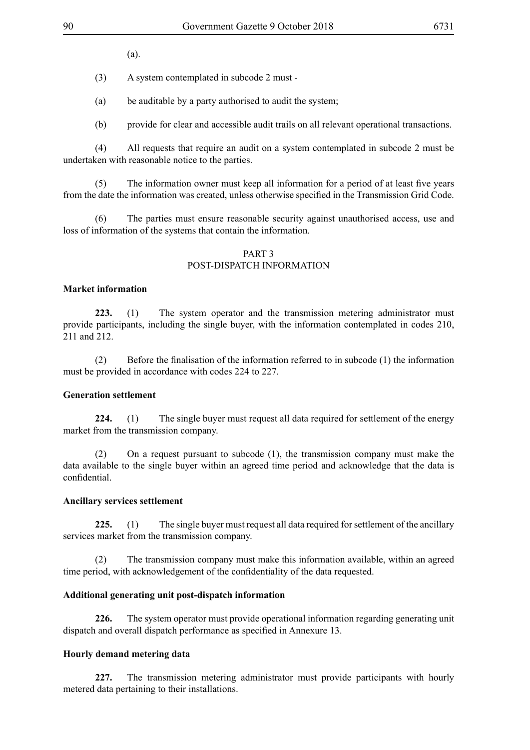(a).

(3) A system contemplated in subcode 2 must -

(a) be auditable by a party authorised to audit the system;

(b) provide for clear and accessible audit trails on all relevant operational transactions.

(4) All requests that require an audit on a system contemplated in subcode 2 must be undertaken with reasonable notice to the parties.

(5) The information owner must keep all information for a period of at least five years from the date the information was created, unless otherwise specified in the Transmission Grid Code.

(6) The parties must ensure reasonable security against unauthorised access, use and loss of information of the systems that contain the information.

## PART 3
## POST-DISPATCH INFORMATION

**Market information**

**223.** (1) The system operator and the transmission metering administrator must provide participants, including the single buyer, with the information contemplated in codes 210, 211 and 212.

(2) Before the finalisation of the information referred to in subcode (1) the information must be provided in accordance with codes 224 to 227.

**Generation settlement**

**224.** (1) The single buyer must request all data required for settlement of the energy market from the transmission company.

(2) On a request pursuant to subcode (1), the transmission company must make the data available to the single buyer within an agreed time period and acknowledge that the data is confidential.

**Ancillary services settlement**

**225.** (1) The single buyer must request all data required for settlement of the ancillary services market from the transmission company.

(2) The transmission company must make this information available, within an agreed time period, with acknowledgement of the confidentiality of the data requested.

**Additional generating unit post-dispatch information**

**226.** The system operator must provide operational information regarding generating unit dispatch and overall dispatch performance as specified in Annexure 13.

**Hourly demand metering data**

**227.** The transmission metering administrator must provide participants with hourly metered data pertaining to their installations.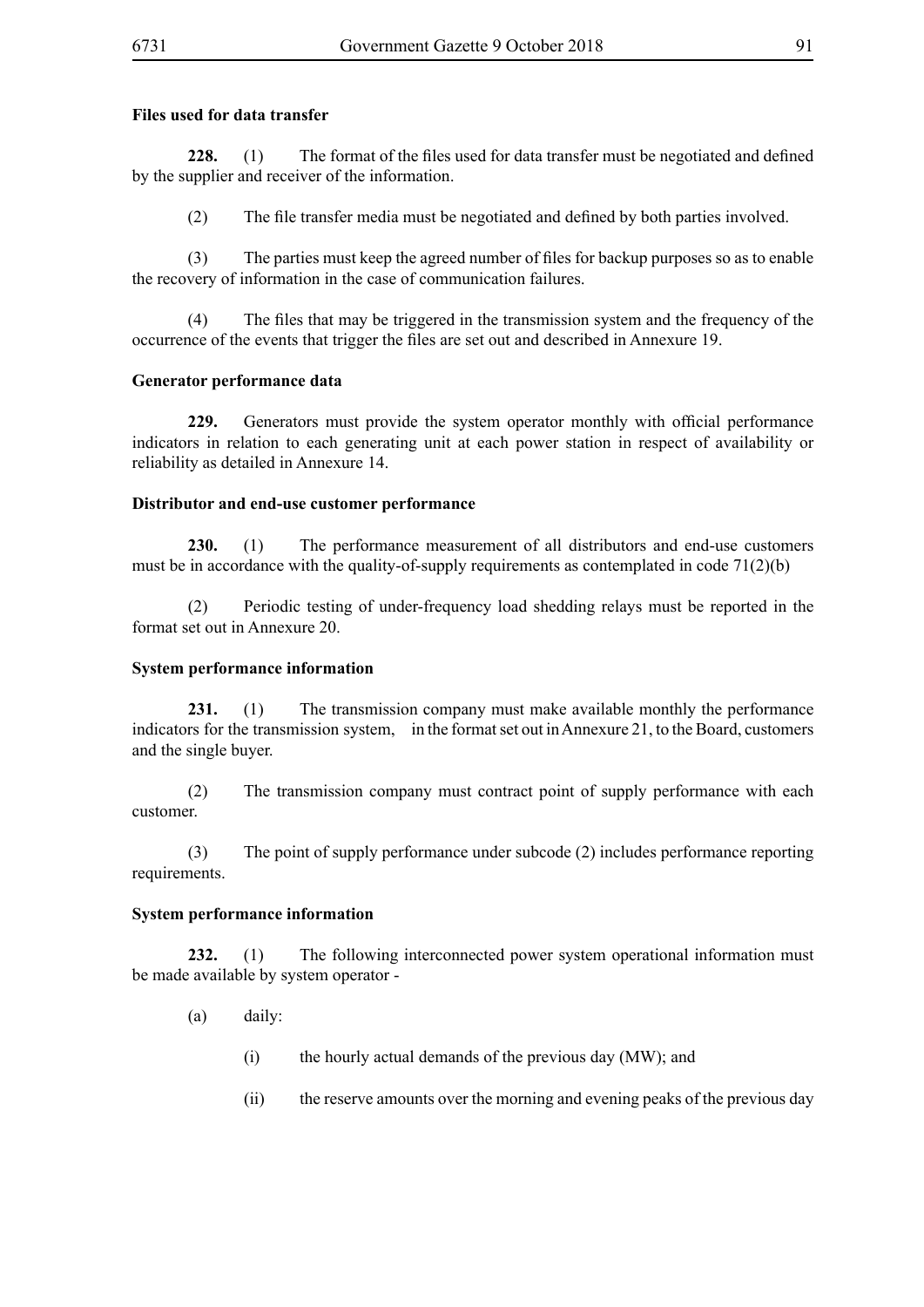### Files used for data transfer

**228.** (1) The format of the files used for data transfer must be negotiated and defined by the supplier and receiver of the information.

(2) The file transfer media must be negotiated and defined by both parties involved.

(3) The parties must keep the agreed number of files for backup purposes so as to enable the recovery of information in the case of communication failures.

(4) The files that may be triggered in the transmission system and the frequency of the occurrence of the events that trigger the files are set out and described in Annexure 19.

### Generator performance data

**229.** Generators must provide the system operator monthly with official performance indicators in relation to each generating unit at each power station in respect of availability or reliability as detailed in Annexure 14.

### Distributor and end-use customer performance

**230.** (1) The performance measurement of all distributors and end-use customers must be in accordance with the quality-of-supply requirements as contemplated in code 71(2)(b)

(2) Periodic testing of under-frequency load shedding relays must be reported in the format set out in Annexure 20.

### System performance information

**231.** (1) The transmission company must make available monthly the performance indicators for the transmission system, in the format set out in Annexure 21, to the Board, customers and the single buyer.

(2) The transmission company must contract point of supply performance with each customer.

(3) The point of supply performance under subcode (2) includes performance reporting requirements.

### System performance information

**232.** (1) The following interconnected power system operational information must be made available by system operator -

(a) daily:

(i) the hourly actual demands of the previous day (MW); and

(ii) the reserve amounts over the morning and evening peaks of the previous day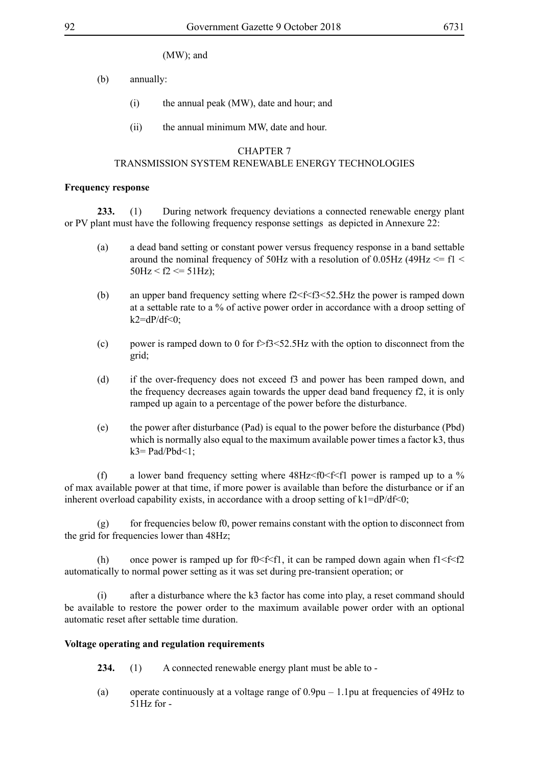(MW); and

(b) annually:

(i) the annual peak (MW), date and hour; and

(ii) the annual minimum MW, date and hour.

## CHAPTER 7
## TRANSMISSION SYSTEM RENEWABLE ENERGY TECHNOLOGIES

**Frequency response**

**233.** (1) During network frequency deviations a connected renewable energy plant or PV plant must have the following frequency response settings as depicted in Annexure 22:

(a) a dead band setting or constant power versus frequency response in a band settable around the nominal frequency of 50Hz with a resolution of 0.05Hz ($49Hz <= f1 < 50Hz < f2 <= 51Hz$);

(b) an upper band frequency setting where $f2<f<f3<52.5Hz$ the power is ramped down at a settable rate to a % of active power order in accordance with a droop setting of $k2=dP/df<0$;

(c) power is ramped down to 0 for $f>f3<52.5Hz$ with the option to disconnect from the grid;

(d) if the over-frequency does not exceed f3 and power has been ramped down, and the frequency decreases again towards the upper dead band frequency f2, it is only ramped up again to a percentage of the power before the disturbance.

(e) the power after disturbance (Pad) is equal to the power before the disturbance (Pbd) which is normally also equal to the maximum available power times a factor k3, thus $k3= Pad/Pbd<1$;

(f) a lower band frequency setting where $48Hz<f0<f<f1$ power is ramped up to a % of max available power at that time, if more power is available than before the disturbance or if an inherent overload capability exists, in accordance with a droop setting of $k1=dP/df<0$;

(g) for frequencies below f0, power remains constant with the option to disconnect from the grid for frequencies lower than 48Hz;

(h) once power is ramped up for $f0<f<f1$, it can be ramped down again when $f1<f<f2$ automatically to normal power setting as it was set during pre-transient operation; or

(i) after a disturbance where the k3 factor has come into play, a reset command should be available to restore the power order to the maximum available power order with an optional automatic reset after settable time duration.

**Voltage operating and regulation requirements**

**234.** (1) A connected renewable energy plant must be able to -

(a) operate continuously at a voltage range of 0.9pu – 1.1pu at frequencies of 49Hz to 51Hz for -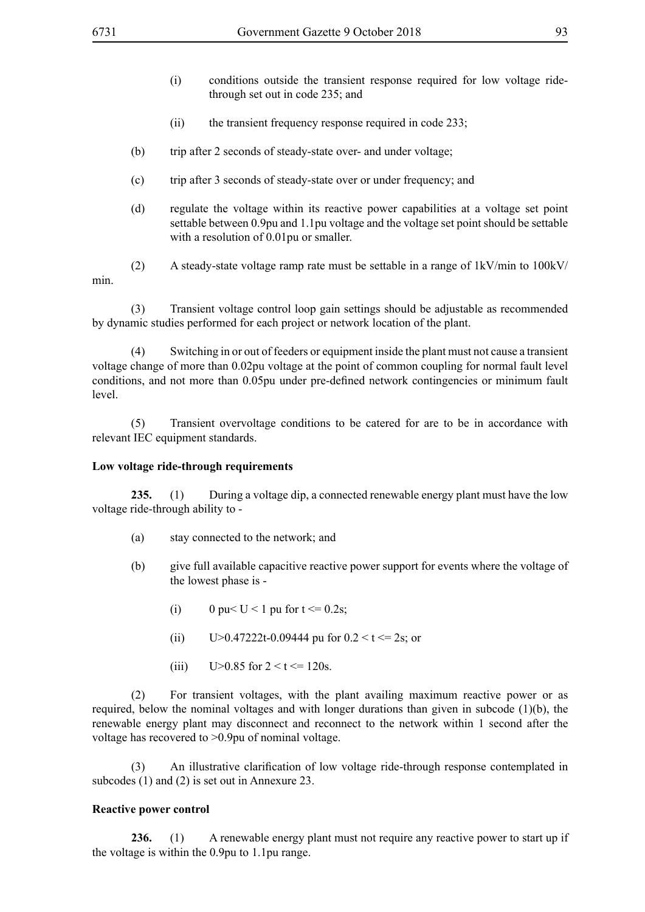(i) conditions outside the transient response required for low voltage ride-through set out in code 235; and

(ii) the transient frequency response required in code 233;

(b) trip after 2 seconds of steady-state over- and under voltage;

(c) trip after 3 seconds of steady-state over or under frequency; and

(d) regulate the voltage within its reactive power capabilities at a voltage set point settable between 0.9pu and 1.1pu voltage and the voltage set point should be settable with a resolution of 0.01pu or smaller.

(2) A steady-state voltage ramp rate must be settable in a range of 1kV/min to 100kV/min.

(3) Transient voltage control loop gain settings should be adjustable as recommended by dynamic studies performed for each project or network location of the plant.

(4) Switching in or out of feeders or equipment inside the plant must not cause a transient voltage change of more than 0.02pu voltage at the point of common coupling for normal fault level conditions, and not more than 0.05pu under pre-defined network contingencies or minimum fault level.

(5) Transient overvoltage conditions to be catered for are to be in accordance with relevant IEC equipment standards.

**Low voltage ride-through requirements**

**235.** (1) During a voltage dip, a connected renewable energy plant must have the low voltage ride-through ability to -

(a) stay connected to the network; and

(b) give full available capacitive reactive power support for events where the voltage of the lowest phase is -

(i) $0 \text{ pu} < U < 1 \text{ pu}$ for $t <= 0.2\text{s}$;

(ii) $U > 0.47222t - 0.09444$ pu for $0.2 < t <= 2\text{s}$; or

(iii) $U > 0.85$ for $2 < t <= 120\text{s}$.

(2) For transient voltages, with the plant availing maximum reactive power or as required, below the nominal voltages and with longer durations than given in subcode (1)(b), the renewable energy plant may disconnect and reconnect to the network within 1 second after the voltage has recovered to >0.9pu of nominal voltage.

(3) An illustrative clarification of low voltage ride-through response contemplated in subcodes (1) and (2) is set out in Annexure 23.

**Reactive power control**

**236.** (1) A renewable energy plant must not require any reactive power to start up if the voltage is within the 0.9pu to 1.1pu range.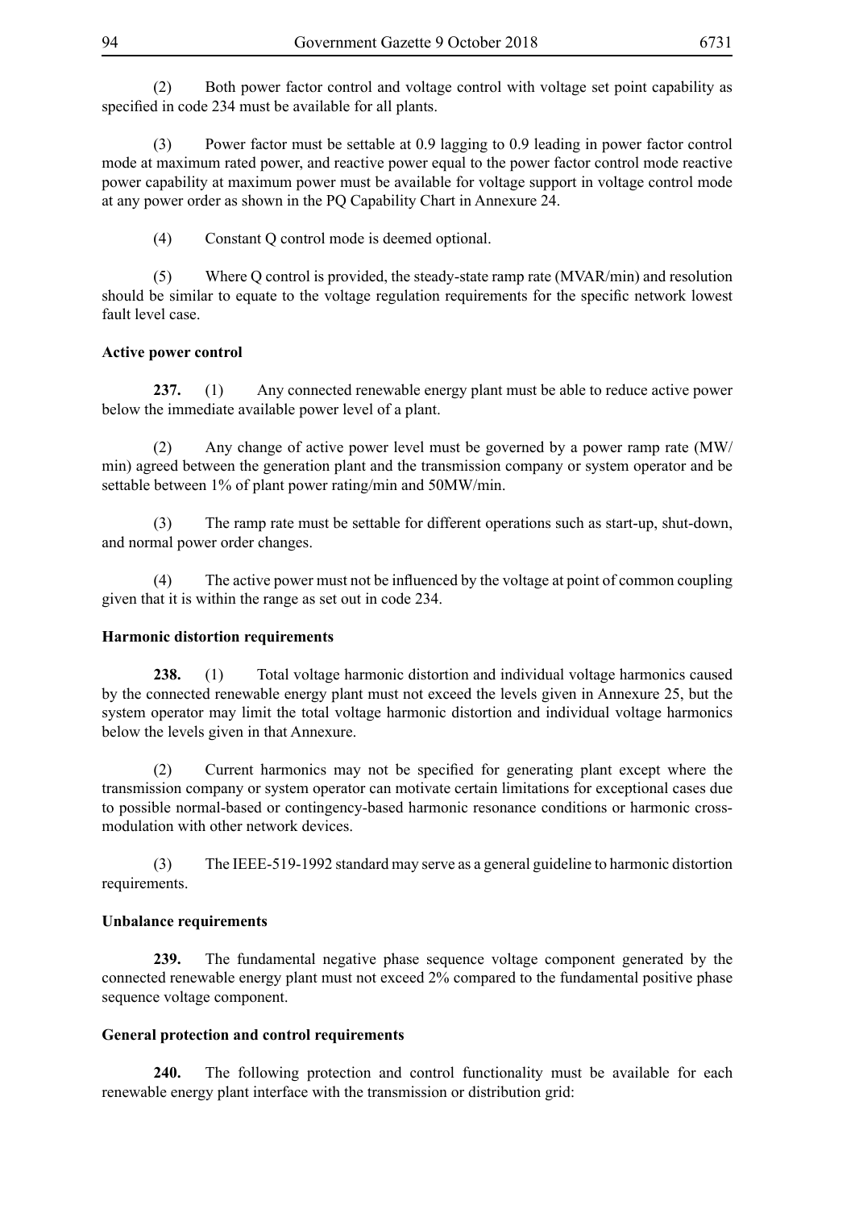(2) Both power factor control and voltage control with voltage set point capability as specified in code 234 must be available for all plants.

(3) Power factor must be settable at 0.9 lagging to 0.9 leading in power factor control mode at maximum rated power, and reactive power equal to the power factor control mode reactive power capability at maximum power must be available for voltage support in voltage control mode at any power order as shown in the PQ Capability Chart in Annexure 24.

(4) Constant Q control mode is deemed optional.

(5) Where Q control is provided, the steady-state ramp rate (MVAR/min) and resolution should be similar to equate to the voltage regulation requirements for the specific network lowest fault level case.

**Active power control**

**237.** (1) Any connected renewable energy plant must be able to reduce active power below the immediate available power level of a plant.

(2) Any change of active power level must be governed by a power ramp rate (MW/min) agreed between the generation plant and the transmission company or system operator and be settable between 1% of plant power rating/min and 50MW/min.

(3) The ramp rate must be settable for different operations such as start-up, shut-down, and normal power order changes.

(4) The active power must not be influenced by the voltage at point of common coupling given that it is within the range as set out in code 234.

**Harmonic distortion requirements**

**238.** (1) Total voltage harmonic distortion and individual voltage harmonics caused by the connected renewable energy plant must not exceed the levels given in Annexure 25, but the system operator may limit the total voltage harmonic distortion and individual voltage harmonics below the levels given in that Annexure.

(2) Current harmonics may not be specified for generating plant except where the transmission company or system operator can motivate certain limitations for exceptional cases due to possible normal-based or contingency-based harmonic resonance conditions or harmonic cross-modulation with other network devices.

(3) The IEEE-519-1992 standard may serve as a general guideline to harmonic distortion requirements.

**Unbalance requirements**

**239.** The fundamental negative phase sequence voltage component generated by the connected renewable energy plant must not exceed 2% compared to the fundamental positive phase sequence voltage component.

**General protection and control requirements**

**240.** The following protection and control functionality must be available for each renewable energy plant interface with the transmission or distribution grid: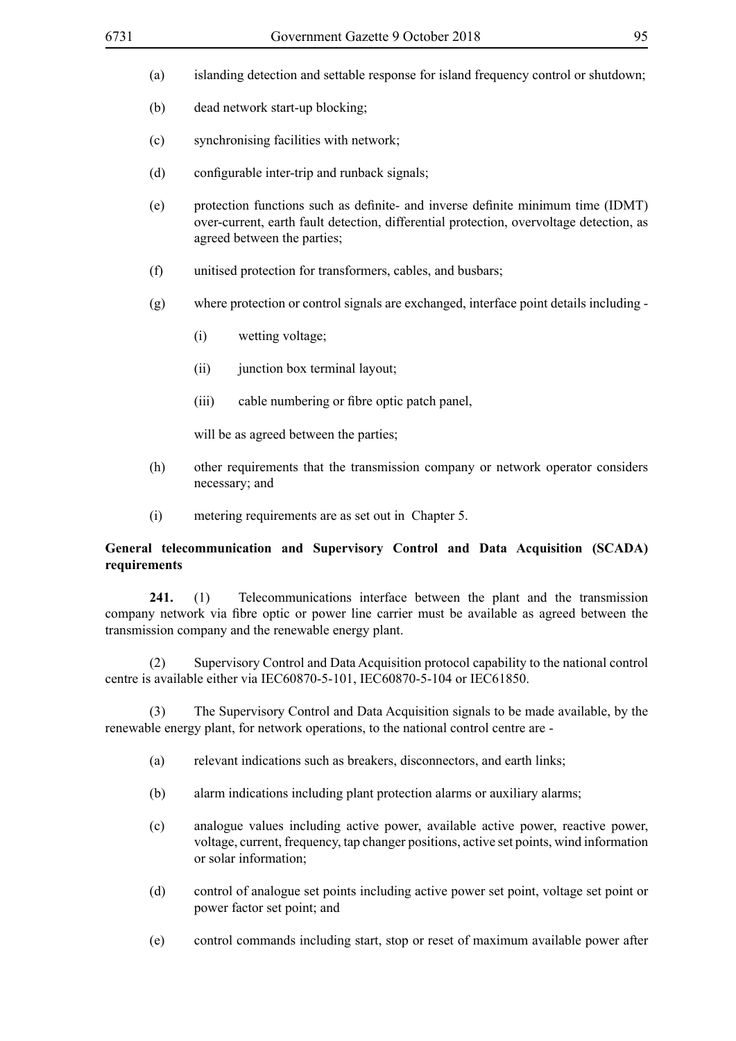(a) islanding detection and settable response for island frequency control or shutdown;

(b) dead network start-up blocking;

(c) synchronising facilities with network;

(d) configurable inter-trip and runback signals;

(e) protection functions such as definite- and inverse definite minimum time (IDMT) over-current, earth fault detection, differential protection, overvoltage detection, as agreed between the parties;

(f) unitised protection for transformers, cables, and busbars;

(g) where protection or control signals are exchanged, interface point details including -

   (i) wetting voltage;

   (ii) junction box terminal layout;

   (iii) cable numbering or fibre optic patch panel,

   will be as agreed between the parties;

(h) other requirements that the transmission company or network operator considers necessary; and

(i) metering requirements are as set out in Chapter 5.

**General telecommunication and Supervisory Control and Data Acquisition (SCADA) requirements**

**241.** (1) Telecommunications interface between the plant and the transmission company network via fibre optic or power line carrier must be available as agreed between the transmission company and the renewable energy plant.

(2) Supervisory Control and Data Acquisition protocol capability to the national control centre is available either via IEC60870-5-101, IEC60870-5-104 or IEC61850.

(3) The Supervisory Control and Data Acquisition signals to be made available, by the renewable energy plant, for network operations, to the national control centre are -

(a) relevant indications such as breakers, disconnectors, and earth links;

(b) alarm indications including plant protection alarms or auxiliary alarms;

(c) analogue values including active power, available active power, reactive power, voltage, current, frequency, tap changer positions, active set points, wind information or solar information;

(d) control of analogue set points including active power set point, voltage set point or power factor set point; and

(e) control commands including start, stop or reset of maximum available power after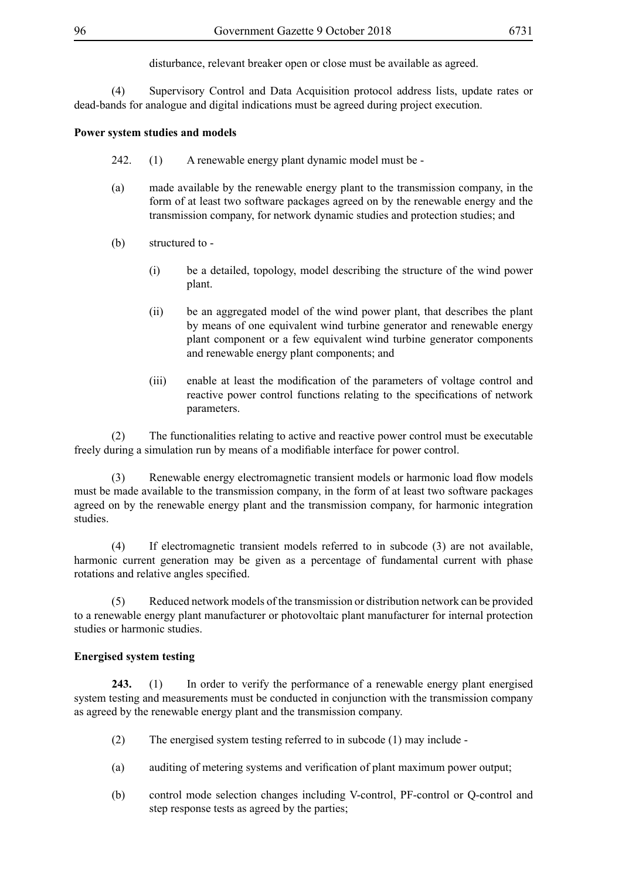disturbance, relevant breaker open or close must be available as agreed.

(4) Supervisory Control and Data Acquisition protocol address lists, update rates or dead-bands for analogue and digital indications must be agreed during project execution.

**Power system studies and models**

242. (1) A renewable energy plant dynamic model must be -

(a) made available by the renewable energy plant to the transmission company, in the form of at least two software packages agreed on by the renewable energy and the transmission company, for network dynamic studies and protection studies; and

(b) structured to -

(i) be a detailed, topology, model describing the structure of the wind power plant.

(ii) be an aggregated model of the wind power plant, that describes the plant by means of one equivalent wind turbine generator and renewable energy plant component or a few equivalent wind turbine generator components and renewable energy plant components; and

(iii) enable at least the modification of the parameters of voltage control and reactive power control functions relating to the specifications of network parameters.

(2) The functionalities relating to active and reactive power control must be executable freely during a simulation run by means of a modifiable interface for power control.

(3) Renewable energy electromagnetic transient models or harmonic load flow models must be made available to the transmission company, in the form of at least two software packages agreed on by the renewable energy plant and the transmission company, for harmonic integration studies.

(4) If electromagnetic transient models referred to in subcode (3) are not available, harmonic current generation may be given as a percentage of fundamental current with phase rotations and relative angles specified.

(5) Reduced network models of the transmission or distribution network can be provided to a renewable energy plant manufacturer or photovoltaic plant manufacturer for internal protection studies or harmonic studies.

**Energised system testing**

**243.** (1) In order to verify the performance of a renewable energy plant energised system testing and measurements must be conducted in conjunction with the transmission company as agreed by the renewable energy plant and the transmission company.

(2) The energised system testing referred to in subcode (1) may include -

(a) auditing of metering systems and verification of plant maximum power output;

(b) control mode selection changes including V-control, PF-control or Q-control and step response tests as agreed by the parties;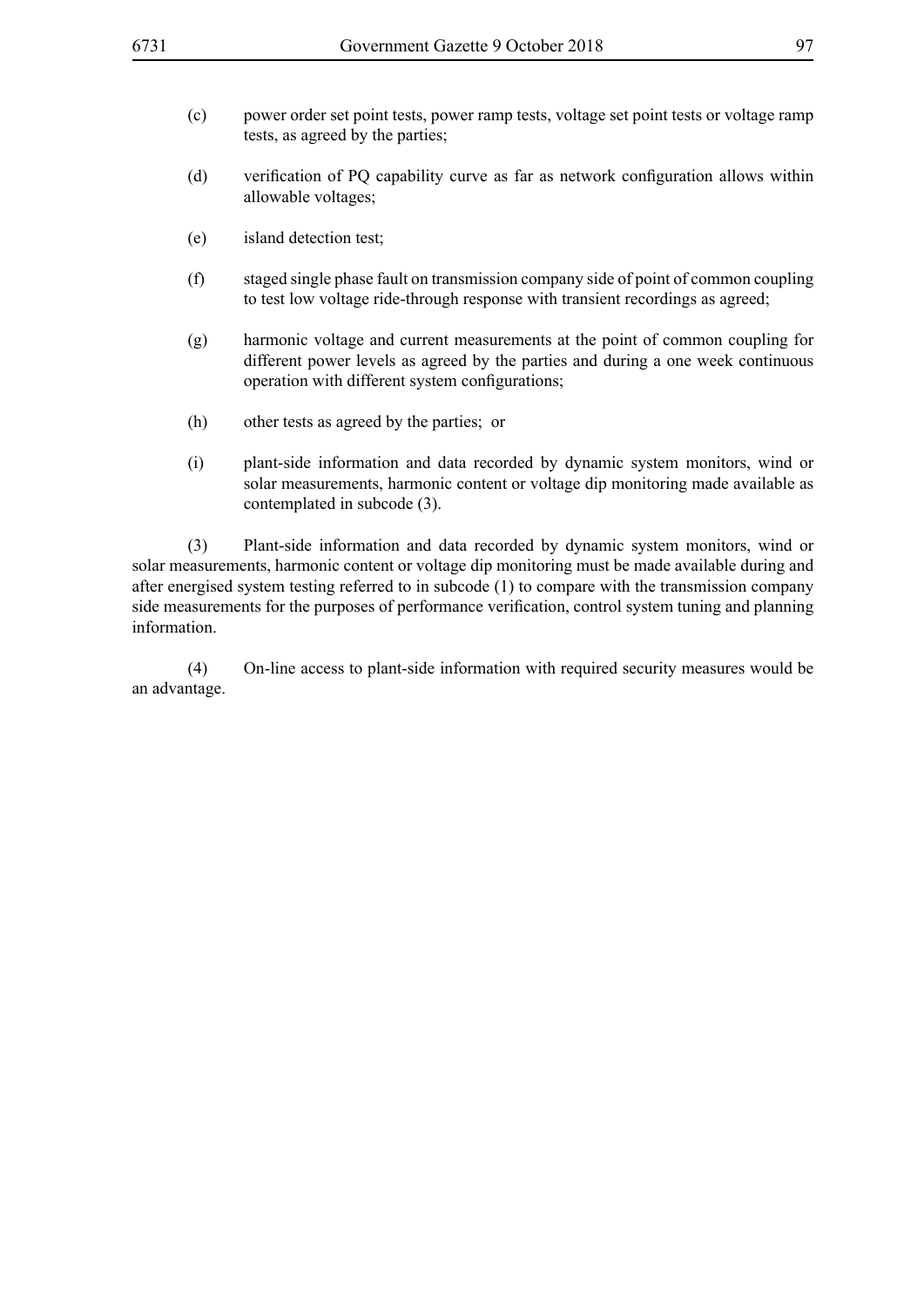(c) power order set point tests, power ramp tests, voltage set point tests or voltage ramp tests, as agreed by the parties;

(d) verification of PQ capability curve as far as network configuration allows within allowable voltages;

(e) island detection test;

(f) staged single phase fault on transmission company side of point of common coupling to test low voltage ride-through response with transient recordings as agreed;

(g) harmonic voltage and current measurements at the point of common coupling for different power levels as agreed by the parties and during a one week continuous operation with different system configurations;

(h) other tests as agreed by the parties; or

(i) plant-side information and data recorded by dynamic system monitors, wind or solar measurements, harmonic content or voltage dip monitoring made available as contemplated in subcode (3).

(3) Plant-side information and data recorded by dynamic system monitors, wind or solar measurements, harmonic content or voltage dip monitoring must be made available during and after energised system testing referred to in subcode (1) to compare with the transmission company side measurements for the purposes of performance verification, control system tuning and planning information.

(4) On-line access to plant-side information with required security measures would be an advantage.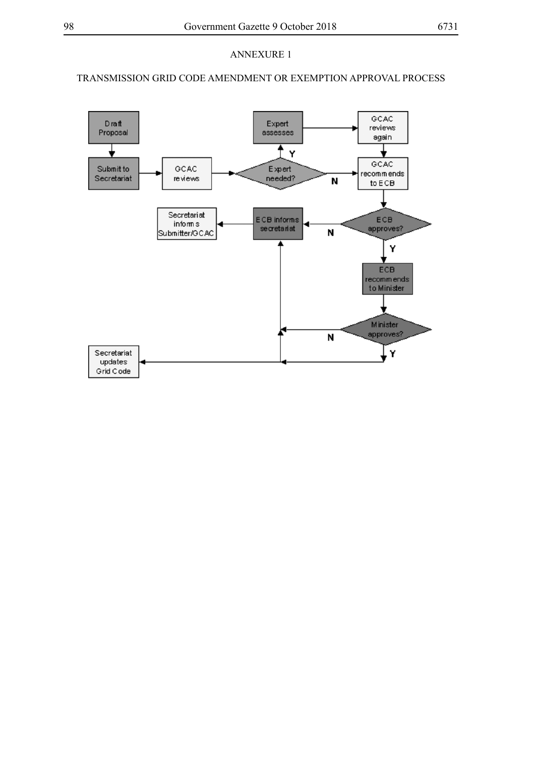ANNEXURE 1

TRANSMISSION GRID CODE AMENDMENT OR EXEMPTION APPROVAL PROCESS

Draft Proposal

Submit to Secretariat

GCAC reviews

Expert needed?

Y

Expert assesses

GCAC reviews again

N

GCAC recommends to ECB

ECB approves?

N

ECB informs secretariat

Secretariat informs Submitter/GCAC

Y

ECB recommends to Minister

Minister approves?

N

Y

Secretariat updates Grid Code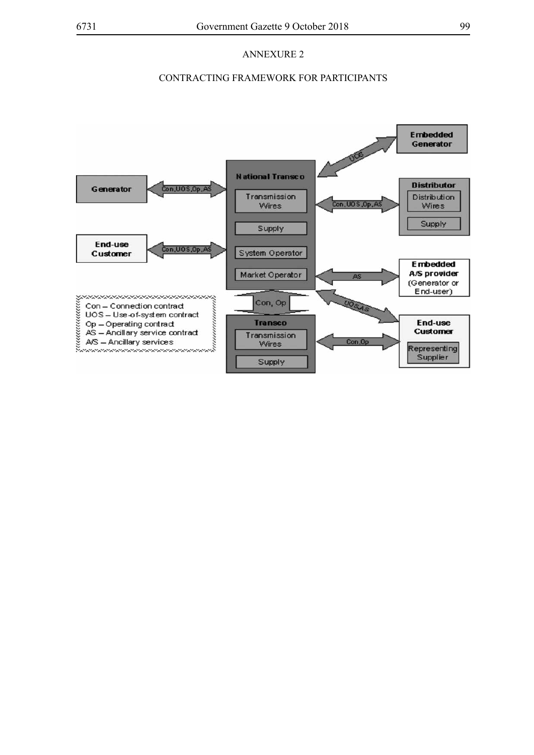ANNEXURE 2

CONTRACTING FRAMEWORK FOR PARTICIPANTS

National Transco
- Transmission Wires
- Supply
- System Operator
- Market Operator

Generator ⟷ National Transco: Con,UOS,Op,AS

End-use Customer ⟷ National Transco: Con,UOS,Op,AS

Embedded Generator ⟷ National Transco: UOS

Distributor (Distribution Wires, Supply) ⟷ National Transco: Con,UOS,Op,AS

Embedded A/S provider (Generator or End-user) ⟷ National Transco: AS

End-use Customer (Representing Supplier) ⟷ National Transco: UOS,AS

National Transco ⟷ Transco: Con, Op

Transco
- Transmission Wires
- Supply

Transco ⟷ End-use Customer (Representing Supplier): Con,Op

Con – Connection contract
UOS – Use-of-system contract
Op – Operating contract
AS – Ancillary service contract
A/S – Ancillary services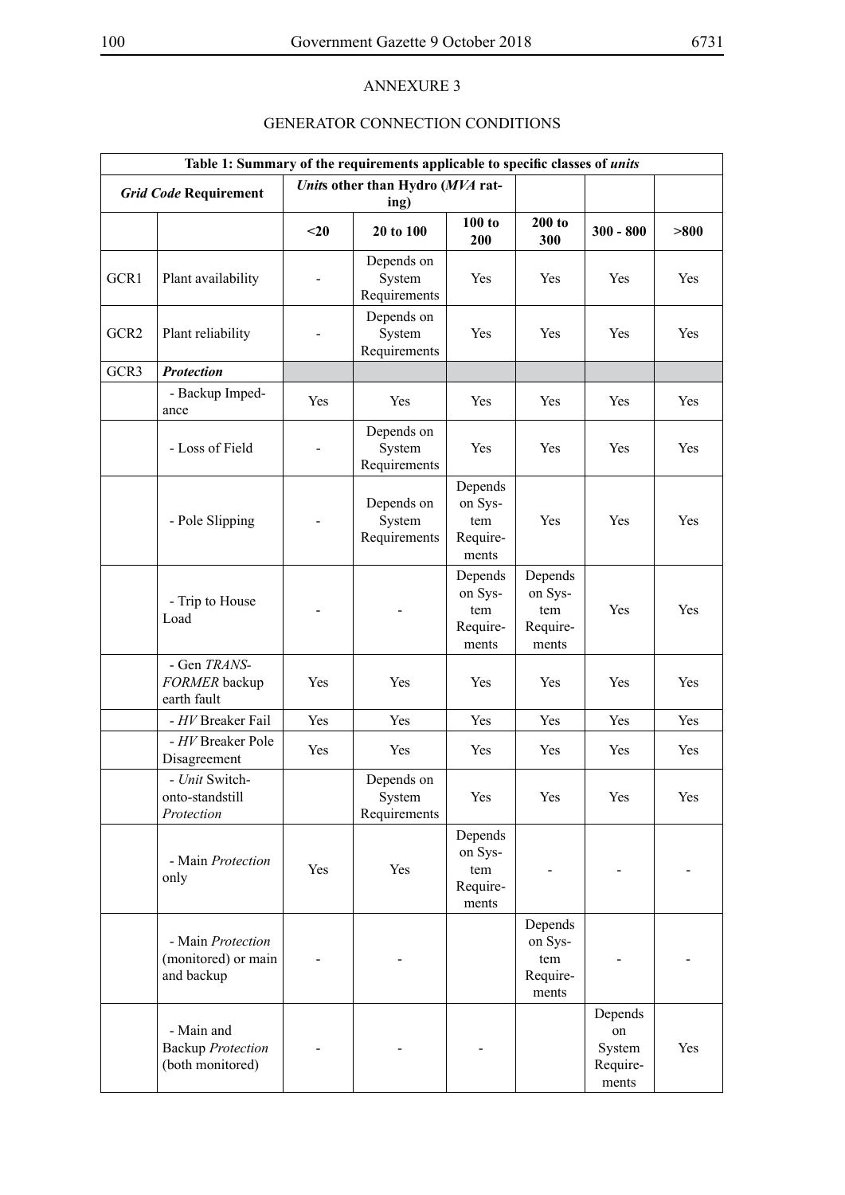ANNEXURE 3

GENERATOR CONNECTION CONDITIONS

| Table 1: Summary of the requirements applicable to specific classes of *units* | | | | | | | |
|---|---|---|---|---|---|---|---|
| *Grid Code* **Requirement** | | ***Unit*s other than Hydro (*MVA* rating)** | | | | | |
| | | **<20** | **20 to 100** | **100 to 200** | **200 to 300** | **300 - 800** | **>800** |
| GCR1 | Plant availability | - | Depends on System Requirements | Yes | Yes | Yes | Yes |
| GCR2 | Plant reliability | - | Depends on System Requirements | Yes | Yes | Yes | Yes |
| GCR3 | ***Protection*** | | | | | | |
| | - Backup Impedance | Yes | Yes | Yes | Yes | Yes | Yes |
| | - Loss of Field | - | Depends on System Requirements | Yes | Yes | Yes | Yes |
| | - Pole Slipping | - | Depends on System Requirements | Depends on System Requirements | Yes | Yes | Yes |
| | - Trip to House Load | - | - | Depends on System Requirements | Depends on System Requirements | Yes | Yes |
| | - Gen *TRANSFORMER* backup earth fault | Yes | Yes | Yes | Yes | Yes | Yes |
| | - *HV* Breaker Fail | Yes | Yes | Yes | Yes | Yes | Yes |
| | - *HV* Breaker Pole Disagreement | Yes | Yes | Yes | Yes | Yes | Yes |
| | - *Unit* Switch-onto-standstill *Protection* | | Depends on System Requirements | Yes | Yes | Yes | Yes |
| | - Main *Protection* only | Yes | Yes | Depends on System Requirements | - | - | - |
| | - Main *Protection* (monitored) or main and backup | - | - | | Depends on System Requirements | - | - |
| | - Main and Backup *Protection* (both monitored) | - | - | - | | Depends on System Requirements | Yes |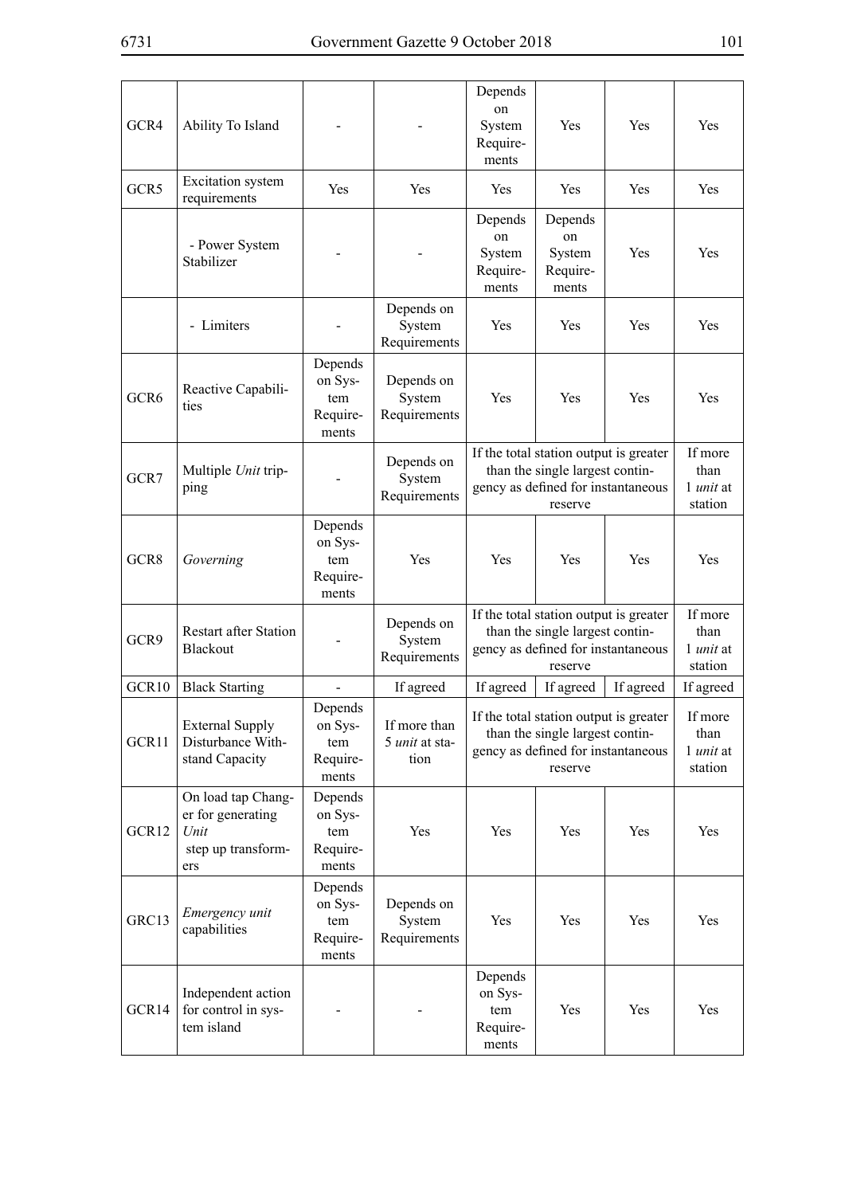| GCR4 | Ability To Island | - | - | Depends on System Requirements | Yes | Yes | Yes |
|---|---|---|---|---|---|---|---|
| GCR5 | Excitation system requirements | Yes | Yes | Yes | Yes | Yes | Yes |
| | - Power System Stabilizer | - | - | Depends on System Requirements | Depends on System Requirements | Yes | Yes |
| | - Limiters | - | Depends on System Requirements | Yes | Yes | Yes | Yes |
| GCR6 | Reactive Capabilities | Depends on System Requirements | Depends on System Requirements | Yes | Yes | Yes | Yes |
| GCR7 | Multiple *Unit* tripping | - | Depends on System Requirements | If the total station output is greater than the single largest contingency as defined for instantaneous reserve | | | If more than 1 *unit* at station |
| GCR8 | *Governing* | Depends on System Requirements | Yes | Yes | Yes | Yes | Yes |
| GCR9 | Restart after Station Blackout | - | Depends on System Requirements | If the total station output is greater than the single largest contingency as defined for instantaneous reserve | | | If more than 1 *unit* at station |
| GCR10 | Black Starting | - | If agreed | If agreed | If agreed | If agreed | If agreed |
| GCR11 | External Supply Disturbance Withstand Capacity | Depends on System Requirements | If more than 5 *unit* at station | If the total station output is greater than the single largest contingency as defined for instantaneous reserve | | | If more than 1 *unit* at station |
| GCR12 | On load tap Changer for generating *Unit* step up transformers | Depends on System Requirements | Yes | Yes | Yes | Yes | Yes |
| GRC13 | *Emergency unit* capabilities | Depends on System Requirements | Depends on System Requirements | Yes | Yes | Yes | Yes |
| GCR14 | Independent action for control in system island | - | - | Depends on System Requirements | Yes | Yes | Yes |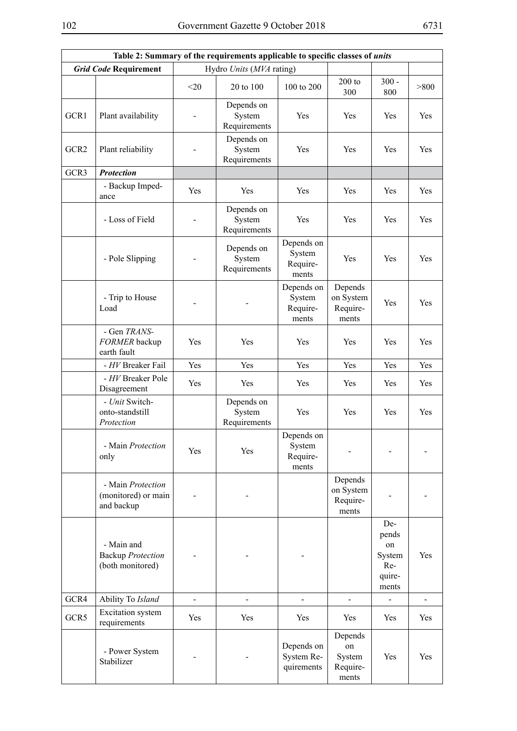| Table 2: Summary of the requirements applicable to specific classes of *units* | | | | | | | |
|---|---|---|---|---|---|---|---|
| ***Grid Code* Requirement** | | Hydro *Units* (*MVA* rating) | | | | | |
| | | <20 | 20 to 100 | 100 to 200 | 200 to 300 | 300 - 800 | >800 |
| GCR1 | Plant availability | - | Depends on System Requirements | Yes | Yes | Yes | Yes |
| GCR2 | Plant reliability | - | Depends on System Requirements | Yes | Yes | Yes | Yes |
| GCR3 | ***Protection*** | | | | | | |
| | - Backup Impedance | Yes | Yes | Yes | Yes | Yes | Yes |
| | - Loss of Field | - | Depends on System Requirements | Yes | Yes | Yes | Yes |
| | - Pole Slipping | - | Depends on System Requirements | Depends on System Requirements | Yes | Yes | Yes |
| | - Trip to House Load | - | - | Depends on System Requirements | Depends on System Requirements | Yes | Yes |
| | - Gen *TRANSFORMER* backup earth fault | Yes | Yes | Yes | Yes | Yes | Yes |
| | - *HV* Breaker Fail | Yes | Yes | Yes | Yes | Yes | Yes |
| | - *HV* Breaker Pole Disagreement | Yes | Yes | Yes | Yes | Yes | Yes |
| | - *Unit* Switch-onto-standstill *Protection* | | Depends on System Requirements | Yes | Yes | Yes | Yes |
| | - Main *Protection* only | Yes | Yes | Depends on System Requirements | - | - | - |
| | - Main *Protection* (monitored) or main and backup | - | - | | Depends on System Requirements | - | - |
| | - Main and Backup *Protection* (both monitored) | - | - | - | | Depends on System Requirements | Yes |
| GCR4 | Ability To *Island* | - | - | - | - | - | - |
| GCR5 | Excitation system requirements | Yes | Yes | Yes | Yes | Yes | Yes |
| | - Power System Stabilizer | - | - | Depends on System Requirements | Depends on System Requirements | Yes | Yes |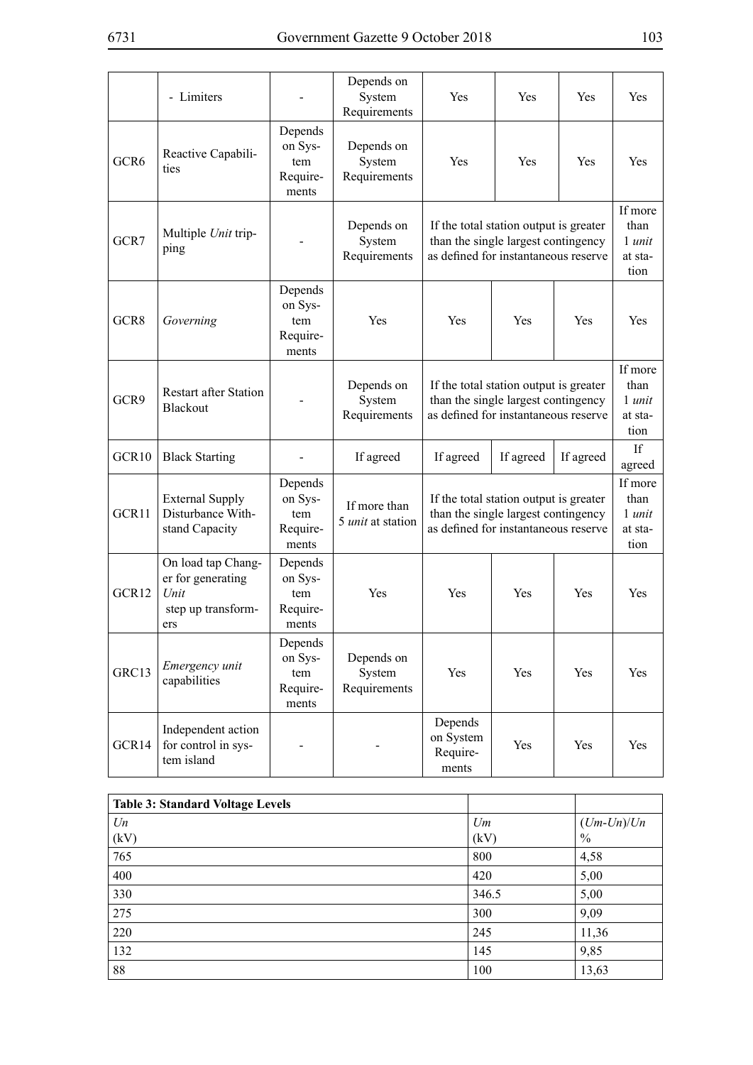|  | - Limiters | - | Depends on System Requirements | Yes | Yes | Yes | Yes |
|---|---|---|---|---|---|---|---|
| GCR6 | Reactive Capabilities | Depends on System Requirements | Depends on System Requirements | Yes | Yes | Yes | Yes |
| GCR7 | Multiple *Unit* tripping | - | Depends on System Requirements | If the total station output is greater than the single largest contingency as defined for instantaneous reserve | | | If more than 1 *unit* at station |
| GCR8 | *Governing* | Depends on System Requirements | Yes | Yes | Yes | Yes | Yes |
| GCR9 | Restart after Station Blackout | - | Depends on System Requirements | If the total station output is greater than the single largest contingency as defined for instantaneous reserve | | | If more than 1 *unit* at station |
| GCR10 | Black Starting | - | If agreed | If agreed | If agreed | If agreed | If agreed |
| GCR11 | External Supply Disturbance Withstand Capacity | Depends on System Requirements | If more than 5 *unit* at station | If the total station output is greater than the single largest contingency as defined for instantaneous reserve | | | If more than 1 *unit* at station |
| GCR12 | On load tap Changer for generating *Unit* step up transformers | Depends on System Requirements | Yes | Yes | Yes | Yes | Yes |
| GRC13 | *Emergency unit* capabilities | Depends on System Requirements | Depends on System Requirements | Yes | Yes | Yes | Yes |
| GCR14 | Independent action for control in system island | - | - | Depends on System Requirements | Yes | Yes | Yes |

| **Table 3: Standard Voltage Levels** | | |
|---|---|---|
| *Un* (kV) | *Um* (kV) | (*Um*-*Un*)/*Un* % |
| 765 | 800 | 4,58 |
| 400 | 420 | 5,00 |
| 330 | 346.5 | 5,00 |
| 275 | 300 | 9,09 |
| 220 | 245 | 11,36 |
| 132 | 145 | 9,85 |
| 88 | 100 | 13,63 |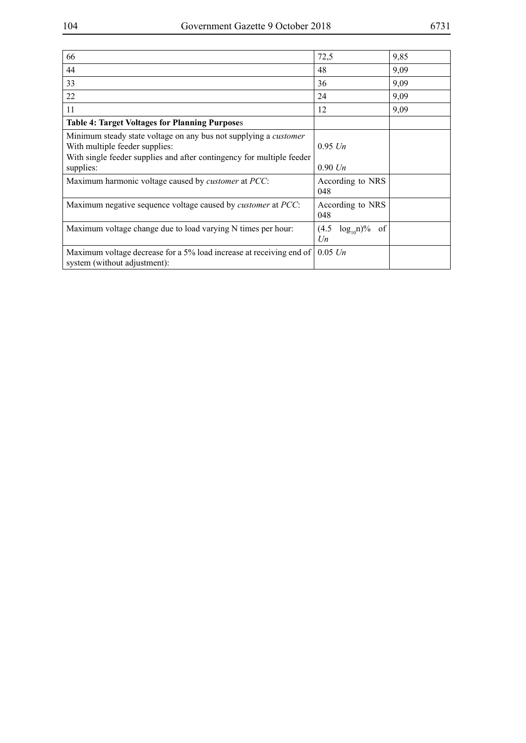| | | |
|---|---|---|
| 66 | 72,5 | 9,85 |
| 44 | 48 | 9,09 |
| 33 | 36 | 9,09 |
| 22 | 24 | 9,09 |
| 11 | 12 | 9,09 |
| **Table 4: Target Voltages for Planning Purpose**s | | |
| Minimum steady state voltage on any bus not supplying a *customer* With multiple feeder supplies: With single feeder supplies and after contingency for multiple feeder supplies: | 0.95 *Un* 0.90 *Un* | |
| Maximum harmonic voltage caused by *customer* at *PCC*: | According to NRS 048 | |
| Maximum negative sequence voltage caused by *customer* at *PCC*: | According to NRS 048 | |
| Maximum voltage change due to load varying N times per hour: | $(4.5 \log_{10} n)\%$ of *Un* | |
| Maximum voltage decrease for a 5% load increase at receiving end of system (without adjustment): | 0.05 *Un* | |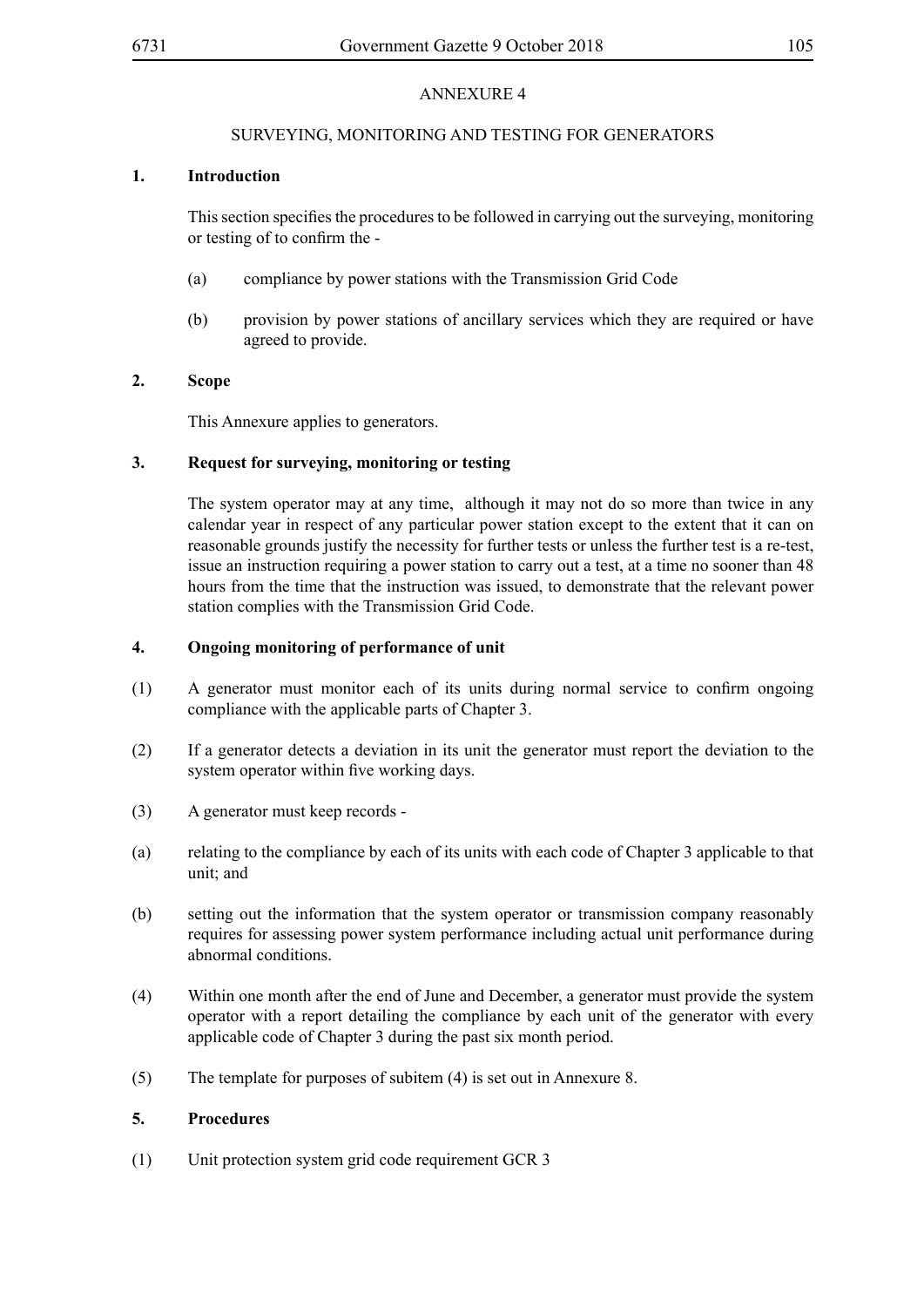ANNEXURE 4

SURVEYING, MONITORING AND TESTING FOR GENERATORS

**1. Introduction**

This section specifies the procedures to be followed in carrying out the surveying, monitoring or testing of to confirm the -

(a) compliance by power stations with the Transmission Grid Code

(b) provision by power stations of ancillary services which they are required or have agreed to provide.

**2. Scope**

This Annexure applies to generators.

**3. Request for surveying, monitoring or testing**

The system operator may at any time, although it may not do so more than twice in any calendar year in respect of any particular power station except to the extent that it can on reasonable grounds justify the necessity for further tests or unless the further test is a re-test, issue an instruction requiring a power station to carry out a test, at a time no sooner than 48 hours from the time that the instruction was issued, to demonstrate that the relevant power station complies with the Transmission Grid Code.

**4. Ongoing monitoring of performance of unit**

(1) A generator must monitor each of its units during normal service to confirm ongoing compliance with the applicable parts of Chapter 3.

(2) If a generator detects a deviation in its unit the generator must report the deviation to the system operator within five working days.

(3) A generator must keep records -

(a) relating to the compliance by each of its units with each code of Chapter 3 applicable to that unit; and

(b) setting out the information that the system operator or transmission company reasonably requires for assessing power system performance including actual unit performance during abnormal conditions.

(4) Within one month after the end of June and December, a generator must provide the system operator with a report detailing the compliance by each unit of the generator with every applicable code of Chapter 3 during the past six month period.

(5) The template for purposes of subitem (4) is set out in Annexure 8.

**5. Procedures**

(1) Unit protection system grid code requirement GCR 3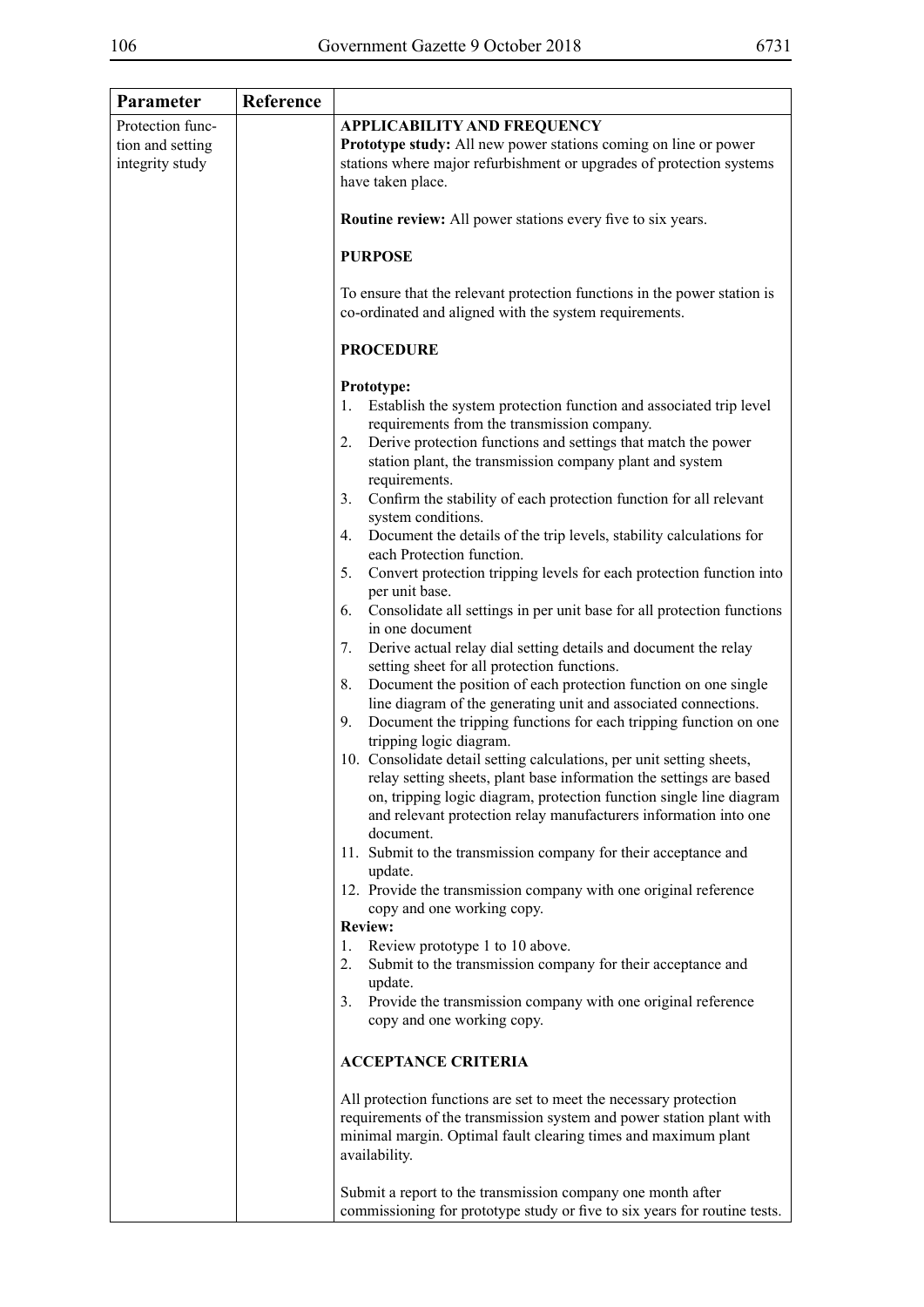| Parameter | Reference | |
|---|---|---|
| Protection function and setting integrity study | | **APPLICABILITY AND FREQUENCY**<br>**Prototype study:** All new power stations coming on line or power stations where major refurbishment or upgrades of protection systems have taken place.<br><br>**Routine review:** All power stations every five to six years.<br><br>**PURPOSE**<br><br>To ensure that the relevant protection functions in the power station is co-ordinated and aligned with the system requirements.<br><br>**PROCEDURE**<br><br>**Prototype:**<br>1. Establish the system protection function and associated trip level requirements from the transmission company.<br>2. Derive protection functions and settings that match the power station plant, the transmission company plant and system requirements.<br>3. Confirm the stability of each protection function for all relevant system conditions.<br>4. Document the details of the trip levels, stability calculations for each Protection function.<br>5. Convert protection tripping levels for each protection function into per unit base.<br>6. Consolidate all settings in per unit base for all protection functions in one document<br>7. Derive actual relay dial setting details and document the relay setting sheet for all protection functions.<br>8. Document the position of each protection function on one single line diagram of the generating unit and associated connections.<br>9. Document the tripping functions for each tripping function on one tripping logic diagram.<br>10. Consolidate detail setting calculations, per unit setting sheets, relay setting sheets, plant base information the settings are based on, tripping logic diagram, protection function single line diagram and relevant protection relay manufacturers information into one document.<br>11. Submit to the transmission company for their acceptance and update.<br>12. Provide the transmission company with one original reference copy and one working copy.<br>**Review:**<br>1. Review prototype 1 to 10 above.<br>2. Submit to the transmission company for their acceptance and update.<br>3. Provide the transmission company with one original reference copy and one working copy.<br><br>**ACCEPTANCE CRITERIA**<br><br>All protection functions are set to meet the necessary protection requirements of the transmission system and power station plant with minimal margin. Optimal fault clearing times and maximum plant availability.<br><br>Submit a report to the transmission company one month after commissioning for prototype study or five to six years for routine tests. |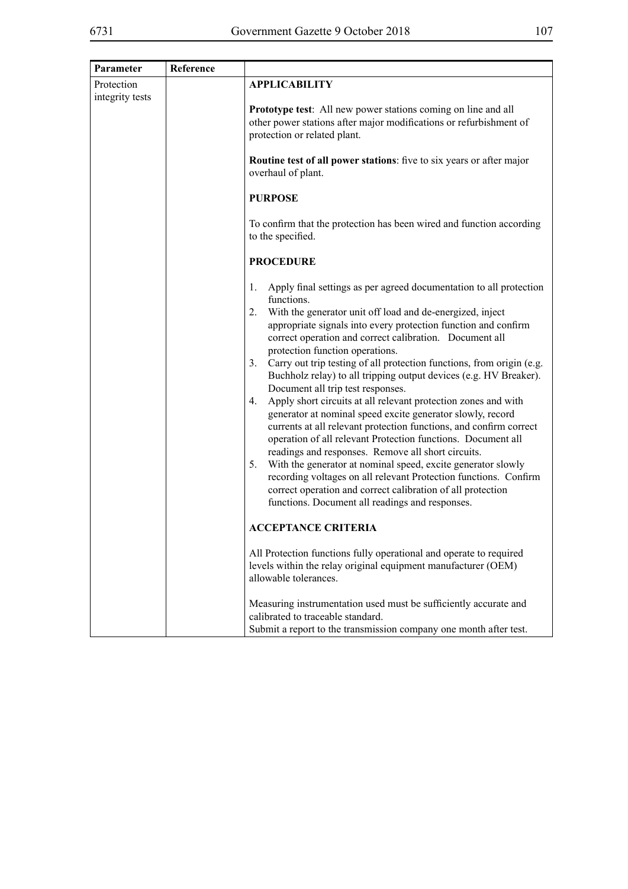| Parameter | Reference | |
|---|---|---|
| Protection integrity tests | | **APPLICABILITY**<br><br>**Prototype test**: All new power stations coming on line and all other power stations after major modifications or refurbishment of protection or related plant.<br><br>**Routine test of all power stations**: five to six years or after major overhaul of plant.<br><br>**PURPOSE**<br><br>To confirm that the protection has been wired and function according to the specified.<br><br>**PROCEDURE**<br><br>1. Apply final settings as per agreed documentation to all protection functions.<br>2. With the generator unit off load and de-energized, inject appropriate signals into every protection function and confirm correct operation and correct calibration. Document all protection function operations.<br>3. Carry out trip testing of all protection functions, from origin (e.g. Buchholz relay) to all tripping output devices (e.g. HV Breaker). Document all trip test responses.<br>4. Apply short circuits at all relevant protection zones and with generator at nominal speed excite generator slowly, record currents at all relevant protection functions, and confirm correct operation of all relevant Protection functions. Document all readings and responses. Remove all short circuits.<br>5. With the generator at nominal speed, excite generator slowly recording voltages on all relevant Protection functions. Confirm correct operation and correct calibration of all protection functions. Document all readings and responses.<br><br>**ACCEPTANCE CRITERIA**<br><br>All Protection functions fully operational and operate to required levels within the relay original equipment manufacturer (OEM) allowable tolerances.<br><br>Measuring instrumentation used must be sufficiently accurate and calibrated to traceable standard.<br>Submit a report to the transmission company one month after test. |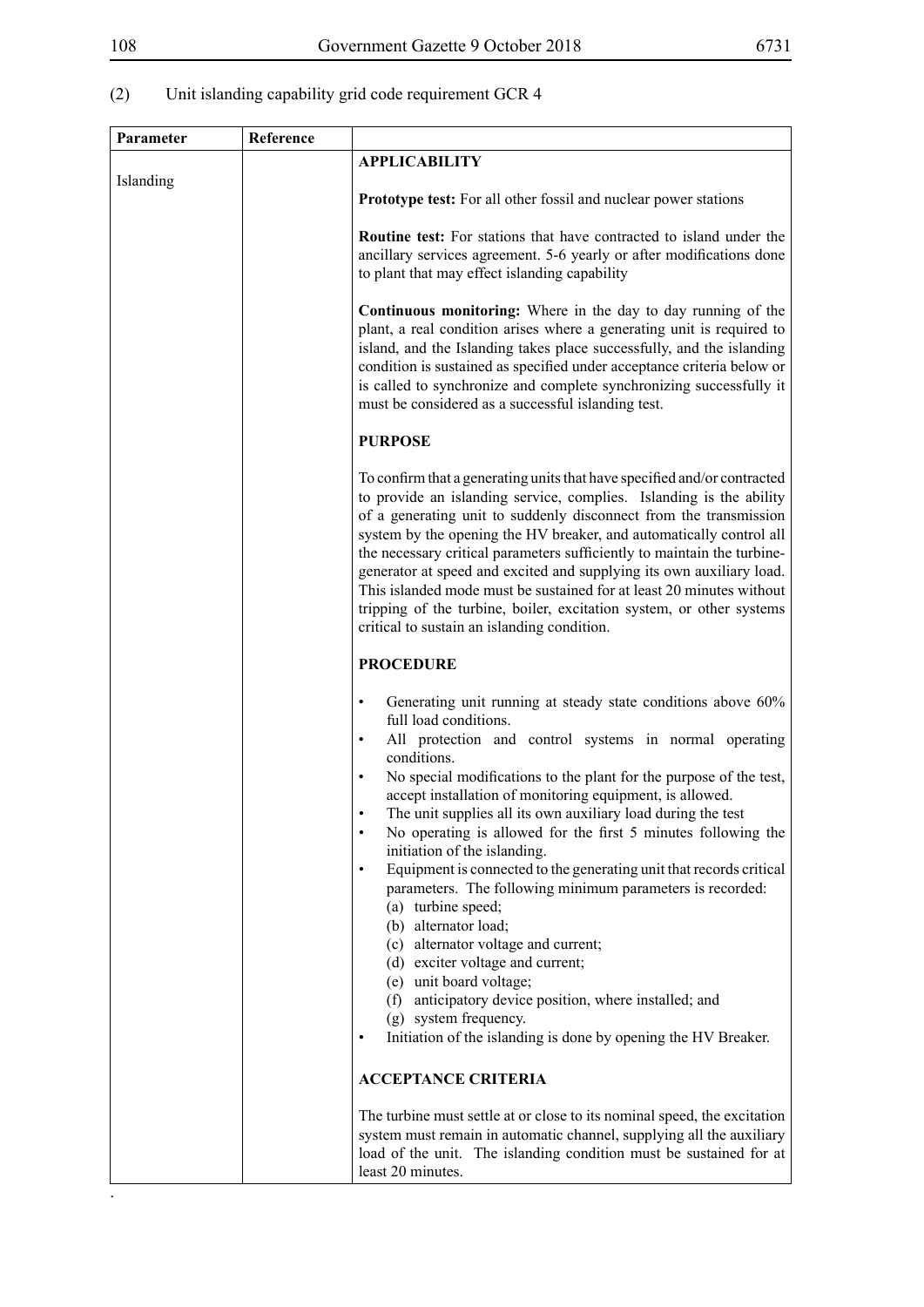(2) Unit islanding capability grid code requirement GCR 4

| Parameter | Reference | |
|---|---|---|
| Islanding | | **APPLICABILITY**<br><br>**Prototype test:** For all other fossil and nuclear power stations<br><br>**Routine test:** For stations that have contracted to island under the ancillary services agreement. 5-6 yearly or after modifications done to plant that may effect islanding capability<br><br>**Continuous monitoring:** Where in the day to day running of the plant, a real condition arises where a generating unit is required to island, and the Islanding takes place successfully, and the islanding condition is sustained as specified under acceptance criteria below or is called to synchronize and complete synchronizing successfully it must be considered as a successful islanding test.<br><br>**PURPOSE**<br><br>To confirm that a generating units that have specified and/or contracted to provide an islanding service, complies. Islanding is the ability of a generating unit to suddenly disconnect from the transmission system by the opening the HV breaker, and automatically control all the necessary critical parameters sufficiently to maintain the turbine-generator at speed and excited and supplying its own auxiliary load. This islanded mode must be sustained for at least 20 minutes without tripping of the turbine, boiler, excitation system, or other systems critical to sustain an islanding condition.<br><br>**PROCEDURE**<br><br>• Generating unit running at steady state conditions above 60% full load conditions.<br>• All protection and control systems in normal operating conditions.<br>• No special modifications to the plant for the purpose of the test, accept installation of monitoring equipment, is allowed.<br>• The unit supplies all its own auxiliary load during the test<br>• No operating is allowed for the first 5 minutes following the initiation of the islanding.<br>• Equipment is connected to the generating unit that records critical parameters. The following minimum parameters is recorded:<br>(a) turbine speed;<br>(b) alternator load;<br>(c) alternator voltage and current;<br>(d) exciter voltage and current;<br>(e) unit board voltage;<br>(f) anticipatory device position, where installed; and<br>(g) system frequency.<br>• Initiation of the islanding is done by opening the HV Breaker.<br><br>**ACCEPTANCE CRITERIA**<br><br>The turbine must settle at or close to its nominal speed, the excitation system must remain in automatic channel, supplying all the auxiliary load of the unit. The islanding condition must be sustained for at least 20 minutes. |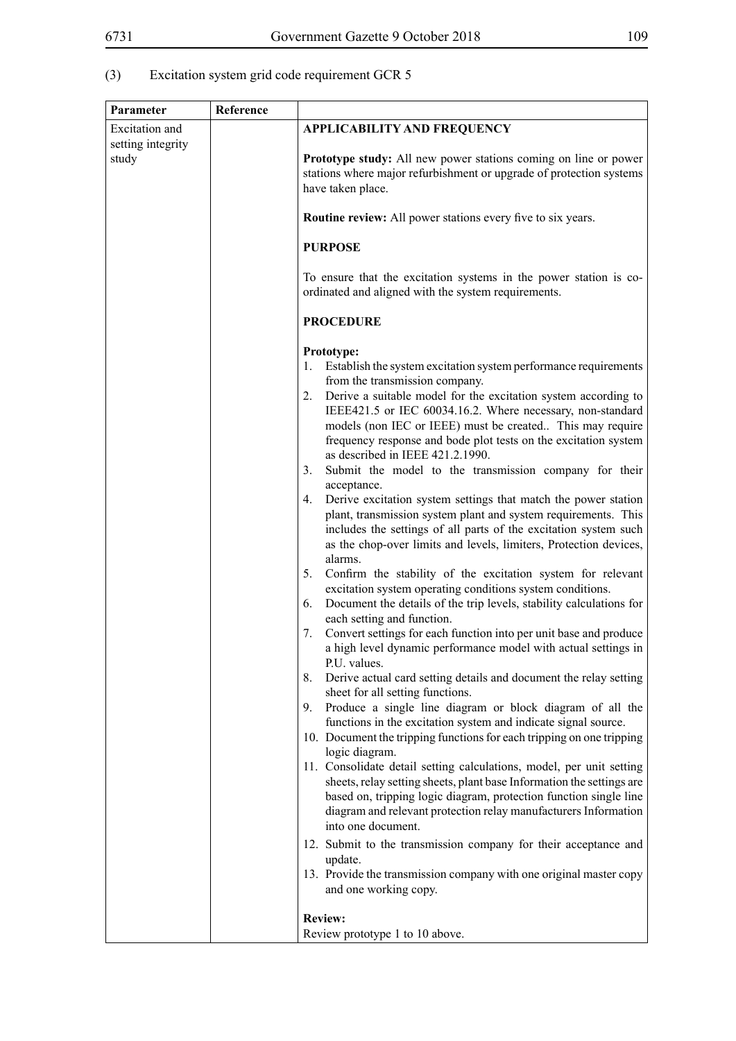(3) Excitation system grid code requirement GCR 5

| Parameter | Reference | |
|---|---|---|
| Excitation and setting integrity study | | **APPLICABILITY AND FREQUENCY**<br><br>**Prototype study:** All new power stations coming on line or power stations where major refurbishment or upgrade of protection systems have taken place.<br><br>**Routine review:** All power stations every five to six years.<br><br>**PURPOSE**<br><br>To ensure that the excitation systems in the power station is co-ordinated and aligned with the system requirements.<br><br>**PROCEDURE**<br><br>**Prototype:**<br>1. Establish the system excitation system performance requirements from the transmission company.<br>2. Derive a suitable model for the excitation system according to IEEE421.5 or IEC 60034.16.2. Where necessary, non-standard models (non IEC or IEEE) must be created.. This may require frequency response and bode plot tests on the excitation system as described in IEEE 421.2.1990.<br>3. Submit the model to the transmission company for their acceptance.<br>4. Derive excitation system settings that match the power station plant, transmission system plant and system requirements. This includes the settings of all parts of the excitation system such as the chop-over limits and levels, limiters, Protection devices, alarms.<br>5. Confirm the stability of the excitation system for relevant excitation system operating conditions system conditions.<br>6. Document the details of the trip levels, stability calculations for each setting and function.<br>7. Convert settings for each function into per unit base and produce a high level dynamic performance model with actual settings in P.U. values.<br>8. Derive actual card setting details and document the relay setting sheet for all setting functions.<br>9. Produce a single line diagram or block diagram of all the functions in the excitation system and indicate signal source.<br>10. Document the tripping functions for each tripping on one tripping logic diagram.<br>11. Consolidate detail setting calculations, model, per unit setting sheets, relay setting sheets, plant base Information the settings are based on, tripping logic diagram, protection function single line diagram and relevant protection relay manufacturers Information into one document.<br>12. Submit to the transmission company for their acceptance and update.<br>13. Provide the transmission company with one original master copy and one working copy.<br><br>**Review:**<br>Review prototype 1 to 10 above. |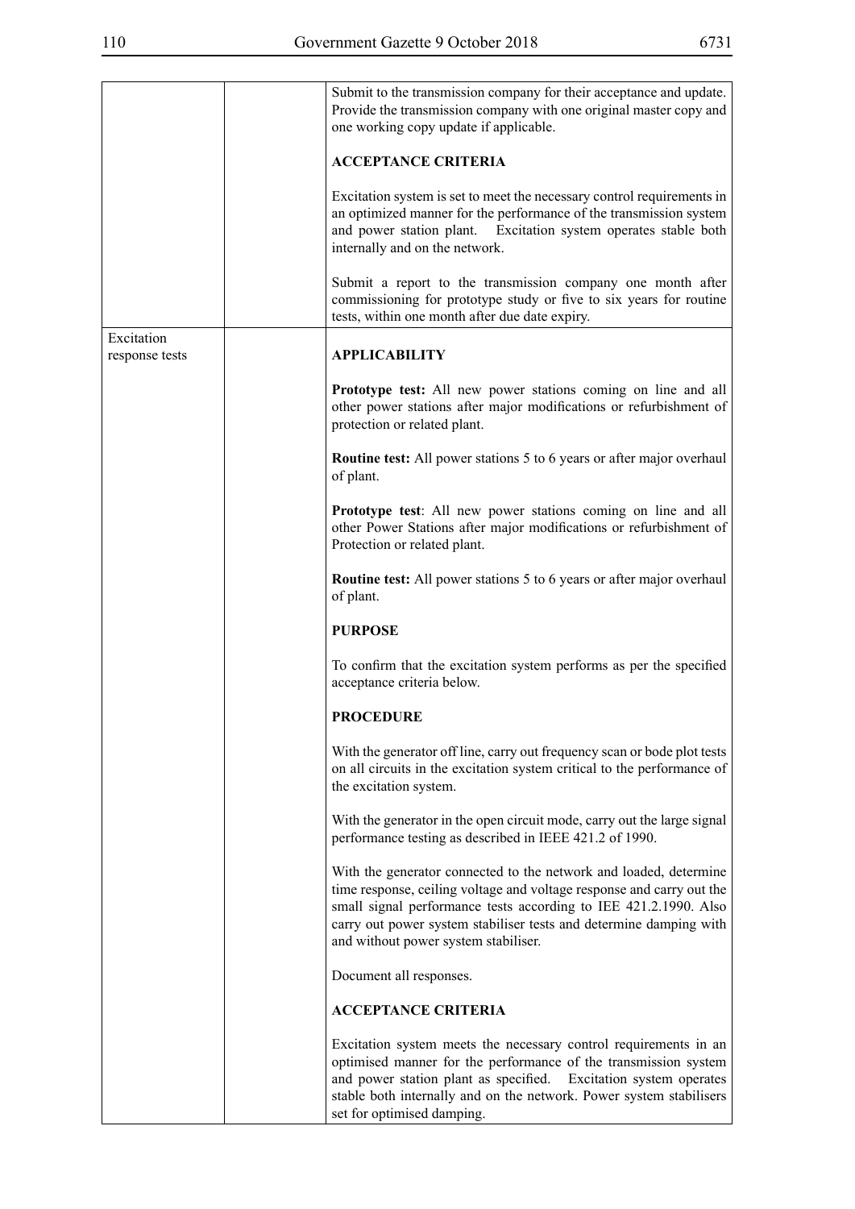| | | |
|---|---|---|
| | | Submit to the transmission company for their acceptance and update. Provide the transmission company with one original master copy and one working copy update if applicable.<br><br>**ACCEPTANCE CRITERIA**<br><br>Excitation system is set to meet the necessary control requirements in an optimized manner for the performance of the transmission system and power station plant. Excitation system operates stable both internally and on the network.<br><br>Submit a report to the transmission company one month after commissioning for prototype study or five to six years for routine tests, within one month after due date expiry. |
| Excitation response tests | | **APPLICABILITY**<br><br>**Prototype test:** All new power stations coming on line and all other power stations after major modifications or refurbishment of protection or related plant.<br><br>**Routine test:** All power stations 5 to 6 years or after major overhaul of plant.<br><br>**Prototype test**: All new power stations coming on line and all other Power Stations after major modifications or refurbishment of Protection or related plant.<br><br>**Routine test:** All power stations 5 to 6 years or after major overhaul of plant.<br><br>**PURPOSE**<br><br>To confirm that the excitation system performs as per the specified acceptance criteria below.<br><br>**PROCEDURE**<br><br>With the generator off line, carry out frequency scan or bode plot tests on all circuits in the excitation system critical to the performance of the excitation system.<br><br>With the generator in the open circuit mode, carry out the large signal performance testing as described in IEEE 421.2 of 1990.<br><br>With the generator connected to the network and loaded, determine time response, ceiling voltage and voltage response and carry out the small signal performance tests according to IEE 421.2.1990. Also carry out power system stabiliser tests and determine damping with and without power system stabiliser.<br><br>Document all responses.<br><br>**ACCEPTANCE CRITERIA**<br><br>Excitation system meets the necessary control requirements in an optimised manner for the performance of the transmission system and power station plant as specified. Excitation system operates stable both internally and on the network. Power system stabilisers set for optimised damping. |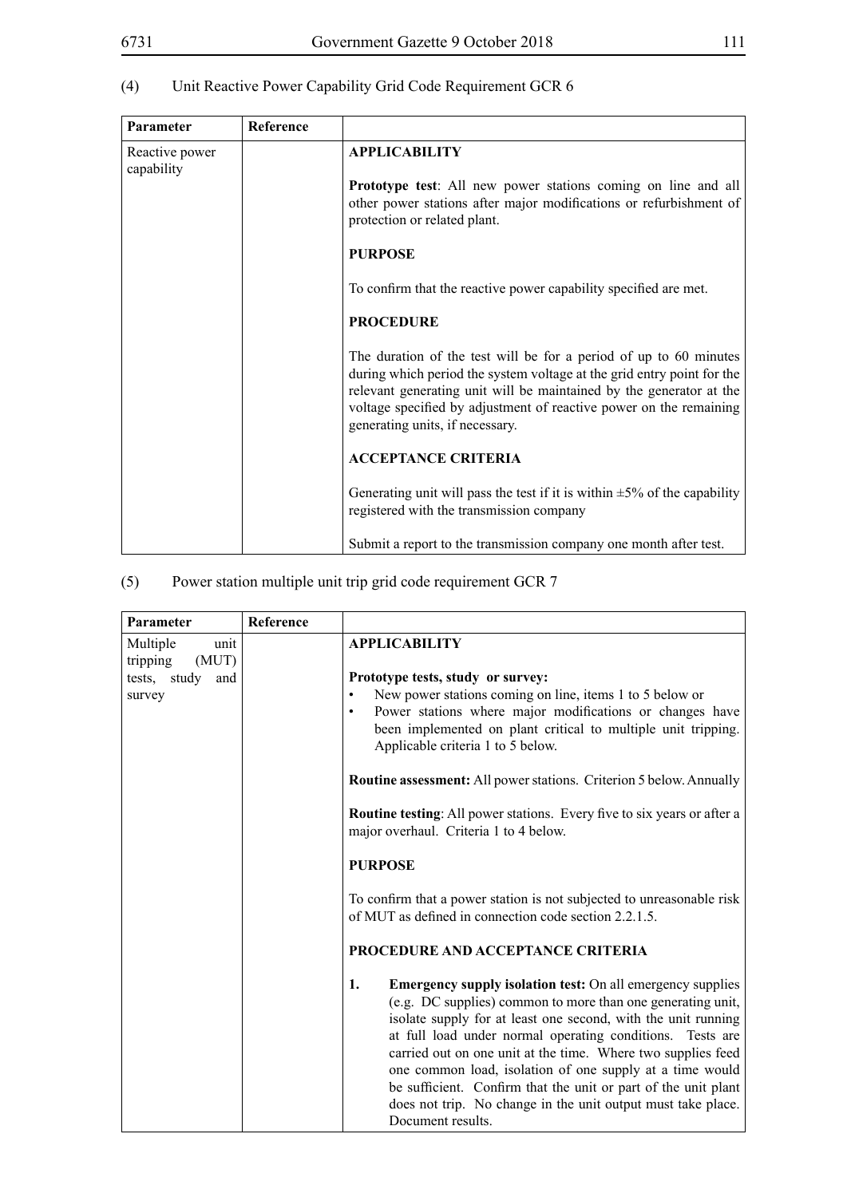(4) Unit Reactive Power Capability Grid Code Requirement GCR 6

| Parameter | Reference | |
|---|---|---|
| Reactive power capability | | **APPLICABILITY**<br><br>**Prototype test**: All new power stations coming on line and all other power stations after major modifications or refurbishment of protection or related plant.<br><br>**PURPOSE**<br><br>To confirm that the reactive power capability specified are met.<br><br>**PROCEDURE**<br><br>The duration of the test will be for a period of up to 60 minutes during which period the system voltage at the grid entry point for the relevant generating unit will be maintained by the generator at the voltage specified by adjustment of reactive power on the remaining generating units, if necessary.<br><br>**ACCEPTANCE CRITERIA**<br><br>Generating unit will pass the test if it is within ±5% of the capability registered with the transmission company<br><br>Submit a report to the transmission company one month after test. |

(5) Power station multiple unit trip grid code requirement GCR 7

| Parameter | Reference | |
|---|---|---|
| Multiple unit tripping (MUT) tests, study and survey | | **APPLICABILITY**<br><br>**Prototype tests, study or survey:**<br>• New power stations coming on line, items 1 to 5 below or<br>• Power stations where major modifications or changes have been implemented on plant critical to multiple unit tripping. Applicable criteria 1 to 5 below.<br><br>**Routine assessment:** All power stations. Criterion 5 below. Annually<br><br>**Routine testing**: All power stations. Every five to six years or after a major overhaul. Criteria 1 to 4 below.<br><br>**PURPOSE**<br><br>To confirm that a power station is not subjected to unreasonable risk of MUT as defined in connection code section 2.2.1.5.<br><br>**PROCEDURE AND ACCEPTANCE CRITERIA**<br><br>1. **Emergency supply isolation test:** On all emergency supplies (e.g. DC supplies) common to more than one generating unit, isolate supply for at least one second, with the unit running at full load under normal operating conditions. Tests are carried out on one unit at the time. Where two supplies feed one common load, isolation of one supply at a time would be sufficient. Confirm that the unit or part of the unit plant does not trip. No change in the unit output must take place. Document results. |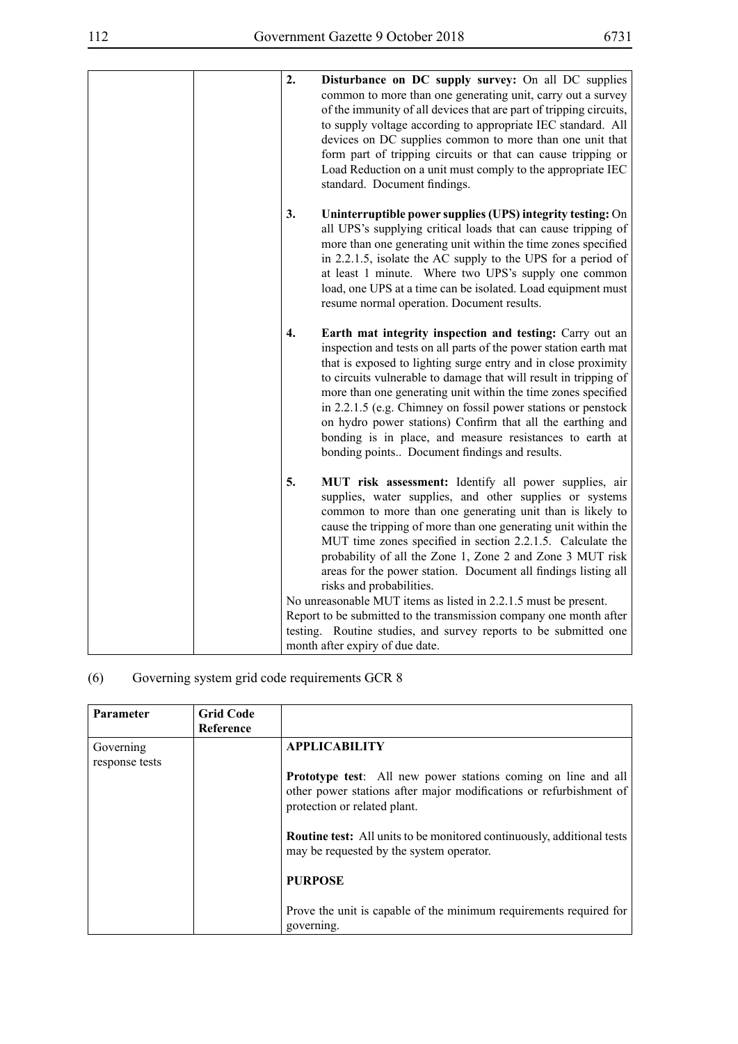| | | |
|---|---|---|
| | | **2. Disturbance on DC supply survey:** On all DC supplies common to more than one generating unit, carry out a survey of the immunity of all devices that are part of tripping circuits, to supply voltage according to appropriate IEC standard. All devices on DC supplies common to more than one unit that form part of tripping circuits or that can cause tripping or Load Reduction on a unit must comply to the appropriate IEC standard. Document findings.<br><br>**3. Uninterruptible power supplies (UPS) integrity testing:** On all UPS's supplying critical loads that can cause tripping of more than one generating unit within the time zones specified in 2.2.1.5, isolate the AC supply to the UPS for a period of at least 1 minute. Where two UPS's supply one common load, one UPS at a time can be isolated. Load equipment must resume normal operation. Document results.<br><br>**4. Earth mat integrity inspection and testing:** Carry out an inspection and tests on all parts of the power station earth mat that is exposed to lighting surge entry and in close proximity to circuits vulnerable to damage that will result in tripping of more than one generating unit within the time zones specified in 2.2.1.5 (e.g. Chimney on fossil power stations or penstock on hydro power stations) Confirm that all the earthing and bonding is in place, and measure resistances to earth at bonding points.. Document findings and results.<br><br>**5. MUT risk assessment:** Identify all power supplies, air supplies, water supplies, and other supplies or systems common to more than one generating unit than is likely to cause the tripping of more than one generating unit within the MUT time zones specified in section 2.2.1.5. Calculate the probability of all the Zone 1, Zone 2 and Zone 3 MUT risk areas for the power station. Document all findings listing all risks and probabilities.<br>No unreasonable MUT items as listed in 2.2.1.5 must be present.<br>Report to be submitted to the transmission company one month after testing. Routine studies, and survey reports to be submitted one month after expiry of due date. |

(6) Governing system grid code requirements GCR 8

| Parameter | Grid Code Reference | |
|---|---|---|
| Governing response tests | | **APPLICABILITY**<br><br>**Prototype test**: All new power stations coming on line and all other power stations after major modifications or refurbishment of protection or related plant.<br><br>**Routine test:** All units to be monitored continuously, additional tests may be requested by the system operator.<br><br>**PURPOSE**<br><br>Prove the unit is capable of the minimum requirements required for governing. |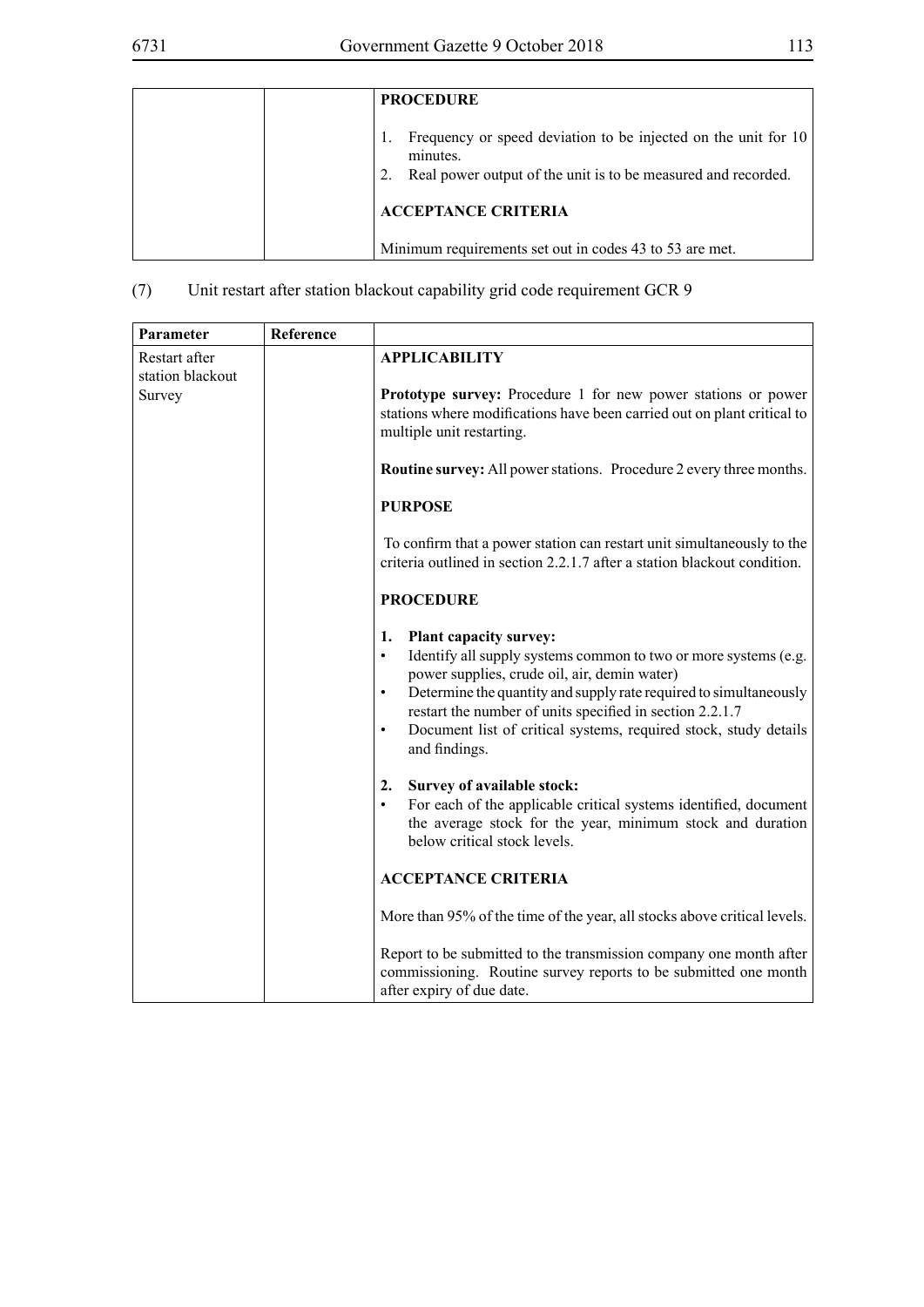| | | |
|---|---|---|
| | | **PROCEDURE**<br><br>1. Frequency or speed deviation to be injected on the unit for 10 minutes.<br>2. Real power output of the unit is to be measured and recorded.<br><br>**ACCEPTANCE CRITERIA**<br><br>Minimum requirements set out in codes 43 to 53 are met. |

(7) Unit restart after station blackout capability grid code requirement GCR 9

| Parameter | Reference | |
|---|---|---|
| Restart after station blackout Survey | | **APPLICABILITY**<br><br>**Prototype survey:** Procedure 1 for new power stations or power stations where modifications have been carried out on plant critical to multiple unit restarting.<br><br>**Routine survey:** All power stations. Procedure 2 every three months.<br><br>**PURPOSE**<br><br>To confirm that a power station can restart unit simultaneously to the criteria outlined in section 2.2.1.7 after a station blackout condition.<br><br>**PROCEDURE**<br><br>**1. Plant capacity survey:**<br>• Identify all supply systems common to two or more systems (e.g. power supplies, crude oil, air, demin water)<br>• Determine the quantity and supply rate required to simultaneously restart the number of units specified in section 2.2.1.7<br>• Document list of critical systems, required stock, study details and findings.<br><br>**2. Survey of available stock:**<br>• For each of the applicable critical systems identified, document the average stock for the year, minimum stock and duration below critical stock levels.<br><br>**ACCEPTANCE CRITERIA**<br><br>More than 95% of the time of the year, all stocks above critical levels.<br><br>Report to be submitted to the transmission company one month after commissioning. Routine survey reports to be submitted one month after expiry of due date. |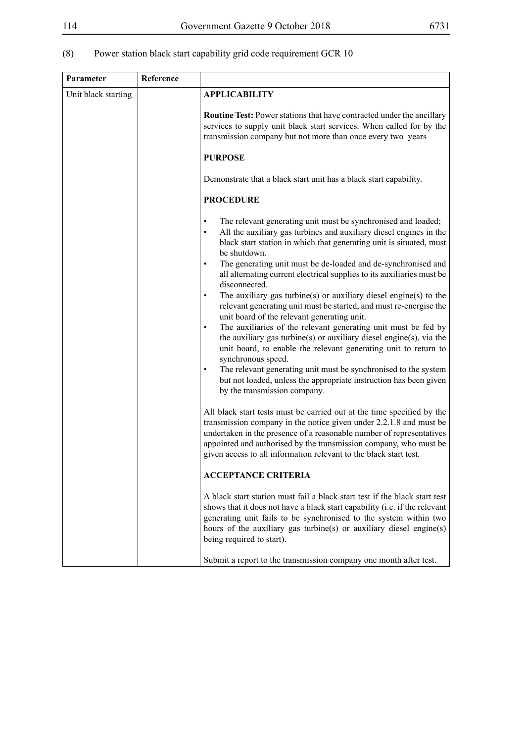(8) Power station black start capability grid code requirement GCR 10

| Parameter | Reference | |
|---|---|---|
| Unit black starting | | **APPLICABILITY**<br><br>**Routine Test:** Power stations that have contracted under the ancillary services to supply unit black start services. When called for by the transmission company but not more than once every two years<br><br>**PURPOSE**<br><br>Demonstrate that a black start unit has a black start capability.<br><br>**PROCEDURE**<br><br>• The relevant generating unit must be synchronised and loaded;<br>• All the auxiliary gas turbines and auxiliary diesel engines in the black start station in which that generating unit is situated, must be shutdown.<br>• The generating unit must be de-loaded and de-synchronised and all alternating current electrical supplies to its auxiliaries must be disconnected.<br>• The auxiliary gas turbine(s) or auxiliary diesel engine(s) to the relevant generating unit must be started, and must re-energise the unit board of the relevant generating unit.<br>• The auxiliaries of the relevant generating unit must be fed by the auxiliary gas turbine(s) or auxiliary diesel engine(s), via the unit board, to enable the relevant generating unit to return to synchronous speed.<br>• The relevant generating unit must be synchronised to the system but not loaded, unless the appropriate instruction has been given by the transmission company.<br><br>All black start tests must be carried out at the time specified by the transmission company in the notice given under 2.2.1.8 and must be undertaken in the presence of a reasonable number of representatives appointed and authorised by the transmission company, who must be given access to all information relevant to the black start test.<br><br>**ACCEPTANCE CRITERIA**<br><br>A black start station must fail a black start test if the black start test shows that it does not have a black start capability (i.e. if the relevant generating unit fails to be synchronised to the system within two hours of the auxiliary gas turbine(s) or auxiliary diesel engine(s) being required to start).<br><br>Submit a report to the transmission company one month after test. |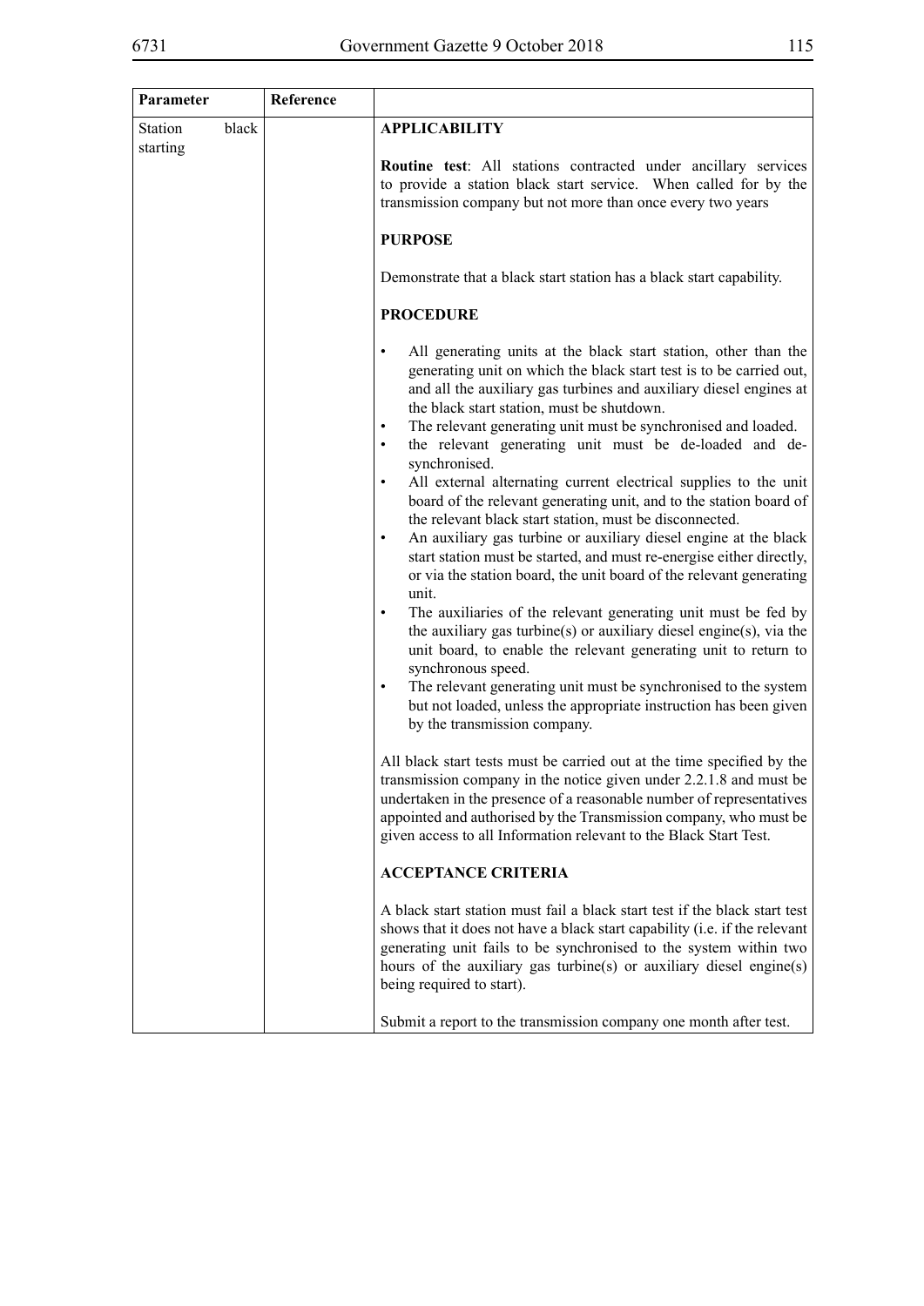| Parameter | Reference | |
|---|---|---|
| Station black starting | | **APPLICABILITY**<br><br>**Routine test**: All stations contracted under ancillary services to provide a station black start service. When called for by the transmission company but not more than once every two years<br><br>**PURPOSE**<br><br>Demonstrate that a black start station has a black start capability.<br><br>**PROCEDURE**<br><br>• All generating units at the black start station, other than the generating unit on which the black start test is to be carried out, and all the auxiliary gas turbines and auxiliary diesel engines at the black start station, must be shutdown.<br>• The relevant generating unit must be synchronised and loaded.<br>• the relevant generating unit must be de-loaded and de-synchronised.<br>• All external alternating current electrical supplies to the unit board of the relevant generating unit, and to the station board of the relevant black start station, must be disconnected.<br>• An auxiliary gas turbine or auxiliary diesel engine at the black start station must be started, and must re-energise either directly, or via the station board, the unit board of the relevant generating unit.<br>• The auxiliaries of the relevant generating unit must be fed by the auxiliary gas turbine(s) or auxiliary diesel engine(s), via the unit board, to enable the relevant generating unit to return to synchronous speed.<br>• The relevant generating unit must be synchronised to the system but not loaded, unless the appropriate instruction has been given by the transmission company.<br><br>All black start tests must be carried out at the time specified by the transmission company in the notice given under 2.2.1.8 and must be undertaken in the presence of a reasonable number of representatives appointed and authorised by the Transmission company, who must be given access to all Information relevant to the Black Start Test.<br><br>**ACCEPTANCE CRITERIA**<br><br>A black start station must fail a black start test if the black start test shows that it does not have a black start capability (i.e. if the relevant generating unit fails to be synchronised to the system within two hours of the auxiliary gas turbine(s) or auxiliary diesel engine(s) being required to start).<br><br>Submit a report to the transmission company one month after test. |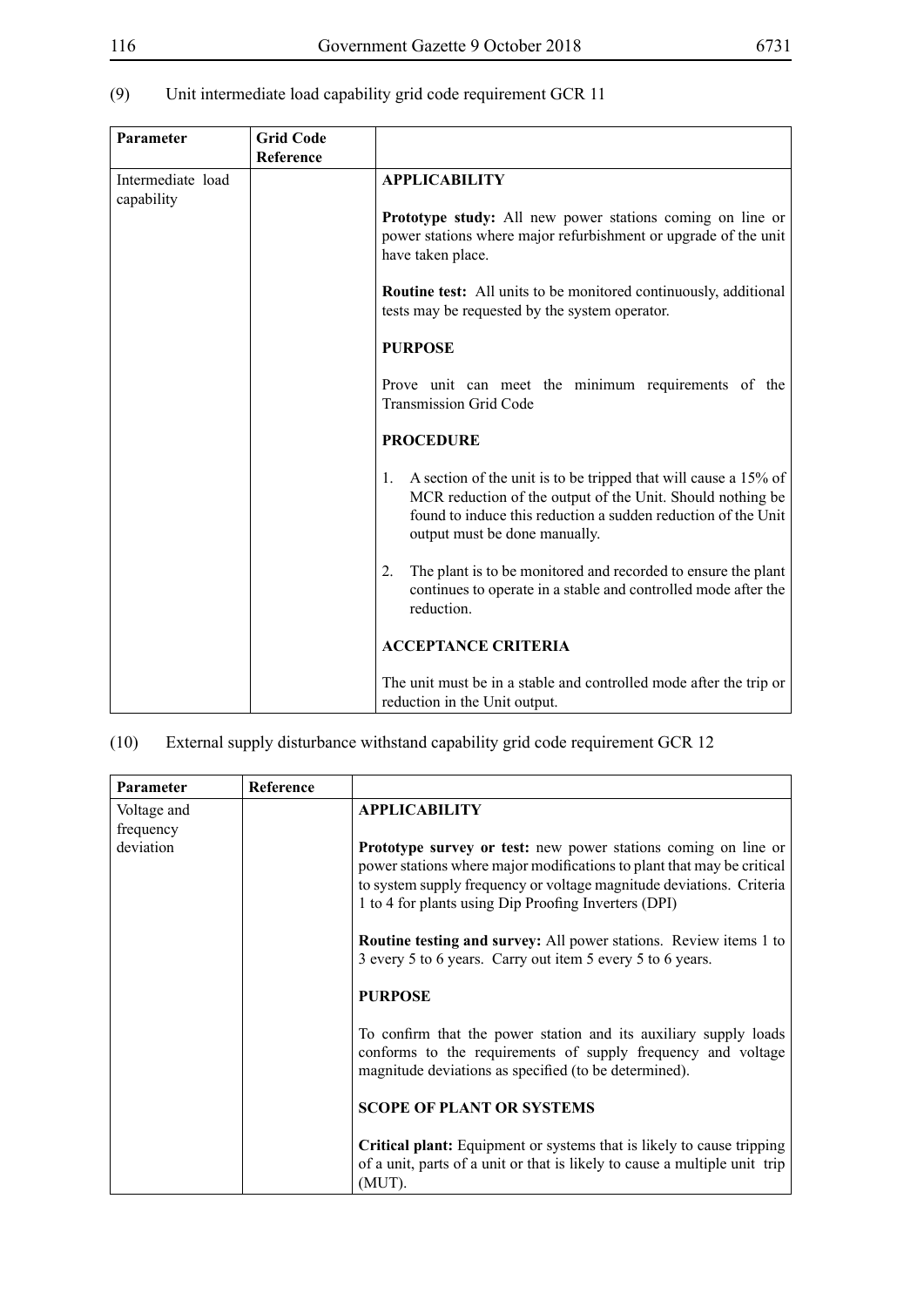(9) Unit intermediate load capability grid code requirement GCR 11

| Parameter | Grid Code Reference | |
|---|---|---|
| Intermediate load capability | | **APPLICABILITY**<br><br>**Prototype study:** All new power stations coming on line or power stations where major refurbishment or upgrade of the unit have taken place.<br><br>**Routine test:** All units to be monitored continuously, additional tests may be requested by the system operator.<br><br>**PURPOSE**<br><br>Prove unit can meet the minimum requirements of the Transmission Grid Code<br><br>**PROCEDURE**<br><br>1. A section of the unit is to be tripped that will cause a 15% of MCR reduction of the output of the Unit. Should nothing be found to induce this reduction a sudden reduction of the Unit output must be done manually.<br><br>2. The plant is to be monitored and recorded to ensure the plant continues to operate in a stable and controlled mode after the reduction.<br><br>**ACCEPTANCE CRITERIA**<br><br>The unit must be in a stable and controlled mode after the trip or reduction in the Unit output. |

(10) External supply disturbance withstand capability grid code requirement GCR 12

| Parameter | Reference | |
|---|---|---|
| Voltage and frequency deviation | | **APPLICABILITY**<br><br>**Prototype survey or test:** new power stations coming on line or power stations where major modifications to plant that may be critical to system supply frequency or voltage magnitude deviations. Criteria 1 to 4 for plants using Dip Proofing Inverters (DPI)<br><br>**Routine testing and survey:** All power stations. Review items 1 to 3 every 5 to 6 years. Carry out item 5 every 5 to 6 years.<br><br>**PURPOSE**<br><br>To confirm that the power station and its auxiliary supply loads conforms to the requirements of supply frequency and voltage magnitude deviations as specified (to be determined).<br><br>**SCOPE OF PLANT OR SYSTEMS**<br><br>**Critical plant:** Equipment or systems that is likely to cause tripping of a unit, parts of a unit or that is likely to cause a multiple unit trip (MUT). |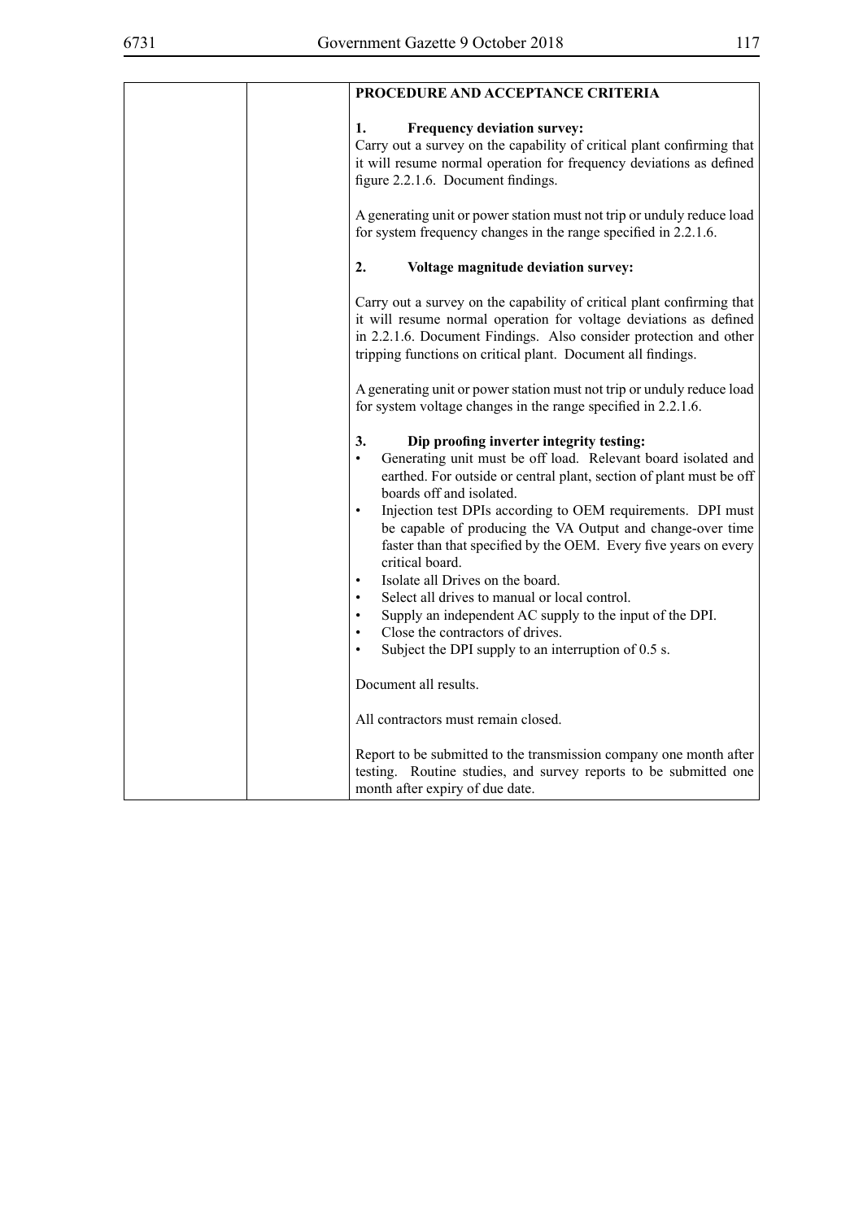| | | PROCEDURE AND ACCEPTANCE CRITERIA |
|---|---|---|
| | | **1. Frequency deviation survey:**<br>Carry out a survey on the capability of critical plant confirming that it will resume normal operation for frequency deviations as defined figure 2.2.1.6. Document findings.<br><br>A generating unit or power station must not trip or unduly reduce load for system frequency changes in the range specified in 2.2.1.6.<br><br>**2. Voltage magnitude deviation survey:**<br><br>Carry out a survey on the capability of critical plant confirming that it will resume normal operation for voltage deviations as defined in 2.2.1.6. Document Findings. Also consider protection and other tripping functions on critical plant. Document all findings.<br><br>A generating unit or power station must not trip or unduly reduce load for system voltage changes in the range specified in 2.2.1.6.<br><br>**3. Dip proofing inverter integrity testing:**<br>• Generating unit must be off load. Relevant board isolated and earthed. For outside or central plant, section of plant must be off boards off and isolated.<br>• Injection test DPIs according to OEM requirements. DPI must be capable of producing the VA Output and change-over time faster than that specified by the OEM. Every five years on every critical board.<br>• Isolate all Drives on the board.<br>• Select all drives to manual or local control.<br>• Supply an independent AC supply to the input of the DPI.<br>• Close the contractors of drives.<br>• Subject the DPI supply to an interruption of 0.5 s.<br><br>Document all results.<br><br>All contractors must remain closed.<br><br>Report to be submitted to the transmission company one month after testing. Routine studies, and survey reports to be submitted one month after expiry of due date. |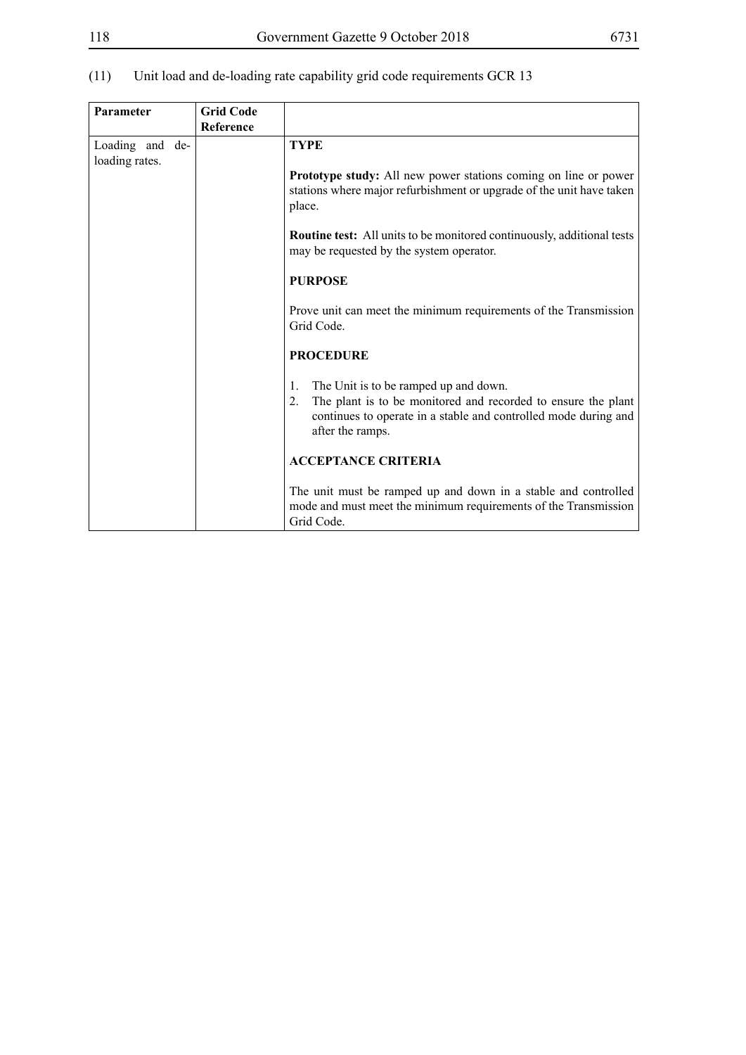(11) Unit load and de-loading rate capability grid code requirements GCR 13

| Parameter | Grid Code Reference | |
|---|---|---|
| Loading and de-loading rates. | | **TYPE**<br><br>**Prototype study:** All new power stations coming on line or power stations where major refurbishment or upgrade of the unit have taken place.<br><br>**Routine test:** All units to be monitored continuously, additional tests may be requested by the system operator.<br><br>**PURPOSE**<br><br>Prove unit can meet the minimum requirements of the Transmission Grid Code.<br><br>**PROCEDURE**<br><br>1. The Unit is to be ramped up and down.<br>2. The plant is to be monitored and recorded to ensure the plant continues to operate in a stable and controlled mode during and after the ramps.<br><br>**ACCEPTANCE CRITERIA**<br><br>The unit must be ramped up and down in a stable and controlled mode and must meet the minimum requirements of the Transmission Grid Code. |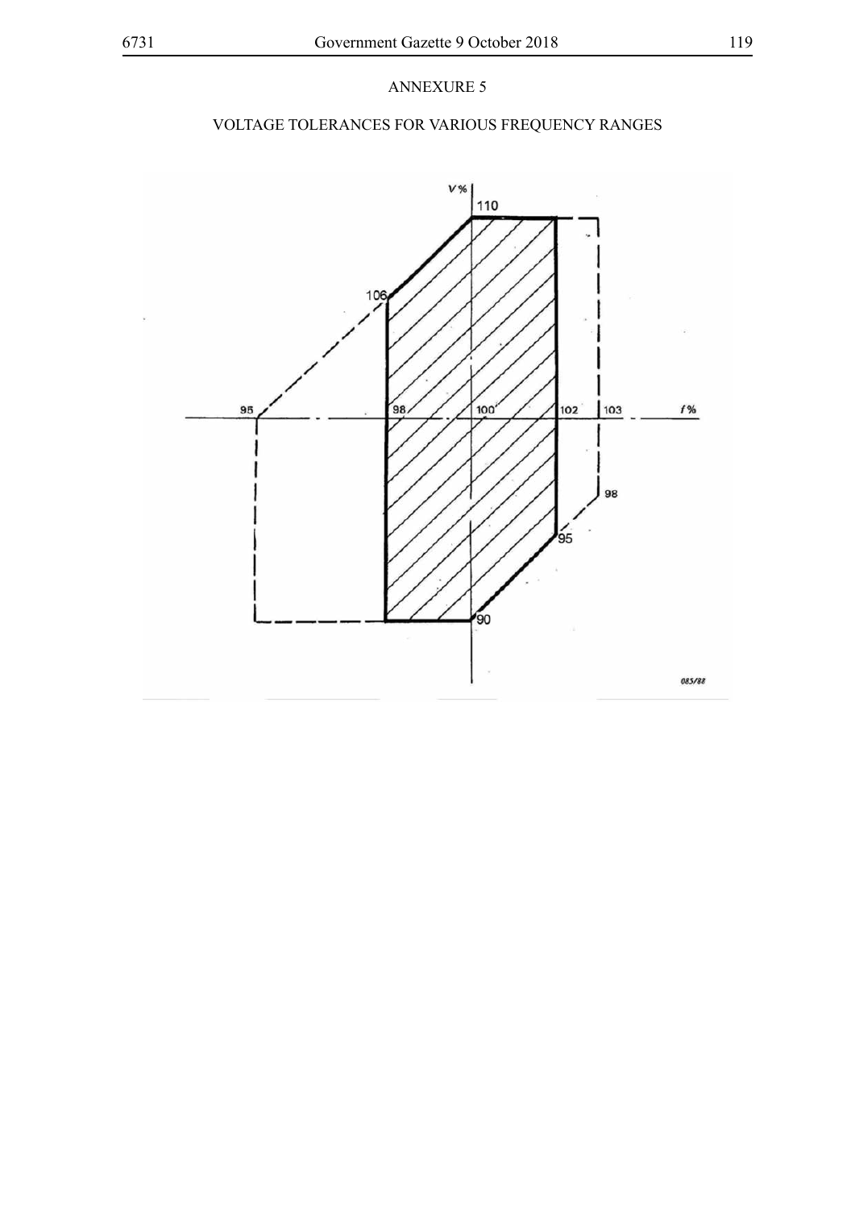ANNEXURE 5

VOLTAGE TOLERANCES FOR VARIOUS FREQUENCY RANGES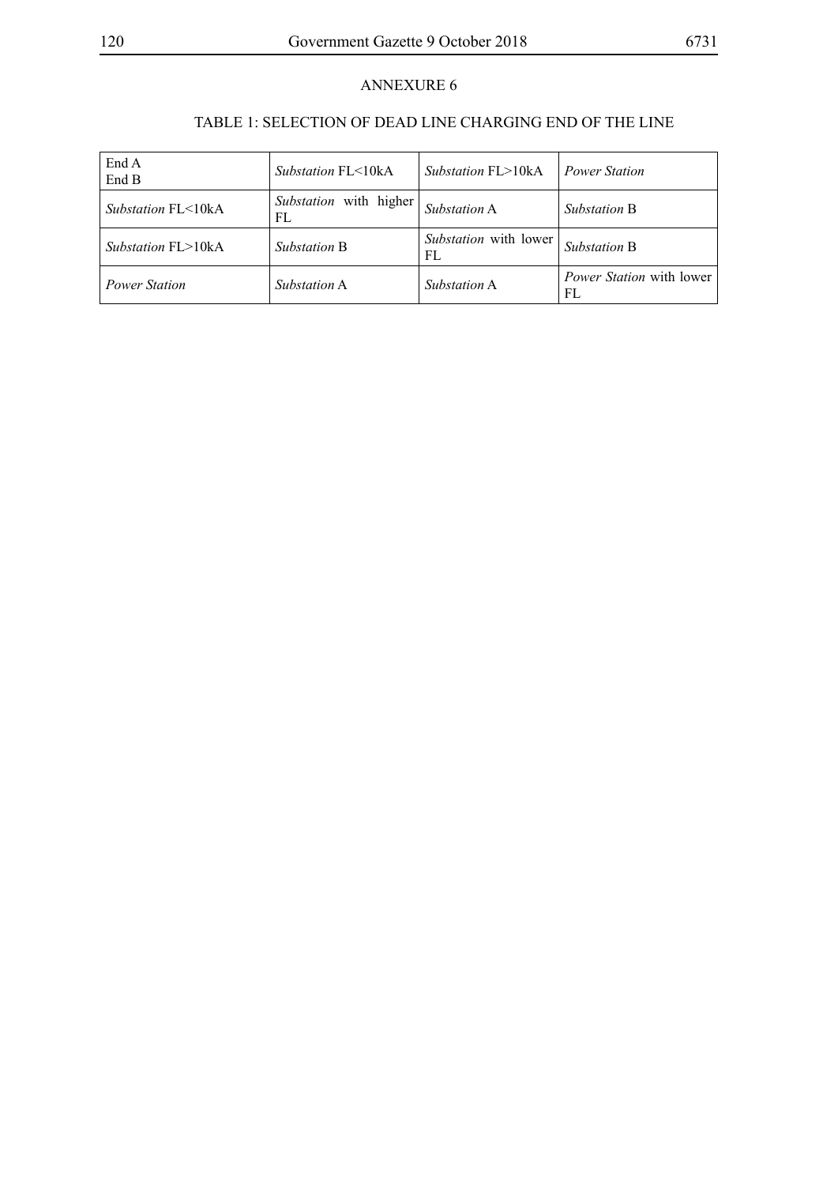ANNEXURE 6

TABLE 1: SELECTION OF DEAD LINE CHARGING END OF THE LINE

| End A<br>End B | *Substation* FL<10kA | *Substation* FL>10kA | *Power Station* |
|---|---|---|---|
| *Substation* FL<10kA | *Substation* with higher FL | *Substation* A | *Substation* B |
| *Substation* FL>10kA | *Substation* B | *Substation* with lower FL | *Substation* B |
| *Power Station* | *Substation* A | *Substation* A | *Power Station* with lower FL |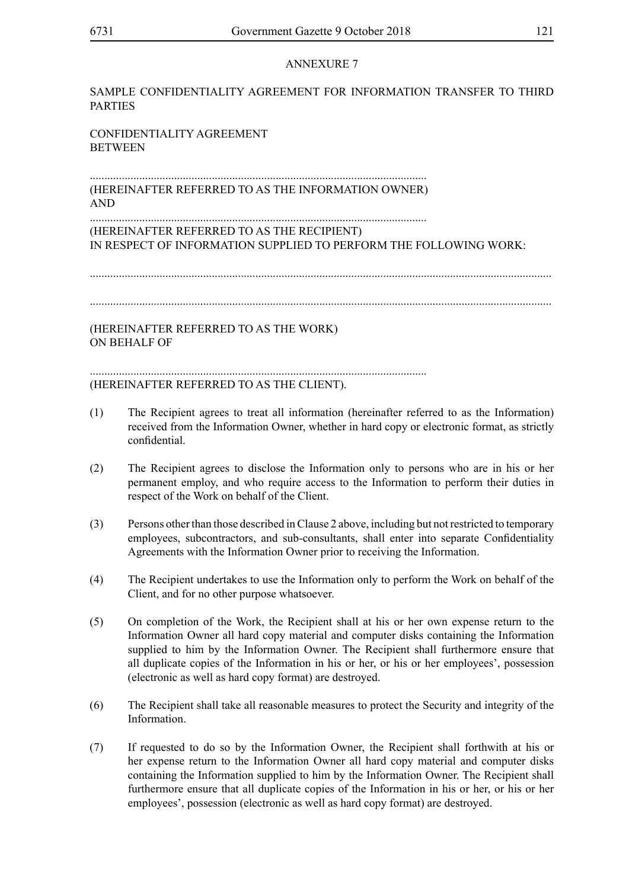ANNEXURE 7

SAMPLE CONFIDENTIALITY AGREEMENT FOR INFORMATION TRANSFER TO THIRD PARTIES

CONFIDENTIALITY AGREEMENT
BETWEEN

..................................................................................................................
(HEREINAFTER REFERRED TO AS THE INFORMATION OWNER)
AND
..................................................................................................................
(HEREINAFTER REFERRED TO AS THE RECIPIENT)
IN RESPECT OF INFORMATION SUPPLIED TO PERFORM THE FOLLOWING WORK:

...........................................................................................................................................................

...........................................................................................................................................................

(HEREINAFTER REFERRED TO AS THE WORK)
ON BEHALF OF

..................................................................................................................
(HEREINAFTER REFERRED TO AS THE CLIENT).

(1) The Recipient agrees to treat all information (hereinafter referred to as the Information) received from the Information Owner, whether in hard copy or electronic format, as strictly confidential.

(2) The Recipient agrees to disclose the Information only to persons who are in his or her permanent employ, and who require access to the Information to perform their duties in respect of the Work on behalf of the Client.

(3) Persons other than those described in Clause 2 above, including but not restricted to temporary employees, subcontractors, and sub-consultants, shall enter into separate Confidentiality Agreements with the Information Owner prior to receiving the Information.

(4) The Recipient undertakes to use the Information only to perform the Work on behalf of the Client, and for no other purpose whatsoever.

(5) On completion of the Work, the Recipient shall at his or her own expense return to the Information Owner all hard copy material and computer disks containing the Information supplied to him by the Information Owner. The Recipient shall furthermore ensure that all duplicate copies of the Information in his or her, or his or her employees', possession (electronic as well as hard copy format) are destroyed.

(6) The Recipient shall take all reasonable measures to protect the Security and integrity of the Information.

(7) If requested to do so by the Information Owner, the Recipient shall forthwith at his or her expense return to the Information Owner all hard copy material and computer disks containing the Information supplied to him by the Information Owner. The Recipient shall furthermore ensure that all duplicate copies of the Information in his or her, or his or her employees', possession (electronic as well as hard copy format) are destroyed.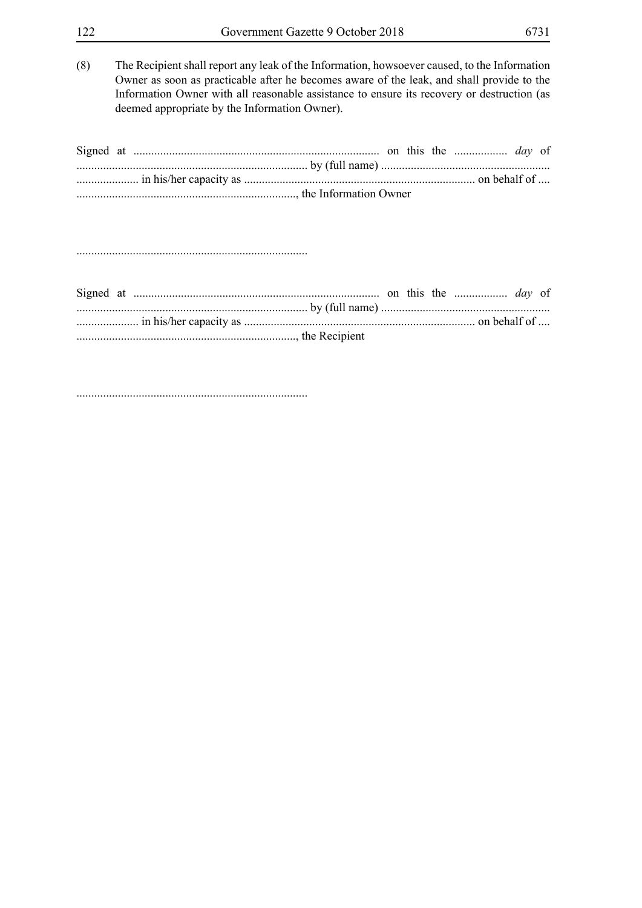(8) The Recipient shall report any leak of the Information, howsoever caused, to the Information Owner as soon as practicable after he becomes aware of the leak, and shall provide to the Information Owner with all reasonable assistance to ensure its recovery or destruction (as deemed appropriate by the Information Owner).

Signed at .................................................................................. on this the .................. *day* of ............................................................................. by (full name) ......................................................... ..................... in his/her capacity as ............................................................................. on behalf of .... .........................................................................., the Information Owner

.............................................................................

Signed at .................................................................................. on this the .................. *day* of ............................................................................. by (full name) ......................................................... ..................... in his/her capacity as ............................................................................. on behalf of .... .........................................................................., the Recipient

.............................................................................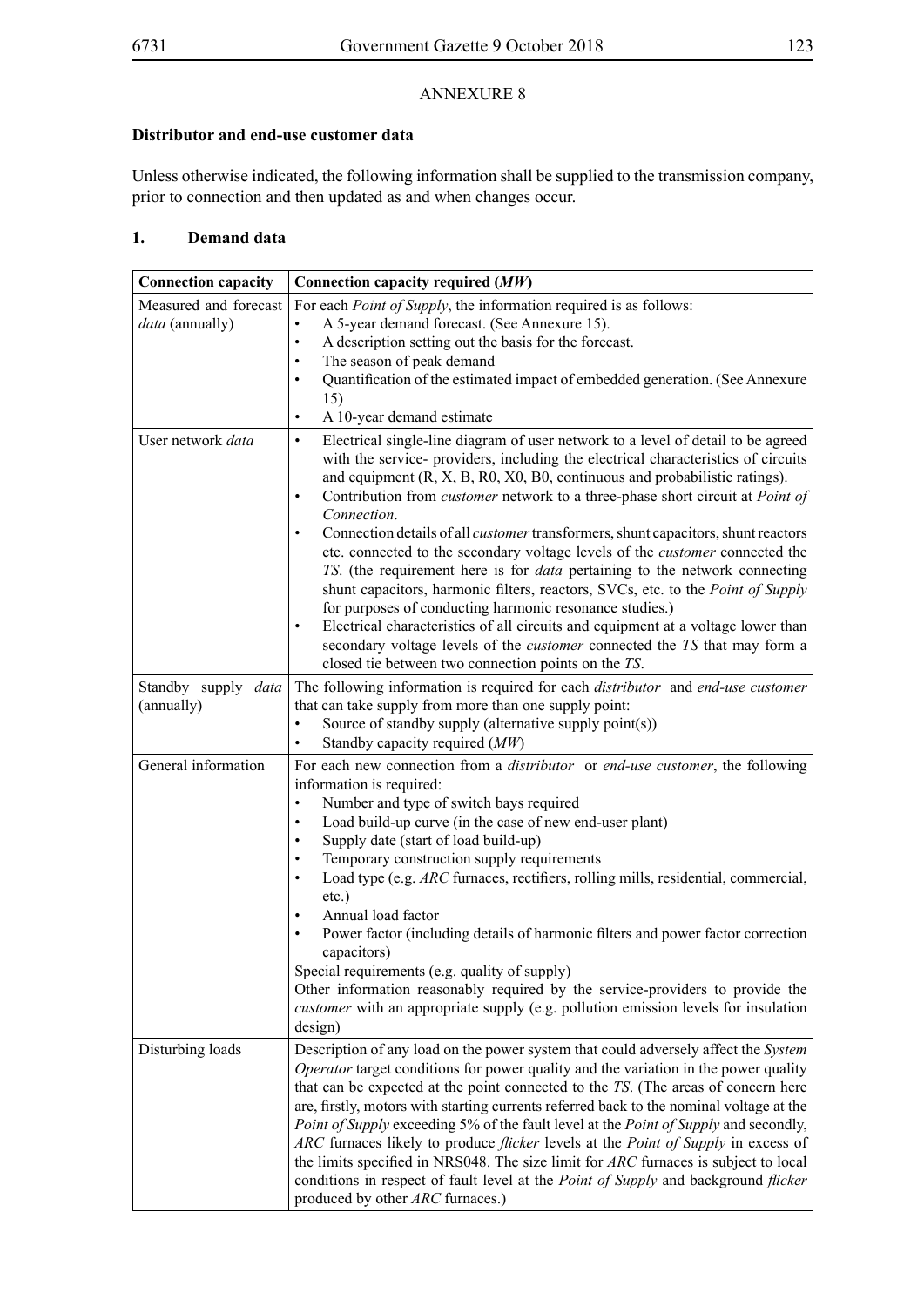ANNEXURE 8

**Distributor and end-use customer data**

Unless otherwise indicated, the following information shall be supplied to the transmission company, prior to connection and then updated as and when changes occur.

## 1. Demand data

| **Connection capacity** | **Connection capacity required (*MW*)** |
|---|---|
| Measured and forecast *data* (annually) | For each *Point of Supply*, the information required is as follows:<br>• A 5-year demand forecast. (See Annexure 15).<br>• A description setting out the basis for the forecast.<br>• The season of peak demand<br>• Quantification of the estimated impact of embedded generation. (See Annexure 15)<br>• A 10-year demand estimate |
| User network *data* | • Electrical single-line diagram of user network to a level of detail to be agreed with the service- providers, including the electrical characteristics of circuits and equipment (R, X, B, R0, X0, B0, continuous and probabilistic ratings).<br>• Contribution from *customer* network to a three-phase short circuit at *Point of Connection*.<br>• Connection details of all *customer* transformers, shunt capacitors, shunt reactors etc. connected to the secondary voltage levels of the *customer* connected the *TS*. (the requirement here is for *data* pertaining to the network connecting shunt capacitors, harmonic filters, reactors, SVCs, etc. to the *Point of Supply* for purposes of conducting harmonic resonance studies.)<br>• Electrical characteristics of all circuits and equipment at a voltage lower than secondary voltage levels of the *customer* connected the *TS* that may form a closed tie between two connection points on the *TS*. |
| Standby supply *data* (annually) | The following information is required for each *distributor* and *end-use customer* that can take supply from more than one supply point:<br>• Source of standby supply (alternative supply point(s))<br>• Standby capacity required (*MW*) |
| General information | For each new connection from a *distributor* or *end-use customer*, the following information is required:<br>• Number and type of switch bays required<br>• Load build-up curve (in the case of new end-user plant)<br>• Supply date (start of load build-up)<br>• Temporary construction supply requirements<br>• Load type (e.g. *ARC* furnaces, rectifiers, rolling mills, residential, commercial, etc.)<br>• Annual load factor<br>• Power factor (including details of harmonic filters and power factor correction capacitors)<br>Special requirements (e.g. quality of supply)<br>Other information reasonably required by the service-providers to provide the *customer* with an appropriate supply (e.g. pollution emission levels for insulation design) |
| Disturbing loads | Description of any load on the power system that could adversely affect the *System Operator* target conditions for power quality and the variation in the power quality that can be expected at the point connected to the *TS*. (The areas of concern here are, firstly, motors with starting currents referred back to the nominal voltage at the *Point of Supply* exceeding 5% of the fault level at the *Point of Supply* and secondly, *ARC* furnaces likely to produce *flicker* levels at the *Point of Supply* in excess of the limits specified in NRS048. The size limit for *ARC* furnaces is subject to local conditions in respect of fault level at the *Point of Supply* and background *flicker* produced by other *ARC* furnaces.) |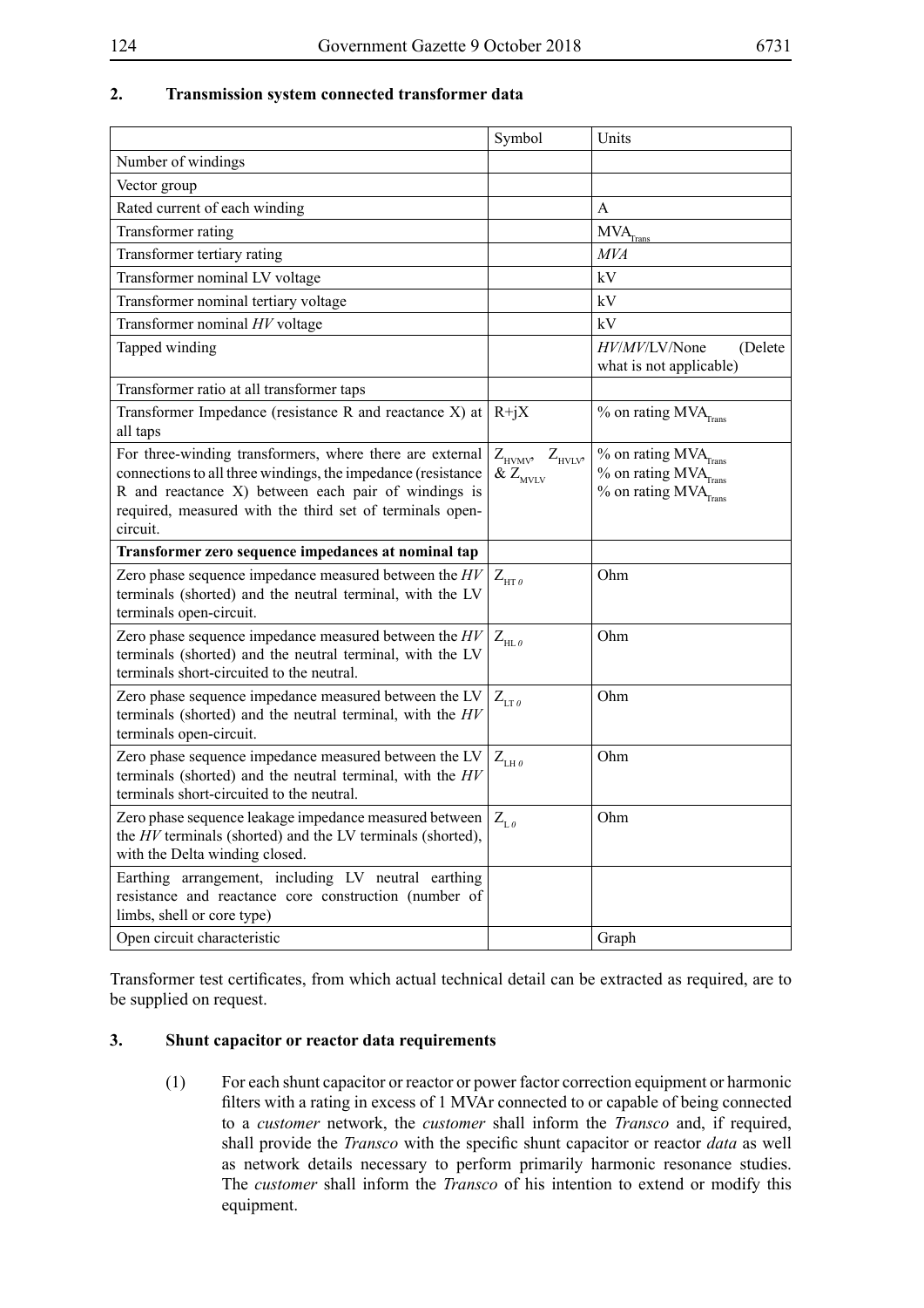## 2. Transmission system connected transformer data

| | Symbol | Units |
|---|---|---|
| Number of windings | | |
| Vector group | | |
| Rated current of each winding | | A |
| Transformer rating | | $MVA_{Trans}$ |
| Transformer tertiary rating | | *MVA* |
| Transformer nominal LV voltage | | kV |
| Transformer nominal tertiary voltage | | kV |
| Transformer nominal *HV* voltage | | kV |
| Tapped winding | | *HV*/*MV*/LV/None (Delete what is not applicable) |
| Transformer ratio at all transformer taps | | |
| Transformer Impedance (resistance R and reactance X) at all taps | R+jX | % on rating $MVA_{Trans}$ |
| For three-winding transformers, where there are external connections to all three windings, the impedance (resistance R and reactance X) between each pair of windings is required, measured with the third set of terminals open-circuit. | $Z_{HVMV}$, $Z_{HVLV}$, & $Z_{MVLV}$ | % on rating $MVA_{Trans}$ % on rating $MVA_{Trans}$ % on rating $MVA_{Trans}$ |
| **Transformer zero sequence impedances at nominal tap** | | |
| Zero phase sequence impedance measured between the *HV* terminals (shorted) and the neutral terminal, with the LV terminals open-circuit. | $Z_{HT\,0}$ | Ohm |
| Zero phase sequence impedance measured between the *HV* terminals (shorted) and the neutral terminal, with the LV terminals short-circuited to the neutral. | $Z_{HL\,0}$ | Ohm |
| Zero phase sequence impedance measured between the LV terminals (shorted) and the neutral terminal, with the *HV* terminals open-circuit. | $Z_{LT\,0}$ | Ohm |
| Zero phase sequence impedance measured between the LV terminals (shorted) and the neutral terminal, with the *HV* terminals short-circuited to the neutral. | $Z_{LH\,0}$ | Ohm |
| Zero phase sequence leakage impedance measured between the *HV* terminals (shorted) and the LV terminals (shorted), with the Delta winding closed. | $Z_{L\,0}$ | Ohm |
| Earthing arrangement, including LV neutral earthing resistance and reactance core construction (number of limbs, shell or core type) | | |
| Open circuit characteristic | | Graph |

Transformer test certificates, from which actual technical detail can be extracted as required, are to be supplied on request.

## 3. Shunt capacitor or reactor data requirements

(1) For each shunt capacitor or reactor or power factor correction equipment or harmonic filters with a rating in excess of 1 MVAr connected to or capable of being connected to a *customer* network, the *customer* shall inform the *Transco* and, if required, shall provide the *Transco* with the specific shunt capacitor or reactor *data* as well as network details necessary to perform primarily harmonic resonance studies. The *customer* shall inform the *Transco* of his intention to extend or modify this equipment.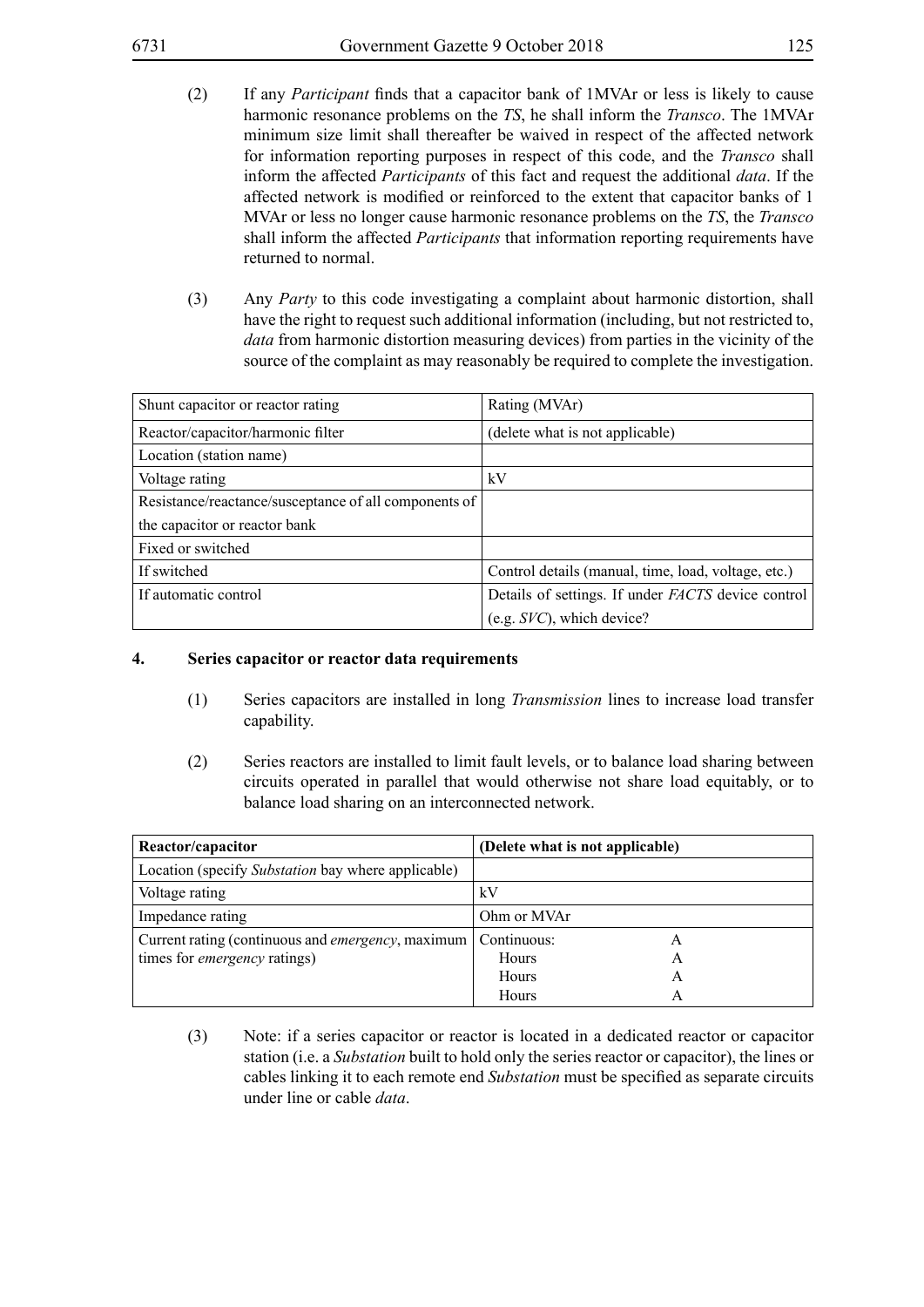(2) If any *Participant* finds that a capacitor bank of 1MVAr or less is likely to cause harmonic resonance problems on the *TS*, he shall inform the *Transco*. The 1MVAr minimum size limit shall thereafter be waived in respect of the affected network for information reporting purposes in respect of this code, and the *Transco* shall inform the affected *Participants* of this fact and request the additional *data*. If the affected network is modified or reinforced to the extent that capacitor banks of 1 MVAr or less no longer cause harmonic resonance problems on the *TS*, the *Transco* shall inform the affected *Participants* that information reporting requirements have returned to normal.

(3) Any *Party* to this code investigating a complaint about harmonic distortion, shall have the right to request such additional information (including, but not restricted to, *data* from harmonic distortion measuring devices) from parties in the vicinity of the source of the complaint as may reasonably be required to complete the investigation.

| Shunt capacitor or reactor rating | Rating (MVAr) |
|---|---|
| Reactor/capacitor/harmonic filter | (delete what is not applicable) |
| Location (station name) | |
| Voltage rating | kV |
| Resistance/reactance/susceptance of all components of the capacitor or reactor bank | |
| Fixed or switched | |
| If switched | Control details (manual, time, load, voltage, etc.) |
| If automatic control | Details of settings. If under *FACTS* device control (e.g. *SVC*), which device? |

## 4. Series capacitor or reactor data requirements

(1) Series capacitors are installed in long *Transmission* lines to increase load transfer capability.

(2) Series reactors are installed to limit fault levels, or to balance load sharing between circuits operated in parallel that would otherwise not share load equitably, or to balance load sharing on an interconnected network.

| **Reactor/capacitor** | **(Delete what is not applicable)** |
|---|---|
| Location (specify *Substation* bay where applicable) | |
| Voltage rating | kV |
| Impedance rating | Ohm or MVAr |
| Current rating (continuous and *emergency*, maximum times for *emergency* ratings) | Continuous: A<br>Hours A<br>Hours A<br>Hours A |

(3) Note: if a series capacitor or reactor is located in a dedicated reactor or capacitor station (i.e. a *Substation* built to hold only the series reactor or capacitor), the lines or cables linking it to each remote end *Substation* must be specified as separate circuits under line or cable *data*.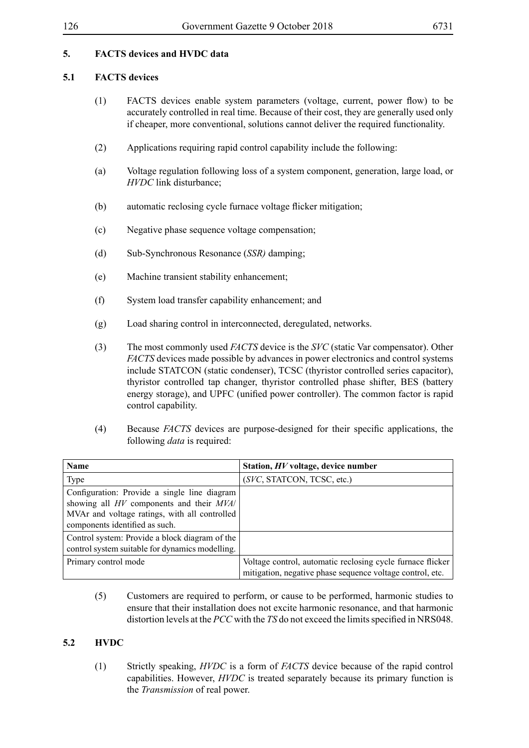## 5. FACTS devices and HVDC data

### 5.1 FACTS devices

(1) FACTS devices enable system parameters (voltage, current, power flow) to be accurately controlled in real time. Because of their cost, they are generally used only if cheaper, more conventional, solutions cannot deliver the required functionality.

(2) Applications requiring rapid control capability include the following:

(a) Voltage regulation following loss of a system component, generation, large load, or *HVDC* link disturbance;

(b) automatic reclosing cycle furnace voltage flicker mitigation;

(c) Negative phase sequence voltage compensation;

(d) Sub-Synchronous Resonance (*SSR)* damping;

(e) Machine transient stability enhancement;

(f) System load transfer capability enhancement; and

(g) Load sharing control in interconnected, deregulated, networks.

(3) The most commonly used *FACTS* device is the *SVC* (static Var compensator). Other *FACTS* devices made possible by advances in power electronics and control systems include STATCON (static condenser), TCSC (thyristor controlled series capacitor), thyristor controlled tap changer, thyristor controlled phase shifter, BES (battery energy storage), and UPFC (unified power controller). The common factor is rapid control capability.

(4) Because *FACTS* devices are purpose-designed for their specific applications, the following *data* is required:

| Name | Station, *HV* voltage, device number |
|---|---|
| Type | (*SVC*, STATCON, TCSC, etc.) |
| Configuration: Provide a single line diagram showing all *HV* components and their *MVA*/MVAr and voltage ratings, with all controlled components identified as such. | |
| Control system: Provide a block diagram of the control system suitable for dynamics modelling. | |
| Primary control mode | Voltage control, automatic reclosing cycle furnace flicker mitigation, negative phase sequence voltage control, etc. |

(5) Customers are required to perform, or cause to be performed, harmonic studies to ensure that their installation does not excite harmonic resonance, and that harmonic distortion levels at the *PCC* with the *TS* do not exceed the limits specified in NRS048.

### 5.2 HVDC

(1) Strictly speaking, *HVDC* is a form of *FACTS* device because of the rapid control capabilities. However, *HVDC* is treated separately because its primary function is the *Transmission* of real power.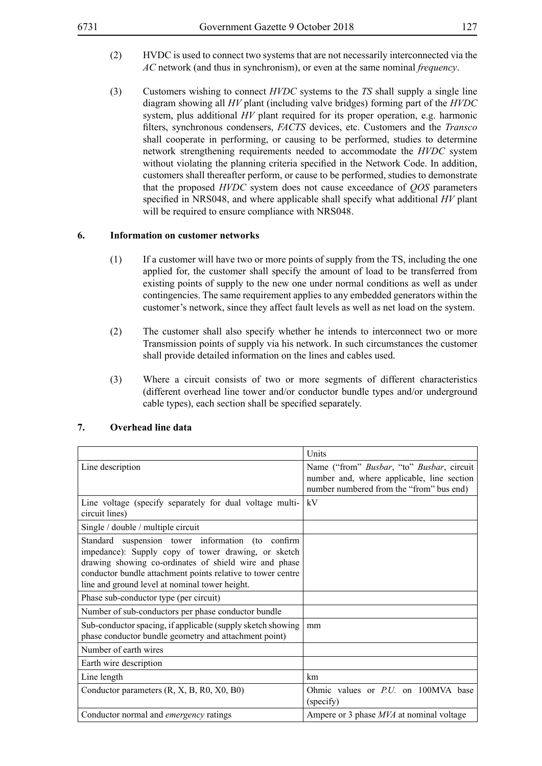(2) HVDC is used to connect two systems that are not necessarily interconnected via the *AC* network (and thus in synchronism), or even at the same nominal *frequency*.

(3) Customers wishing to connect *HVDC* systems to the *TS* shall supply a single line diagram showing all *HV* plant (including valve bridges) forming part of the *HVDC* system, plus additional *HV* plant required for its proper operation, e.g. harmonic filters, synchronous condensers, *FACTS* devices, etc. Customers and the *Transco* shall cooperate in performing, or causing to be performed, studies to determine network strengthening requirements needed to accommodate the *HVDC* system without violating the planning criteria specified in the Network Code. In addition, customers shall thereafter perform, or cause to be performed, studies to demonstrate that the proposed *HVDC* system does not cause exceedance of *QOS* parameters specified in NRS048, and where applicable shall specify what additional *HV* plant will be required to ensure compliance with NRS048.

## 6. Information on customer networks

(1) If a customer will have two or more points of supply from the TS, including the one applied for, the customer shall specify the amount of load to be transferred from existing points of supply to the new one under normal conditions as well as under contingencies. The same requirement applies to any embedded generators within the customer's network, since they affect fault levels as well as net load on the system.

(2) The customer shall also specify whether he intends to interconnect two or more Transmission points of supply via his network. In such circumstances the customer shall provide detailed information on the lines and cables used.

(3) Where a circuit consists of two or more segments of different characteristics (different overhead line tower and/or conductor bundle types and/or underground cable types), each section shall be specified separately.

## 7. Overhead line data

| | Units |
|---|---|
| Line description | Name ("from" *Busbar*, "to" *Busbar*, circuit number and, where applicable, line section number numbered from the "from" bus end) |
| Line voltage (specify separately for dual voltage multi-circuit lines) | kV |
| Single / double / multiple circuit | |
| Standard suspension tower information (to confirm impedance): Supply copy of tower drawing, or sketch drawing showing co-ordinates of shield wire and phase conductor bundle attachment points relative to tower centre line and ground level at nominal tower height. | |
| Phase sub-conductor type (per circuit) | |
| Number of sub-conductors per phase conductor bundle | |
| Sub-conductor spacing, if applicable (supply sketch showing phase conductor bundle geometry and attachment point) | mm |
| Number of earth wires | |
| Earth wire description | |
| Line length | km |
| Conductor parameters (R, X, B, R0, X0, B0) | Ohmic values or *P.U.* on 100MVA base (specify) |
| Conductor normal and *emergency* ratings | Ampere or 3 phase *MVA* at nominal voltage |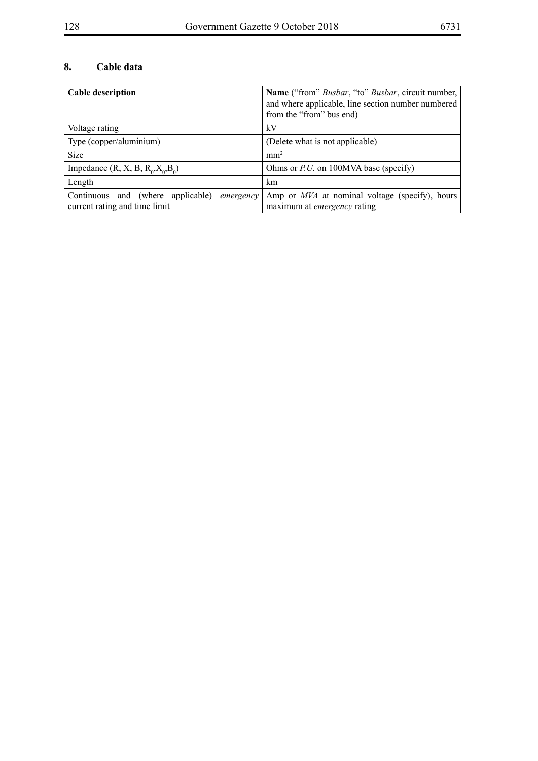## 8. Cable data

| **Cable description** | **Name** ("from" *Busbar*, "to" *Busbar*, circuit number, and where applicable, line section number numbered from the "from" bus end) |
|---|---|
| Voltage rating | kV |
| Type (copper/aluminium) | (Delete what is not applicable) |
| Size | $mm^2$ |
| Impedance ($R$, $X$, $B$, $R_0$,$X_0$,$B_0$) | Ohms or *P.U.* on 100MVA base (specify) |
| Length | km |
| Continuous and (where applicable) *emergency* current rating and time limit | Amp or *MVA* at nominal voltage (specify), hours maximum at *emergency* rating |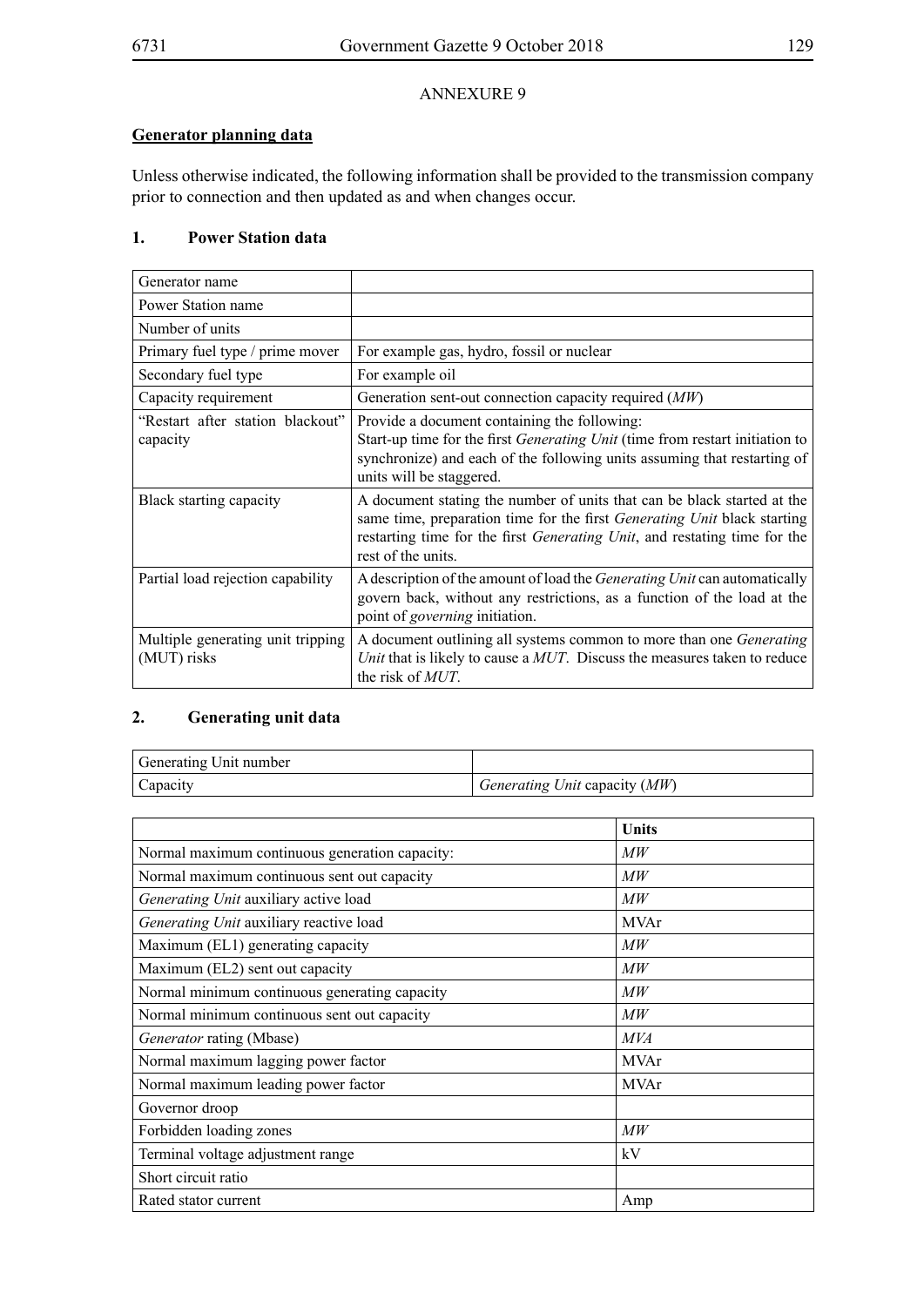ANNEXURE 9

**Generator planning data**

Unless otherwise indicated, the following information shall be provided to the transmission company prior to connection and then updated as and when changes occur.

## 1. Power Station data

| | |
|---|---|
| Generator name | |
| Power Station name | |
| Number of units | |
| Primary fuel type / prime mover | For example gas, hydro, fossil or nuclear |
| Secondary fuel type | For example oil |
| Capacity requirement | Generation sent-out connection capacity required (*MW*) |
| "Restart after station blackout" capacity | Provide a document containing the following: Start-up time for the first *Generating Unit* (time from restart initiation to synchronize) and each of the following units assuming that restarting of units will be staggered. |
| Black starting capacity | A document stating the number of units that can be black started at the same time, preparation time for the first *Generating Unit* black starting restarting time for the first *Generating Unit*, and restating time for the rest of the units. |
| Partial load rejection capability | A description of the amount of load the *Generating Unit* can automatically govern back, without any restrictions, as a function of the load at the point of *governing* initiation. |
| Multiple generating unit tripping (MUT) risks | A document outlining all systems common to more than one *Generating Unit* that is likely to cause a *MUT*. Discuss the measures taken to reduce the risk of *MUT*. |

## 2. Generating unit data

| | |
|---|---|
| Generating Unit number | |
| Capacity | *Generating Unit* capacity (*MW*) |

| | **Units** |
|---|---|
| Normal maximum continuous generation capacity: | *MW* |
| Normal maximum continuous sent out capacity | *MW* |
| *Generating Unit* auxiliary active load | *MW* |
| *Generating Unit* auxiliary reactive load | MVAr |
| Maximum (EL1) generating capacity | *MW* |
| Maximum (EL2) sent out capacity | *MW* |
| Normal minimum continuous generating capacity | *MW* |
| Normal minimum continuous sent out capacity | *MW* |
| *Generator* rating (Mbase) | *MVA* |
| Normal maximum lagging power factor | MVAr |
| Normal maximum leading power factor | MVAr |
| Governor droop | |
| Forbidden loading zones | *MW* |
| Terminal voltage adjustment range | kV |
| Short circuit ratio | |
| Rated stator current | Amp |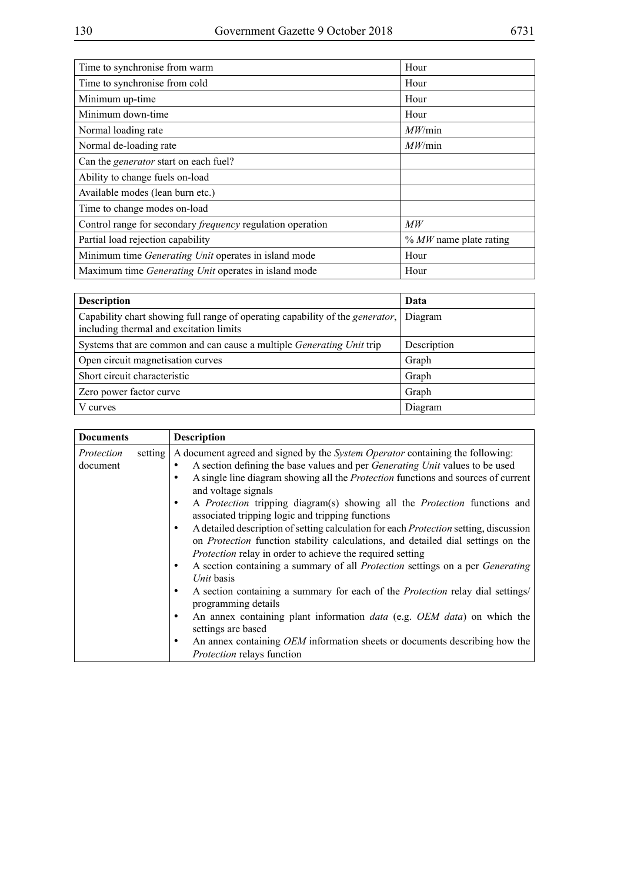| | |
|---|---|
| Time to synchronise from warm | Hour |
| Time to synchronise from cold | Hour |
| Minimum up-time | Hour |
| Minimum down-time | Hour |
| Normal loading rate | *MW*/min |
| Normal de-loading rate | *MW*/min |
| Can the *generator* start on each fuel? | |
| Ability to change fuels on-load | |
| Available modes (lean burn etc.) | |
| Time to change modes on-load | |
| Control range for secondary *frequency* regulation operation | *MW* |
| Partial load rejection capability | % *MW* name plate rating |
| Minimum time *Generating Unit* operates in island mode | Hour |
| Maximum time *Generating Unit* operates in island mode | Hour |

| **Description** | **Data** |
|---|---|
| Capability chart showing full range of operating capability of the *generator*, including thermal and excitation limits | Diagram |
| Systems that are common and can cause a multiple *Generating Unit* trip | Description |
| Open circuit magnetisation curves | Graph |
| Short circuit characteristic | Graph |
| Zero power factor curve | Graph |
| V curves | Diagram |

| **Documents** | **Description** |
|---|---|
| *Protection* setting document | A document agreed and signed by the *System Operator* containing the following:<br>• A section defining the base values and per *Generating Unit* values to be used<br>• A single line diagram showing all the *Protection* functions and sources of current and voltage signals<br>• A *Protection* tripping diagram(s) showing all the *Protection* functions and associated tripping logic and tripping functions<br>• A detailed description of setting calculation for each *Protection* setting, discussion on *Protection* function stability calculations, and detailed dial settings on the *Protection* relay in order to achieve the required setting<br>• A section containing a summary of all *Protection* settings on a per *Generating Unit* basis<br>• A section containing a summary for each of the *Protection* relay dial settings/ programming details<br>• An annex containing plant information *data* (e.g. *OEM data*) on which the settings are based<br>• An annex containing *OEM* information sheets or documents describing how the *Protection* relays function |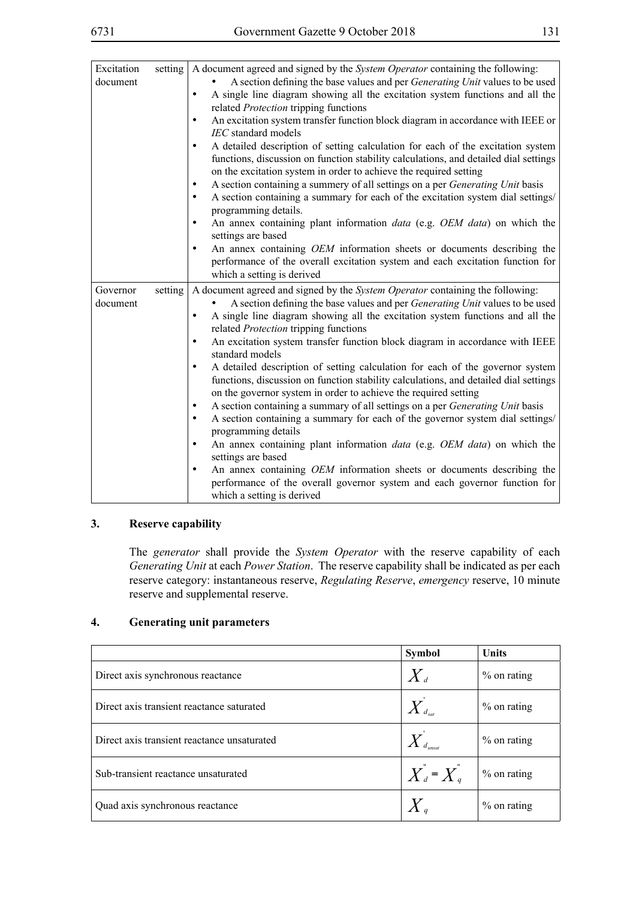| | |
|---|---|
| Excitation setting document | A document agreed and signed by the *System Operator* containing the following:<br>• A section defining the base values and per *Generating Unit* values to be used<br>• A single line diagram showing all the excitation system functions and all the related *Protection* tripping functions<br>• An excitation system transfer function block diagram in accordance with IEEE or *IEC* standard models<br>• A detailed description of setting calculation for each of the excitation system functions, discussion on function stability calculations, and detailed dial settings on the excitation system in order to achieve the required setting<br>• A section containing a summery of all settings on a per *Generating Unit* basis<br>• A section containing a summary for each of the excitation system dial settings/programming details.<br>• An annex containing plant information *data* (e.g. *OEM data*) on which the settings are based<br>• An annex containing *OEM* information sheets or documents describing the performance of the overall excitation system and each excitation function for which a setting is derived |
| Governor setting document | A document agreed and signed by the *System Operator* containing the following:<br>• A section defining the base values and per *Generating Unit* values to be used<br>• A single line diagram showing all the excitation system functions and all the related *Protection* tripping functions<br>• An excitation system transfer function block diagram in accordance with IEEE standard models<br>• A detailed description of setting calculation for each of the governor system functions, discussion on function stability calculations, and detailed dial settings on the governor system in order to achieve the required setting<br>• A section containing a summary of all settings on a per *Generating Unit* basis<br>• A section containing a summary for each of the governor system dial settings/programming details<br>• An annex containing plant information *data* (e.g. *OEM data*) on which the settings are based<br>• An annex containing *OEM* information sheets or documents describing the performance of the overall governor system and each governor function for which a setting is derived |

## 3. Reserve capability

The *generator* shall provide the *System Operator* with the reserve capability of each *Generating Unit* at each *Power Station*. The reserve capability shall be indicated as per each reserve category: instantaneous reserve, *Regulating Reserve*, *emergency* reserve, 10 minute reserve and supplemental reserve.

## 4. Generating unit parameters

| | Symbol | Units |
|---|---|---|
| Direct axis synchronous reactance | $X_d$ | % on rating |
| Direct axis transient reactance saturated | $X'_{d_{sat}}$ | % on rating |
| Direct axis transient reactance unsaturated | $X'_{d_{unsat}}$ | % on rating |
| Sub-transient reactance unsaturated | $X''_d = X''_q$ | % on rating |
| Quad axis synchronous reactance | $X_q$ | % on rating |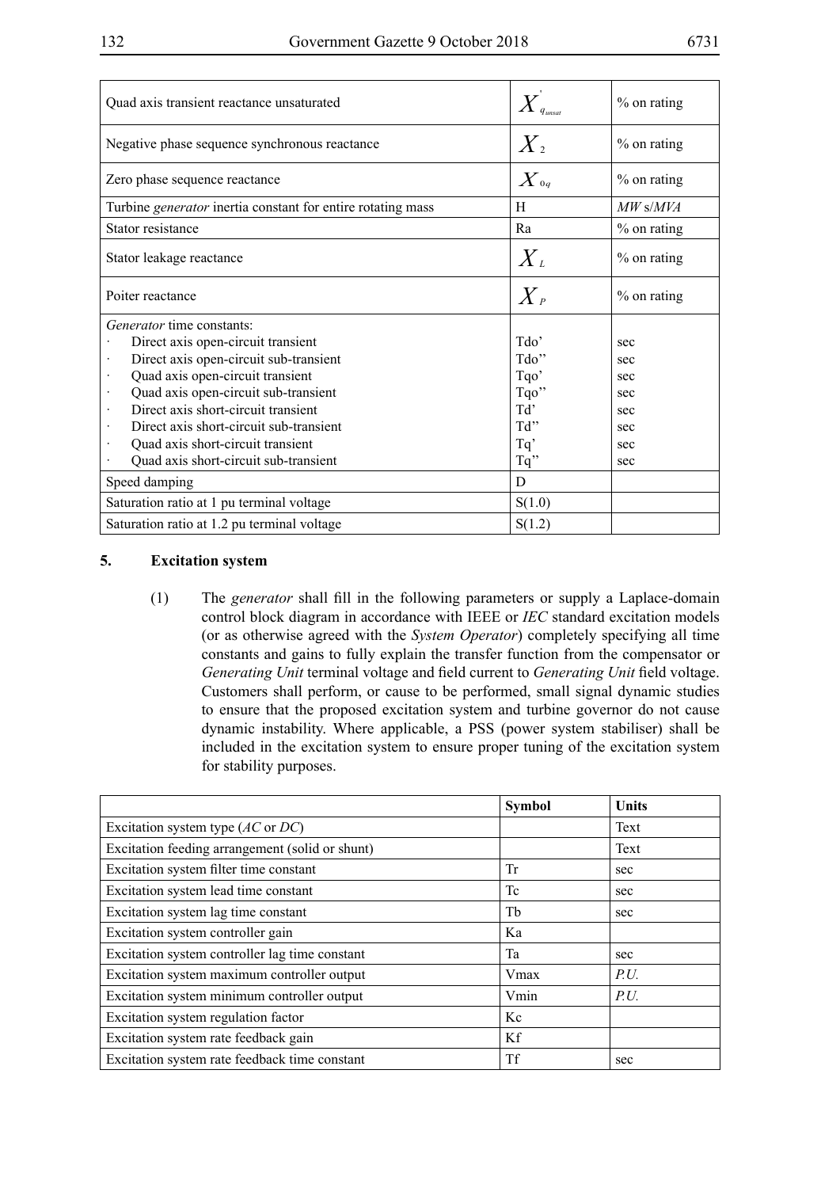| | | |
|---|---|---|
| Quad axis transient reactance unsaturated | $X'_{q_{unsat}}$ | % on rating |
| Negative phase sequence synchronous reactance | $X_2$ | % on rating |
| Zero phase sequence reactance | $X_{0q}$ | % on rating |
| Turbine *generator* inertia constant for entire rotating mass | H | *MW* s/*MVA* |
| Stator resistance | Ra | % on rating |
| Stator leakage reactance | $X_L$ | % on rating |
| Poiter reactance | $X_P$ | % on rating |
| *Generator* time constants:<br>· Direct axis open-circuit transient<br>· Direct axis open-circuit sub-transient<br>· Quad axis open-circuit transient<br>· Quad axis open-circuit sub-transient<br>· Direct axis short-circuit transient<br>· Direct axis short-circuit sub-transient<br>· Quad axis short-circuit transient<br>· Quad axis short-circuit sub-transient | <br>Tdo'<br>Tdo''<br>Tqo'<br>Tqo''<br>Td'<br>Td''<br>Tq'<br>Tq'' | <br>sec<br>sec<br>sec<br>sec<br>sec<br>sec<br>sec<br>sec |
| Speed damping | D | |
| Saturation ratio at 1 pu terminal voltage | S(1.0) | |
| Saturation ratio at 1.2 pu terminal voltage | S(1.2) | |

## 5. Excitation system

(1) The *generator* shall fill in the following parameters or supply a Laplace-domain control block diagram in accordance with IEEE or *IEC* standard excitation models (or as otherwise agreed with the *System Operator*) completely specifying all time constants and gains to fully explain the transfer function from the compensator or *Generating Unit* terminal voltage and field current to *Generating Unit* field voltage. Customers shall perform, or cause to be performed, small signal dynamic studies to ensure that the proposed excitation system and turbine governor do not cause dynamic instability. Where applicable, a PSS (power system stabiliser) shall be included in the excitation system to ensure proper tuning of the excitation system for stability purposes.

| | Symbol | Units |
|---|---|---|
| Excitation system type (*AC* or *DC*) | | Text |
| Excitation feeding arrangement (solid or shunt) | | Text |
| Excitation system filter time constant | Tr | sec |
| Excitation system lead time constant | Tc | sec |
| Excitation system lag time constant | Tb | sec |
| Excitation system controller gain | Ka | |
| Excitation system controller lag time constant | Ta | sec |
| Excitation system maximum controller output | Vmax | *P.U.* |
| Excitation system minimum controller output | Vmin | *P.U.* |
| Excitation system regulation factor | Kc | |
| Excitation system rate feedback gain | Kf | |
| Excitation system rate feedback time constant | Tf | sec |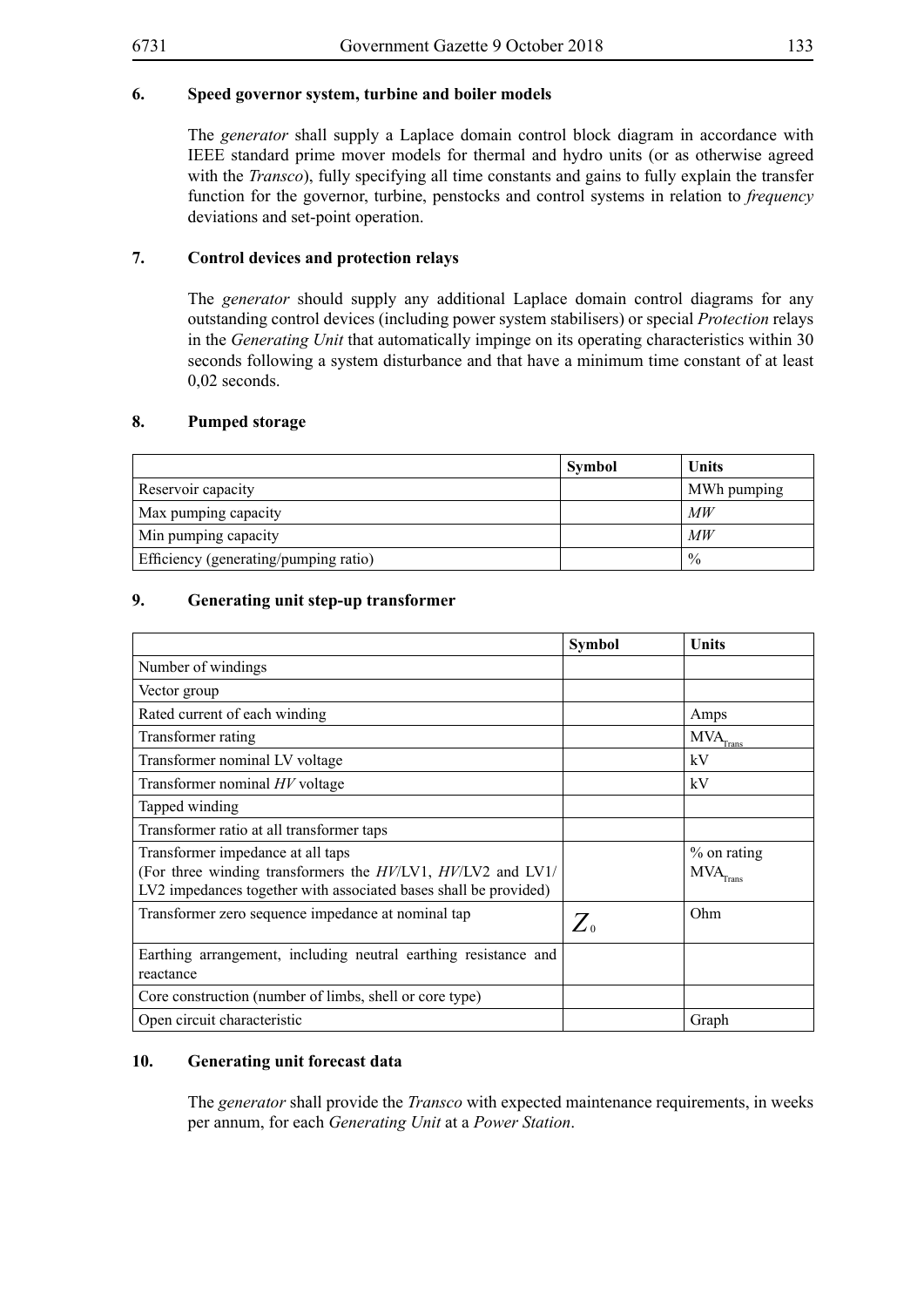### 6. Speed governor system, turbine and boiler models

The *generator* shall supply a Laplace domain control block diagram in accordance with IEEE standard prime mover models for thermal and hydro units (or as otherwise agreed with the *Transco*), fully specifying all time constants and gains to fully explain the transfer function for the governor, turbine, penstocks and control systems in relation to *frequency* deviations and set-point operation.

### 7. Control devices and protection relays

The *generator* should supply any additional Laplace domain control diagrams for any outstanding control devices (including power system stabilisers) or special *Protection* relays in the *Generating Unit* that automatically impinge on its operating characteristics within 30 seconds following a system disturbance and that have a minimum time constant of at least 0,02 seconds.

### 8. Pumped storage

| | Symbol | Units |
|---|---|---|
| Reservoir capacity | | MWh pumping |
| Max pumping capacity | | *MW* |
| Min pumping capacity | | *MW* |
| Efficiency (generating/pumping ratio) | | % |

### 9. Generating unit step-up transformer

| | Symbol | Units |
|---|---|---|
| Number of windings | | |
| Vector group | | |
| Rated current of each winding | | Amps |
| Transformer rating | | $MVA_{Trans}$ |
| Transformer nominal LV voltage | | kV |
| Transformer nominal *HV* voltage | | kV |
| Tapped winding | | |
| Transformer ratio at all transformer taps | | |
| Transformer impedance at all taps (For three winding transformers the *HV*/LV1, *HV*/LV2 and LV1/LV2 impedances together with associated bases shall be provided) | | % on rating $MVA_{Trans}$ |
| Transformer zero sequence impedance at nominal tap | $Z_0$ | Ohm |
| Earthing arrangement, including neutral earthing resistance and reactance | | |
| Core construction (number of limbs, shell or core type) | | |
| Open circuit characteristic | | Graph |

### 10. Generating unit forecast data

The *generator* shall provide the *Transco* with expected maintenance requirements, in weeks per annum, for each *Generating Unit* at a *Power Station*.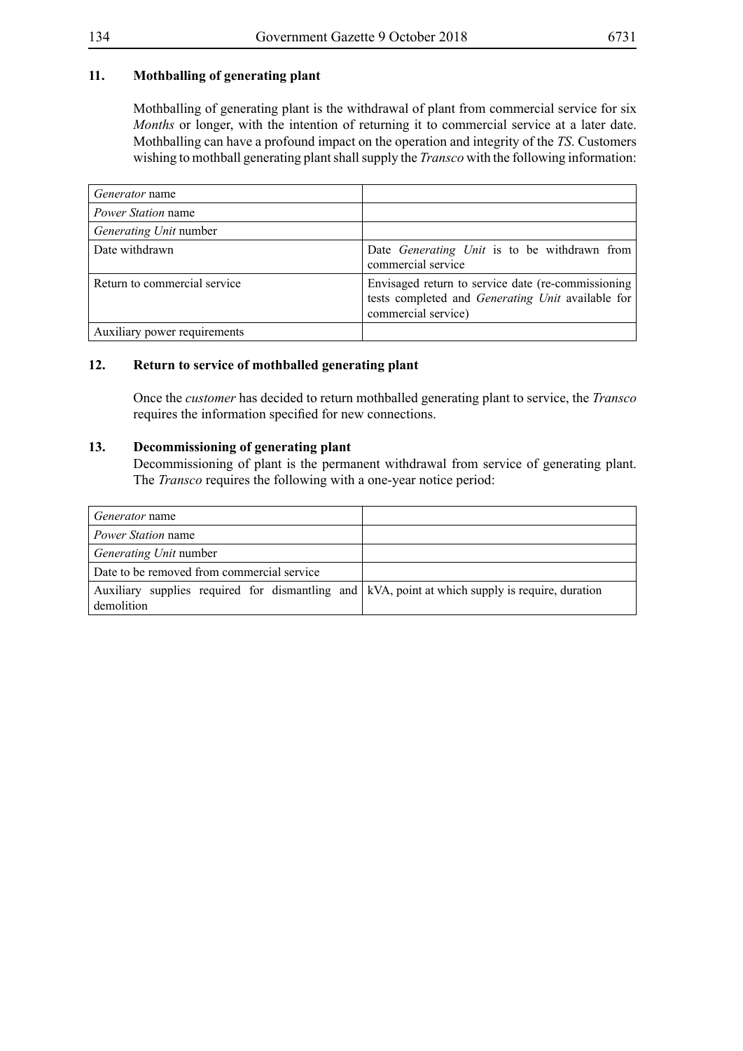## 11. Mothballing of generating plant

Mothballing of generating plant is the withdrawal of plant from commercial service for six *Months* or longer, with the intention of returning it to commercial service at a later date. Mothballing can have a profound impact on the operation and integrity of the *TS*. Customers wishing to mothball generating plant shall supply the *Transco* with the following information:

| | |
|---|---|
| *Generator* name | |
| *Power Station* name | |
| *Generating Unit* number | |
| Date withdrawn | Date *Generating Unit* is to be withdrawn from commercial service |
| Return to commercial service | Envisaged return to service date (re-commissioning tests completed and *Generating Unit* available for commercial service) |
| Auxiliary power requirements | |

## 12. Return to service of mothballed generating plant

Once the *customer* has decided to return mothballed generating plant to service, the *Transco* requires the information specified for new connections.

## 13. Decommissioning of generating plant

Decommissioning of plant is the permanent withdrawal from service of generating plant. The *Transco* requires the following with a one-year notice period:

| | |
|---|---|
| *Generator* name | |
| *Power Station* name | |
| *Generating Unit* number | |
| Date to be removed from commercial service | |
| Auxiliary supplies required for dismantling and demolition | kVA, point at which supply is require, duration |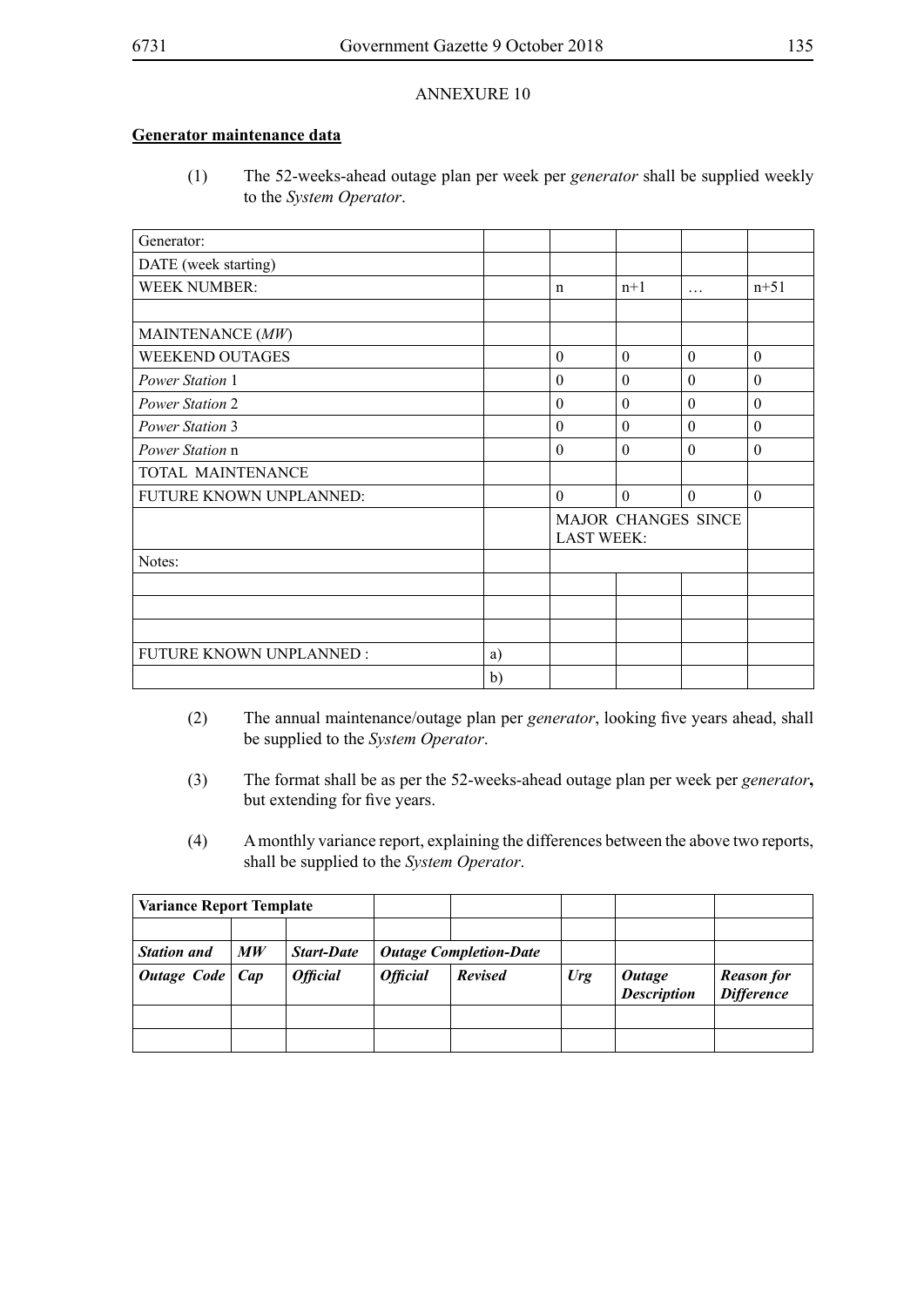ANNEXURE 10

**Generator maintenance data**

(1) The 52-weeks-ahead outage plan per week per *generator* shall be supplied weekly to the *System Operator*.

| Generator: | | | | | |
|---|---|---|---|---|---|
| DATE (week starting) | | | | | |
| WEEK NUMBER: | | n | n+1 | … | n+51 |
| | | | | | |
| MAINTENANCE (*MW*) | | | | | |
| WEEKEND OUTAGES | | 0 | 0 | 0 | 0 |
| *Power Station* 1 | | 0 | 0 | 0 | 0 |
| *Power Station* 2 | | 0 | 0 | 0 | 0 |
| *Power Station* 3 | | 0 | 0 | 0 | 0 |
| *Power Station* n | | 0 | 0 | 0 | 0 |
| TOTAL MAINTENANCE | | | | | |
| FUTURE KNOWN UNPLANNED: | | 0 | 0 | 0 | 0 |
| | | MAJOR CHANGES SINCE LAST WEEK: | | | |
| Notes: | | | | | |
| | | | | | |
| | | | | | |
| | | | | | |
| FUTURE KNOWN UNPLANNED : | a) | | | | |
| | b) | | | | |

(2) The annual maintenance/outage plan per *generator*, looking five years ahead, shall be supplied to the *System Operator*.

(3) The format shall be as per the 52-weeks-ahead outage plan per week per *generator***,** but extending for five years.

(4) A monthly variance report, explaining the differences between the above two reports, shall be supplied to the *System Operator*.

| **Variance Report Template** | | | | | | | |
|---|---|---|---|---|---|---|---|
| | | | | | | | |
| ***Station and*** | ***MW*** | ***Start-Date*** | ***Outage Completion-Date*** | | | | |
| ***Outage Code*** | ***Cap*** | ***Official*** | ***Official*** | ***Revised*** | ***Urg*** | ***Outage Description*** | ***Reason for Difference*** |
| | | | | | | | |
| | | | | | | | |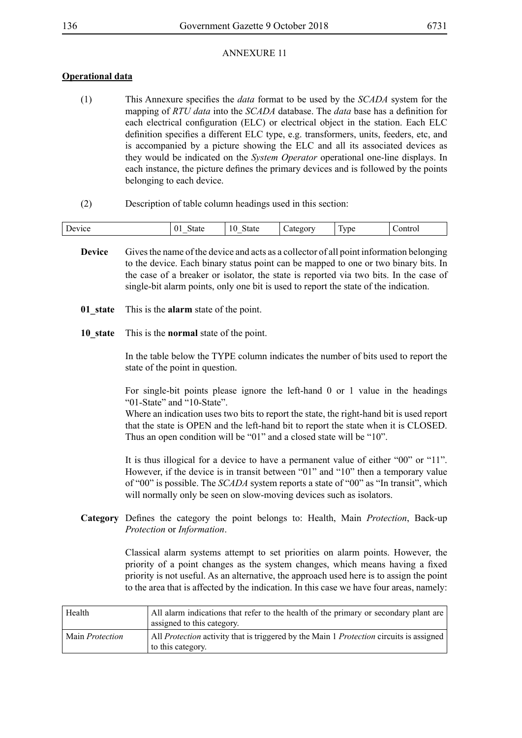ANNEXURE 11

**Operational data**

(1) This Annexure specifies the *data* format to be used by the *SCADA* system for the mapping of *RTU data* into the *SCADA* database. The *data* base has a definition for each electrical configuration (ELC) or electrical object in the station. Each ELC definition specifies a different ELC type, e.g. transformers, units, feeders, etc, and is accompanied by a picture showing the ELC and all its associated devices as they would be indicated on the *System Operator* operational one-line displays. In each instance, the picture defines the primary devices and is followed by the points belonging to each device.

(2) Description of table column headings used in this section:

| Device | 01_State | 10_State | Category | Type | Control |
|---|---|---|---|---|---|

**Device** Gives the name of the device and acts as a collector of all point information belonging to the device. Each binary status point can be mapped to one or two binary bits. In the case of a breaker or isolator, the state is reported via two bits. In the case of single-bit alarm points, only one bit is used to report the state of the indication.

**01_state** This is the **alarm** state of the point.

**10_state** This is the **normal** state of the point.

In the table below the TYPE column indicates the number of bits used to report the state of the point in question.

For single-bit points please ignore the left-hand 0 or 1 value in the headings "01-State" and "10-State".
Where an indication uses two bits to report the state, the right-hand bit is used report that the state is OPEN and the left-hand bit to report the state when it is CLOSED. Thus an open condition will be "01" and a closed state will be "10".

It is thus illogical for a device to have a permanent value of either "00" or "11". However, if the device is in transit between "01" and "10" then a temporary value of "00" is possible. The *SCADA* system reports a state of "00" as "In transit", which will normally only be seen on slow-moving devices such as isolators.

**Category** Defines the category the point belongs to: Health, Main *Protection*, Back-up *Protection* or *Information*.

Classical alarm systems attempt to set priorities on alarm points. However, the priority of a point changes as the system changes, which means having a fixed priority is not useful. As an alternative, the approach used here is to assign the point to the area that is affected by the indication. In this case we have four areas, namely:

| Health | All alarm indications that refer to the health of the primary or secondary plant are assigned to this category. |
|---|---|
| Main *Protection* | All *Protection* activity that is triggered by the Main 1 *Protection* circuits is assigned to this category. |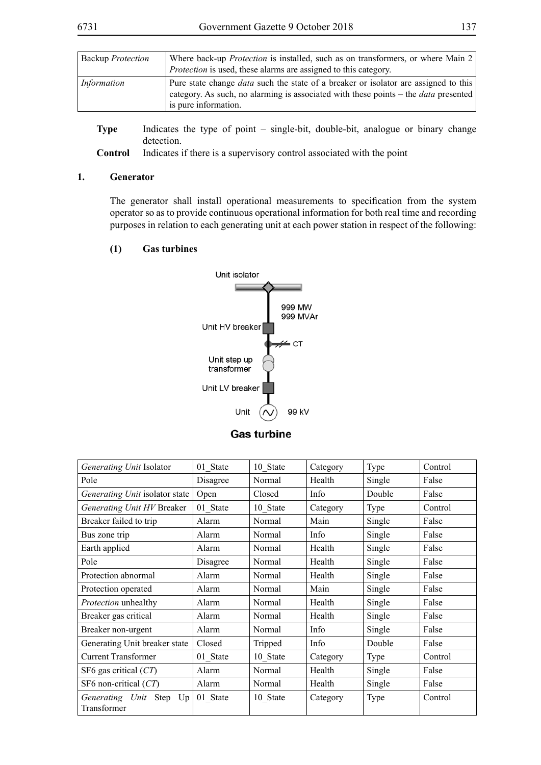| | |
|---|---|
| Backup *Protection* | Where back-up *Protection* is installed, such as on transformers, or where Main 2 *Protection* is used, these alarms are assigned to this category. |
| *Information* | Pure state change *data* such the state of a breaker or isolator are assigned to this category. As such, no alarming is associated with these points – the *data* presented is pure information. |

**Type** Indicates the type of point – single-bit, double-bit, analogue or binary change detection.

**Control** Indicates if there is a supervisory control associated with the point

## 1. Generator

The generator shall install operational measurements to specification from the system operator so as to provide continuous operational information for both real time and recording purposes in relation to each generating unit at each power station in respect of the following:

### (1) Gas turbines

Unit isolator

999 MW
999 MVAr

Unit HV breaker

CT

Unit step up transformer

Unit LV breaker

Unit 99 kV

**Gas turbine**

| *Generating Unit* Isolator | 01_State | 10_State | Category | Type | Control |
|---|---|---|---|---|---|
| Pole | Disagree | Normal | Health | Single | False |
| *Generating Unit* isolator state | Open | Closed | Info | Double | False |
| *Generating Unit HV* Breaker | 01_State | 10_State | Category | Type | Control |
| Breaker failed to trip | Alarm | Normal | Main | Single | False |
| Bus zone trip | Alarm | Normal | Info | Single | False |
| Earth applied | Alarm | Normal | Health | Single | False |
| Pole | Disagree | Normal | Health | Single | False |
| Protection abnormal | Alarm | Normal | Health | Single | False |
| Protection operated | Alarm | Normal | Main | Single | False |
| *Protection* unhealthy | Alarm | Normal | Health | Single | False |
| Breaker gas critical | Alarm | Normal | Health | Single | False |
| Breaker non-urgent | Alarm | Normal | Info | Single | False |
| Generating Unit breaker state | Closed | Tripped | Info | Double | False |
| Current Transformer | 01_State | 10_State | Category | Type | Control |
| SF6 gas critical (*CT*) | Alarm | Normal | Health | Single | False |
| SF6 non-critical (*CT*) | Alarm | Normal | Health | Single | False |
| *Generating Unit* Step Up Transformer | 01_State | 10_State | Category | Type | Control |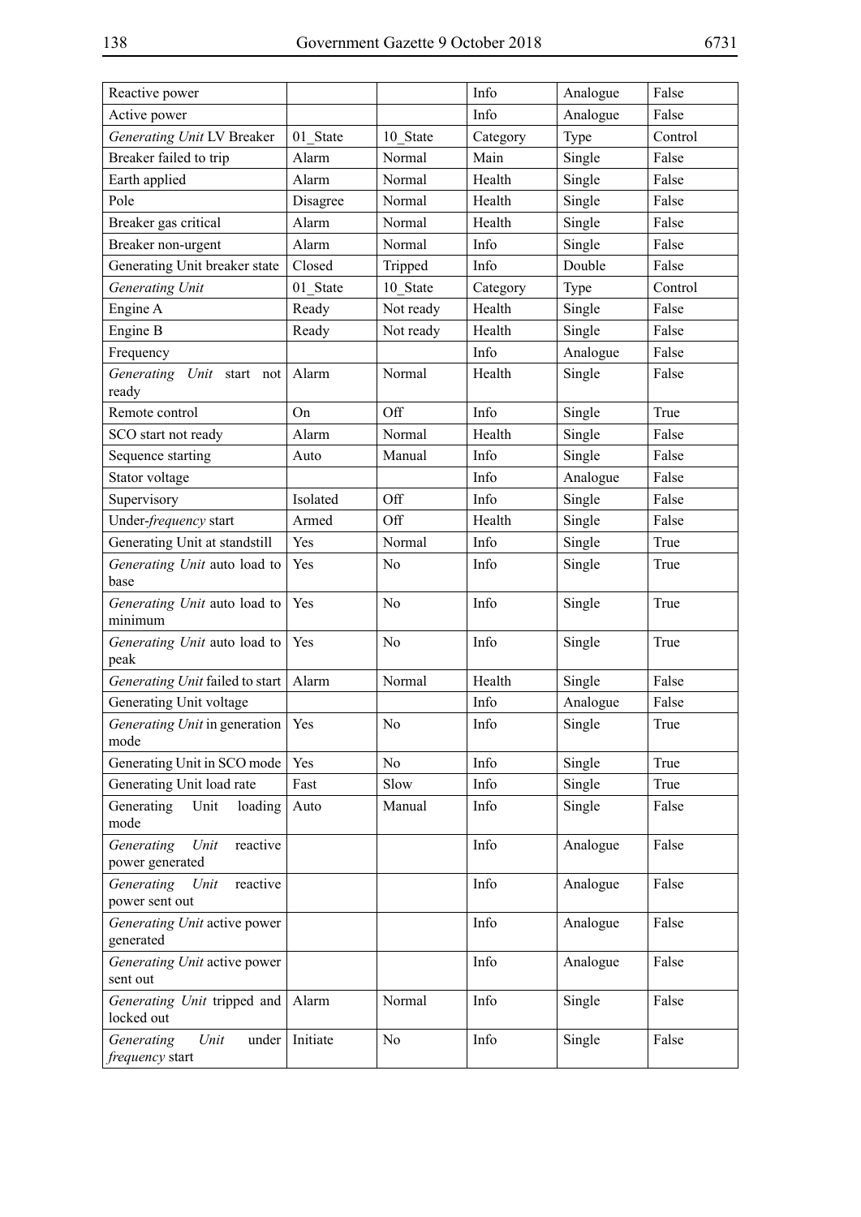| Reactive power | | | Info | Analogue | False |
|---|---|---|---|---|---|
| Active power | | | Info | Analogue | False |
| *Generating Unit* LV Breaker | 01_State | 10_State | Category | Type | Control |
| Breaker failed to trip | Alarm | Normal | Main | Single | False |
| Earth applied | Alarm | Normal | Health | Single | False |
| Pole | Disagree | Normal | Health | Single | False |
| Breaker gas critical | Alarm | Normal | Health | Single | False |
| Breaker non-urgent | Alarm | Normal | Info | Single | False |
| Generating Unit breaker state | Closed | Tripped | Info | Double | False |
| *Generating Unit* | 01_State | 10_State | Category | Type | Control |
| Engine A | Ready | Not ready | Health | Single | False |
| Engine B | Ready | Not ready | Health | Single | False |
| Frequency | | | Info | Analogue | False |
| *Generating Unit* start not ready | Alarm | Normal | Health | Single | False |
| Remote control | On | Off | Info | Single | True |
| SCO start not ready | Alarm | Normal | Health | Single | False |
| Sequence starting | Auto | Manual | Info | Single | False |
| Stator voltage | | | Info | Analogue | False |
| Supervisory | Isolated | Off | Info | Single | False |
| Under-*frequency* start | Armed | Off | Health | Single | False |
| Generating Unit at standstill | Yes | Normal | Info | Single | True |
| *Generating Unit* auto load to base | Yes | No | Info | Single | True |
| *Generating Unit* auto load to minimum | Yes | No | Info | Single | True |
| *Generating Unit* auto load to peak | Yes | No | Info | Single | True |
| *Generating Unit* failed to start | Alarm | Normal | Health | Single | False |
| Generating Unit voltage | | | Info | Analogue | False |
| *Generating Unit* in generation mode | Yes | No | Info | Single | True |
| Generating Unit in SCO mode | Yes | No | Info | Single | True |
| Generating Unit load rate | Fast | Slow | Info | Single | True |
| Generating Unit loading mode | Auto | Manual | Info | Single | False |
| *Generating Unit* reactive power generated | | | Info | Analogue | False |
| *Generating Unit* reactive power sent out | | | Info | Analogue | False |
| *Generating Unit* active power generated | | | Info | Analogue | False |
| *Generating Unit* active power sent out | | | Info | Analogue | False |
| *Generating Unit* tripped and locked out | Alarm | Normal | Info | Single | False |
| *Generating Unit* under *frequency* start | Initiate | No | Info | Single | False |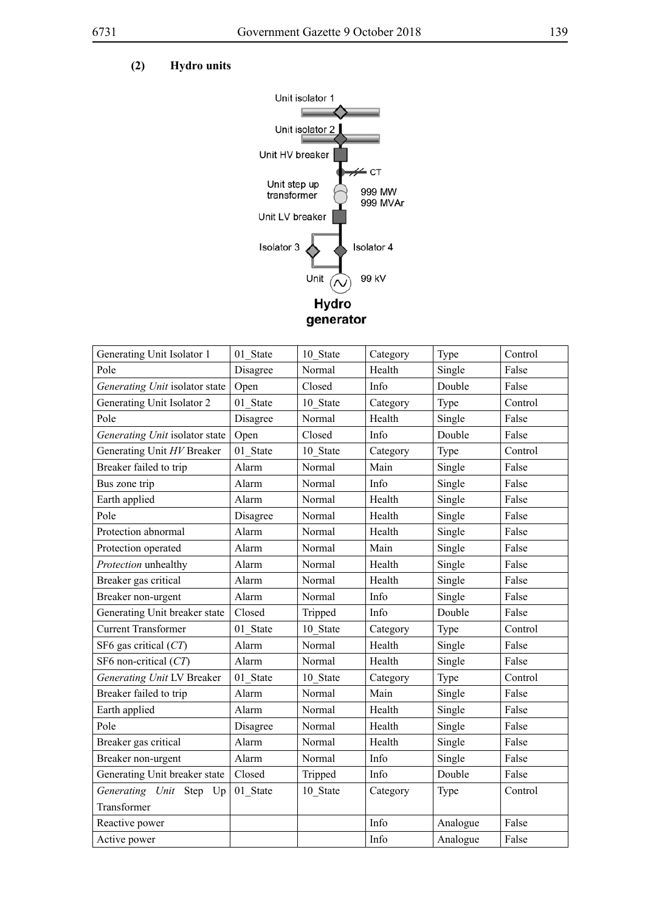**(2) Hydro units**

| Generating Unit Isolator 1 | 01_State | 10_State | Category | Type | Control |
|---|---|---|---|---|---|
| Pole | Disagree | Normal | Health | Single | False |
| *Generating Unit* isolator state | Open | Closed | Info | Double | False |
| Generating Unit Isolator 2 | 01_State | 10_State | Category | Type | Control |
| Pole | Disagree | Normal | Health | Single | False |
| *Generating Unit* isolator state | Open | Closed | Info | Double | False |
| Generating Unit *HV* Breaker | 01_State | 10_State | Category | Type | Control |
| Breaker failed to trip | Alarm | Normal | Main | Single | False |
| Bus zone trip | Alarm | Normal | Info | Single | False |
| Earth applied | Alarm | Normal | Health | Single | False |
| Pole | Disagree | Normal | Health | Single | False |
| Protection abnormal | Alarm | Normal | Health | Single | False |
| Protection operated | Alarm | Normal | Main | Single | False |
| *Protection* unhealthy | Alarm | Normal | Health | Single | False |
| Breaker gas critical | Alarm | Normal | Health | Single | False |
| Breaker non-urgent | Alarm | Normal | Info | Single | False |
| Generating Unit breaker state | Closed | Tripped | Info | Double | False |
| Current Transformer | 01_State | 10_State | Category | Type | Control |
| SF6 gas critical (*CT*) | Alarm | Normal | Health | Single | False |
| SF6 non-critical (*CT*) | Alarm | Normal | Health | Single | False |
| *Generating Unit* LV Breaker | 01_State | 10_State | Category | Type | Control |
| Breaker failed to trip | Alarm | Normal | Main | Single | False |
| Earth applied | Alarm | Normal | Health | Single | False |
| Pole | Disagree | Normal | Health | Single | False |
| Breaker gas critical | Alarm | Normal | Health | Single | False |
| Breaker non-urgent | Alarm | Normal | Info | Single | False |
| Generating Unit breaker state | Closed | Tripped | Info | Double | False |
| *Generating Unit* Step Up Transformer | 01_State | 10_State | Category | Type | Control |
| Reactive power | | | Info | Analogue | False |
| Active power | | | Info | Analogue | False |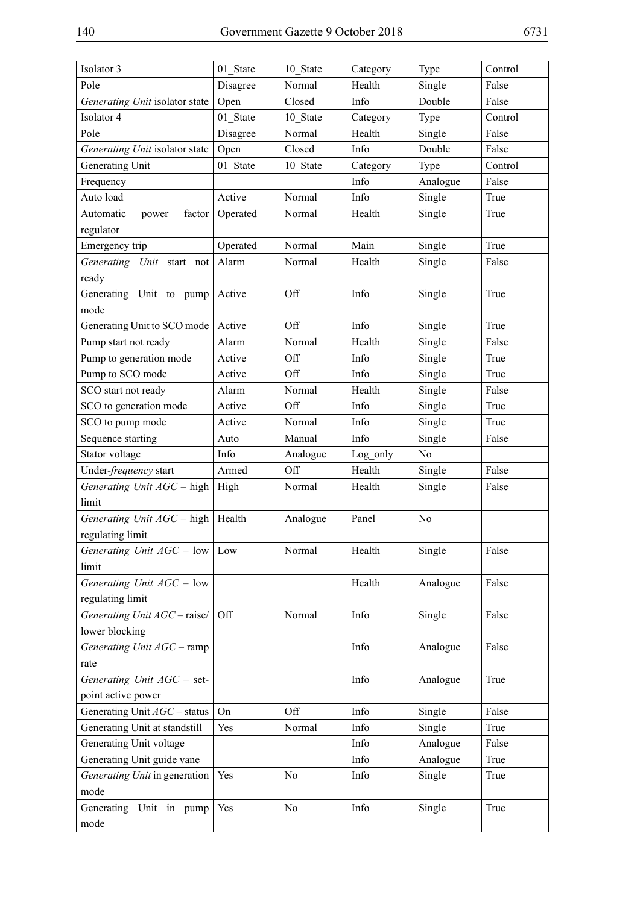| Isolator 3 | 01_State | 10_State | Category | Type | Control |
|---|---|---|---|---|---|
| Pole | Disagree | Normal | Health | Single | False |
| *Generating Unit* isolator state | Open | Closed | Info | Double | False |
| Isolator 4 | 01_State | 10_State | Category | Type | Control |
| Pole | Disagree | Normal | Health | Single | False |
| *Generating Unit* isolator state | Open | Closed | Info | Double | False |
| Generating Unit | 01_State | 10_State | Category | Type | Control |
| Frequency | | | Info | Analogue | False |
| Auto load | Active | Normal | Info | Single | True |
| Automatic power factor regulator | Operated | Normal | Health | Single | True |
| Emergency trip | Operated | Normal | Main | Single | True |
| *Generating Unit* start not ready | Alarm | Normal | Health | Single | False |
| Generating Unit to pump mode | Active | Off | Info | Single | True |
| Generating Unit to SCO mode | Active | Off | Info | Single | True |
| Pump start not ready | Alarm | Normal | Health | Single | False |
| Pump to generation mode | Active | Off | Info | Single | True |
| Pump to SCO mode | Active | Off | Info | Single | True |
| SCO start not ready | Alarm | Normal | Health | Single | False |
| SCO to generation mode | Active | Off | Info | Single | True |
| SCO to pump mode | Active | Normal | Info | Single | True |
| Sequence starting | Auto | Manual | Info | Single | False |
| Stator voltage | Info | Analogue | Log_only | No | |
| Under-*frequency* start | Armed | Off | Health | Single | False |
| *Generating Unit AGC* – high limit | High | Normal | Health | Single | False |
| *Generating Unit AGC* – high regulating limit | Health | Analogue | Panel | No | |
| *Generating Unit AGC* – low limit | Low | Normal | Health | Single | False |
| *Generating Unit AGC* – low regulating limit | | | Health | Analogue | False |
| *Generating Unit AGC* – raise/ lower blocking | Off | Normal | Info | Single | False |
| *Generating Unit AGC* – ramp rate | | | Info | Analogue | False |
| *Generating Unit AGC* – set-point active power | | | Info | Analogue | True |
| Generating Unit *AGC* – status | On | Off | Info | Single | False |
| Generating Unit at standstill | Yes | Normal | Info | Single | True |
| Generating Unit voltage | | | Info | Analogue | False |
| Generating Unit guide vane | | | Info | Analogue | True |
| *Generating Unit* in generation mode | Yes | No | Info | Single | True |
| Generating Unit in pump mode | Yes | No | Info | Single | True |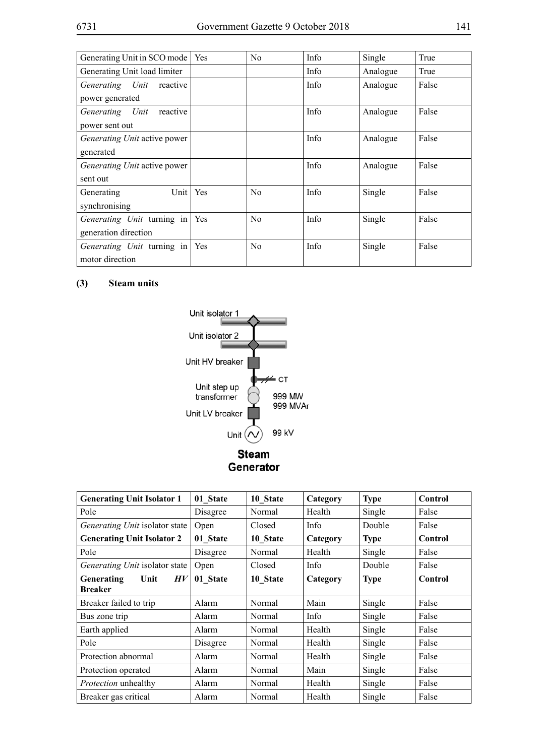| Generating Unit in SCO mode | Yes | No | Info | Single | True |
|---|---|---|---|---|---|
| Generating Unit load limiter | | | Info | Analogue | True |
| *Generating Unit* reactive power generated | | | Info | Analogue | False |
| *Generating Unit* reactive power sent out | | | Info | Analogue | False |
| *Generating Unit* active power generated | | | Info | Analogue | False |
| *Generating Unit* active power sent out | | | Info | Analogue | False |
| Generating Unit synchronising | Yes | No | Info | Single | False |
| *Generating Unit* turning in generation direction | Yes | No | Info | Single | False |
| *Generating Unit* turning in motor direction | Yes | No | Info | Single | False |

**(3) Steam units**

Unit isolator 1
Unit isolator 2
Unit HV breaker
CT
Unit step up transformer
999 MW
999 MVAr
Unit LV breaker
Unit
99 kV

**Steam Generator**

| **Generating Unit Isolator 1** | **01_State** | **10_State** | **Category** | **Type** | **Control** |
|---|---|---|---|---|---|
| Pole | Disagree | Normal | Health | Single | False |
| *Generating Unit* isolator state | Open | Closed | Info | Double | False |
| **Generating Unit Isolator 2** | **01_State** | **10_State** | **Category** | **Type** | **Control** |
| Pole | Disagree | Normal | Health | Single | False |
| *Generating Unit* isolator state | Open | Closed | Info | Double | False |
| **Generating Unit *HV* Breaker** | **01_State** | **10_State** | **Category** | **Type** | **Control** |
| Breaker failed to trip | Alarm | Normal | Main | Single | False |
| Bus zone trip | Alarm | Normal | Info | Single | False |
| Earth applied | Alarm | Normal | Health | Single | False |
| Pole | Disagree | Normal | Health | Single | False |
| Protection abnormal | Alarm | Normal | Health | Single | False |
| Protection operated | Alarm | Normal | Main | Single | False |
| *Protection* unhealthy | Alarm | Normal | Health | Single | False |
| Breaker gas critical | Alarm | Normal | Health | Single | False |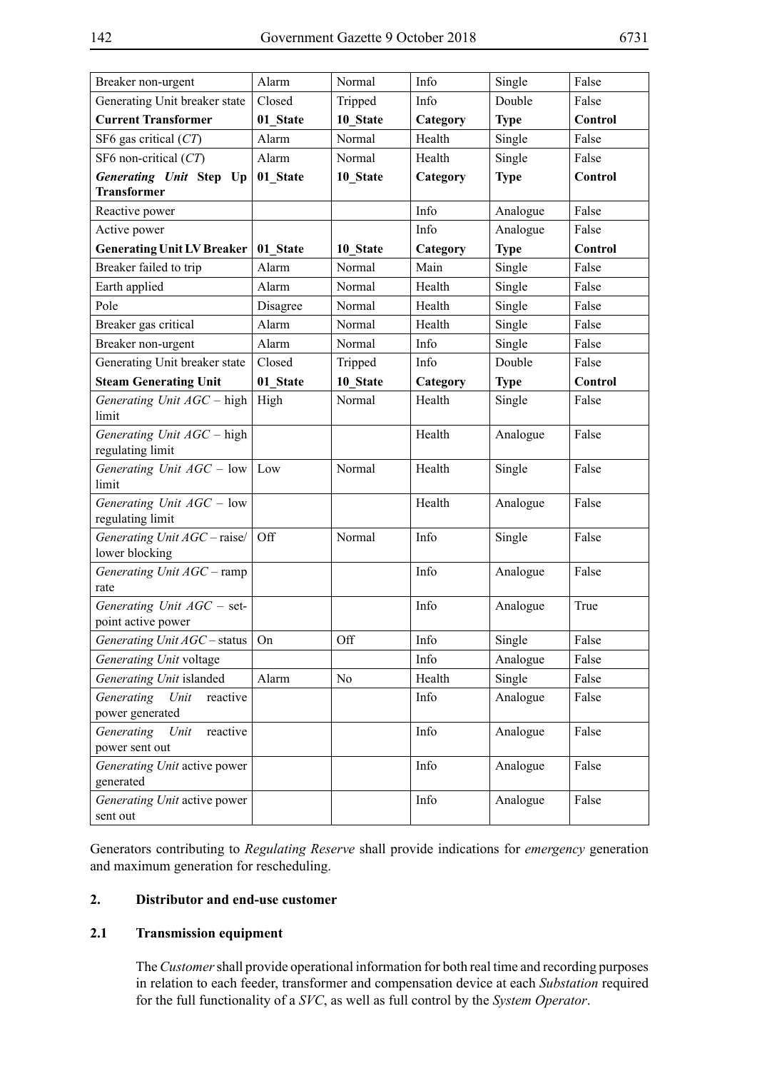| Breaker non-urgent | Alarm | Normal | Info | Single | False |
|---|---|---|---|---|---|
| Generating Unit breaker state | Closed | Tripped | Info | Double | False |
| **Current Transformer** | **01_State** | **10_State** | **Category** | **Type** | **Control** |
| SF6 gas critical (*CT*) | Alarm | Normal | Health | Single | False |
| SF6 non-critical (*CT*) | Alarm | Normal | Health | Single | False |
| ***Generating Unit* Step Up Transformer** | **01_State** | **10_State** | **Category** | **Type** | **Control** |
| Reactive power | | | Info | Analogue | False |
| Active power | | | Info | Analogue | False |
| **Generating Unit LV Breaker** | **01_State** | **10_State** | **Category** | **Type** | **Control** |
| Breaker failed to trip | Alarm | Normal | Main | Single | False |
| Earth applied | Alarm | Normal | Health | Single | False |
| Pole | Disagree | Normal | Health | Single | False |
| Breaker gas critical | Alarm | Normal | Health | Single | False |
| Breaker non-urgent | Alarm | Normal | Info | Single | False |
| Generating Unit breaker state | Closed | Tripped | Info | Double | False |
| **Steam Generating Unit** | **01_State** | **10_State** | **Category** | **Type** | **Control** |
| *Generating Unit AGC* – high limit | High | Normal | Health | Single | False |
| *Generating Unit AGC* – high regulating limit | | | Health | Analogue | False |
| *Generating Unit AGC* – low limit | Low | Normal | Health | Single | False |
| *Generating Unit AGC* – low regulating limit | | | Health | Analogue | False |
| *Generating Unit AGC* – raise/lower blocking | Off | Normal | Info | Single | False |
| *Generating Unit AGC* – ramp rate | | | Info | Analogue | False |
| *Generating Unit AGC* – set-point active power | | | Info | Analogue | True |
| *Generating Unit AGC* – status | On | Off | Info | Single | False |
| *Generating Unit* voltage | | | Info | Analogue | False |
| *Generating Unit* islanded | Alarm | No | Health | Single | False |
| *Generating Unit* reactive power generated | | | Info | Analogue | False |
| *Generating Unit* reactive power sent out | | | Info | Analogue | False |
| *Generating Unit* active power generated | | | Info | Analogue | False |
| *Generating Unit* active power sent out | | | Info | Analogue | False |

Generators contributing to *Regulating Reserve* shall provide indications for *emergency* generation and maximum generation for rescheduling.

## 2. Distributor and end-use customer

### 2.1 Transmission equipment

The *Customer* shall provide operational information for both real time and recording purposes in relation to each feeder, transformer and compensation device at each *Substation* required for the full functionality of a *SVC*, as well as full control by the *System Operator*.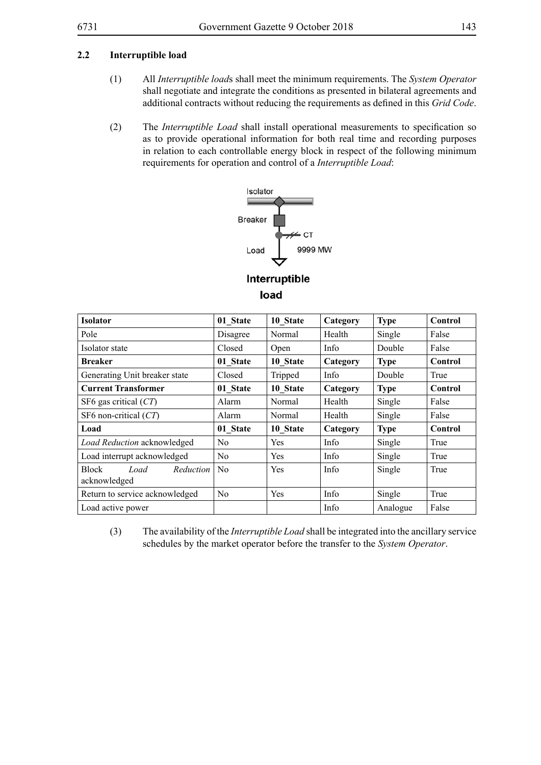## 2.2 Interruptible load

(1) All *Interruptible load*s shall meet the minimum requirements. The *System Operator* shall negotiate and integrate the conditions as presented in bilateral agreements and additional contracts without reducing the requirements as defined in this *Grid Code*.

(2) The *Interruptible Load* shall install operational measurements to specification so as to provide operational information for both real time and recording purposes in relation to each controllable energy block in respect of the following minimum requirements for operation and control of a *Interruptible Load*:

Isolator

Breaker

CT

Load 9999 MW

**Interruptible load**

| **Isolator** | **01_State** | **10_State** | **Category** | **Type** | **Control** |
|---|---|---|---|---|---|
| Pole | Disagree | Normal | Health | Single | False |
| Isolator state | Closed | Open | Info | Double | False |
| **Breaker** | **01_State** | **10_State** | **Category** | **Type** | **Control** |
| Generating Unit breaker state | Closed | Tripped | Info | Double | True |
| **Current Transformer** | **01_State** | **10_State** | **Category** | **Type** | **Control** |
| SF6 gas critical (*CT*) | Alarm | Normal | Health | Single | False |
| SF6 non-critical (*CT*) | Alarm | Normal | Health | Single | False |
| **Load** | **01_State** | **10_State** | **Category** | **Type** | **Control** |
| *Load Reduction* acknowledged | No | Yes | Info | Single | True |
| Load interrupt acknowledged | No | Yes | Info | Single | True |
| Block *Load Reduction* acknowledged | No | Yes | Info | Single | True |
| Return to service acknowledged | No | Yes | Info | Single | True |
| Load active power | | | Info | Analogue | False |

(3) The availability of the *Interruptible Load* shall be integrated into the ancillary service schedules by the market operator before the transfer to the *System Operator*.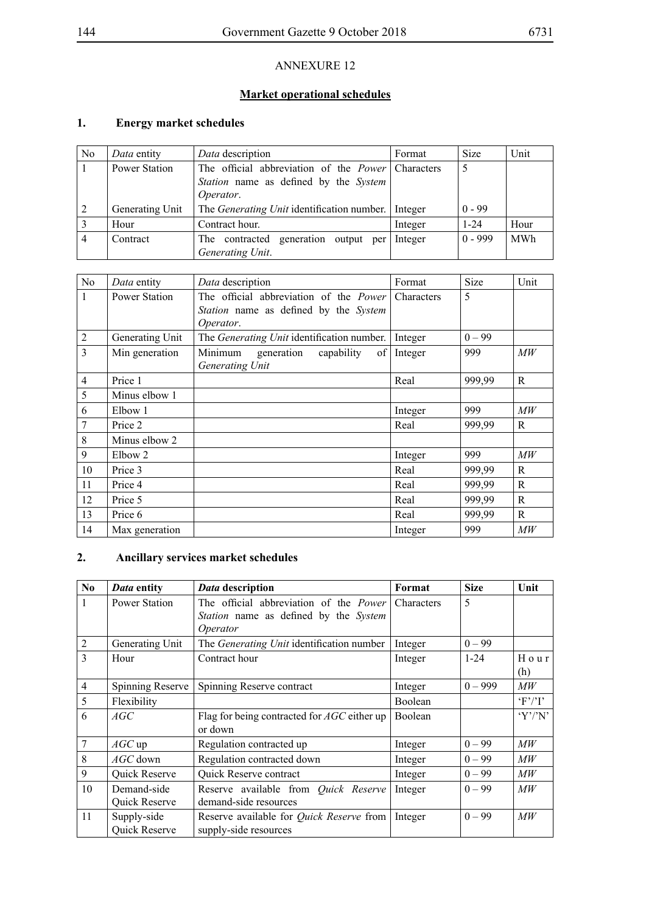ANNEXURE 12

**Market operational schedules**

## 1. Energy market schedules

| No | *Data* entity | *Data* description | Format | Size | Unit |
|---|---|---|---|---|---|
| 1 | Power Station | The official abbreviation of the *Power Station* name as defined by the *System Operator*. | Characters | 5 | |
| 2 | Generating Unit | The *Generating Unit* identification number. | Integer | 0 - 99 | |
| 3 | Hour | Contract hour. | Integer | 1-24 | Hour |
| 4 | Contract | The contracted generation output per *Generating Unit*. | Integer | 0 - 999 | MWh |

| No | *Data* entity | *Data* description | Format | Size | Unit |
|---|---|---|---|---|---|
| 1 | Power Station | The official abbreviation of the *Power Station* name as defined by the *System Operator*. | Characters | 5 | |
| 2 | Generating Unit | The *Generating Unit* identification number. | Integer | 0 – 99 | |
| 3 | Min generation | Minimum generation capability of *Generating Unit* | Integer | 999 | *MW* |
| 4 | Price 1 | | Real | 999,99 | R |
| 5 | Minus elbow 1 | | | | |
| 6 | Elbow 1 | | Integer | 999 | *MW* |
| 7 | Price 2 | | Real | 999,99 | R |
| 8 | Minus elbow 2 | | | | |
| 9 | Elbow 2 | | Integer | 999 | *MW* |
| 10 | Price 3 | | Real | 999,99 | R |
| 11 | Price 4 | | Real | 999,99 | R |
| 12 | Price 5 | | Real | 999,99 | R |
| 13 | Price 6 | | Real | 999,99 | R |
| 14 | Max generation | | Integer | 999 | *MW* |

## 2. Ancillary services market schedules

| **No** | ***Data* entity** | ***Data* description** | **Format** | **Size** | **Unit** |
|---|---|---|---|---|---|
| 1 | Power Station | The official abbreviation of the *Power Station* name as defined by the *System Operator* | Characters | 5 | |
| 2 | Generating Unit | The *Generating Unit* identification number | Integer | 0 – 99 | |
| 3 | Hour | Contract hour | Integer | 1-24 | Hour (h) |
| 4 | Spinning Reserve | Spinning Reserve contract | Integer | 0 – 999 | *MW* |
| 5 | Flexibility | | Boolean | | 'F'/'I' |
| 6 | *AGC* | Flag for being contracted for *AGC* either up or down | Boolean | | 'Y'/'N' |
| 7 | *AGC* up | Regulation contracted up | Integer | 0 – 99 | *MW* |
| 8 | *AGC* down | Regulation contracted down | Integer | 0 – 99 | *MW* |
| 9 | Quick Reserve | Quick Reserve contract | Integer | 0 – 99 | *MW* |
| 10 | Demand-side Quick Reserve | Reserve available from *Quick Reserve* demand-side resources | Integer | 0 – 99 | *MW* |
| 11 | Supply-side Quick Reserve | Reserve available for *Quick Reserve* from supply-side resources | Integer | 0 – 99 | *MW* |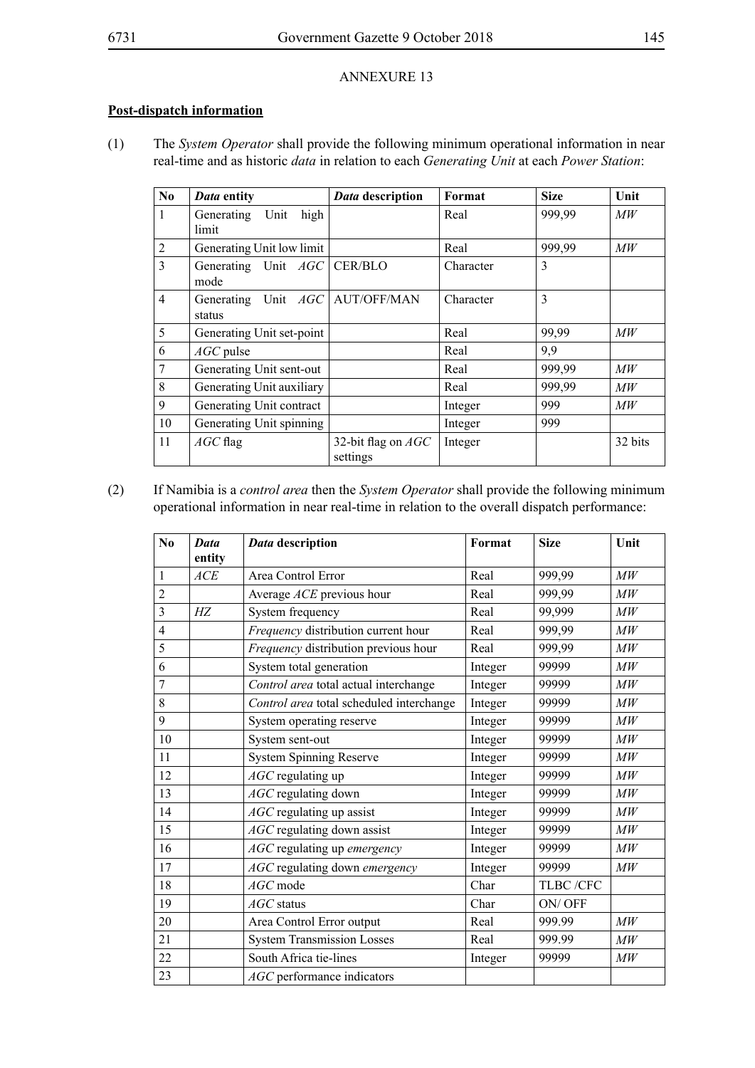ANNEXURE 13

**Post-dispatch information**

(1) The *System Operator* shall provide the following minimum operational information in near real-time and as historic *data* in relation to each *Generating Unit* at each *Power Station*:

| No | *Data* entity | *Data* description | Format | Size | Unit |
|---|---|---|---|---|---|
| 1 | Generating Unit high limit | | Real | 999,99 | *MW* |
| 2 | Generating Unit low limit | | Real | 999,99 | *MW* |
| 3 | Generating Unit *AGC* mode | CER/BLO | Character | 3 | |
| 4 | Generating Unit *AGC* status | AUT/OFF/MAN | Character | 3 | |
| 5 | Generating Unit set-point | | Real | 99,99 | *MW* |
| 6 | *AGC* pulse | | Real | 9,9 | |
| 7 | Generating Unit sent-out | | Real | 999,99 | *MW* |
| 8 | Generating Unit auxiliary | | Real | 999,99 | *MW* |
| 9 | Generating Unit contract | | Integer | 999 | *MW* |
| 10 | Generating Unit spinning | | Integer | 999 | |
| 11 | *AGC* flag | 32-bit flag on *AGC* settings | Integer | | 32 bits |

(2) If Namibia is a *control area* then the *System Operator* shall provide the following minimum operational information in near real-time in relation to the overall dispatch performance:

| No | *Data* entity | *Data* description | Format | Size | Unit |
|---|---|---|---|---|---|
| 1 | *ACE* | Area Control Error | Real | 999,99 | *MW* |
| 2 | | Average *ACE* previous hour | Real | 999,99 | *MW* |
| 3 | *HZ* | System frequency | Real | 99,999 | *MW* |
| 4 | | *Frequency* distribution current hour | Real | 999,99 | *MW* |
| 5 | | *Frequency* distribution previous hour | Real | 999,99 | *MW* |
| 6 | | System total generation | Integer | 99999 | *MW* |
| 7 | | *Control area* total actual interchange | Integer | 99999 | *MW* |
| 8 | | *Control area* total scheduled interchange | Integer | 99999 | *MW* |
| 9 | | System operating reserve | Integer | 99999 | *MW* |
| 10 | | System sent-out | Integer | 99999 | *MW* |
| 11 | | System Spinning Reserve | Integer | 99999 | *MW* |
| 12 | | *AGC* regulating up | Integer | 99999 | *MW* |
| 13 | | *AGC* regulating down | Integer | 99999 | *MW* |
| 14 | | *AGC* regulating up assist | Integer | 99999 | *MW* |
| 15 | | *AGC* regulating down assist | Integer | 99999 | *MW* |
| 16 | | *AGC* regulating up *emergency* | Integer | 99999 | *MW* |
| 17 | | *AGC* regulating down *emergency* | Integer | 99999 | *MW* |
| 18 | | *AGC* mode | Char | TLBC /CFC | |
| 19 | | *AGC* status | Char | ON/ OFF | |
| 20 | | Area Control Error output | Real | 999.99 | *MW* |
| 21 | | System Transmission Losses | Real | 999.99 | *MW* |
| 22 | | South Africa tie-lines | Integer | 99999 | *MW* |
| 23 | | *AGC* performance indicators | | | |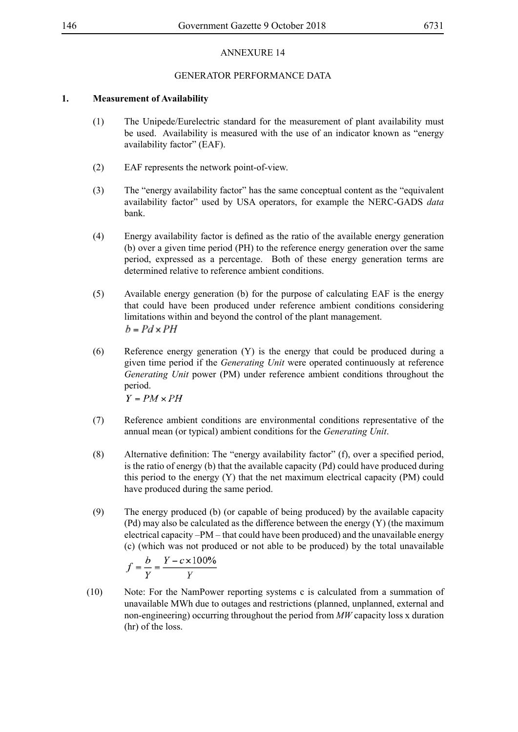ANNEXURE 14

GENERATOR PERFORMANCE DATA

**1. Measurement of Availability**

(1) The Unipede/Eurelectric standard for the measurement of plant availability must be used. Availability is measured with the use of an indicator known as "energy availability factor" (EAF).

(2) EAF represents the network point-of-view.

(3) The "energy availability factor" has the same conceptual content as the "equivalent availability factor" used by USA operators, for example the NERC-GADS *data* bank.

(4) Energy availability factor is defined as the ratio of the available energy generation (b) over a given time period (PH) to the reference energy generation over the same period, expressed as a percentage. Both of these energy generation terms are determined relative to reference ambient conditions.

(5) Available energy generation (b) for the purpose of calculating EAF is the energy that could have been produced under reference ambient conditions considering limitations within and beyond the control of the plant management.

$$b = Pd \times PH$$

(6) Reference energy generation (Y) is the energy that could be produced during a given time period if the *Generating Unit* were operated continuously at reference *Generating Unit* power (PM) under reference ambient conditions throughout the period.

$$Y = PM \times PH$$

(7) Reference ambient conditions are environmental conditions representative of the annual mean (or typical) ambient conditions for the *Generating Unit*.

(8) Alternative definition: The "energy availability factor" (f), over a specified period, is the ratio of energy (b) that the available capacity (Pd) could have produced during this period to the energy (Y) that the net maximum electrical capacity (PM) could have produced during the same period.

(9) The energy produced (b) (or capable of being produced) by the available capacity (Pd) may also be calculated as the difference between the energy (Y) (the maximum electrical capacity –PM – that could have been produced) and the unavailable energy (c) (which was not produced or not able to be produced) by the total unavailable

$$f = \frac{b}{Y} = \frac{Y - c \times 100\%}{Y}$$

(10) Note: For the NamPower reporting systems c is calculated from a summation of unavailable MWh due to outages and restrictions (planned, unplanned, external and non-engineering) occurring throughout the period from *MW* capacity loss x duration (hr) of the loss.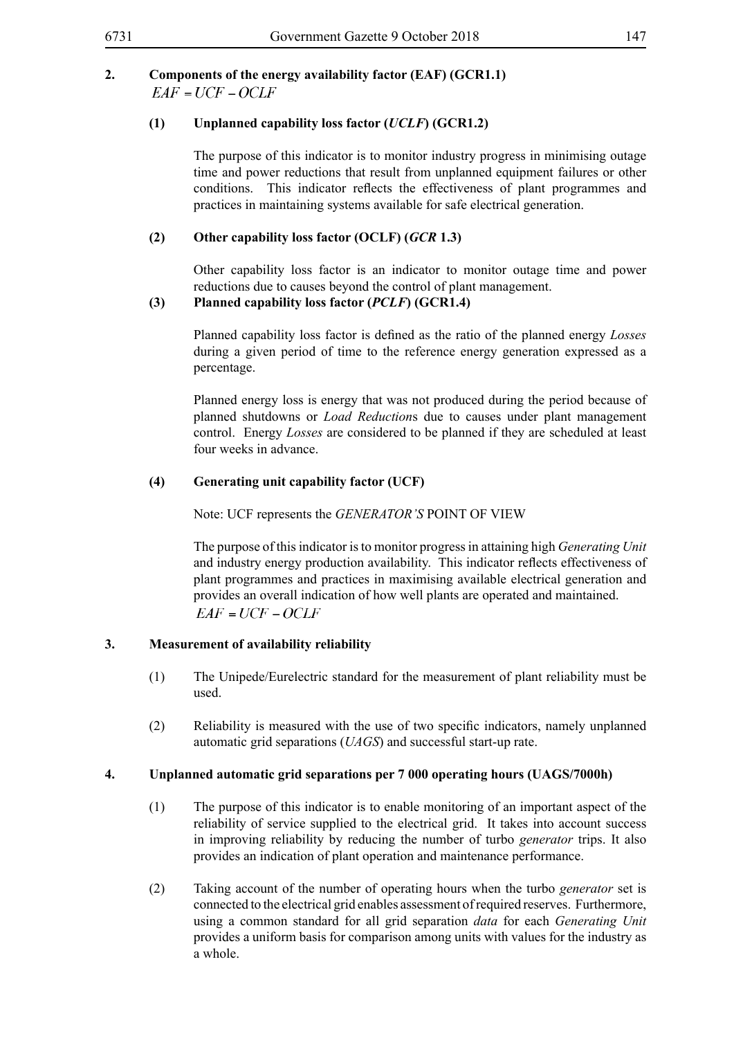**2. Components of the energy availability factor (EAF) (GCR1.1)**

$EAF = UCF - OCLF$

**(1) Unplanned capability loss factor (*UCLF*) (GCR1.2)**

The purpose of this indicator is to monitor industry progress in minimising outage time and power reductions that result from unplanned equipment failures or other conditions. This indicator reflects the effectiveness of plant programmes and practices in maintaining systems available for safe electrical generation.

**(2) Other capability loss factor (OCLF) (*GCR* 1.3)**

Other capability loss factor is an indicator to monitor outage time and power reductions due to causes beyond the control of plant management.

**(3) Planned capability loss factor (*PCLF*) (GCR1.4)**

Planned capability loss factor is defined as the ratio of the planned energy *Losses* during a given period of time to the reference energy generation expressed as a percentage.

Planned energy loss is energy that was not produced during the period because of planned shutdowns or *Load Reduction*s due to causes under plant management control. Energy *Losses* are considered to be planned if they are scheduled at least four weeks in advance.

**(4) Generating unit capability factor (UCF)**

Note: UCF represents the *GENERATOR'S* POINT OF VIEW

The purpose of this indicator is to monitor progress in attaining high *Generating Unit* and industry energy production availability. This indicator reflects effectiveness of plant programmes and practices in maximising available electrical generation and provides an overall indication of how well plants are operated and maintained.

$EAF = UCF - OCLF$

**3. Measurement of availability reliability**

(1) The Unipede/Eurelectric standard for the measurement of plant reliability must be used.

(2) Reliability is measured with the use of two specific indicators, namely unplanned automatic grid separations (*UAGS*) and successful start-up rate.

**4. Unplanned automatic grid separations per 7 000 operating hours (UAGS/7000h)**

(1) The purpose of this indicator is to enable monitoring of an important aspect of the reliability of service supplied to the electrical grid. It takes into account success in improving reliability by reducing the number of turbo *generator* trips. It also provides an indication of plant operation and maintenance performance.

(2) Taking account of the number of operating hours when the turbo *generator* set is connected to the electrical grid enables assessment of required reserves. Furthermore, using a common standard for all grid separation *data* for each *Generating Unit* provides a uniform basis for comparison among units with values for the industry as a whole.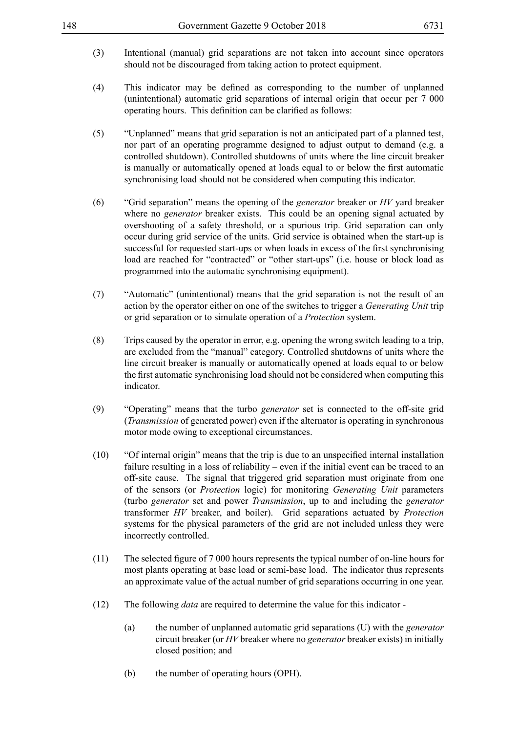(3) Intentional (manual) grid separations are not taken into account since operators should not be discouraged from taking action to protect equipment.

(4) This indicator may be defined as corresponding to the number of unplanned (unintentional) automatic grid separations of internal origin that occur per 7 000 operating hours. This definition can be clarified as follows:

(5) "Unplanned" means that grid separation is not an anticipated part of a planned test, nor part of an operating programme designed to adjust output to demand (e.g. a controlled shutdown). Controlled shutdowns of units where the line circuit breaker is manually or automatically opened at loads equal to or below the first automatic synchronising load should not be considered when computing this indicator.

(6) "Grid separation" means the opening of the *generator* breaker or *HV* yard breaker where no *generator* breaker exists. This could be an opening signal actuated by overshooting of a safety threshold, or a spurious trip. Grid separation can only occur during grid service of the units. Grid service is obtained when the start-up is successful for requested start-ups or when loads in excess of the first synchronising load are reached for "contracted" or "other start-ups" (i.e. house or block load as programmed into the automatic synchronising equipment).

(7) "Automatic" (unintentional) means that the grid separation is not the result of an action by the operator either on one of the switches to trigger a *Generating Unit* trip or grid separation or to simulate operation of a *Protection* system.

(8) Trips caused by the operator in error, e.g. opening the wrong switch leading to a trip, are excluded from the "manual" category. Controlled shutdowns of units where the line circuit breaker is manually or automatically opened at loads equal to or below the first automatic synchronising load should not be considered when computing this indicator.

(9) "Operating" means that the turbo *generator* set is connected to the off-site grid (*Transmission* of generated power) even if the alternator is operating in synchronous motor mode owing to exceptional circumstances.

(10) "Of internal origin" means that the trip is due to an unspecified internal installation failure resulting in a loss of reliability – even if the initial event can be traced to an off-site cause. The signal that triggered grid separation must originate from one of the sensors (or *Protection* logic) for monitoring *Generating Unit* parameters (turbo *generator* set and power *Transmission*, up to and including the *generator* transformer *HV* breaker, and boiler). Grid separations actuated by *Protection* systems for the physical parameters of the grid are not included unless they were incorrectly controlled.

(11) The selected figure of 7 000 hours represents the typical number of on-line hours for most plants operating at base load or semi-base load. The indicator thus represents an approximate value of the actual number of grid separations occurring in one year.

(12) The following *data* are required to determine the value for this indicator -

(a) the number of unplanned automatic grid separations (U) with the *generator* circuit breaker (or *HV* breaker where no *generator* breaker exists) in initially closed position; and

(b) the number of operating hours (OPH).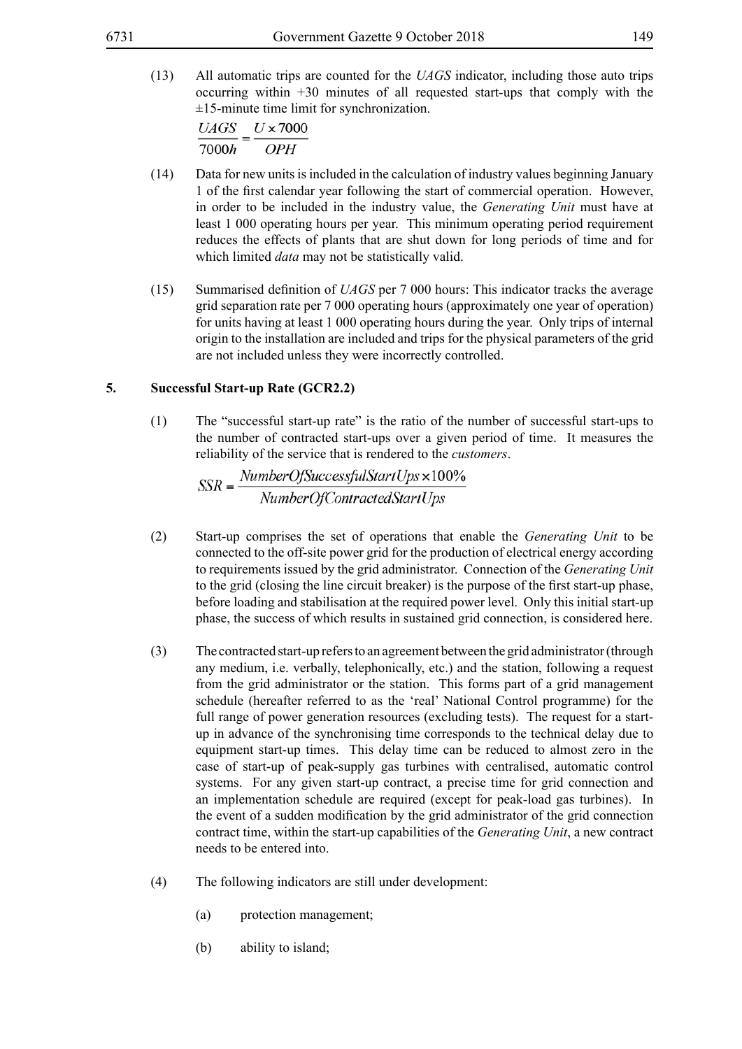(13) All automatic trips are counted for the *UAGS* indicator, including those auto trips occurring within +30 minutes of all requested start-ups that comply with the ±15-minute time limit for synchronization.

$$\frac{UAGS}{7000h} = \frac{U \times 7000}{OPH}$$

(14) Data for new units is included in the calculation of industry values beginning January 1 of the first calendar year following the start of commercial operation. However, in order to be included in the industry value, the *Generating Unit* must have at least 1 000 operating hours per year. This minimum operating period requirement reduces the effects of plants that are shut down for long periods of time and for which limited *data* may not be statistically valid.

(15) Summarised definition of *UAGS* per 7 000 hours: This indicator tracks the average grid separation rate per 7 000 operating hours (approximately one year of operation) for units having at least 1 000 operating hours during the year. Only trips of internal origin to the installation are included and trips for the physical parameters of the grid are not included unless they were incorrectly controlled.

## 5. Successful Start-up Rate (GCR2.2)

(1) The "successful start-up rate" is the ratio of the number of successful start-ups to the number of contracted start-ups over a given period of time. It measures the reliability of the service that is rendered to the *customers*.

$$SSR = \frac{NumberOfSuccessfulStartUps \times 100\%}{NumberOfContractedStartUps}$$

(2) Start-up comprises the set of operations that enable the *Generating Unit* to be connected to the off-site power grid for the production of electrical energy according to requirements issued by the grid administrator. Connection of the *Generating Unit* to the grid (closing the line circuit breaker) is the purpose of the first start-up phase, before loading and stabilisation at the required power level. Only this initial start-up phase, the success of which results in sustained grid connection, is considered here.

(3) The contracted start-up refers to an agreement between the grid administrator (through any medium, i.e. verbally, telephonically, etc.) and the station, following a request from the grid administrator or the station. This forms part of a grid management schedule (hereafter referred to as the 'real' National Control programme) for the full range of power generation resources (excluding tests). The request for a start-up in advance of the synchronising time corresponds to the technical delay due to equipment start-up times. This delay time can be reduced to almost zero in the case of start-up of peak-supply gas turbines with centralised, automatic control systems. For any given start-up contract, a precise time for grid connection and an implementation schedule are required (except for peak-load gas turbines). In the event of a sudden modification by the grid administrator of the grid connection contract time, within the start-up capabilities of the *Generating Unit*, a new contract needs to be entered into.

(4) The following indicators are still under development:

(a) protection management;

(b) ability to island;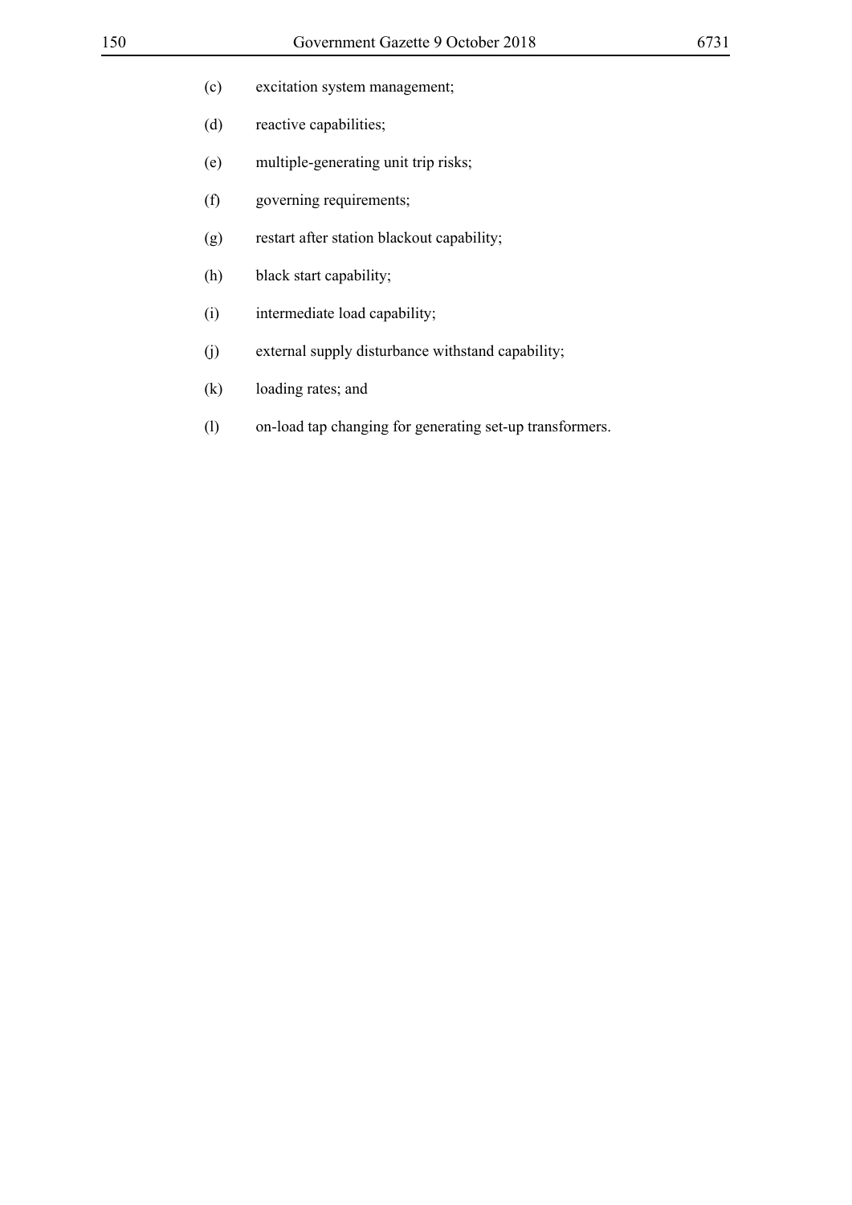(c) excitation system management;

(d) reactive capabilities;

(e) multiple-generating unit trip risks;

(f) governing requirements;

(g) restart after station blackout capability;

(h) black start capability;

(i) intermediate load capability;

(j) external supply disturbance withstand capability;

(k) loading rates; and

(l) on-load tap changing for generating set-up transformers.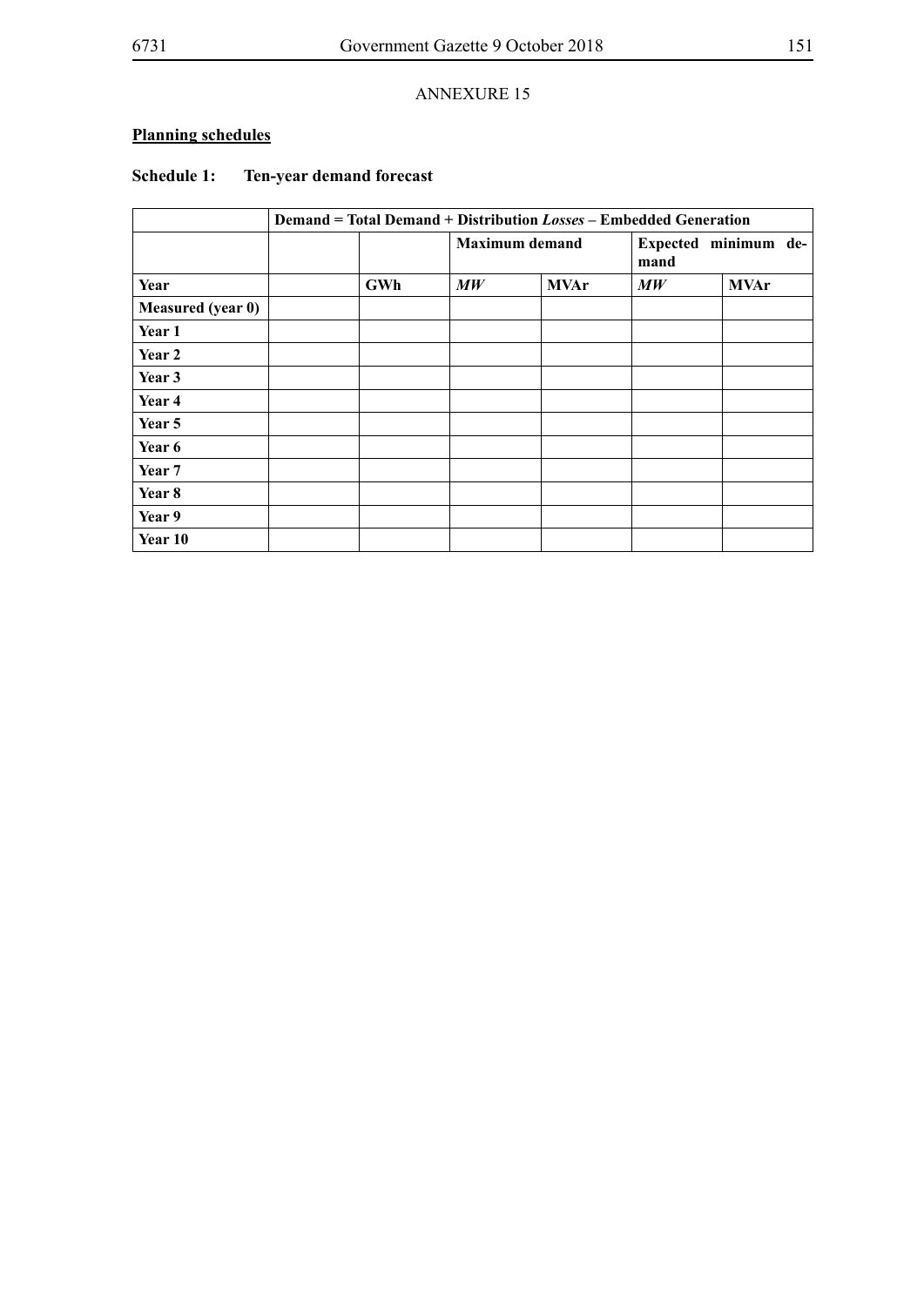ANNEXURE 15

**Planning schedules**

**Schedule 1: Ten-year demand forecast**

| | **Demand = Total Demand + Distribution *Losses* – Embedded Generation** | | | | | |
|---|---|---|---|---|---|---|
| | | | **Maximum demand** | | **Expected minimum demand** | |
| **Year** | | **GWh** | ***MW*** | **MVAr** | ***MW*** | **MVAr** |
| **Measured (year 0)** | | | | | | |
| **Year 1** | | | | | | |
| **Year 2** | | | | | | |
| **Year 3** | | | | | | |
| **Year 4** | | | | | | |
| **Year 5** | | | | | | |
| **Year 6** | | | | | | |
| **Year 7** | | | | | | |
| **Year 8** | | | | | | |
| **Year 9** | | | | | | |
| **Year 10** | | | | | | |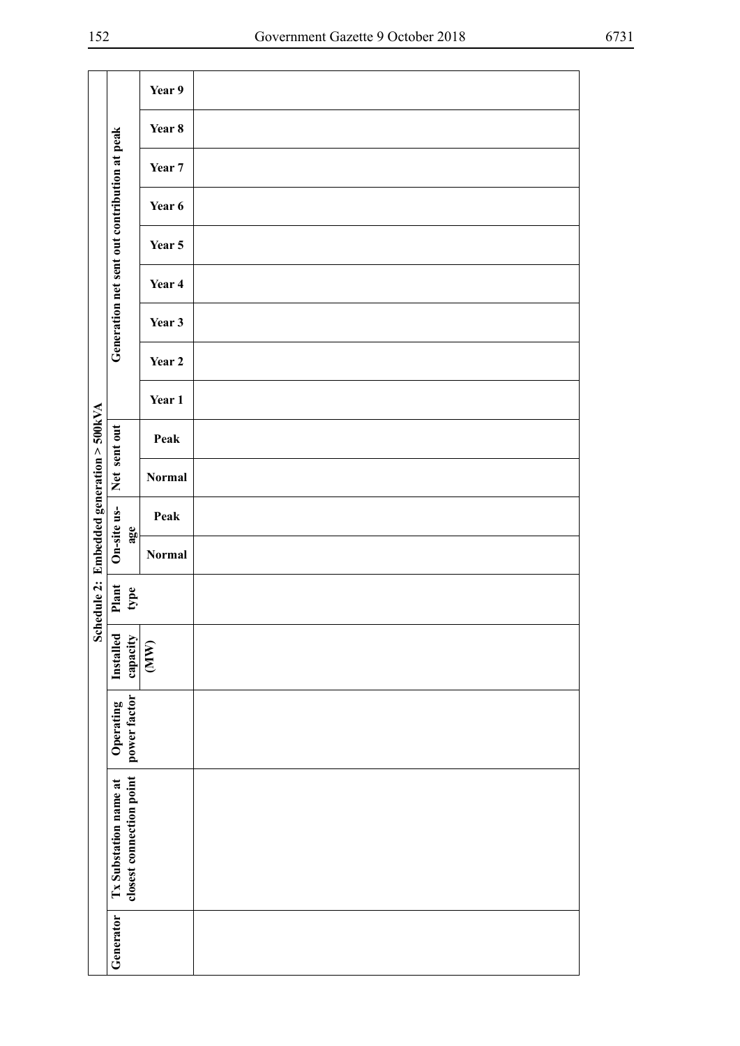**Schedule 2: Embedded generation > 500kVA**

| Generator | Tx Substation name at closest connection point | Operating power factor | Installed capacity (MW) | Plant type | On-site usage | | Net sent out | | Generation net sent out contribution at peak | | | | | | | | |
|---|---|---|---|---|---|---|---|---|---|---|---|---|---|---|---|---|---|
| | | | | | Normal | Peak | Normal | Peak | Year 1 | Year 2 | Year 3 | Year 4 | Year 5 | Year 6 | Year 7 | Year 8 | Year 9 |
| | | | | | | | | | | | | | | | | | |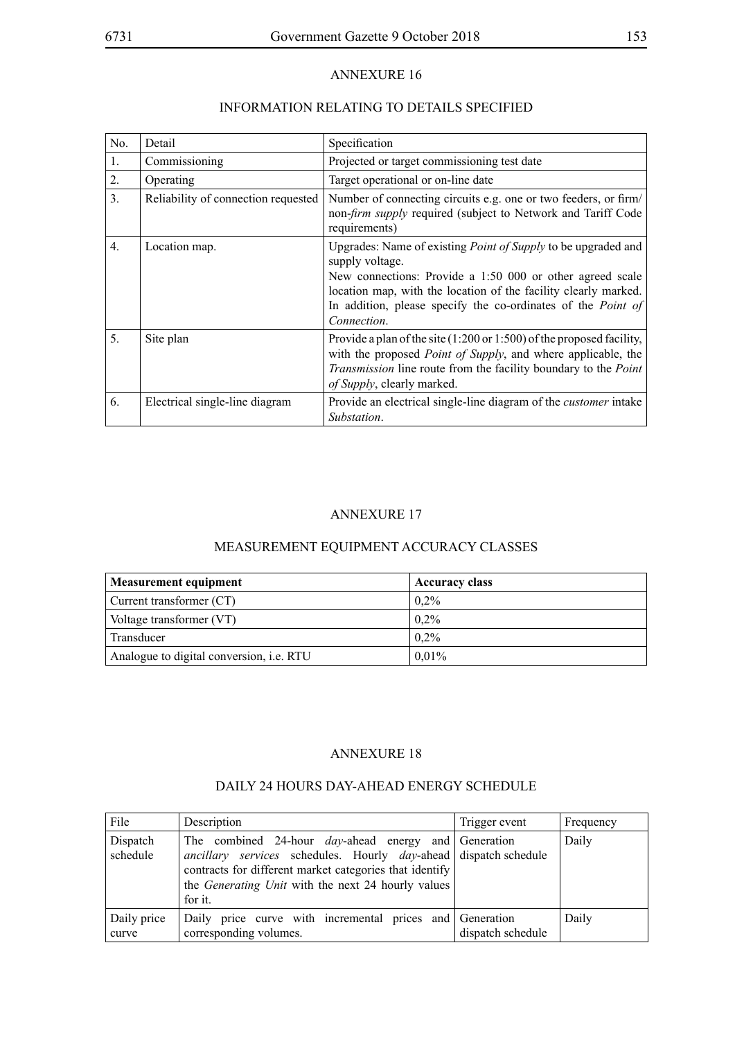## ANNEXURE 16

### INFORMATION RELATING TO DETAILS SPECIFIED

| No. | Detail | Specification |
|---|---|---|
| 1. | Commissioning | Projected or target commissioning test date |
| 2. | Operating | Target operational or on-line date |
| 3. | Reliability of connection requested | Number of connecting circuits e.g. one or two feeders, or firm/ non-*firm supply* required (subject to Network and Tariff Code requirements) |
| 4. | Location map. | Upgrades: Name of existing *Point of Supply* to be upgraded and supply voltage.<br>New connections: Provide a 1:50 000 or other agreed scale location map, with the location of the facility clearly marked. In addition, please specify the co-ordinates of the *Point of Connection*. |
| 5. | Site plan | Provide a plan of the site (1:200 or 1:500) of the proposed facility, with the proposed *Point of Supply*, and where applicable, the *Transmission* line route from the facility boundary to the *Point of Supply*, clearly marked. |
| 6. | Electrical single-line diagram | Provide an electrical single-line diagram of the *customer* intake *Substation*. |

## ANNEXURE 17

### MEASUREMENT EQUIPMENT ACCURACY CLASSES

| **Measurement equipment** | **Accuracy class** |
|---|---|
| Current transformer (CT) | 0,2% |
| Voltage transformer (VT) | 0,2% |
| Transducer | 0,2% |
| Analogue to digital conversion, i.e. RTU | 0,01% |

## ANNEXURE 18

### DAILY 24 HOURS DAY-AHEAD ENERGY SCHEDULE

| File | Description | Trigger event | Frequency |
|---|---|---|---|
| Dispatch schedule | The combined 24-hour *day*-ahead energy and *ancillary services* schedules. Hourly *day*-ahead contracts for different market categories that identify the *Generating Unit* with the next 24 hourly values for it. | Generation dispatch schedule | Daily |
| Daily price curve | Daily price curve with incremental prices and corresponding volumes. | Generation dispatch schedule | Daily |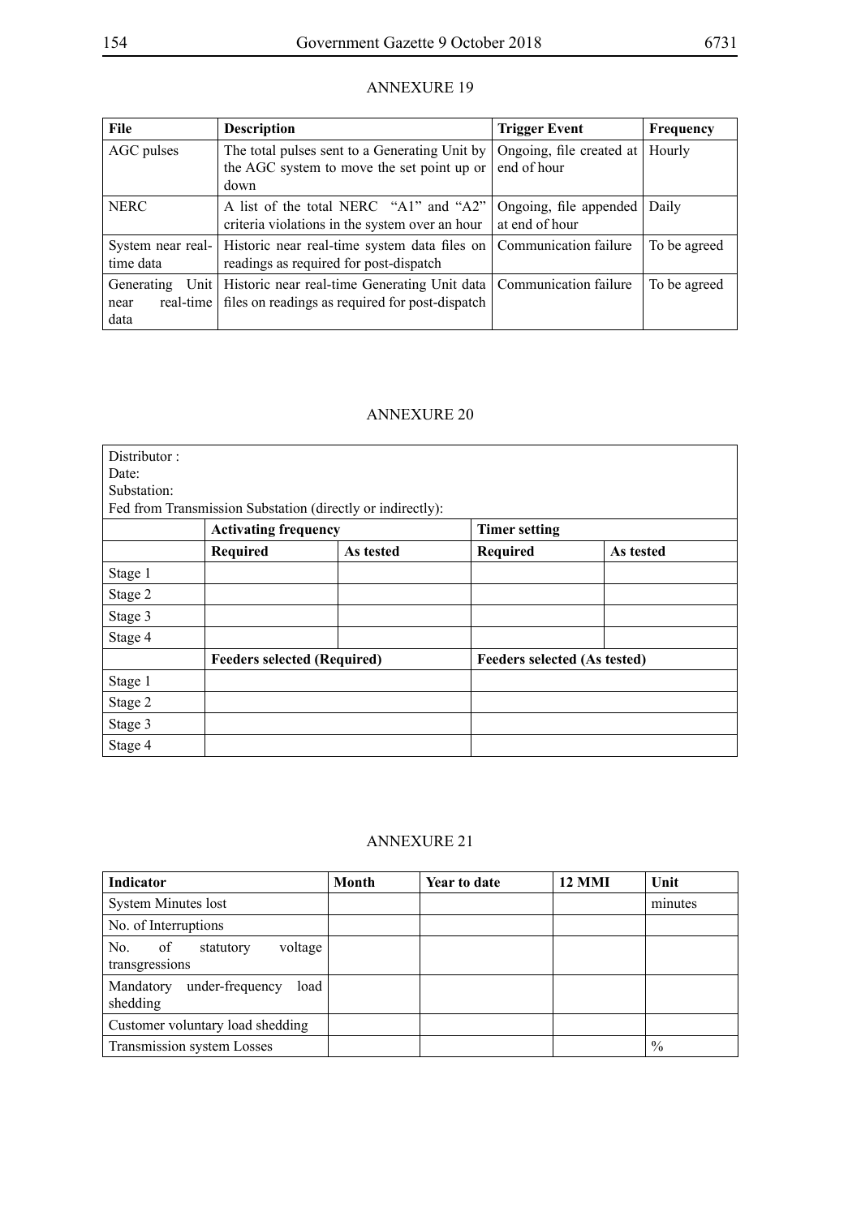## ANNEXURE 19

| File | Description | Trigger Event | Frequency |
|---|---|---|---|
| AGC pulses | The total pulses sent to a Generating Unit by the AGC system to move the set point up or down | Ongoing, file created at end of hour | Hourly |
| NERC | A list of the total NERC "A1" and "A2" criteria violations in the system over an hour | Ongoing, file appended at end of hour | Daily |
| System near real-time data | Historic near real-time system data files on readings as required for post-dispatch | Communication failure | To be agreed |
| Generating Unit near real-time data | Historic near real-time Generating Unit data files on readings as required for post-dispatch | Communication failure | To be agreed |

## ANNEXURE 20

Distributor :
Date:
Substation:
Fed from Transmission Substation (directly or indirectly):

| | Activating frequency | | Timer setting | |
|---|---|---|---|---|
| | **Required** | **As tested** | **Required** | **As tested** |
| Stage 1 | | | | |
| Stage 2 | | | | |
| Stage 3 | | | | |
| Stage 4 | | | | |
| | **Feeders selected (Required)** | | **Feeders selected (As tested)** | |
| Stage 1 | | | | |
| Stage 2 | | | | |
| Stage 3 | | | | |
| Stage 4 | | | | |

## ANNEXURE 21

| Indicator | Month | Year to date | 12 MMI | Unit |
|---|---|---|---|---|
| System Minutes lost | | | | minutes |
| No. of Interruptions | | | | |
| No. of statutory voltage transgressions | | | | |
| Mandatory under-frequency load shedding | | | | |
| Customer voluntary load shedding | | | | |
| Transmission system Losses | | | | % |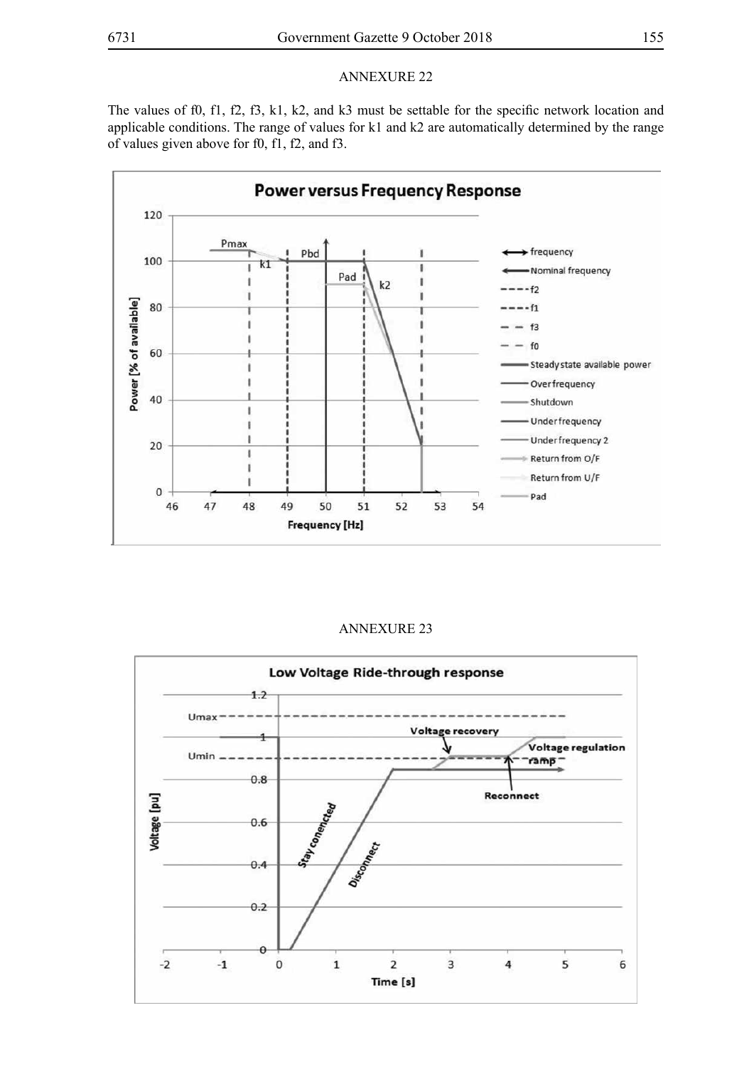## ANNEXURE 22

The values of f0, f1, f2, f3, k1, k2, and k3 must be settable for the specific network location and applicable conditions. The range of values for k1 and k2 are automatically determined by the range of values given above for f0, f1, f2, and f3.

## ANNEXURE 23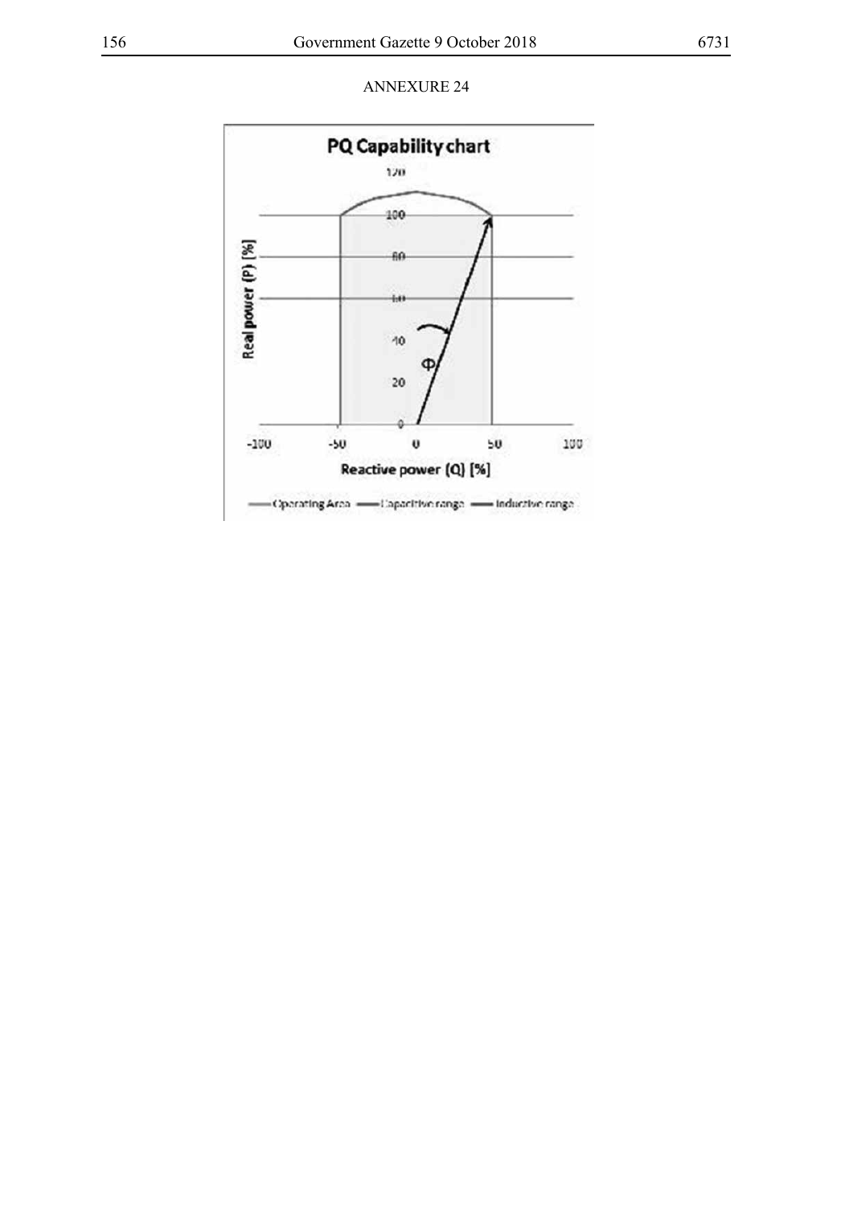ANNEXURE 24

**PQ Capability chart**

Real power (P) [%]

Reactive power (Q) [%]

Φ

Operating Area — Capacitive range — Inductive range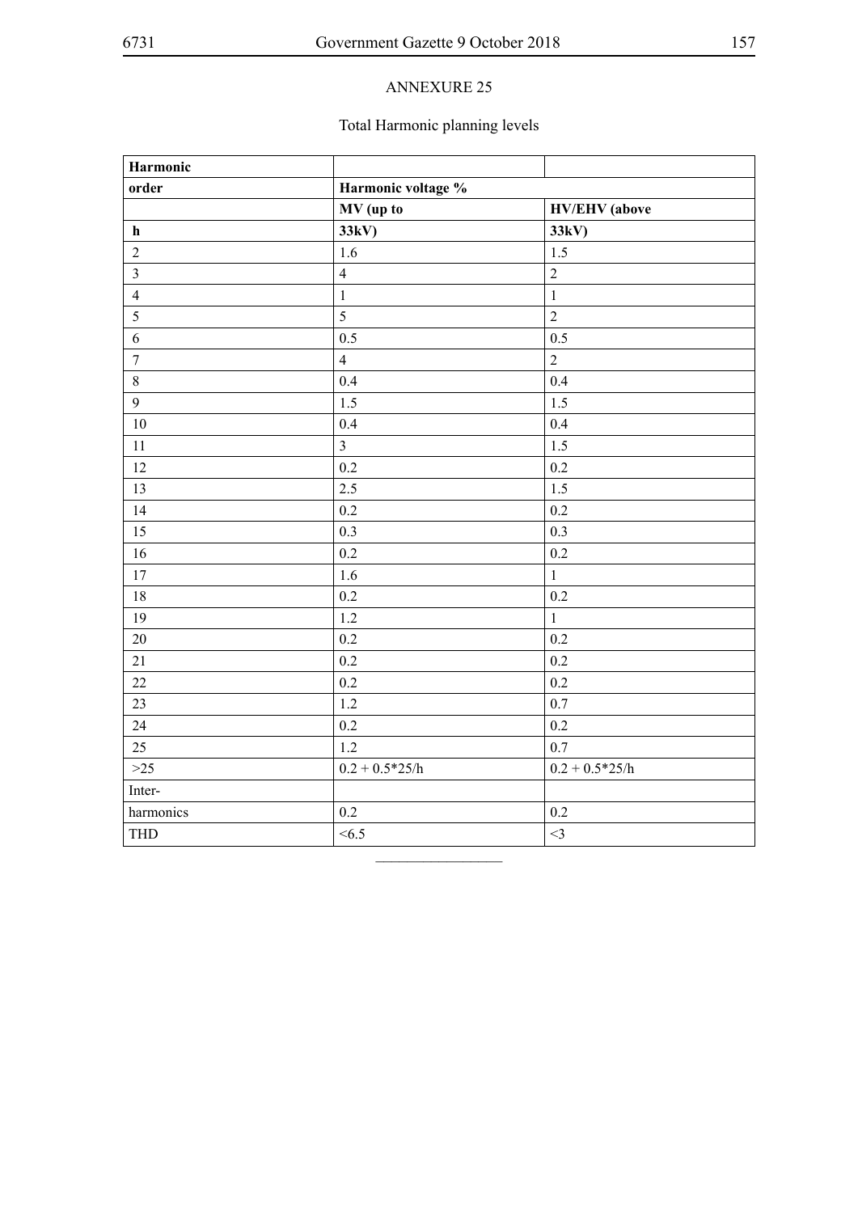# ANNEXURE 25

## Total Harmonic planning levels

| Harmonic order h | Harmonic voltage % MV (up to 33kV) | HV/EHV (above 33kV) |
|---|---|---|
| 2 | 1.6 | 1.5 |
| 3 | 4 | 2 |
| 4 | 1 | 1 |
| 5 | 5 | 2 |
| 6 | 0.5 | 0.5 |
| 7 | 4 | 2 |
| 8 | 0.4 | 0.4 |
| 9 | 1.5 | 1.5 |
| 10 | 0.4 | 0.4 |
| 11 | 3 | 1.5 |
| 12 | 0.2 | 0.2 |
| 13 | 2.5 | 1.5 |
| 14 | 0.2 | 0.2 |
| 15 | 0.3 | 0.3 |
| 16 | 0.2 | 0.2 |
| 17 | 1.6 | 1 |
| 18 | 0.2 | 0.2 |
| 19 | 1.2 | 1 |
| 20 | 0.2 | 0.2 |
| 21 | 0.2 | 0.2 |
| 22 | 0.2 | 0.2 |
| 23 | 1.2 | 0.7 |
| 24 | 0.2 | 0.2 |
| 25 | 1.2 | 0.7 |
| >25 | 0.2 + 0.5*25/h | 0.2 + 0.5*25/h |
| Inter-harmonics | 0.2 | 0.2 |
| THD | <6.5 | <3 |